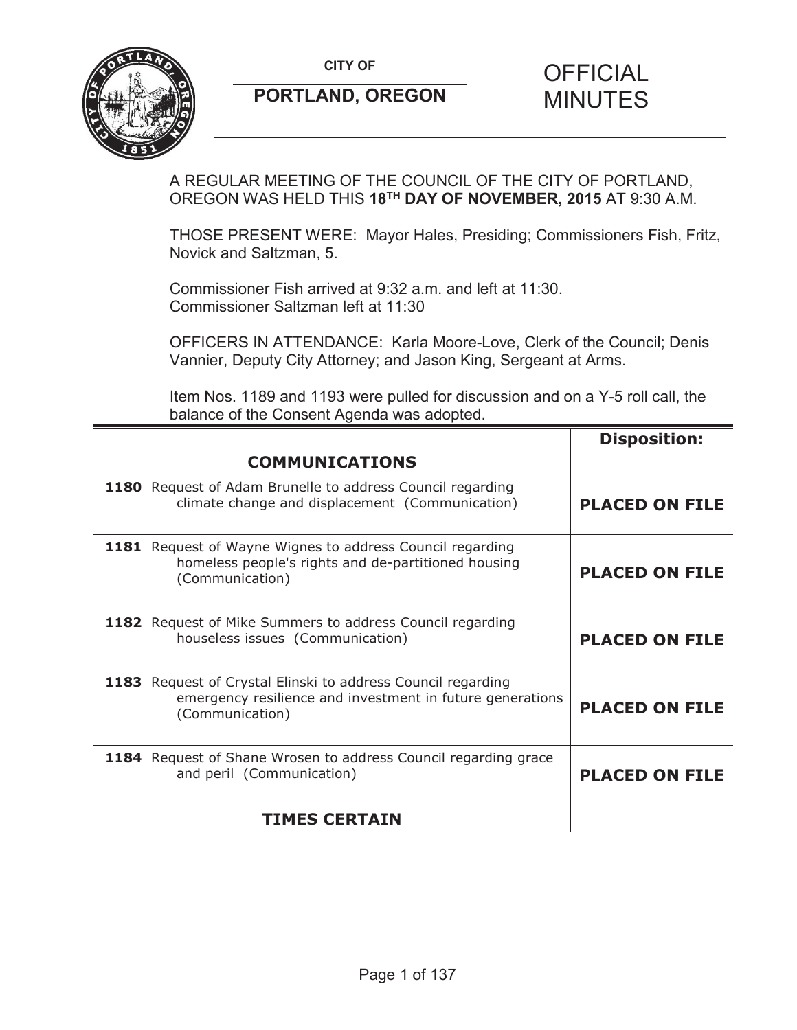**CITY OF**

## PORTLAND, OREGON

# OFFICIAL MINUTES

A REGULAR MEETING OF THE COUNCIL OF THE CITY OF PORTLAND, OREGON WAS HELD THIS **18TH DAY OF NOVEMBER, 2015** AT 9:30 A.M.

THOSE PRESENT WERE: Mayor Hales, Presiding; Commissioners Fish, Fritz, Novick and Saltzman, 5.

Commissioner Fish arrived at 9:32 a.m. and left at 11:30.
Commissioner Saltzman left at 11:30

OFFICERS IN ATTENDANCE: Karla Moore-Love, Clerk of the Council; Denis Vannier, Deputy City Attorney; and Jason King, Sergeant at Arms.

Item Nos. 1189 and 1193 were pulled for discussion and on a Y-5 roll call, the balance of the Consent Agenda was adopted.

| | **Disposition:** |
|---|---|
| **COMMUNICATIONS** | |
| **1180** Request of Adam Brunelle to address Council regarding climate change and displacement (Communication) | **PLACED ON FILE** |
| **1181** Request of Wayne Wignes to address Council regarding homeless people's rights and de-partitioned housing (Communication) | **PLACED ON FILE** |
| **1182** Request of Mike Summers to address Council regarding houseless issues (Communication) | **PLACED ON FILE** |
| **1183** Request of Crystal Elinski to address Council regarding emergency resilience and investment in future generations (Communication) | **PLACED ON FILE** |
| **1184** Request of Shane Wrosen to address Council regarding grace and peril (Communication) | **PLACED ON FILE** |
| **TIMES CERTAIN** | |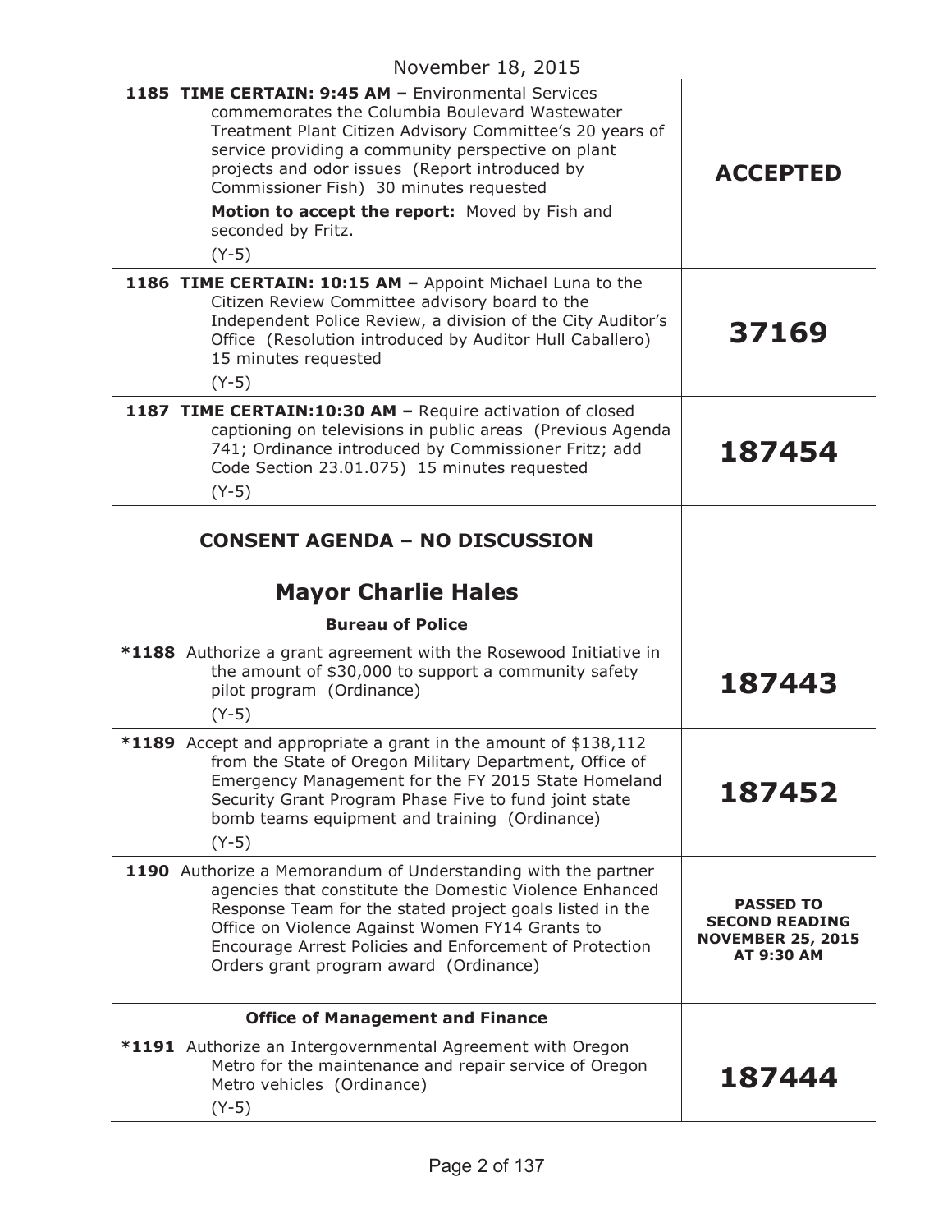November 18, 2015

| | |
|---|---|
| **1185 TIME CERTAIN: 9:45 AM –** Environmental Services commemorates the Columbia Boulevard Wastewater Treatment Plant Citizen Advisory Committee's 20 years of service providing a community perspective on plant projects and odor issues (Report introduced by Commissioner Fish) 30 minutes requested<br>**Motion to accept the report:** Moved by Fish and seconded by Fritz.<br>(Y-5) | **ACCEPTED** |
| **1186 TIME CERTAIN: 10:15 AM –** Appoint Michael Luna to the Citizen Review Committee advisory board to the Independent Police Review, a division of the City Auditor's Office (Resolution introduced by Auditor Hull Caballero) 15 minutes requested<br>(Y-5) | **37169** |
| **1187 TIME CERTAIN:10:30 AM –** Require activation of closed captioning on televisions in public areas (Previous Agenda 741; Ordinance introduced by Commissioner Fritz; add Code Section 23.01.075) 15 minutes requested<br>(Y-5) | **187454** |

## CONSENT AGENDA – NO DISCUSSION

## Mayor Charlie Hales

### Bureau of Police

| | |
|---|---|
| ***1188** Authorize a grant agreement with the Rosewood Initiative in the amount of $30,000 to support a community safety pilot program (Ordinance)<br>(Y-5) | **187443** |
| ***1189** Accept and appropriate a grant in the amount of $138,112 from the State of Oregon Military Department, Office of Emergency Management for the FY 2015 State Homeland Security Grant Program Phase Five to fund joint state bomb teams equipment and training (Ordinance)<br>(Y-5) | **187452** |
| **1190** Authorize a Memorandum of Understanding with the partner agencies that constitute the Domestic Violence Enhanced Response Team for the stated project goals listed in the Office on Violence Against Women FY14 Grants to Encourage Arrest Policies and Enforcement of Protection Orders grant program award (Ordinance) | **PASSED TO SECOND READING NOVEMBER 25, 2015 AT 9:30 AM** |

### Office of Management and Finance

| | |
|---|---|
| ***1191** Authorize an Intergovernmental Agreement with Oregon Metro for the maintenance and repair service of Oregon Metro vehicles (Ordinance)<br>(Y-5) | **187444** |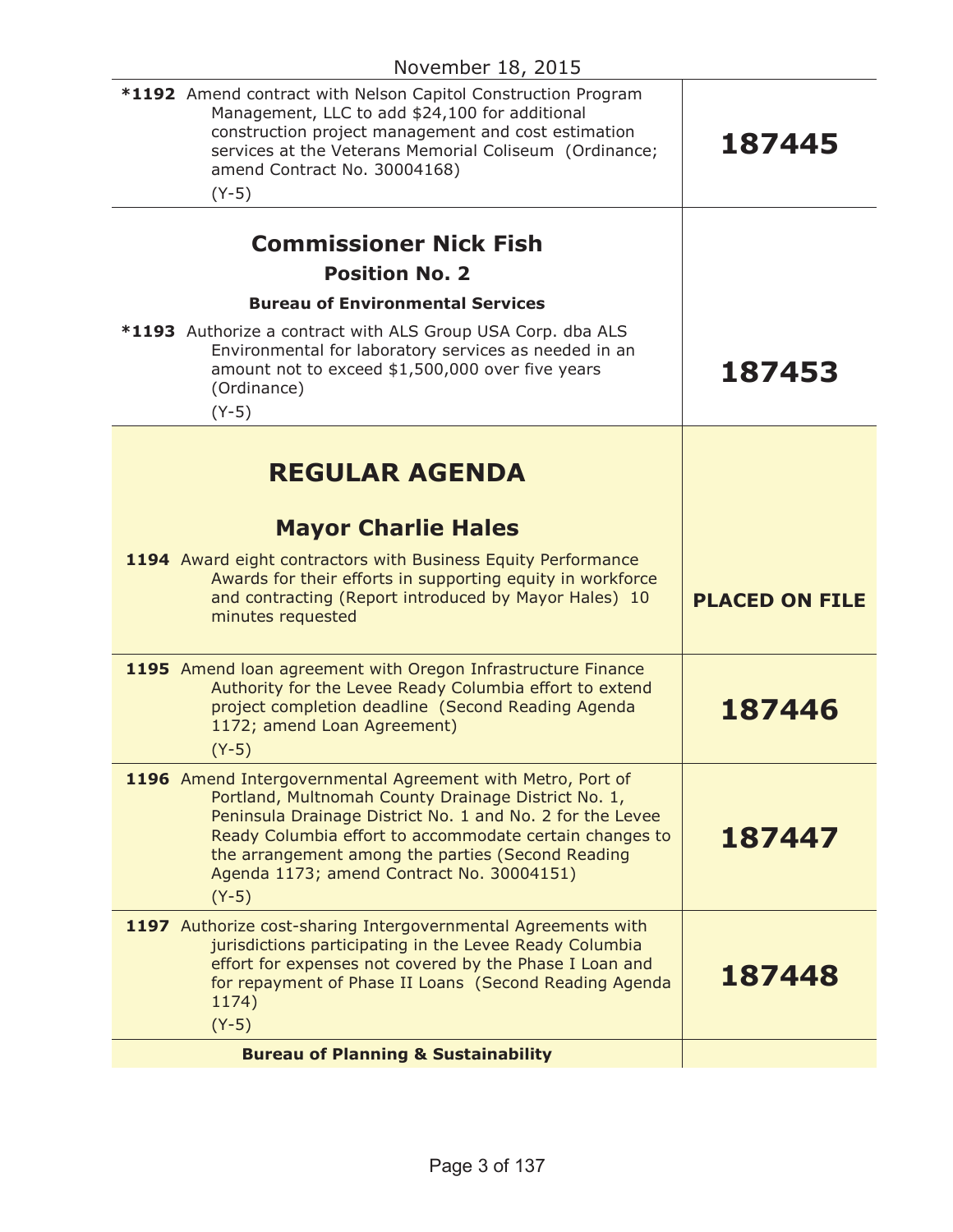November 18, 2015

| Item | Disposition |
| --- | --- |
| **\*1192** Amend contract with Nelson Capitol Construction Program Management, LLC to add $24,100 for additional construction project management and cost estimation services at the Veterans Memorial Coliseum (Ordinance; amend Contract No. 30004168) (Y-5) | **187445** |
| **Commissioner Nick Fish** **Position No. 2** **Bureau of Environmental Services** | |
| **\*1193** Authorize a contract with ALS Group USA Corp. dba ALS Environmental for laboratory services as needed in an amount not to exceed $1,500,000 over five years (Ordinance) (Y-5) | **187453** |
| **REGULAR AGENDA** **Mayor Charlie Hales** | |
| **1194** Award eight contractors with Business Equity Performance Awards for their efforts in supporting equity in workforce and contracting (Report introduced by Mayor Hales) 10 minutes requested | **PLACED ON FILE** |
| **1195** Amend loan agreement with Oregon Infrastructure Finance Authority for the Levee Ready Columbia effort to extend project completion deadline (Second Reading Agenda 1172; amend Loan Agreement) (Y-5) | **187446** |
| **1196** Amend Intergovernmental Agreement with Metro, Port of Portland, Multnomah County Drainage District No. 1, Peninsula Drainage District No. 1 and No. 2 for the Levee Ready Columbia effort to accommodate certain changes to the arrangement among the parties (Second Reading Agenda 1173; amend Contract No. 30004151) (Y-5) | **187447** |
| **1197** Authorize cost-sharing Intergovernmental Agreements with jurisdictions participating in the Levee Ready Columbia effort for expenses not covered by the Phase I Loan and for repayment of Phase II Loans (Second Reading Agenda 1174) (Y-5) | **187448** |
| **Bureau of Planning & Sustainability** | |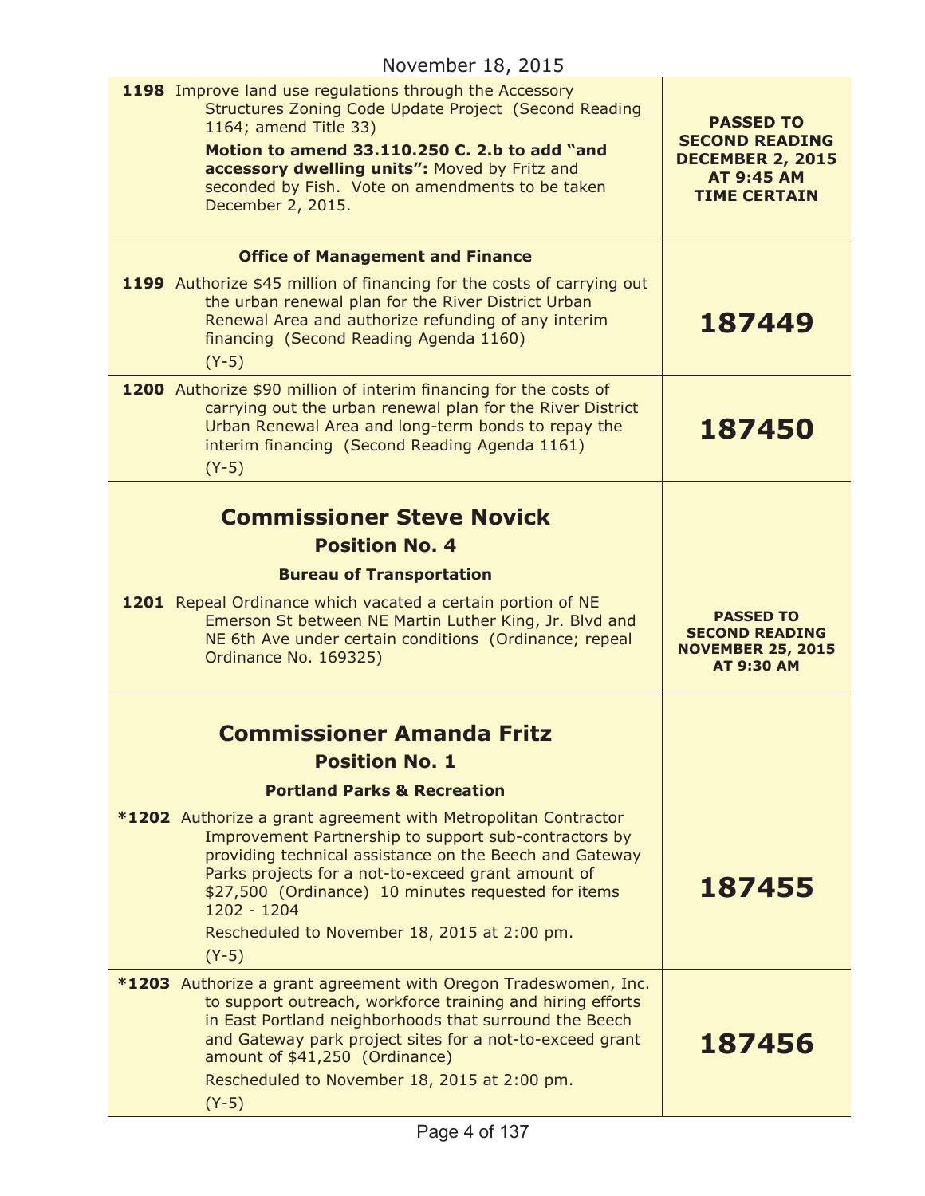November 18, 2015

| | |
|---|---|
| **1198** Improve land use regulations through the Accessory Structures Zoning Code Update Project (Second Reading 1164; amend Title 33)<br>**Motion to amend 33.110.250 C. 2.b to add "and accessory dwelling units":** Moved by Fritz and seconded by Fish. Vote on amendments to be taken December 2, 2015. | **PASSED TO SECOND READING DECEMBER 2, 2015 AT 9:45 AM TIME CERTAIN** |
| **Office of Management and Finance**<br>**1199** Authorize $45 million of financing for the costs of carrying out the urban renewal plan for the River District Urban Renewal Area and authorize refunding of any interim financing (Second Reading Agenda 1160)<br>(Y-5) | **187449** |
| **1200** Authorize $90 million of interim financing for the costs of carrying out the urban renewal plan for the River District Urban Renewal Area and long-term bonds to repay the interim financing (Second Reading Agenda 1161)<br>(Y-5) | **187450** |
| **Commissioner Steve Novick**<br>**Position No. 4**<br>**Bureau of Transportation**<br>**1201** Repeal Ordinance which vacated a certain portion of NE Emerson St between NE Martin Luther King, Jr. Blvd and NE 6th Ave under certain conditions (Ordinance; repeal Ordinance No. 169325) | **PASSED TO SECOND READING NOVEMBER 25, 2015 AT 9:30 AM** |
| **Commissioner Amanda Fritz**<br>**Position No. 1**<br>**Portland Parks & Recreation**<br>**\*1202** Authorize a grant agreement with Metropolitan Contractor Improvement Partnership to support sub-contractors by providing technical assistance on the Beech and Gateway Parks projects for a not-to-exceed grant amount of $27,500 (Ordinance) 10 minutes requested for items 1202 - 1204<br>Rescheduled to November 18, 2015 at 2:00 pm.<br>(Y-5) | **187455** |
| **\*1203** Authorize a grant agreement with Oregon Tradeswomen, Inc. to support outreach, workforce training and hiring efforts in East Portland neighborhoods that surround the Beech and Gateway park project sites for a not-to-exceed grant amount of $41,250 (Ordinance)<br>Rescheduled to November 18, 2015 at 2:00 pm.<br>(Y-5) | **187456** |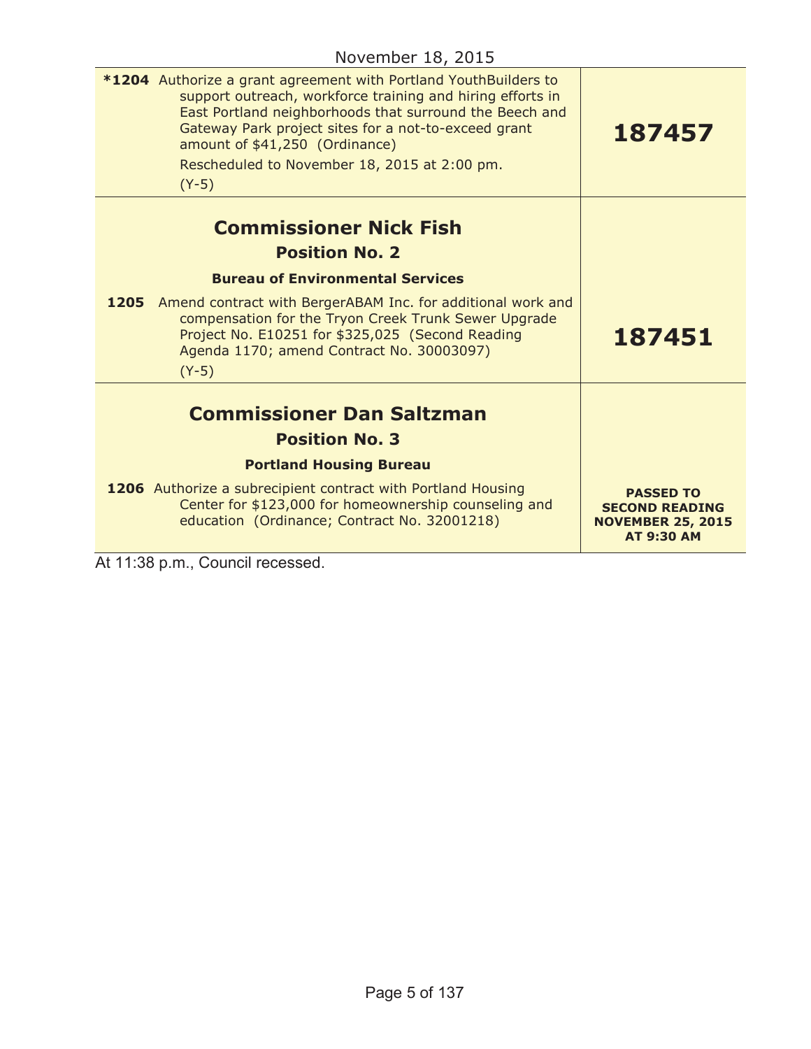November 18, 2015

| | |
|---|---|
| ***1204** Authorize a grant agreement with Portland YouthBuilders to support outreach, workforce training and hiring efforts in East Portland neighborhoods that surround the Beech and Gateway Park project sites for a not-to-exceed grant amount of $41,250 (Ordinance)<br>Rescheduled to November 18, 2015 at 2:00 pm.<br>(Y-5) | **187457** |
| **Commissioner Nick Fish**<br>**Position No. 2**<br>**Bureau of Environmental Services**<br>**1205** Amend contract with BergerABAM Inc. for additional work and compensation for the Tryon Creek Trunk Sewer Upgrade Project No. E10251 for $325,025 (Second Reading Agenda 1170; amend Contract No. 30003097)<br>(Y-5) | **187451** |
| **Commissioner Dan Saltzman**<br>**Position No. 3**<br>**Portland Housing Bureau**<br>**1206** Authorize a subrecipient contract with Portland Housing Center for $123,000 for homeownership counseling and education (Ordinance; Contract No. 32001218) | **PASSED TO SECOND READING NOVEMBER 25, 2015 AT 9:30 AM** |

At 11:38 p.m., Council recessed.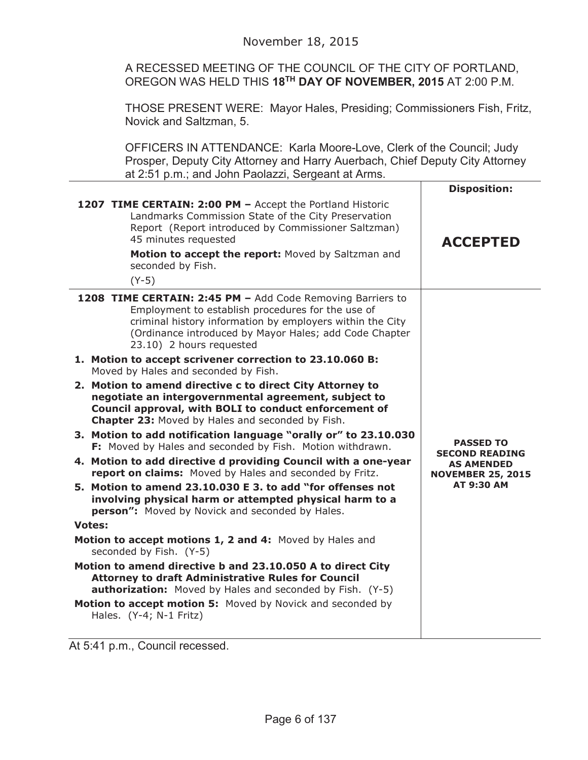November 18, 2015

A RECESSED MEETING OF THE COUNCIL OF THE CITY OF PORTLAND, OREGON WAS HELD THIS **18TH DAY OF NOVEMBER, 2015** AT 2:00 P.M.

THOSE PRESENT WERE: Mayor Hales, Presiding; Commissioners Fish, Fritz, Novick and Saltzman, 5.

OFFICERS IN ATTENDANCE: Karla Moore-Love, Clerk of the Council; Judy Prosper, Deputy City Attorney and Harry Auerbach, Chief Deputy City Attorney at 2:51 p.m.; and John Paolazzi, Sergeant at Arms.

| | **Disposition:** |
|---|---|
| **1207 TIME CERTAIN: 2:00 PM –** Accept the Portland Historic Landmarks Commission State of the City Preservation Report (Report introduced by Commissioner Saltzman) 45 minutes requested<br><br>**Motion to accept the report:** Moved by Saltzman and seconded by Fish.<br><br>(Y-5) | **ACCEPTED** |
| **1208 TIME CERTAIN: 2:45 PM –** Add Code Removing Barriers to Employment to establish procedures for the use of criminal history information by employers within the City (Ordinance introduced by Mayor Hales; add Code Chapter 23.10) 2 hours requested<br><br>**1. Motion to accept scrivener correction to 23.10.060 B:** Moved by Hales and seconded by Fish.<br><br>**2. Motion to amend directive c to direct City Attorney to negotiate an intergovernmental agreement, subject to Council approval, with BOLI to conduct enforcement of Chapter 23:** Moved by Hales and seconded by Fish.<br><br>**3. Motion to add notification language "orally or" to 23.10.030 F:** Moved by Hales and seconded by Fish. Motion withdrawn.<br><br>**4. Motion to add directive d providing Council with a one-year report on claims:** Moved by Hales and seconded by Fritz.<br><br>**5. Motion to amend 23.10.030 E 3. to add "for offenses not involving physical harm or attempted physical harm to a person":** Moved by Novick and seconded by Hales.<br><br>**Votes:**<br><br>**Motion to accept motions 1, 2 and 4:** Moved by Hales and seconded by Fish. (Y-5)<br><br>**Motion to amend directive b and 23.10.050 A to direct City Attorney to draft Administrative Rules for Council authorization:** Moved by Hales and seconded by Fish. (Y-5)<br><br>**Motion to accept motion 5:** Moved by Novick and seconded by Hales. (Y-4; N-1 Fritz) | **PASSED TO SECOND READING AS AMENDED NOVEMBER 25, 2015 AT 9:30 AM** |

At 5:41 p.m., Council recessed.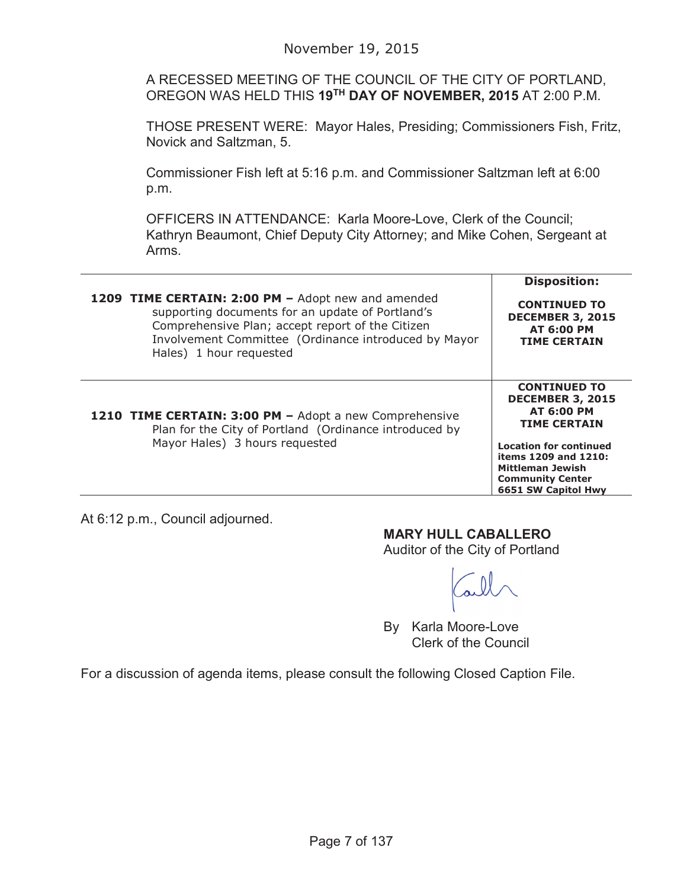November 19, 2015

A RECESSED MEETING OF THE COUNCIL OF THE CITY OF PORTLAND, OREGON WAS HELD THIS **19TH DAY OF NOVEMBER, 2015** AT 2:00 P.M.

THOSE PRESENT WERE: Mayor Hales, Presiding; Commissioners Fish, Fritz, Novick and Saltzman, 5.

Commissioner Fish left at 5:16 p.m. and Commissioner Saltzman left at 6:00 p.m.

OFFICERS IN ATTENDANCE: Karla Moore-Love, Clerk of the Council; Kathryn Beaumont, Chief Deputy City Attorney; and Mike Cohen, Sergeant at Arms.

| | **Disposition:** |
|---|---|
| **1209 TIME CERTAIN: 2:00 PM –** Adopt new and amended supporting documents for an update of Portland's Comprehensive Plan; accept report of the Citizen Involvement Committee (Ordinance introduced by Mayor Hales) 1 hour requested | **CONTINUED TO DECEMBER 3, 2015 AT 6:00 PM TIME CERTAIN** |
| **1210 TIME CERTAIN: 3:00 PM –** Adopt a new Comprehensive Plan for the City of Portland (Ordinance introduced by Mayor Hales) 3 hours requested | **CONTINUED TO DECEMBER 3, 2015 AT 6:00 PM TIME CERTAIN** <br><br> **Location for continued items 1209 and 1210: Mittleman Jewish Community Center 6651 SW Capitol Hwy** |

At 6:12 p.m., Council adjourned.

**MARY HULL CABALLERO**
Auditor of the City of Portland

By Karla Moore-Love
Clerk of the Council

For a discussion of agenda items, please consult the following Closed Caption File.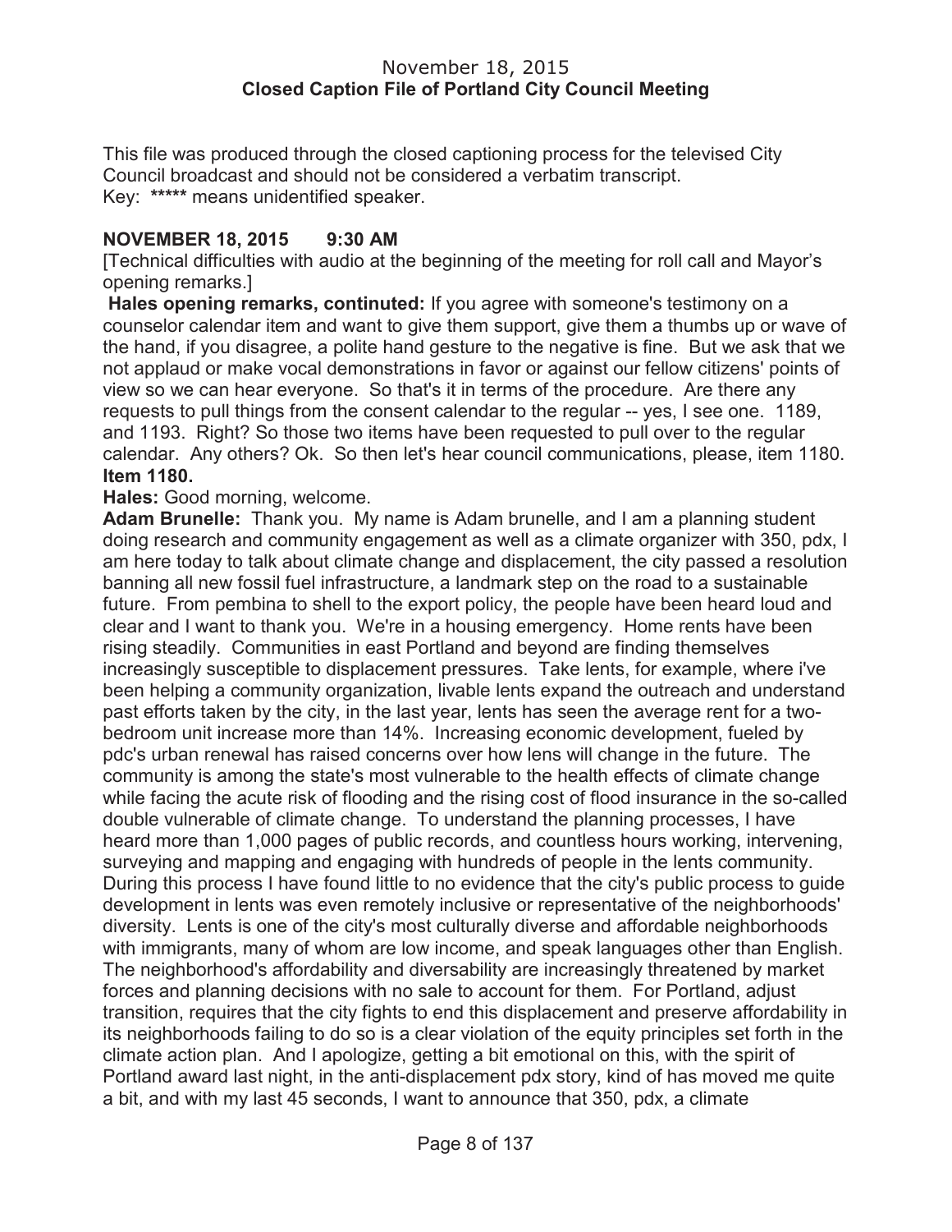November 18, 2015
**Closed Caption File of Portland City Council Meeting**

This file was produced through the closed captioning process for the televised City Council broadcast and should not be considered a verbatim transcript.
Key: **\*\*\*\*\*** means unidentified speaker.

**NOVEMBER 18, 2015 9:30 AM**

[Technical difficulties with audio at the beginning of the meeting for roll call and Mayor's opening remarks.]

**Hales opening remarks, contintued:** If you agree with someone's testimony on a counselor calendar item and want to give them support, give them a thumbs up or wave of the hand, if you disagree, a polite hand gesture to the negative is fine. But we ask that we not applaud or make vocal demonstrations in favor or against our fellow citizens' points of view so we can hear everyone. So that's it in terms of the procedure. Are there any requests to pull things from the consent calendar to the regular -- yes, I see one. 1189, and 1193. Right? So those two items have been requested to pull over to the regular calendar. Any others? Ok. So then let's hear council communications, please, item 1180.

**Item 1180.**

**Hales:** Good morning, welcome.

**Adam Brunelle:** Thank you. My name is Adam brunelle, and I am a planning student doing research and community engagement as well as a climate organizer with 350, pdx, I am here today to talk about climate change and displacement, the city passed a resolution banning all new fossil fuel infrastructure, a landmark step on the road to a sustainable future. From pembina to shell to the export policy, the people have been heard loud and clear and I want to thank you. We're in a housing emergency. Home rents have been rising steadily. Communities in east Portland and beyond are finding themselves increasingly susceptible to displacement pressures. Take lents, for example, where i've been helping a community organization, livable lents expand the outreach and understand past efforts taken by the city, in the last year, lents has seen the average rent for a two-bedroom unit increase more than 14%. Increasing economic development, fueled by pdc's urban renewal has raised concerns over how lens will change in the future. The community is among the state's most vulnerable to the health effects of climate change while facing the acute risk of flooding and the rising cost of flood insurance in the so-called double vulnerable of climate change. To understand the planning processes, I have heard more than 1,000 pages of public records, and countless hours working, intervening, surveying and mapping and engaging with hundreds of people in the lents community. During this process I have found little to no evidence that the city's public process to guide development in lents was even remotely inclusive or representative of the neighborhoods' diversity. Lents is one of the city's most culturally diverse and affordable neighborhoods with immigrants, many of whom are low income, and speak languages other than English. The neighborhood's affordability and diversability are increasingly threatened by market forces and planning decisions with no sale to account for them. For Portland, adjust transition, requires that the city fights to end this displacement and preserve affordability in its neighborhoods failing to do so is a clear violation of the equity principles set forth in the climate action plan. And I apologize, getting a bit emotional on this, with the spirit of Portland award last night, in the anti-displacement pdx story, kind of has moved me quite a bit, and with my last 45 seconds, I want to announce that 350, pdx, a climate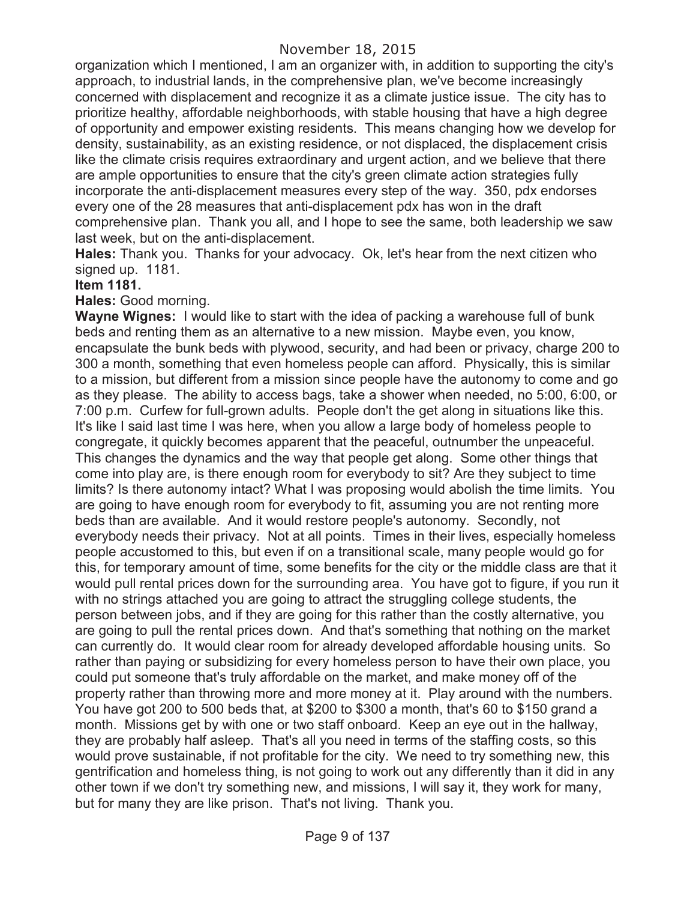organization which I mentioned, I am an organizer with, in addition to supporting the city's approach, to industrial lands, in the comprehensive plan, we've become increasingly concerned with displacement and recognize it as a climate justice issue. The city has to prioritize healthy, affordable neighborhoods, with stable housing that have a high degree of opportunity and empower existing residents. This means changing how we develop for density, sustainability, as an existing residence, or not displaced, the displacement crisis like the climate crisis requires extraordinary and urgent action, and we believe that there are ample opportunities to ensure that the city's green climate action strategies fully incorporate the anti-displacement measures every step of the way. 350, pdx endorses every one of the 28 measures that anti-displacement pdx has won in the draft comprehensive plan. Thank you all, and I hope to see the same, both leadership we saw last week, but on the anti-displacement.

**Hales:** Thank you. Thanks for your advocacy. Ok, let's hear from the next citizen who signed up. 1181.

**Item 1181.**

**Hales:** Good morning.

**Wayne Wignes:** I would like to start with the idea of packing a warehouse full of bunk beds and renting them as an alternative to a new mission. Maybe even, you know, encapsulate the bunk beds with plywood, security, and had been or privacy, charge 200 to 300 a month, something that even homeless people can afford. Physically, this is similar to a mission, but different from a mission since people have the autonomy to come and go as they please. The ability to access bags, take a shower when needed, no 5:00, 6:00, or 7:00 p.m. Curfew for full-grown adults. People don't the get along in situations like this. It's like I said last time I was here, when you allow a large body of homeless people to congregate, it quickly becomes apparent that the peaceful, outnumber the unpeaceful. This changes the dynamics and the way that people get along. Some other things that come into play are, is there enough room for everybody to sit? Are they subject to time limits? Is there autonomy intact? What I was proposing would abolish the time limits. You are going to have enough room for everybody to fit, assuming you are not renting more beds than are available. And it would restore people's autonomy. Secondly, not everybody needs their privacy. Not at all points. Times in their lives, especially homeless people accustomed to this, but even if on a transitional scale, many people would go for this, for temporary amount of time, some benefits for the city or the middle class are that it would pull rental prices down for the surrounding area. You have got to figure, if you run it with no strings attached you are going to attract the struggling college students, the person between jobs, and if they are going for this rather than the costly alternative, you are going to pull the rental prices down. And that's something that nothing on the market can currently do. It would clear room for already developed affordable housing units. So rather than paying or subsidizing for every homeless person to have their own place, you could put someone that's truly affordable on the market, and make money off of the property rather than throwing more and more money at it. Play around with the numbers. You have got 200 to 500 beds that, at $200 to $300 a month, that's 60 to $150 grand a month. Missions get by with one or two staff onboard. Keep an eye out in the hallway, they are probably half asleep. That's all you need in terms of the staffing costs, so this would prove sustainable, if not profitable for the city. We need to try something new, this gentrification and homeless thing, is not going to work out any differently than it did in any other town if we don't try something new, and missions, I will say it, they work for many, but for many they are like prison. That's not living. Thank you.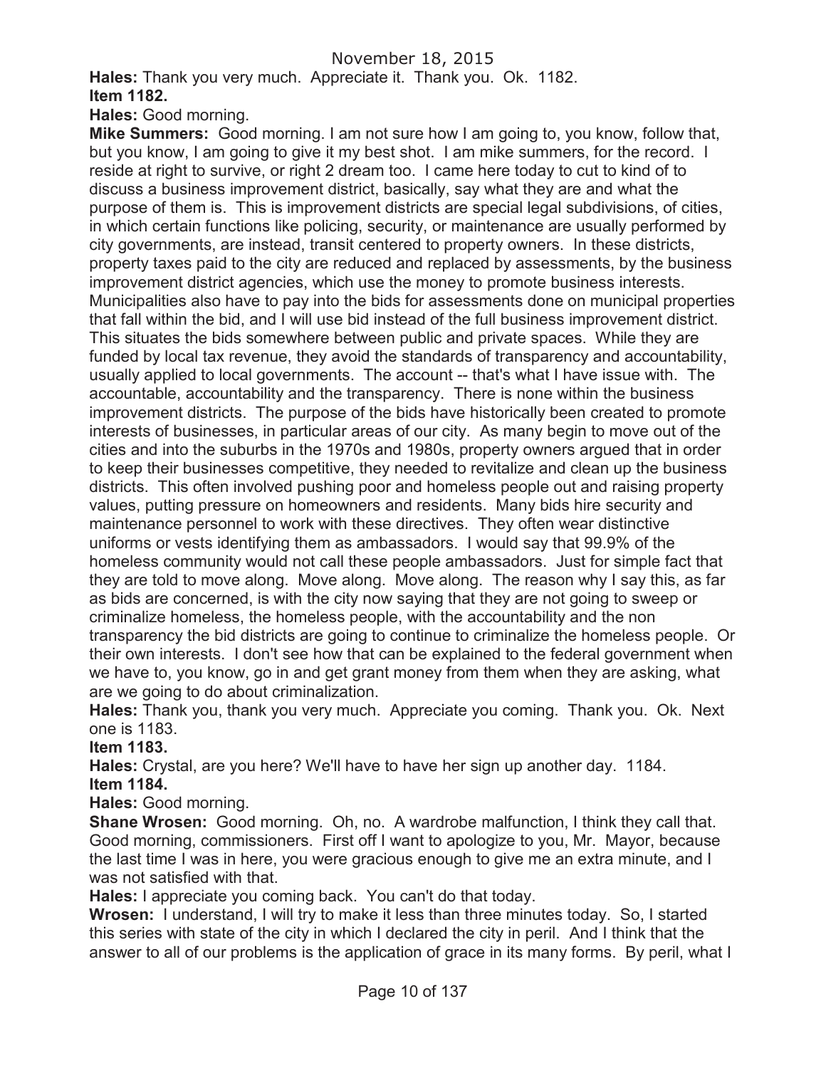**Hales:** Thank you very much. Appreciate it. Thank you. Ok. 1182.

**Item 1182.**

**Hales:** Good morning.

**Mike Summers:** Good morning. I am not sure how I am going to, you know, follow that, but you know, I am going to give it my best shot. I am mike summers, for the record. I reside at right to survive, or right 2 dream too. I came here today to cut to kind of to discuss a business improvement district, basically, say what they are and what the purpose of them is. This is improvement districts are special legal subdivisions, of cities, in which certain functions like policing, security, or maintenance are usually performed by city governments, are instead, transit centered to property owners. In these districts, property taxes paid to the city are reduced and replaced by assessments, by the business improvement district agencies, which use the money to promote business interests. Municipalities also have to pay into the bids for assessments done on municipal properties that fall within the bid, and I will use bid instead of the full business improvement district. This situates the bids somewhere between public and private spaces. While they are funded by local tax revenue, they avoid the standards of transparency and accountability, usually applied to local governments. The account -- that's what I have issue with. The accountable, accountability and the transparency. There is none within the business improvement districts. The purpose of the bids have historically been created to promote interests of businesses, in particular areas of our city. As many begin to move out of the cities and into the suburbs in the 1970s and 1980s, property owners argued that in order to keep their businesses competitive, they needed to revitalize and clean up the business districts. This often involved pushing poor and homeless people out and raising property values, putting pressure on homeowners and residents. Many bids hire security and maintenance personnel to work with these directives. They often wear distinctive uniforms or vests identifying them as ambassadors. I would say that 99.9% of the homeless community would not call these people ambassadors. Just for simple fact that they are told to move along. Move along. Move along. The reason why I say this, as far as bids are concerned, is with the city now saying that they are not going to sweep or criminalize homeless, the homeless people, with the accountability and the non transparency the bid districts are going to continue to criminalize the homeless people. Or their own interests. I don't see how that can be explained to the federal government when we have to, you know, go in and get grant money from them when they are asking, what are we going to do about criminalization.

**Hales:** Thank you, thank you very much. Appreciate you coming. Thank you. Ok. Next one is 1183.

**Item 1183.**

**Hales:** Crystal, are you here? We'll have to have her sign up another day. 1184.

**Item 1184.**

**Hales:** Good morning.

**Shane Wrosen:** Good morning. Oh, no. A wardrobe malfunction, I think they call that. Good morning, commissioners. First off I want to apologize to you, Mr. Mayor, because the last time I was in here, you were gracious enough to give me an extra minute, and I was not satisfied with that.

**Hales:** I appreciate you coming back. You can't do that today.

**Wrosen:** I understand, I will try to make it less than three minutes today. So, I started this series with state of the city in which I declared the city in peril. And I think that the answer to all of our problems is the application of grace in its many forms. By peril, what I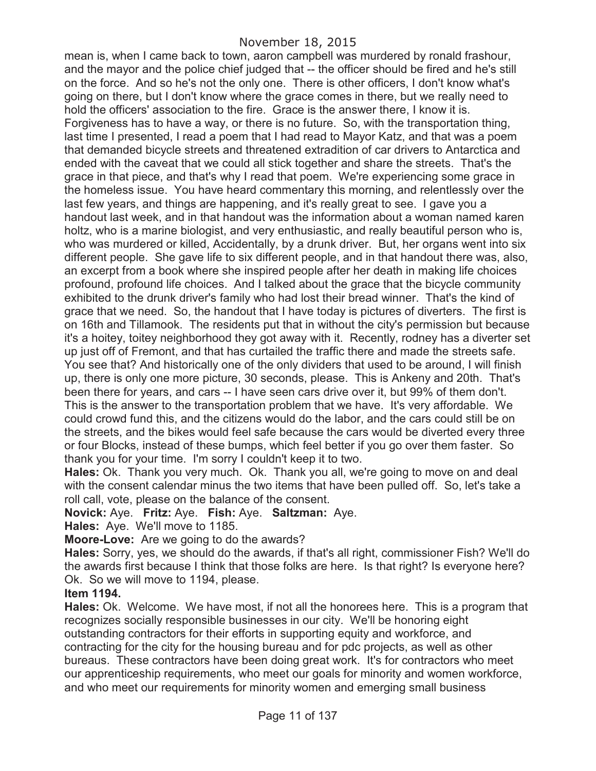mean is, when I came back to town, aaron campbell was murdered by ronald frashour, and the mayor and the police chief judged that -- the officer should be fired and he's still on the force. And so he's not the only one. There is other officers, I don't know what's going on there, but I don't know where the grace comes in there, but we really need to hold the officers' association to the fire. Grace is the answer there, I know it is. Forgiveness has to have a way, or there is no future. So, with the transportation thing, last time I presented, I read a poem that I had read to Mayor Katz, and that was a poem that demanded bicycle streets and threatened extradition of car drivers to Antarctica and ended with the caveat that we could all stick together and share the streets. That's the grace in that piece, and that's why I read that poem. We're experiencing some grace in the homeless issue. You have heard commentary this morning, and relentlessly over the last few years, and things are happening, and it's really great to see. I gave you a handout last week, and in that handout was the information about a woman named karen holtz, who is a marine biologist, and very enthusiastic, and really beautiful person who is, who was murdered or killed, Accidentally, by a drunk driver. But, her organs went into six different people. She gave life to six different people, and in that handout there was, also, an excerpt from a book where she inspired people after her death in making life choices profound, profound life choices. And I talked about the grace that the bicycle community exhibited to the drunk driver's family who had lost their bread winner. That's the kind of grace that we need. So, the handout that I have today is pictures of diverters. The first is on 16th and Tillamook. The residents put that in without the city's permission but because it's a hoitey, toitey neighborhood they got away with it. Recently, rodney has a diverter set up just off of Fremont, and that has curtailed the traffic there and made the streets safe. You see that? And historically one of the only dividers that used to be around, I will finish up, there is only one more picture, 30 seconds, please. This is Ankeny and 20th. That's been there for years, and cars -- I have seen cars drive over it, but 99% of them don't. This is the answer to the transportation problem that we have. It's very affordable. We could crowd fund this, and the citizens would do the labor, and the cars could still be on the streets, and the bikes would feel safe because the cars would be diverted every three or four Blocks, instead of these bumps, which feel better if you go over them faster. So thank you for your time. I'm sorry I couldn't keep it to two.

**Hales:** Ok. Thank you very much. Ok. Thank you all, we're going to move on and deal with the consent calendar minus the two items that have been pulled off. So, let's take a roll call, vote, please on the balance of the consent.

**Novick:** Aye. **Fritz:** Aye. **Fish:** Aye. **Saltzman:** Aye.

**Hales:** Aye. We'll move to 1185.

**Moore-Love:** Are we going to do the awards?

**Hales:** Sorry, yes, we should do the awards, if that's all right, commissioner Fish? We'll do the awards first because I think that those folks are here. Is that right? Is everyone here? Ok. So we will move to 1194, please.

**Item 1194.**

**Hales:** Ok. Welcome. We have most, if not all the honorees here. This is a program that recognizes socially responsible businesses in our city. We'll be honoring eight outstanding contractors for their efforts in supporting equity and workforce, and contracting for the city for the housing bureau and for pdc projects, as well as other bureaus. These contractors have been doing great work. It's for contractors who meet our apprenticeship requirements, who meet our goals for minority and women workforce, and who meet our requirements for minority women and emerging small business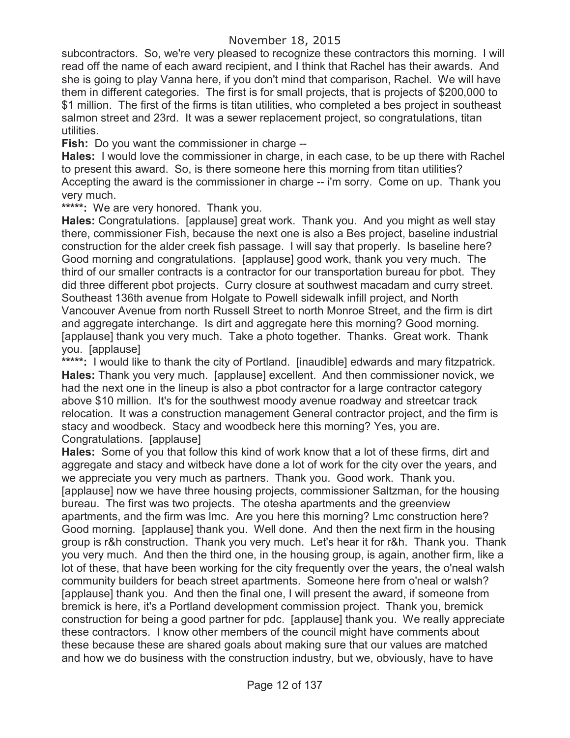subcontractors. So, we're very pleased to recognize these contractors this morning. I will read off the name of each award recipient, and I think that Rachel has their awards. And she is going to play Vanna here, if you don't mind that comparison, Rachel. We will have them in different categories. The first is for small projects, that is projects of $200,000 to $1 million. The first of the firms is titan utilities, who completed a bes project in southeast salmon street and 23rd. It was a sewer replacement project, so congratulations, titan utilities.

**Fish:** Do you want the commissioner in charge --

**Hales:** I would love the commissioner in charge, in each case, to be up there with Rachel to present this award. So, is there someone here this morning from titan utilities? Accepting the award is the commissioner in charge -- i'm sorry. Come on up. Thank you very much.

*****: We are very honored. Thank you.

**Hales:** Congratulations. [applause] great work. Thank you. And you might as well stay there, commissioner Fish, because the next one is also a Bes project, baseline industrial construction for the alder creek fish passage. I will say that properly. Is baseline here? Good morning and congratulations. [applause] good work, thank you very much. The third of our smaller contracts is a contractor for our transportation bureau for pbot. They did three different pbot projects. Curry closure at southwest macadam and curry street. Southeast 136th avenue from Holgate to Powell sidewalk infill project, and North Vancouver Avenue from north Russell Street to north Monroe Street, and the firm is dirt and aggregate interchange. Is dirt and aggregate here this morning? Good morning. [applause] thank you very much. Take a photo together. Thanks. Great work. Thank you. [applause]

*****: I would like to thank the city of Portland. [inaudible] edwards and mary fitzpatrick.

**Hales:** Thank you very much. [applause] excellent. And then commissioner novick, we had the next one in the lineup is also a pbot contractor for a large contractor category above $10 million. It's for the southwest moody avenue roadway and streetcar track relocation. It was a construction management General contractor project, and the firm is stacy and woodbeck. Stacy and woodbeck here this morning? Yes, you are. Congratulations. [applause]

**Hales:** Some of you that follow this kind of work know that a lot of these firms, dirt and aggregate and stacy and witbeck have done a lot of work for the city over the years, and we appreciate you very much as partners. Thank you. Good work. Thank you. [applause] now we have three housing projects, commissioner Saltzman, for the housing bureau. The first was two projects. The otesha apartments and the greenview apartments, and the firm was lmc. Are you here this morning? Lmc construction here? Good morning. [applause] thank you. Well done. And then the next firm in the housing group is r&h construction. Thank you very much. Let's hear it for r&h. Thank you. Thank you very much. And then the third one, in the housing group, is again, another firm, like a lot of these, that have been working for the city frequently over the years, the o'neal walsh community builders for beach street apartments. Someone here from o'neal or walsh? [applause] thank you. And then the final one, I will present the award, if someone from bremick is here, it's a Portland development commission project. Thank you, bremick construction for being a good partner for pdc. [applause] thank you. We really appreciate these contractors. I know other members of the council might have comments about these because these are shared goals about making sure that our values are matched and how we do business with the construction industry, but we, obviously, have to have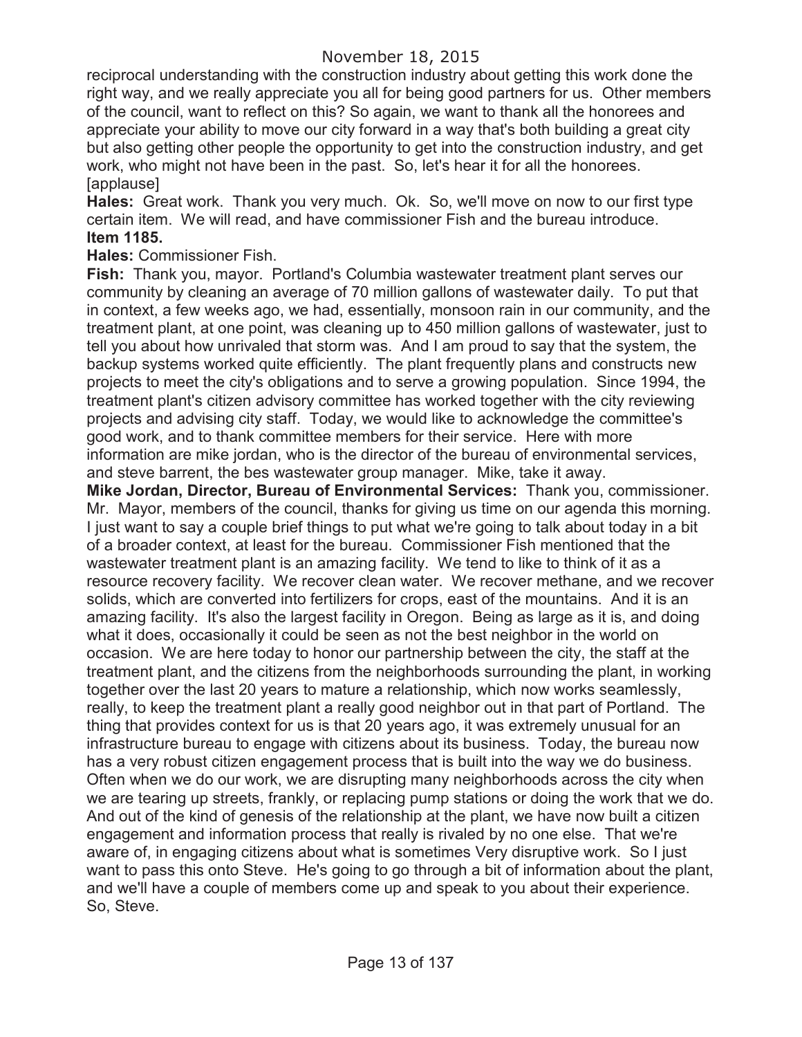reciprocal understanding with the construction industry about getting this work done the right way, and we really appreciate you all for being good partners for us. Other members of the council, want to reflect on this? So again, we want to thank all the honorees and appreciate your ability to move our city forward in a way that's both building a great city but also getting other people the opportunity to get into the construction industry, and get work, who might not have been in the past. So, let's hear it for all the honorees. [applause]

**Hales:** Great work. Thank you very much. Ok. So, we'll move on now to our first type certain item. We will read, and have commissioner Fish and the bureau introduce.

**Item 1185.**

**Hales:** Commissioner Fish.

**Fish:** Thank you, mayor. Portland's Columbia wastewater treatment plant serves our community by cleaning an average of 70 million gallons of wastewater daily. To put that in context, a few weeks ago, we had, essentially, monsoon rain in our community, and the treatment plant, at one point, was cleaning up to 450 million gallons of wastewater, just to tell you about how unrivaled that storm was. And I am proud to say that the system, the backup systems worked quite efficiently. The plant frequently plans and constructs new projects to meet the city's obligations and to serve a growing population. Since 1994, the treatment plant's citizen advisory committee has worked together with the city reviewing projects and advising city staff. Today, we would like to acknowledge the committee's good work, and to thank committee members for their service. Here with more information are mike jordan, who is the director of the bureau of environmental services, and steve barrent, the bes wastewater group manager. Mike, take it away.

**Mike Jordan, Director, Bureau of Environmental Services:** Thank you, commissioner. Mr. Mayor, members of the council, thanks for giving us time on our agenda this morning. I just want to say a couple brief things to put what we're going to talk about today in a bit of a broader context, at least for the bureau. Commissioner Fish mentioned that the wastewater treatment plant is an amazing facility. We tend to like to think of it as a resource recovery facility. We recover clean water. We recover methane, and we recover solids, which are converted into fertilizers for crops, east of the mountains. And it is an amazing facility. It's also the largest facility in Oregon. Being as large as it is, and doing what it does, occasionally it could be seen as not the best neighbor in the world on occasion. We are here today to honor our partnership between the city, the staff at the treatment plant, and the citizens from the neighborhoods surrounding the plant, in working together over the last 20 years to mature a relationship, which now works seamlessly, really, to keep the treatment plant a really good neighbor out in that part of Portland. The thing that provides context for us is that 20 years ago, it was extremely unusual for an infrastructure bureau to engage with citizens about its business. Today, the bureau now has a very robust citizen engagement process that is built into the way we do business. Often when we do our work, we are disrupting many neighborhoods across the city when we are tearing up streets, frankly, or replacing pump stations or doing the work that we do. And out of the kind of genesis of the relationship at the plant, we have now built a citizen engagement and information process that really is rivaled by no one else. That we're aware of, in engaging citizens about what is sometimes Very disruptive work. So I just want to pass this onto Steve. He's going to go through a bit of information about the plant, and we'll have a couple of members come up and speak to you about their experience. So, Steve.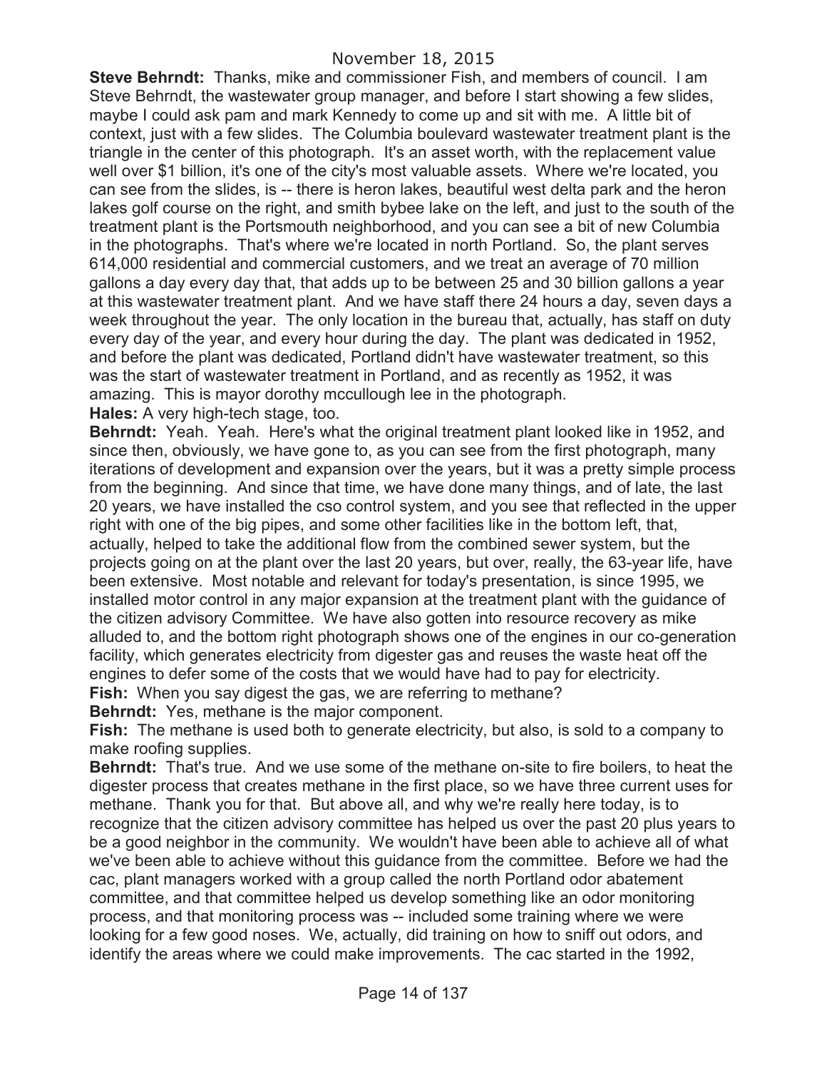**Steve Behrndt:** Thanks, mike and commissioner Fish, and members of council. I am Steve Behrndt, the wastewater group manager, and before I start showing a few slides, maybe I could ask pam and mark Kennedy to come up and sit with me. A little bit of context, just with a few slides. The Columbia boulevard wastewater treatment plant is the triangle in the center of this photograph. It's an asset worth, with the replacement value well over $1 billion, it's one of the city's most valuable assets. Where we're located, you can see from the slides, is -- there is heron lakes, beautiful west delta park and the heron lakes golf course on the right, and smith bybee lake on the left, and just to the south of the treatment plant is the Portsmouth neighborhood, and you can see a bit of new Columbia in the photographs. That's where we're located in north Portland. So, the plant serves 614,000 residential and commercial customers, and we treat an average of 70 million gallons a day every day that, that adds up to be between 25 and 30 billion gallons a year at this wastewater treatment plant. And we have staff there 24 hours a day, seven days a week throughout the year. The only location in the bureau that, actually, has staff on duty every day of the year, and every hour during the day. The plant was dedicated in 1952, and before the plant was dedicated, Portland didn't have wastewater treatment, so this was the start of wastewater treatment in Portland, and as recently as 1952, it was amazing. This is mayor dorothy mccullough lee in the photograph.

**Hales:** A very high-tech stage, too.

**Behrndt:** Yeah. Yeah. Here's what the original treatment plant looked like in 1952, and since then, obviously, we have gone to, as you can see from the first photograph, many iterations of development and expansion over the years, but it was a pretty simple process from the beginning. And since that time, we have done many things, and of late, the last 20 years, we have installed the cso control system, and you see that reflected in the upper right with one of the big pipes, and some other facilities like in the bottom left, that, actually, helped to take the additional flow from the combined sewer system, but the projects going on at the plant over the last 20 years, but over, really, the 63-year life, have been extensive. Most notable and relevant for today's presentation, is since 1995, we installed motor control in any major expansion at the treatment plant with the guidance of the citizen advisory Committee. We have also gotten into resource recovery as mike alluded to, and the bottom right photograph shows one of the engines in our co-generation facility, which generates electricity from digester gas and reuses the waste heat off the engines to defer some of the costs that we would have had to pay for electricity.

**Fish:** When you say digest the gas, we are referring to methane?

**Behrndt:** Yes, methane is the major component.

**Fish:** The methane is used both to generate electricity, but also, is sold to a company to make roofing supplies.

**Behrndt:** That's true. And we use some of the methane on-site to fire boilers, to heat the digester process that creates methane in the first place, so we have three current uses for methane. Thank you for that. But above all, and why we're really here today, is to recognize that the citizen advisory committee has helped us over the past 20 plus years to be a good neighbor in the community. We wouldn't have been able to achieve all of what we've been able to achieve without this guidance from the committee. Before we had the cac, plant managers worked with a group called the north Portland odor abatement committee, and that committee helped us develop something like an odor monitoring process, and that monitoring process was -- included some training where we were looking for a few good noses. We, actually, did training on how to sniff out odors, and identify the areas where we could make improvements. The cac started in the 1992,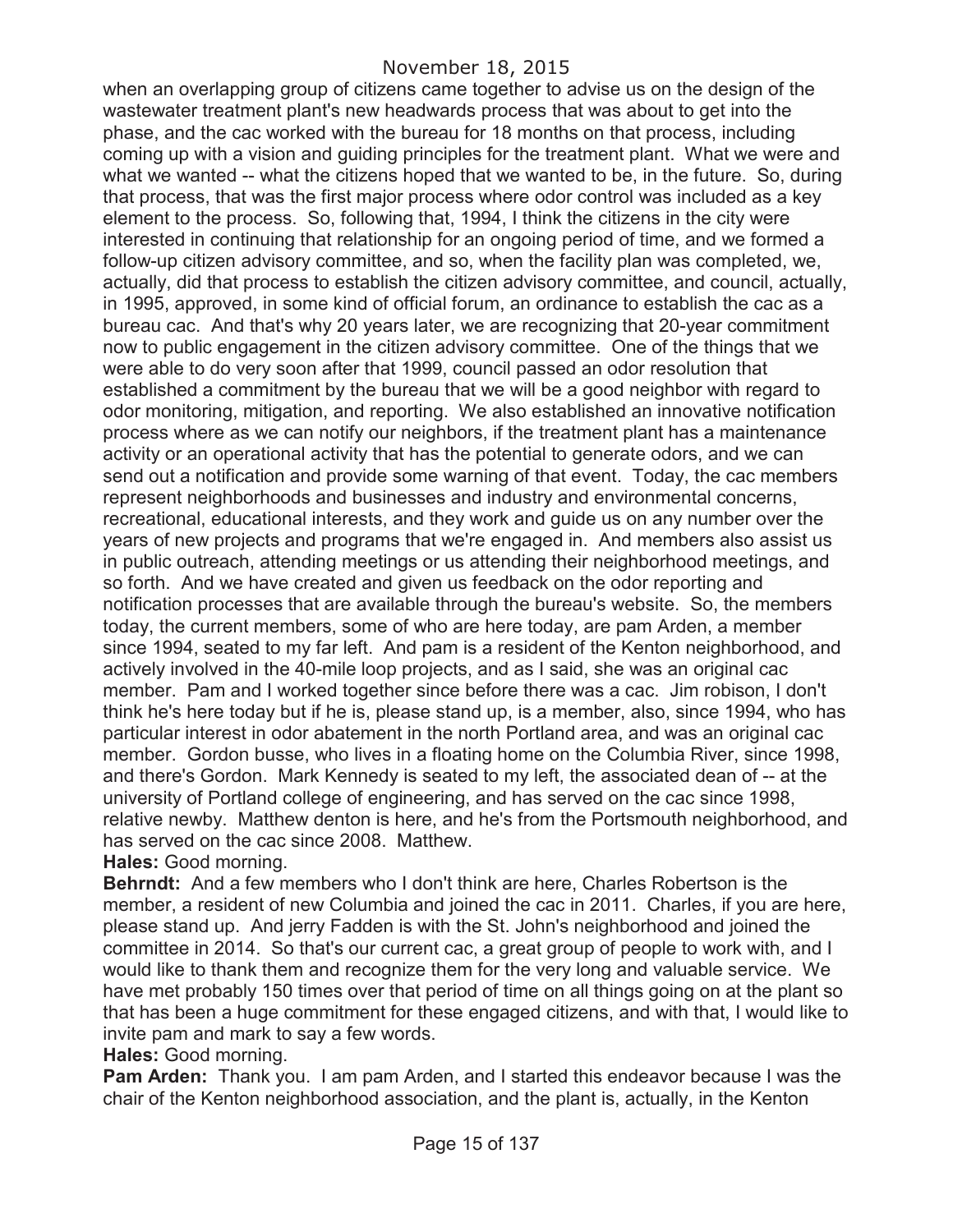when an overlapping group of citizens came together to advise us on the design of the wastewater treatment plant's new headwards process that was about to get into the phase, and the cac worked with the bureau for 18 months on that process, including coming up with a vision and guiding principles for the treatment plant. What we were and what we wanted -- what the citizens hoped that we wanted to be, in the future. So, during that process, that was the first major process where odor control was included as a key element to the process. So, following that, 1994, I think the citizens in the city were interested in continuing that relationship for an ongoing period of time, and we formed a follow-up citizen advisory committee, and so, when the facility plan was completed, we, actually, did that process to establish the citizen advisory committee, and council, actually, in 1995, approved, in some kind of official forum, an ordinance to establish the cac as a bureau cac. And that's why 20 years later, we are recognizing that 20-year commitment now to public engagement in the citizen advisory committee. One of the things that we were able to do very soon after that 1999, council passed an odor resolution that established a commitment by the bureau that we will be a good neighbor with regard to odor monitoring, mitigation, and reporting. We also established an innovative notification process where as we can notify our neighbors, if the treatment plant has a maintenance activity or an operational activity that has the potential to generate odors, and we can send out a notification and provide some warning of that event. Today, the cac members represent neighborhoods and businesses and industry and environmental concerns, recreational, educational interests, and they work and guide us on any number over the years of new projects and programs that we're engaged in. And members also assist us in public outreach, attending meetings or us attending their neighborhood meetings, and so forth. And we have created and given us feedback on the odor reporting and notification processes that are available through the bureau's website. So, the members today, the current members, some of who are here today, are pam Arden, a member since 1994, seated to my far left. And pam is a resident of the Kenton neighborhood, and actively involved in the 40-mile loop projects, and as I said, she was an original cac member. Pam and I worked together since before there was a cac. Jim robison, I don't think he's here today but if he is, please stand up, is a member, also, since 1994, who has particular interest in odor abatement in the north Portland area, and was an original cac member. Gordon busse, who lives in a floating home on the Columbia River, since 1998, and there's Gordon. Mark Kennedy is seated to my left, the associated dean of -- at the university of Portland college of engineering, and has served on the cac since 1998, relative newby. Matthew denton is here, and he's from the Portsmouth neighborhood, and has served on the cac since 2008. Matthew.

**Hales:** Good morning.

**Behrndt:** And a few members who I don't think are here, Charles Robertson is the member, a resident of new Columbia and joined the cac in 2011. Charles, if you are here, please stand up. And jerry Fadden is with the St. John's neighborhood and joined the committee in 2014. So that's our current cac, a great group of people to work with, and I would like to thank them and recognize them for the very long and valuable service. We have met probably 150 times over that period of time on all things going on at the plant so that has been a huge commitment for these engaged citizens, and with that, I would like to invite pam and mark to say a few words.

**Hales:** Good morning.

**Pam Arden:** Thank you. I am pam Arden, and I started this endeavor because I was the chair of the Kenton neighborhood association, and the plant is, actually, in the Kenton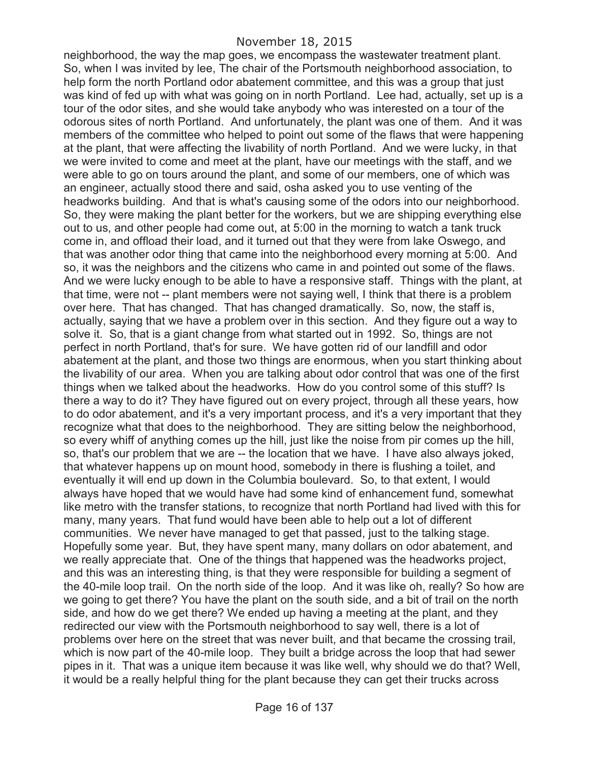neighborhood, the way the map goes, we encompass the wastewater treatment plant. So, when I was invited by lee, The chair of the Portsmouth neighborhood association, to help form the north Portland odor abatement committee, and this was a group that just was kind of fed up with what was going on in north Portland. Lee had, actually, set up is a tour of the odor sites, and she would take anybody who was interested on a tour of the odorous sites of north Portland. And unfortunately, the plant was one of them. And it was members of the committee who helped to point out some of the flaws that were happening at the plant, that were affecting the livability of north Portland. And we were lucky, in that we were invited to come and meet at the plant, have our meetings with the staff, and we were able to go on tours around the plant, and some of our members, one of which was an engineer, actually stood there and said, osha asked you to use venting of the headworks building. And that is what's causing some of the odors into our neighborhood. So, they were making the plant better for the workers, but we are shipping everything else out to us, and other people had come out, at 5:00 in the morning to watch a tank truck come in, and offload their load, and it turned out that they were from lake Oswego, and that was another odor thing that came into the neighborhood every morning at 5:00. And so, it was the neighbors and the citizens who came in and pointed out some of the flaws. And we were lucky enough to be able to have a responsive staff. Things with the plant, at that time, were not -- plant members were not saying well, I think that there is a problem over here. That has changed. That has changed dramatically. So, now, the staff is, actually, saying that we have a problem over in this section. And they figure out a way to solve it. So, that is a giant change from what started out in 1992. So, things are not perfect in north Portland, that's for sure. We have gotten rid of our landfill and odor abatement at the plant, and those two things are enormous, when you start thinking about the livability of our area. When you are talking about odor control that was one of the first things when we talked about the headworks. How do you control some of this stuff? Is there a way to do it? They have figured out on every project, through all these years, how to do odor abatement, and it's a very important process, and it's a very important that they recognize what that does to the neighborhood. They are sitting below the neighborhood, so every whiff of anything comes up the hill, just like the noise from pir comes up the hill, so, that's our problem that we are -- the location that we have. I have also always joked, that whatever happens up on mount hood, somebody in there is flushing a toilet, and eventually it will end up down in the Columbia boulevard. So, to that extent, I would always have hoped that we would have had some kind of enhancement fund, somewhat like metro with the transfer stations, to recognize that north Portland had lived with this for many, many years. That fund would have been able to help out a lot of different communities. We never have managed to get that passed, just to the talking stage. Hopefully some year. But, they have spent many, many dollars on odor abatement, and we really appreciate that. One of the things that happened was the headworks project, and this was an interesting thing, is that they were responsible for building a segment of the 40-mile loop trail. On the north side of the loop. And it was like oh, really? So how are we going to get there? You have the plant on the south side, and a bit of trail on the north side, and how do we get there? We ended up having a meeting at the plant, and they redirected our view with the Portsmouth neighborhood to say well, there is a lot of problems over here on the street that was never built, and that became the crossing trail, which is now part of the 40-mile loop. They built a bridge across the loop that had sewer pipes in it. That was a unique item because it was like well, why should we do that? Well, it would be a really helpful thing for the plant because they can get their trucks across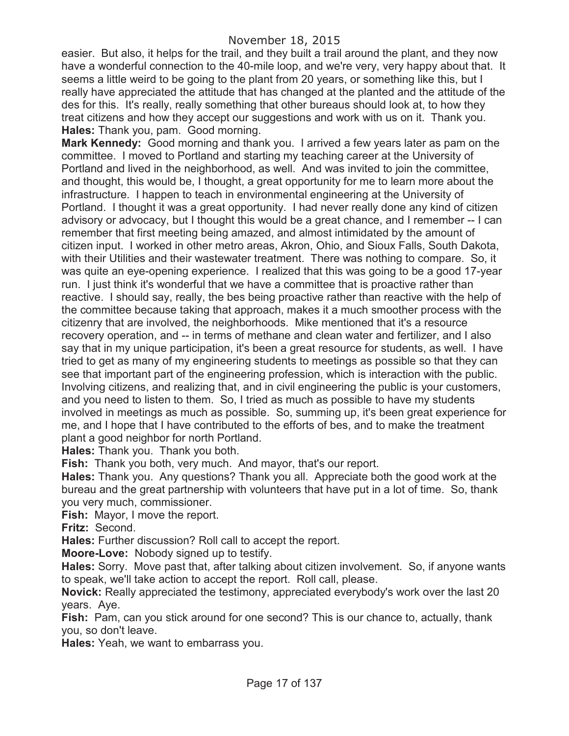easier. But also, it helps for the trail, and they built a trail around the plant, and they now have a wonderful connection to the 40-mile loop, and we're very, very happy about that. It seems a little weird to be going to the plant from 20 years, or something like this, but I really have appreciated the attitude that has changed at the planted and the attitude of the des for this. It's really, really something that other bureaus should look at, to how they treat citizens and how they accept our suggestions and work with us on it. Thank you.

**Hales:** Thank you, pam. Good morning.

**Mark Kennedy:** Good morning and thank you. I arrived a few years later as pam on the committee. I moved to Portland and starting my teaching career at the University of Portland and lived in the neighborhood, as well. And was invited to join the committee, and thought, this would be, I thought, a great opportunity for me to learn more about the infrastructure. I happen to teach in environmental engineering at the University of Portland. I thought it was a great opportunity. I had never really done any kind of citizen advisory or advocacy, but I thought this would be a great chance, and I remember -- I can remember that first meeting being amazed, and almost intimidated by the amount of citizen input. I worked in other metro areas, Akron, Ohio, and Sioux Falls, South Dakota, with their Utilities and their wastewater treatment. There was nothing to compare. So, it was quite an eye-opening experience. I realized that this was going to be a good 17-year run. I just think it's wonderful that we have a committee that is proactive rather than reactive. I should say, really, the bes being proactive rather than reactive with the help of the committee because taking that approach, makes it a much smoother process with the citizenry that are involved, the neighborhoods. Mike mentioned that it's a resource recovery operation, and -- in terms of methane and clean water and fertilizer, and I also say that in my unique participation, it's been a great resource for students, as well. I have tried to get as many of my engineering students to meetings as possible so that they can see that important part of the engineering profession, which is interaction with the public. Involving citizens, and realizing that, and in civil engineering the public is your customers, and you need to listen to them. So, I tried as much as possible to have my students involved in meetings as much as possible. So, summing up, it's been great experience for me, and I hope that I have contributed to the efforts of bes, and to make the treatment plant a good neighbor for north Portland.

**Hales:** Thank you. Thank you both.

**Fish:** Thank you both, very much. And mayor, that's our report.

**Hales:** Thank you. Any questions? Thank you all. Appreciate both the good work at the bureau and the great partnership with volunteers that have put in a lot of time. So, thank you very much, commissioner.

**Fish:** Mayor, I move the report.

**Fritz:** Second.

**Hales:** Further discussion? Roll call to accept the report.

**Moore-Love:** Nobody signed up to testify.

**Hales:** Sorry. Move past that, after talking about citizen involvement. So, if anyone wants to speak, we'll take action to accept the report. Roll call, please.

**Novick:** Really appreciated the testimony, appreciated everybody's work over the last 20 years. Aye.

**Fish:** Pam, can you stick around for one second? This is our chance to, actually, thank you, so don't leave.

**Hales:** Yeah, we want to embarrass you.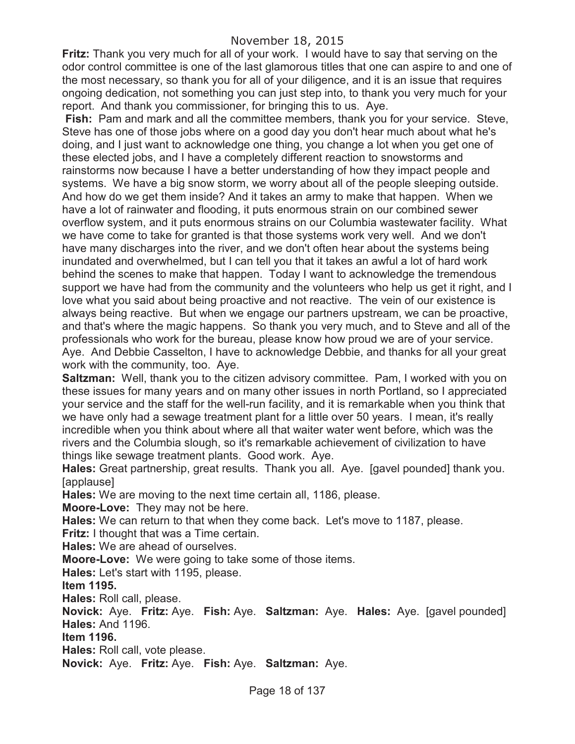**Fritz:** Thank you very much for all of your work. I would have to say that serving on the odor control committee is one of the last glamorous titles that one can aspire to and one of the most necessary, so thank you for all of your diligence, and it is an issue that requires ongoing dedication, not something you can just step into, to thank you very much for your report. And thank you commissioner, for bringing this to us. Aye.

**Fish:** Pam and mark and all the committee members, thank you for your service. Steve, Steve has one of those jobs where on a good day you don't hear much about what he's doing, and I just want to acknowledge one thing, you change a lot when you get one of these elected jobs, and I have a completely different reaction to snowstorms and rainstorms now because I have a better understanding of how they impact people and systems. We have a big snow storm, we worry about all of the people sleeping outside. And how do we get them inside? And it takes an army to make that happen. When we have a lot of rainwater and flooding, it puts enormous strain on our combined sewer overflow system, and it puts enormous strains on our Columbia wastewater facility. What we have come to take for granted is that those systems work very well. And we don't have many discharges into the river, and we don't often hear about the systems being inundated and overwhelmed, but I can tell you that it takes an awful a lot of hard work behind the scenes to make that happen. Today I want to acknowledge the tremendous support we have had from the community and the volunteers who help us get it right, and I love what you said about being proactive and not reactive. The vein of our existence is always being reactive. But when we engage our partners upstream, we can be proactive, and that's where the magic happens. So thank you very much, and to Steve and all of the professionals who work for the bureau, please know how proud we are of your service. Aye. And Debbie Casselton, I have to acknowledge Debbie, and thanks for all your great work with the community, too. Aye.

**Saltzman:** Well, thank you to the citizen advisory committee. Pam, I worked with you on these issues for many years and on many other issues in north Portland, so I appreciated your service and the staff for the well-run facility, and it is remarkable when you think that we have only had a sewage treatment plant for a little over 50 years. I mean, it's really incredible when you think about where all that waiter water went before, which was the rivers and the Columbia slough, so it's remarkable achievement of civilization to have things like sewage treatment plants. Good work. Aye.

**Hales:** Great partnership, great results. Thank you all. Aye. [gavel pounded] thank you. [applause]

**Hales:** We are moving to the next time certain all, 1186, please.

**Moore-Love:** They may not be here.

**Hales:** We can return to that when they come back. Let's move to 1187, please.

**Fritz:** I thought that was a Time certain.

**Hales:** We are ahead of ourselves.

**Moore-Love:** We were going to take some of those items.

**Hales:** Let's start with 1195, please.

**Item 1195.**

**Hales:** Roll call, please.

**Novick:** Aye. **Fritz:** Aye. **Fish:** Aye. **Saltzman:** Aye. **Hales:** Aye. [gavel pounded]

**Hales:** And 1196.

**Item 1196.**

**Hales:** Roll call, vote please.

**Novick:** Aye. **Fritz:** Aye. **Fish:** Aye. **Saltzman:** Aye.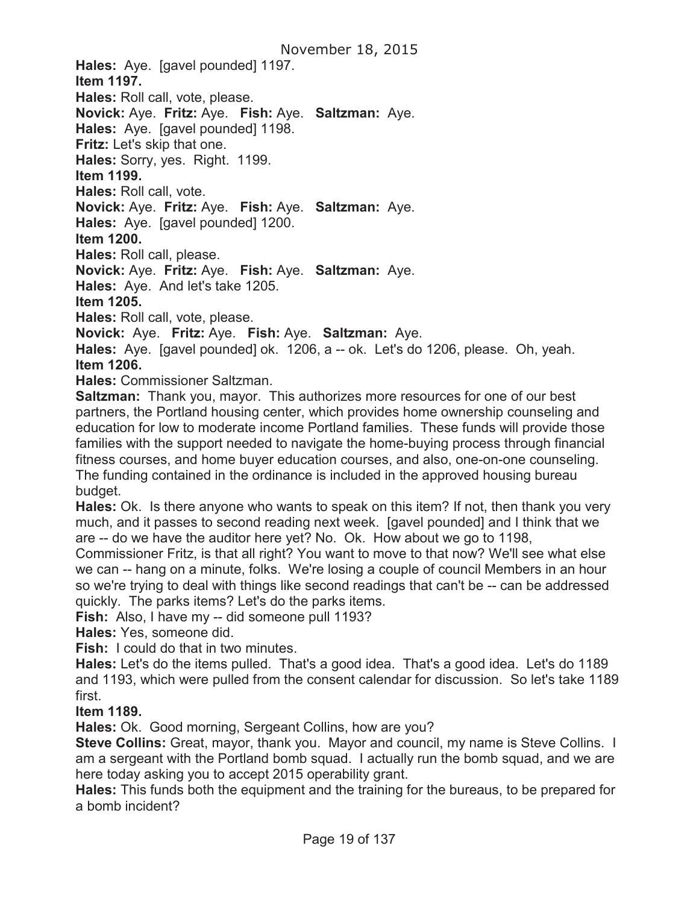**Hales:** Aye. [gavel pounded] 1197.

**Item 1197.**

**Hales:** Roll call, vote, please.

**Novick:** Aye. **Fritz:** Aye. **Fish:** Aye. **Saltzman:** Aye.

**Hales:** Aye. [gavel pounded] 1198.

**Fritz:** Let's skip that one.

**Hales:** Sorry, yes. Right. 1199.

**Item 1199.**

**Hales:** Roll call, vote.

**Novick:** Aye. **Fritz:** Aye. **Fish:** Aye. **Saltzman:** Aye.

**Hales:** Aye. [gavel pounded] 1200.

**Item 1200.**

**Hales:** Roll call, please.

**Novick:** Aye. **Fritz:** Aye. **Fish:** Aye. **Saltzman:** Aye.

**Hales:** Aye. And let's take 1205.

**Item 1205.**

**Hales:** Roll call, vote, please.

**Novick:** Aye. **Fritz:** Aye. **Fish:** Aye. **Saltzman:** Aye.

**Hales:** Aye. [gavel pounded] ok. 1206, a -- ok. Let's do 1206, please. Oh, yeah.

**Item 1206.**

**Hales:** Commissioner Saltzman.

**Saltzman:** Thank you, mayor. This authorizes more resources for one of our best partners, the Portland housing center, which provides home ownership counseling and education for low to moderate income Portland families. These funds will provide those families with the support needed to navigate the home-buying process through financial fitness courses, and home buyer education courses, and also, one-on-one counseling. The funding contained in the ordinance is included in the approved housing bureau budget.

**Hales:** Ok. Is there anyone who wants to speak on this item? If not, then thank you very much, and it passes to second reading next week. [gavel pounded] and I think that we are -- do we have the auditor here yet? No. Ok. How about we go to 1198, Commissioner Fritz, is that all right? You want to move to that now? We'll see what else we can -- hang on a minute, folks. We're losing a couple of council Members in an hour so we're trying to deal with things like second readings that can't be -- can be addressed quickly. The parks items? Let's do the parks items.

**Fish:** Also, I have my -- did someone pull 1193?

**Hales:** Yes, someone did.

**Fish:** I could do that in two minutes.

**Hales:** Let's do the items pulled. That's a good idea. That's a good idea. Let's do 1189 and 1193, which were pulled from the consent calendar for discussion. So let's take 1189 first.

**Item 1189.**

**Hales:** Ok. Good morning, Sergeant Collins, how are you?

**Steve Collins:** Great, mayor, thank you. Mayor and council, my name is Steve Collins. I am a sergeant with the Portland bomb squad. I actually run the bomb squad, and we are here today asking you to accept 2015 operability grant.

**Hales:** This funds both the equipment and the training for the bureaus, to be prepared for a bomb incident?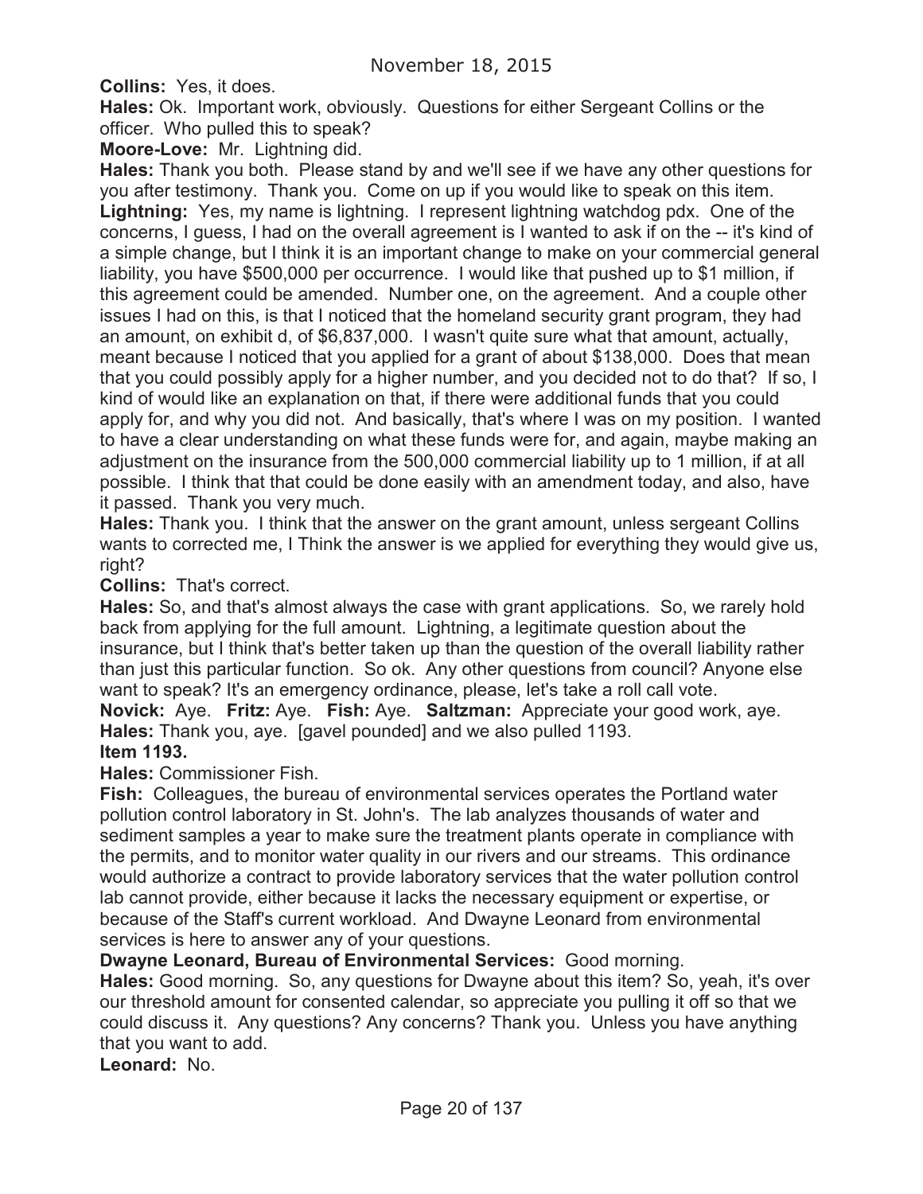**Collins:** Yes, it does.

**Hales:** Ok. Important work, obviously. Questions for either Sergeant Collins or the officer. Who pulled this to speak?

**Moore-Love:** Mr. Lightning did.

**Hales:** Thank you both. Please stand by and we'll see if we have any other questions for you after testimony. Thank you. Come on up if you would like to speak on this item.

**Lightning:** Yes, my name is lightning. I represent lightning watchdog pdx. One of the concerns, I guess, I had on the overall agreement is I wanted to ask if on the -- it's kind of a simple change, but I think it is an important change to make on your commercial general liability, you have $500,000 per occurrence. I would like that pushed up to $1 million, if this agreement could be amended. Number one, on the agreement. And a couple other issues I had on this, is that I noticed that the homeland security grant program, they had an amount, on exhibit d, of $6,837,000. I wasn't quite sure what that amount, actually, meant because I noticed that you applied for a grant of about $138,000. Does that mean that you could possibly apply for a higher number, and you decided not to do that? If so, I kind of would like an explanation on that, if there were additional funds that you could apply for, and why you did not. And basically, that's where I was on my position. I wanted to have a clear understanding on what these funds were for, and again, maybe making an adjustment on the insurance from the 500,000 commercial liability up to 1 million, if at all possible. I think that that could be done easily with an amendment today, and also, have it passed. Thank you very much.

**Hales:** Thank you. I think that the answer on the grant amount, unless sergeant Collins wants to corrected me, I Think the answer is we applied for everything they would give us, right?

**Collins:** That's correct.

**Hales:** So, and that's almost always the case with grant applications. So, we rarely hold back from applying for the full amount. Lightning, a legitimate question about the insurance, but I think that's better taken up than the question of the overall liability rather than just this particular function. So ok. Any other questions from council? Anyone else want to speak? It's an emergency ordinance, please, let's take a roll call vote.

**Novick:** Aye. **Fritz:** Aye. **Fish:** Aye. **Saltzman:** Appreciate your good work, aye.

**Hales:** Thank you, aye. [gavel pounded] and we also pulled 1193.

**Item 1193.**

**Hales:** Commissioner Fish.

**Fish:** Colleagues, the bureau of environmental services operates the Portland water pollution control laboratory in St. John's. The lab analyzes thousands of water and sediment samples a year to make sure the treatment plants operate in compliance with the permits, and to monitor water quality in our rivers and our streams. This ordinance would authorize a contract to provide laboratory services that the water pollution control lab cannot provide, either because it lacks the necessary equipment or expertise, or because of the Staff's current workload. And Dwayne Leonard from environmental services is here to answer any of your questions.

**Dwayne Leonard, Bureau of Environmental Services:** Good morning.

**Hales:** Good morning. So, any questions for Dwayne about this item? So, yeah, it's over our threshold amount for consented calendar, so appreciate you pulling it off so that we could discuss it. Any questions? Any concerns? Thank you. Unless you have anything that you want to add.

**Leonard:** No.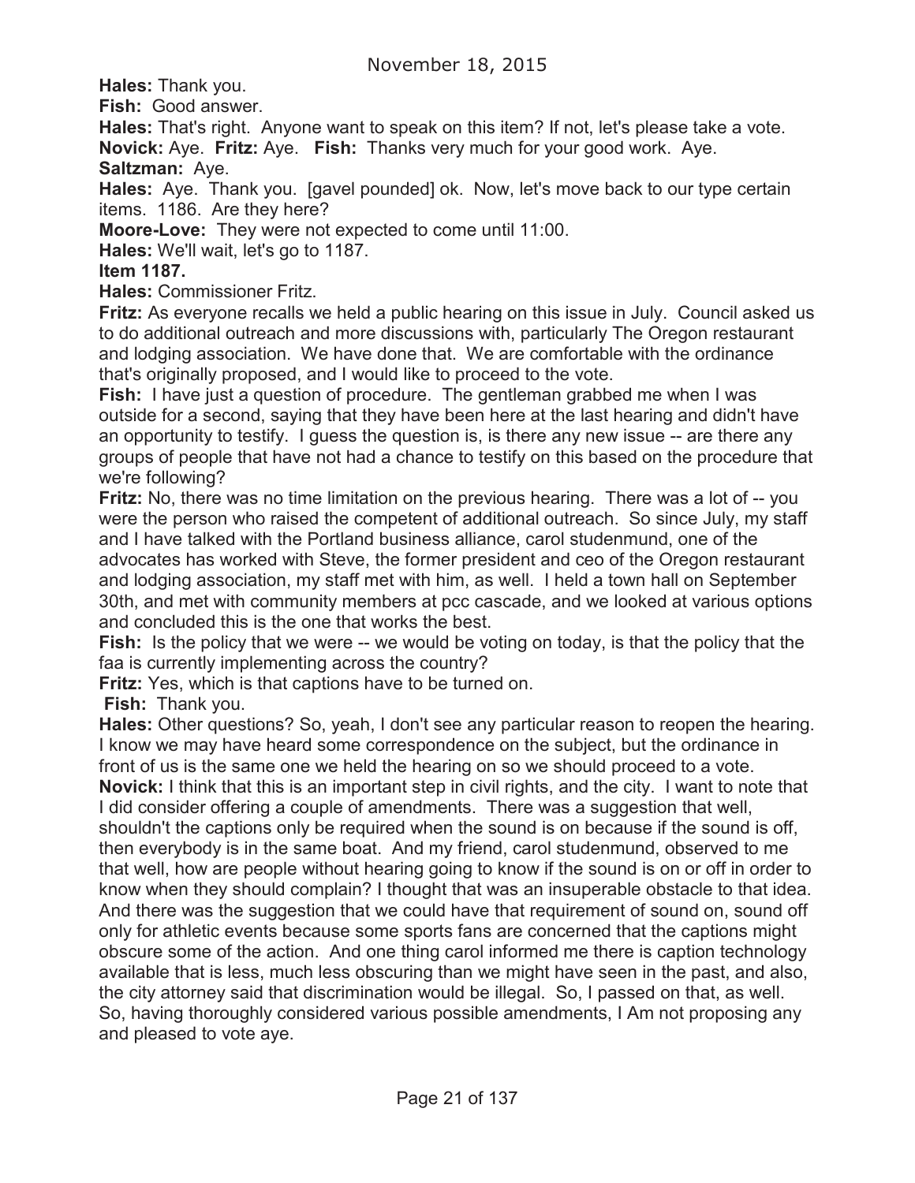November 18, 2015

**Hales:** Thank you.

**Fish:** Good answer.

**Hales:** That's right. Anyone want to speak on this item? If not, let's please take a vote.

**Novick:** Aye. **Fritz:** Aye. **Fish:** Thanks very much for your good work. Aye.

**Saltzman:** Aye.

**Hales:** Aye. Thank you. [gavel pounded] ok. Now, let's move back to our type certain items. 1186. Are they here?

**Moore-Love:** They were not expected to come until 11:00.

**Hales:** We'll wait, let's go to 1187.

**Item 1187.**

**Hales:** Commissioner Fritz.

**Fritz:** As everyone recalls we held a public hearing on this issue in July. Council asked us to do additional outreach and more discussions with, particularly The Oregon restaurant and lodging association. We have done that. We are comfortable with the ordinance that's originally proposed, and I would like to proceed to the vote.

**Fish:** I have just a question of procedure. The gentleman grabbed me when I was outside for a second, saying that they have been here at the last hearing and didn't have an opportunity to testify. I guess the question is, is there any new issue -- are there any groups of people that have not had a chance to testify on this based on the procedure that we're following?

**Fritz:** No, there was no time limitation on the previous hearing. There was a lot of -- you were the person who raised the competent of additional outreach. So since July, my staff and I have talked with the Portland business alliance, carol studenmund, one of the advocates has worked with Steve, the former president and ceo of the Oregon restaurant and lodging association, my staff met with him, as well. I held a town hall on September 30th, and met with community members at pcc cascade, and we looked at various options and concluded this is the one that works the best.

**Fish:** Is the policy that we were -- we would be voting on today, is that the policy that the faa is currently implementing across the country?

**Fritz:** Yes, which is that captions have to be turned on.

**Fish:** Thank you.

**Hales:** Other questions? So, yeah, I don't see any particular reason to reopen the hearing. I know we may have heard some correspondence on the subject, but the ordinance in front of us is the same one we held the hearing on so we should proceed to a vote.

**Novick:** I think that this is an important step in civil rights, and the city. I want to note that I did consider offering a couple of amendments. There was a suggestion that well, shouldn't the captions only be required when the sound is on because if the sound is off, then everybody is in the same boat. And my friend, carol studenmund, observed to me that well, how are people without hearing going to know if the sound is on or off in order to know when they should complain? I thought that was an insuperable obstacle to that idea. And there was the suggestion that we could have that requirement of sound on, sound off only for athletic events because some sports fans are concerned that the captions might obscure some of the action. And one thing carol informed me there is caption technology available that is less, much less obscuring than we might have seen in the past, and also, the city attorney said that discrimination would be illegal. So, I passed on that, as well. So, having thoroughly considered various possible amendments, I Am not proposing any and pleased to vote aye.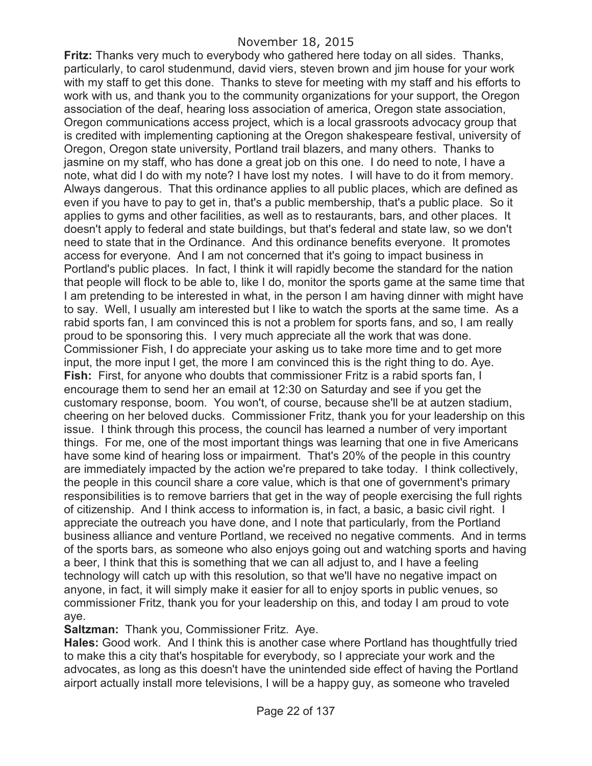**Fritz:** Thanks very much to everybody who gathered here today on all sides. Thanks, particularly, to carol studenmund, david viers, steven brown and jim house for your work with my staff to get this done. Thanks to steve for meeting with my staff and his efforts to work with us, and thank you to the community organizations for your support, the Oregon association of the deaf, hearing loss association of america, Oregon state association, Oregon communications access project, which is a local grassroots advocacy group that is credited with implementing captioning at the Oregon shakespeare festival, university of Oregon, Oregon state university, Portland trail blazers, and many others. Thanks to jasmine on my staff, who has done a great job on this one. I do need to note, I have a note, what did I do with my note? I have lost my notes. I will have to do it from memory. Always dangerous. That this ordinance applies to all public places, which are defined as even if you have to pay to get in, that's a public membership, that's a public place. So it applies to gyms and other facilities, as well as to restaurants, bars, and other places. It doesn't apply to federal and state buildings, but that's federal and state law, so we don't need to state that in the Ordinance. And this ordinance benefits everyone. It promotes access for everyone. And I am not concerned that it's going to impact business in Portland's public places. In fact, I think it will rapidly become the standard for the nation that people will flock to be able to, like I do, monitor the sports game at the same time that I am pretending to be interested in what, in the person I am having dinner with might have to say. Well, I usually am interested but I like to watch the sports at the same time. As a rabid sports fan, I am convinced this is not a problem for sports fans, and so, I am really proud to be sponsoring this. I very much appreciate all the work that was done. Commissioner Fish, I do appreciate your asking us to take more time and to get more input, the more input I get, the more I am convinced this is the right thing to do. Aye.

**Fish:** First, for anyone who doubts that commissioner Fritz is a rabid sports fan, I encourage them to send her an email at 12:30 on Saturday and see if you get the customary response, boom. You won't, of course, because she'll be at autzen stadium, cheering on her beloved ducks. Commissioner Fritz, thank you for your leadership on this issue. I think through this process, the council has learned a number of very important things. For me, one of the most important things was learning that one in five Americans have some kind of hearing loss or impairment. That's 20% of the people in this country are immediately impacted by the action we're prepared to take today. I think collectively, the people in this council share a core value, which is that one of government's primary responsibilities is to remove barriers that get in the way of people exercising the full rights of citizenship. And I think access to information is, in fact, a basic, a basic civil right. I appreciate the outreach you have done, and I note that particularly, from the Portland business alliance and venture Portland, we received no negative comments. And in terms of the sports bars, as someone who also enjoys going out and watching sports and having a beer, I think that this is something that we can all adjust to, and I have a feeling technology will catch up with this resolution, so that we'll have no negative impact on anyone, in fact, it will simply make it easier for all to enjoy sports in public venues, so commissioner Fritz, thank you for your leadership on this, and today I am proud to vote aye.

**Saltzman:** Thank you, Commissioner Fritz. Aye.

**Hales:** Good work. And I think this is another case where Portland has thoughtfully tried to make this a city that's hospitable for everybody, so I appreciate your work and the advocates, as long as this doesn't have the unintended side effect of having the Portland airport actually install more televisions, I will be a happy guy, as someone who traveled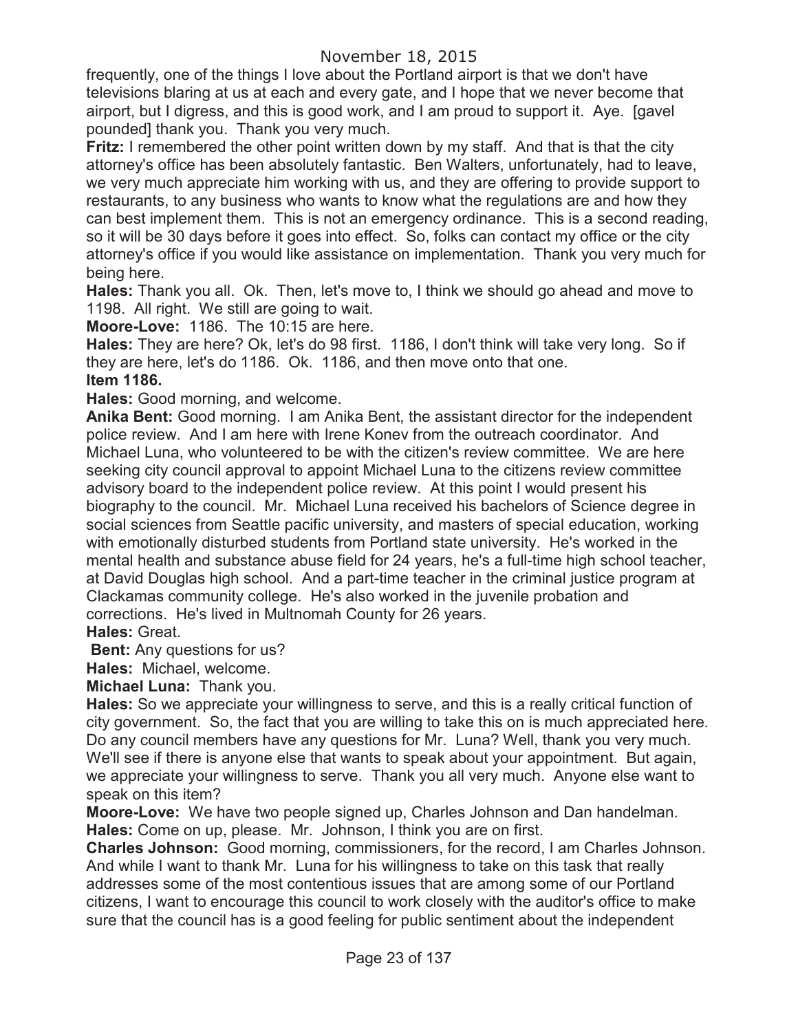frequently, one of the things I love about the Portland airport is that we don't have televisions blaring at us at each and every gate, and I hope that we never become that airport, but I digress, and this is good work, and I am proud to support it. Aye. [gavel pounded] thank you. Thank you very much.

**Fritz:** I remembered the other point written down by my staff. And that is that the city attorney's office has been absolutely fantastic. Ben Walters, unfortunately, had to leave, we very much appreciate him working with us, and they are offering to provide support to restaurants, to any business who wants to know what the regulations are and how they can best implement them. This is not an emergency ordinance. This is a second reading, so it will be 30 days before it goes into effect. So, folks can contact my office or the city attorney's office if you would like assistance on implementation. Thank you very much for being here.

**Hales:** Thank you all. Ok. Then, let's move to, I think we should go ahead and move to 1198. All right. We still are going to wait.

**Moore-Love:** 1186. The 10:15 are here.

**Hales:** They are here? Ok, let's do 98 first. 1186, I don't think will take very long. So if they are here, let's do 1186. Ok. 1186, and then move onto that one.

**Item 1186.**

**Hales:** Good morning, and welcome.

**Anika Bent:** Good morning. I am Anika Bent, the assistant director for the independent police review. And I am here with Irene Konev from the outreach coordinator. And Michael Luna, who volunteered to be with the citizen's review committee. We are here seeking city council approval to appoint Michael Luna to the citizens review committee advisory board to the independent police review. At this point I would present his biography to the council. Mr. Michael Luna received his bachelors of Science degree in social sciences from Seattle pacific university, and masters of special education, working with emotionally disturbed students from Portland state university. He's worked in the mental health and substance abuse field for 24 years, he's a full-time high school teacher, at David Douglas high school. And a part-time teacher in the criminal justice program at Clackamas community college. He's also worked in the juvenile probation and corrections. He's lived in Multnomah County for 26 years.

**Hales:** Great.

**Bent:** Any questions for us?

**Hales:** Michael, welcome.

**Michael Luna:** Thank you.

**Hales:** So we appreciate your willingness to serve, and this is a really critical function of city government. So, the fact that you are willing to take this on is much appreciated here. Do any council members have any questions for Mr. Luna? Well, thank you very much. We'll see if there is anyone else that wants to speak about your appointment. But again, we appreciate your willingness to serve. Thank you all very much. Anyone else want to speak on this item?

**Moore-Love:** We have two people signed up, Charles Johnson and Dan handelman.

**Hales:** Come on up, please. Mr. Johnson, I think you are on first.

**Charles Johnson:** Good morning, commissioners, for the record, I am Charles Johnson. And while I want to thank Mr. Luna for his willingness to take on this task that really addresses some of the most contentious issues that are among some of our Portland citizens, I want to encourage this council to work closely with the auditor's office to make sure that the council has is a good feeling for public sentiment about the independent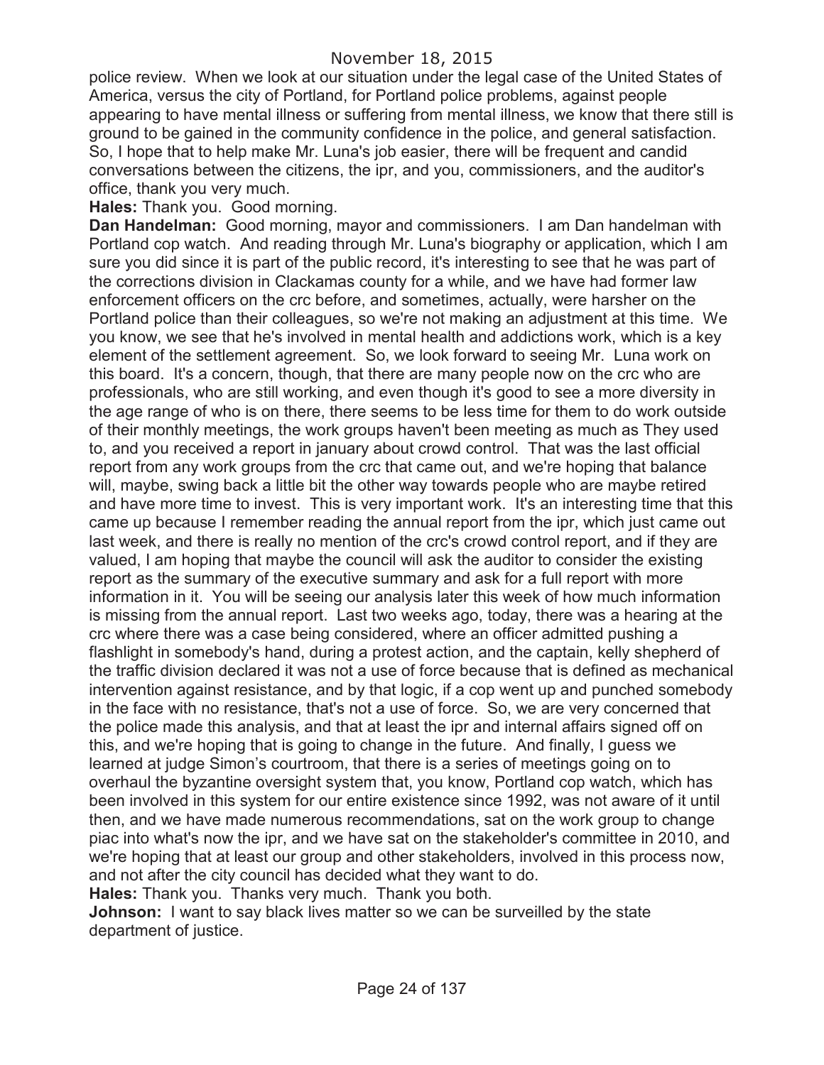police review. When we look at our situation under the legal case of the United States of America, versus the city of Portland, for Portland police problems, against people appearing to have mental illness or suffering from mental illness, we know that there still is ground to be gained in the community confidence in the police, and general satisfaction. So, I hope that to help make Mr. Luna's job easier, there will be frequent and candid conversations between the citizens, the ipr, and you, commissioners, and the auditor's office, thank you very much.

**Hales:** Thank you. Good morning.

**Dan Handelman:** Good morning, mayor and commissioners. I am Dan handelman with Portland cop watch. And reading through Mr. Luna's biography or application, which I am sure you did since it is part of the public record, it's interesting to see that he was part of the corrections division in Clackamas county for a while, and we have had former law enforcement officers on the crc before, and sometimes, actually, were harsher on the Portland police than their colleagues, so we're not making an adjustment at this time. We you know, we see that he's involved in mental health and addictions work, which is a key element of the settlement agreement. So, we look forward to seeing Mr. Luna work on this board. It's a concern, though, that there are many people now on the crc who are professionals, who are still working, and even though it's good to see a more diversity in the age range of who is on there, there seems to be less time for them to do work outside of their monthly meetings, the work groups haven't been meeting as much as They used to, and you received a report in january about crowd control. That was the last official report from any work groups from the crc that came out, and we're hoping that balance will, maybe, swing back a little bit the other way towards people who are maybe retired and have more time to invest. This is very important work. It's an interesting time that this came up because I remember reading the annual report from the ipr, which just came out last week, and there is really no mention of the crc's crowd control report, and if they are valued, I am hoping that maybe the council will ask the auditor to consider the existing report as the summary of the executive summary and ask for a full report with more information in it. You will be seeing our analysis later this week of how much information is missing from the annual report. Last two weeks ago, today, there was a hearing at the crc where there was a case being considered, where an officer admitted pushing a flashlight in somebody's hand, during a protest action, and the captain, kelly shepherd of the traffic division declared it was not a use of force because that is defined as mechanical intervention against resistance, and by that logic, if a cop went up and punched somebody in the face with no resistance, that's not a use of force. So, we are very concerned that the police made this analysis, and that at least the ipr and internal affairs signed off on this, and we're hoping that is going to change in the future. And finally, I guess we learned at judge Simon's courtroom, that there is a series of meetings going on to overhaul the byzantine oversight system that, you know, Portland cop watch, which has been involved in this system for our entire existence since 1992, was not aware of it until then, and we have made numerous recommendations, sat on the work group to change piac into what's now the ipr, and we have sat on the stakeholder's committee in 2010, and we're hoping that at least our group and other stakeholders, involved in this process now, and not after the city council has decided what they want to do.

**Hales:** Thank you. Thanks very much. Thank you both.

**Johnson:** I want to say black lives matter so we can be surveilled by the state department of justice.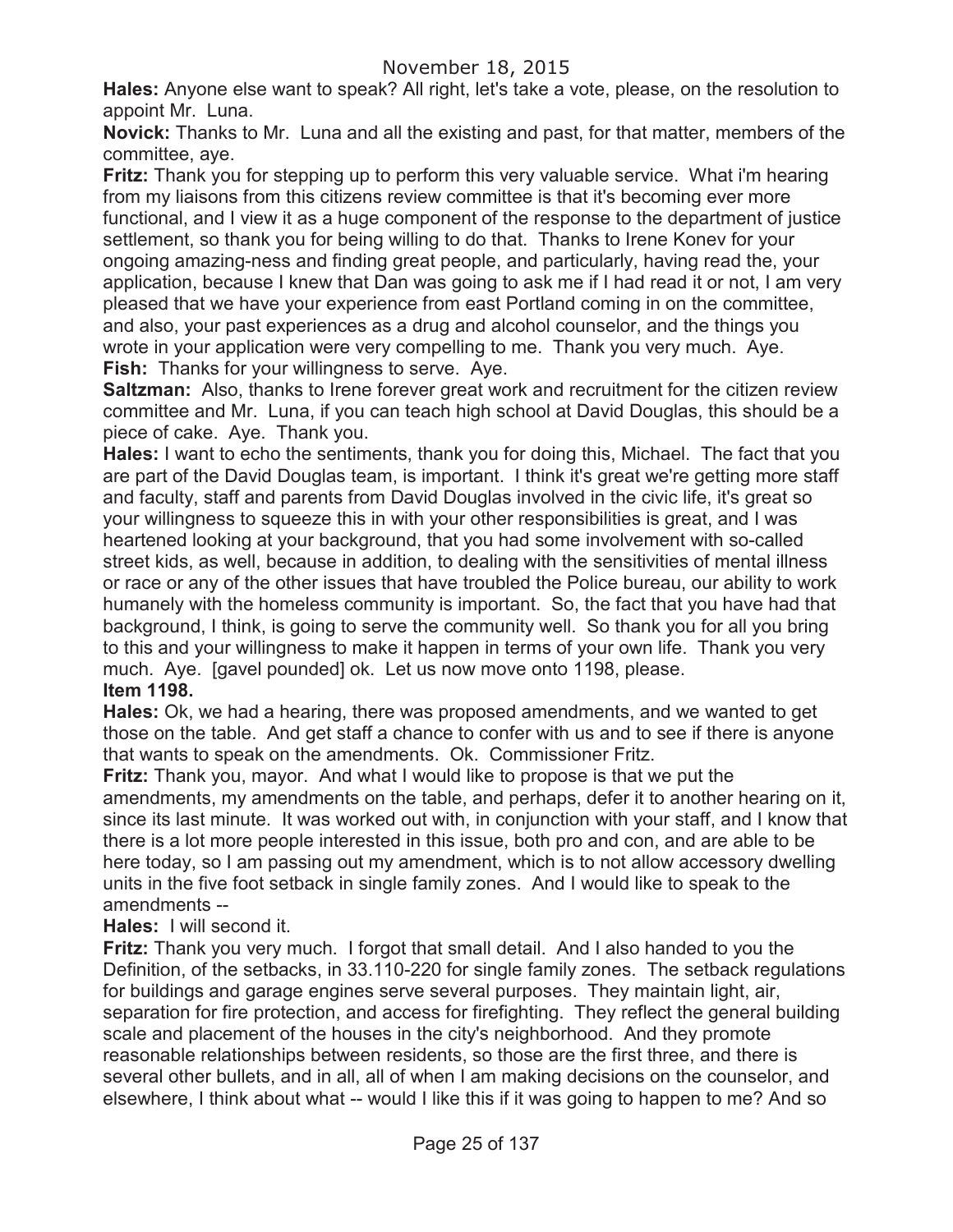**Hales:** Anyone else want to speak? All right, let's take a vote, please, on the resolution to appoint Mr. Luna.

**Novick:** Thanks to Mr. Luna and all the existing and past, for that matter, members of the committee, aye.

**Fritz:** Thank you for stepping up to perform this very valuable service. What i'm hearing from my liaisons from this citizens review committee is that it's becoming ever more functional, and I view it as a huge component of the response to the department of justice settlement, so thank you for being willing to do that. Thanks to Irene Konev for your ongoing amazing-ness and finding great people, and particularly, having read the, your application, because I knew that Dan was going to ask me if I had read it or not, I am very pleased that we have your experience from east Portland coming in on the committee, and also, your past experiences as a drug and alcohol counselor, and the things you wrote in your application were very compelling to me. Thank you very much. Aye.

**Fish:** Thanks for your willingness to serve. Aye.

**Saltzman:** Also, thanks to Irene forever great work and recruitment for the citizen review committee and Mr. Luna, if you can teach high school at David Douglas, this should be a piece of cake. Aye. Thank you.

**Hales:** I want to echo the sentiments, thank you for doing this, Michael. The fact that you are part of the David Douglas team, is important. I think it's great we're getting more staff and faculty, staff and parents from David Douglas involved in the civic life, it's great so your willingness to squeeze this in with your other responsibilities is great, and I was heartened looking at your background, that you had some involvement with so-called street kids, as well, because in addition, to dealing with the sensitivities of mental illness or race or any of the other issues that have troubled the Police bureau, our ability to work humanely with the homeless community is important. So, the fact that you have had that background, I think, is going to serve the community well. So thank you for all you bring to this and your willingness to make it happen in terms of your own life. Thank you very much. Aye. [gavel pounded] ok. Let us now move onto 1198, please.

**Item 1198.**

**Hales:** Ok, we had a hearing, there was proposed amendments, and we wanted to get those on the table. And get staff a chance to confer with us and to see if there is anyone that wants to speak on the amendments. Ok. Commissioner Fritz.

**Fritz:** Thank you, mayor. And what I would like to propose is that we put the amendments, my amendments on the table, and perhaps, defer it to another hearing on it, since its last minute. It was worked out with, in conjunction with your staff, and I know that there is a lot more people interested in this issue, both pro and con, and are able to be here today, so I am passing out my amendment, which is to not allow accessory dwelling units in the five foot setback in single family zones. And I would like to speak to the amendments --

**Hales:** I will second it.

**Fritz:** Thank you very much. I forgot that small detail. And I also handed to you the Definition, of the setbacks, in 33.110-220 for single family zones. The setback regulations for buildings and garage engines serve several purposes. They maintain light, air, separation for fire protection, and access for firefighting. They reflect the general building scale and placement of the houses in the city's neighborhood. And they promote reasonable relationships between residents, so those are the first three, and there is several other bullets, and in all, all of when I am making decisions on the counselor, and elsewhere, I think about what -- would I like this if it was going to happen to me? And so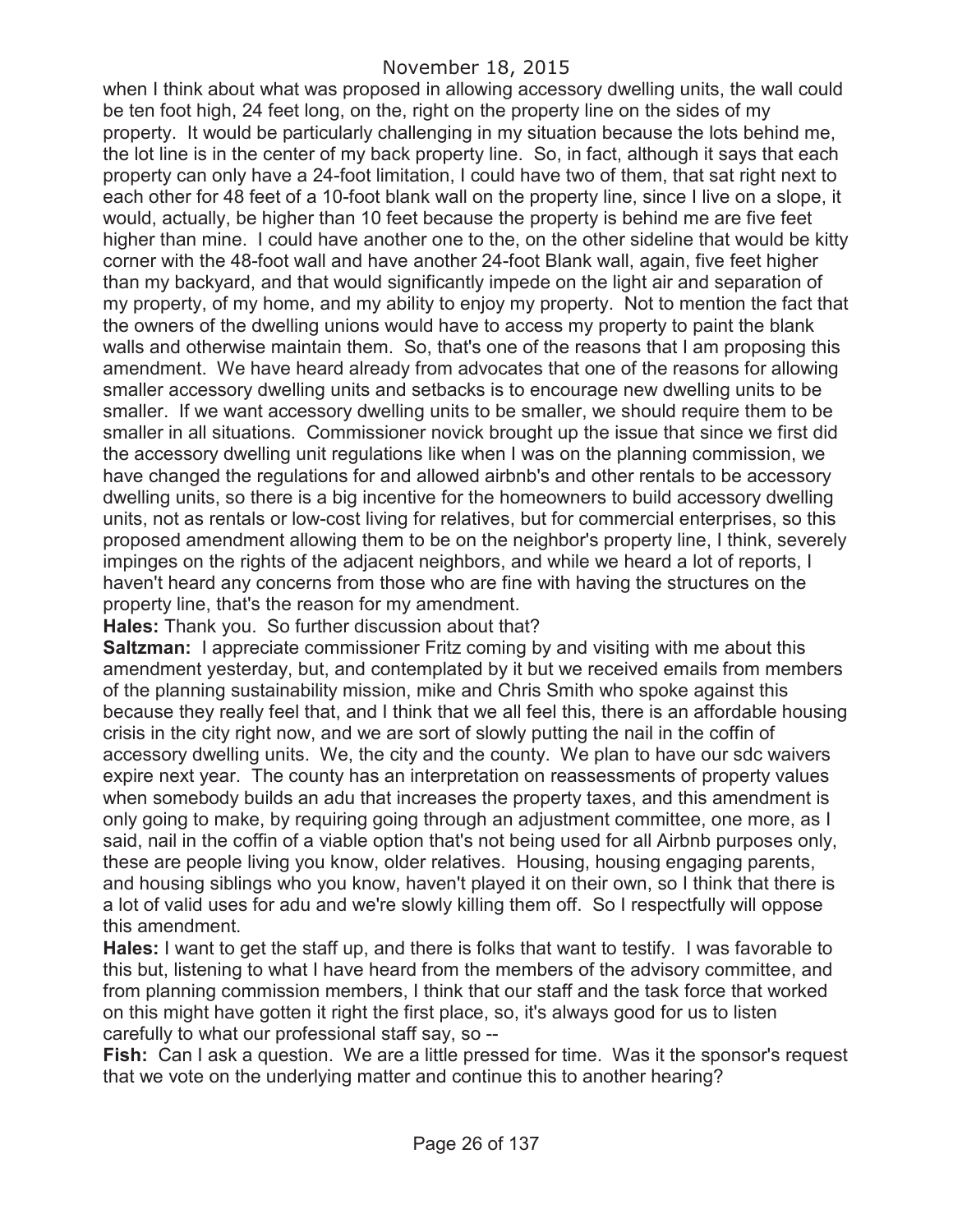when I think about what was proposed in allowing accessory dwelling units, the wall could be ten foot high, 24 feet long, on the, right on the property line on the sides of my property. It would be particularly challenging in my situation because the lots behind me, the lot line is in the center of my back property line. So, in fact, although it says that each property can only have a 24-foot limitation, I could have two of them, that sat right next to each other for 48 feet of a 10-foot blank wall on the property line, since I live on a slope, it would, actually, be higher than 10 feet because the property is behind me are five feet higher than mine. I could have another one to the, on the other sideline that would be kitty corner with the 48-foot wall and have another 24-foot Blank wall, again, five feet higher than my backyard, and that would significantly impede on the light air and separation of my property, of my home, and my ability to enjoy my property. Not to mention the fact that the owners of the dwelling unions would have to access my property to paint the blank walls and otherwise maintain them. So, that's one of the reasons that I am proposing this amendment. We have heard already from advocates that one of the reasons for allowing smaller accessory dwelling units and setbacks is to encourage new dwelling units to be smaller. If we want accessory dwelling units to be smaller, we should require them to be smaller in all situations. Commissioner novick brought up the issue that since we first did the accessory dwelling unit regulations like when I was on the planning commission, we have changed the regulations for and allowed airbnb's and other rentals to be accessory dwelling units, so there is a big incentive for the homeowners to build accessory dwelling units, not as rentals or low-cost living for relatives, but for commercial enterprises, so this proposed amendment allowing them to be on the neighbor's property line, I think, severely impinges on the rights of the adjacent neighbors, and while we heard a lot of reports, I haven't heard any concerns from those who are fine with having the structures on the property line, that's the reason for my amendment.

**Hales:** Thank you. So further discussion about that?

**Saltzman:** I appreciate commissioner Fritz coming by and visiting with me about this amendment yesterday, but, and contemplated by it but we received emails from members of the planning sustainability mission, mike and Chris Smith who spoke against this because they really feel that, and I think that we all feel this, there is an affordable housing crisis in the city right now, and we are sort of slowly putting the nail in the coffin of accessory dwelling units. We, the city and the county. We plan to have our sdc waivers expire next year. The county has an interpretation on reassessments of property values when somebody builds an adu that increases the property taxes, and this amendment is only going to make, by requiring going through an adjustment committee, one more, as I said, nail in the coffin of a viable option that's not being used for all Airbnb purposes only, these are people living you know, older relatives. Housing, housing engaging parents, and housing siblings who you know, haven't played it on their own, so I think that there is a lot of valid uses for adu and we're slowly killing them off. So I respectfully will oppose this amendment.

**Hales:** I want to get the staff up, and there is folks that want to testify. I was favorable to this but, listening to what I have heard from the members of the advisory committee, and from planning commission members, I think that our staff and the task force that worked on this might have gotten it right the first place, so, it's always good for us to listen carefully to what our professional staff say, so --

**Fish:** Can I ask a question. We are a little pressed for time. Was it the sponsor's request that we vote on the underlying matter and continue this to another hearing?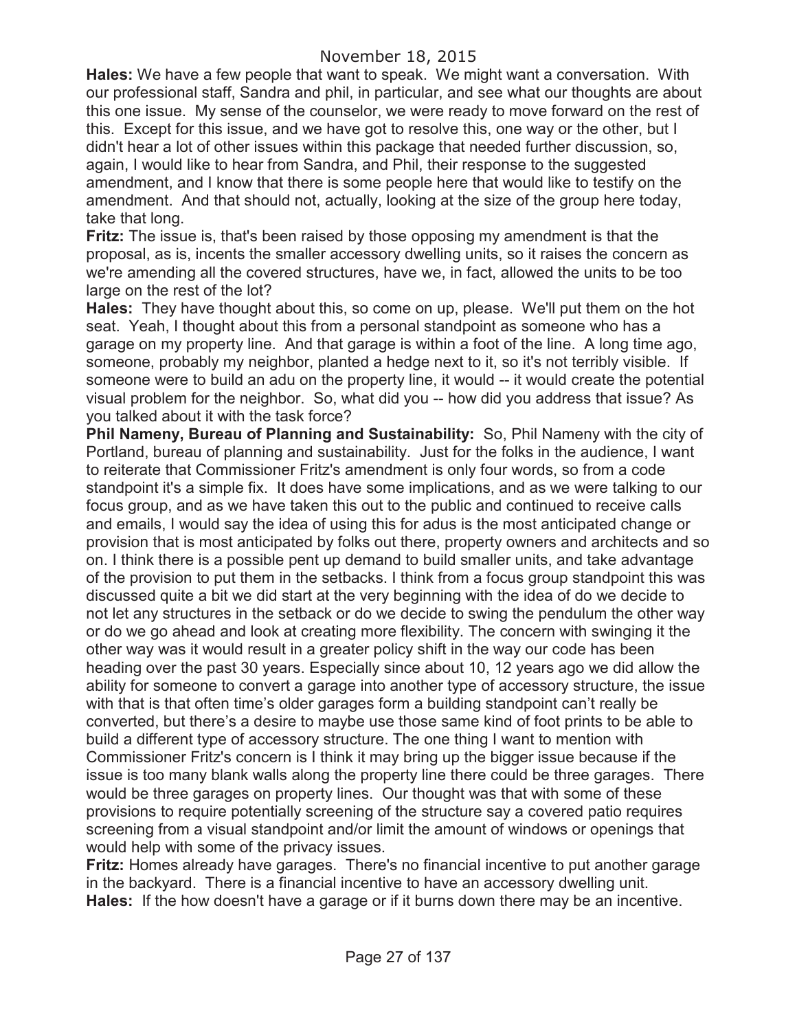**Hales:** We have a few people that want to speak. We might want a conversation. With our professional staff, Sandra and phil, in particular, and see what our thoughts are about this one issue. My sense of the counselor, we were ready to move forward on the rest of this. Except for this issue, and we have got to resolve this, one way or the other, but I didn't hear a lot of other issues within this package that needed further discussion, so, again, I would like to hear from Sandra, and Phil, their response to the suggested amendment, and I know that there is some people here that would like to testify on the amendment. And that should not, actually, looking at the size of the group here today, take that long.

**Fritz:** The issue is, that's been raised by those opposing my amendment is that the proposal, as is, incents the smaller accessory dwelling units, so it raises the concern as we're amending all the covered structures, have we, in fact, allowed the units to be too large on the rest of the lot?

**Hales:** They have thought about this, so come on up, please. We'll put them on the hot seat. Yeah, I thought about this from a personal standpoint as someone who has a garage on my property line. And that garage is within a foot of the line. A long time ago, someone, probably my neighbor, planted a hedge next to it, so it's not terribly visible. If someone were to build an adu on the property line, it would -- it would create the potential visual problem for the neighbor. So, what did you -- how did you address that issue? As you talked about it with the task force?

**Phil Nameny, Bureau of Planning and Sustainability:** So, Phil Nameny with the city of Portland, bureau of planning and sustainability. Just for the folks in the audience, I want to reiterate that Commissioner Fritz's amendment is only four words, so from a code standpoint it's a simple fix. It does have some implications, and as we were talking to our focus group, and as we have taken this out to the public and continued to receive calls and emails, I would say the idea of using this for adus is the most anticipated change or provision that is most anticipated by folks out there, property owners and architects and so on. I think there is a possible pent up demand to build smaller units, and take advantage of the provision to put them in the setbacks. I think from a focus group standpoint this was discussed quite a bit we did start at the very beginning with the idea of do we decide to not let any structures in the setback or do we decide to swing the pendulum the other way or do we go ahead and look at creating more flexibility. The concern with swinging it the other way was it would result in a greater policy shift in the way our code has been heading over the past 30 years. Especially since about 10, 12 years ago we did allow the ability for someone to convert a garage into another type of accessory structure, the issue with that is that often time's older garages form a building standpoint can't really be converted, but there's a desire to maybe use those same kind of foot prints to be able to build a different type of accessory structure. The one thing I want to mention with Commissioner Fritz's concern is I think it may bring up the bigger issue because if the issue is too many blank walls along the property line there could be three garages. There would be three garages on property lines. Our thought was that with some of these provisions to require potentially screening of the structure say a covered patio requires screening from a visual standpoint and/or limit the amount of windows or openings that would help with some of the privacy issues.

**Fritz:** Homes already have garages. There's no financial incentive to put another garage in the backyard. There is a financial incentive to have an accessory dwelling unit.

**Hales:** If the how doesn't have a garage or if it burns down there may be an incentive.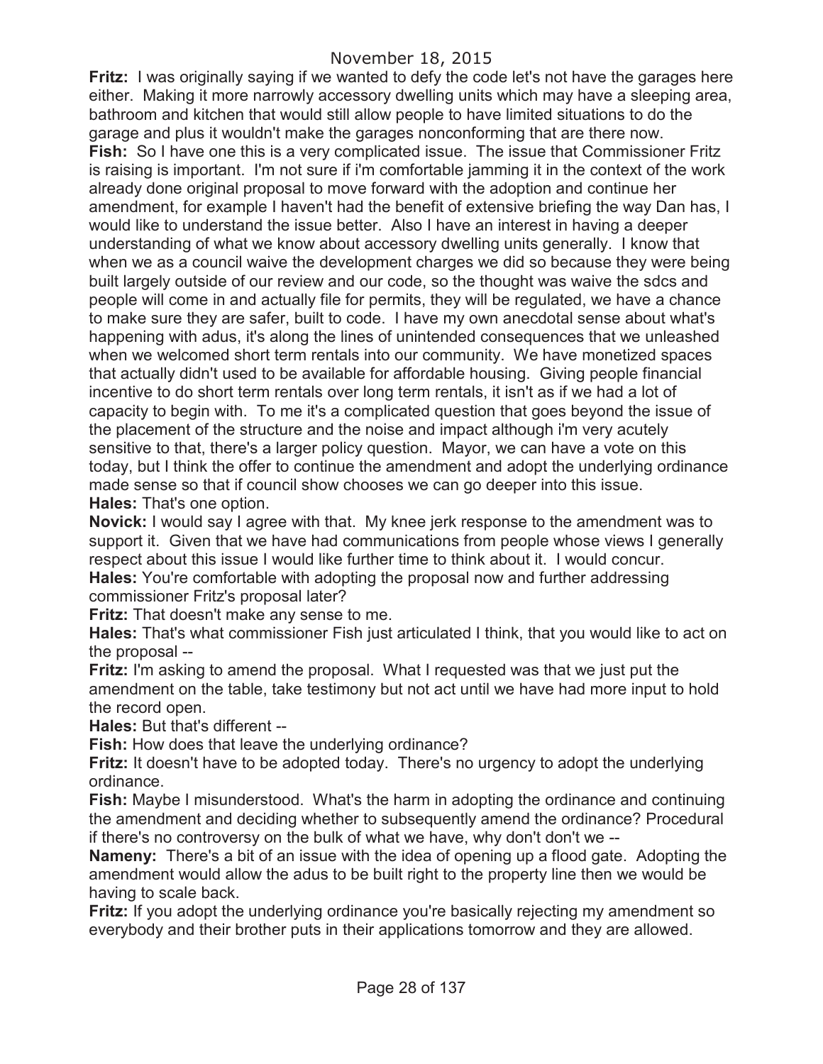**Fritz:** I was originally saying if we wanted to defy the code let's not have the garages here either. Making it more narrowly accessory dwelling units which may have a sleeping area, bathroom and kitchen that would still allow people to have limited situations to do the garage and plus it wouldn't make the garages nonconforming that are there now.

**Fish:** So I have one this is a very complicated issue. The issue that Commissioner Fritz is raising is important. I'm not sure if i'm comfortable jamming it in the context of the work already done original proposal to move forward with the adoption and continue her amendment, for example I haven't had the benefit of extensive briefing the way Dan has, I would like to understand the issue better. Also I have an interest in having a deeper understanding of what we know about accessory dwelling units generally. I know that when we as a council waive the development charges we did so because they were being built largely outside of our review and our code, so the thought was waive the sdcs and people will come in and actually file for permits, they will be regulated, we have a chance to make sure they are safer, built to code. I have my own anecdotal sense about what's happening with adus, it's along the lines of unintended consequences that we unleashed when we welcomed short term rentals into our community. We have monetized spaces that actually didn't used to be available for affordable housing. Giving people financial incentive to do short term rentals over long term rentals, it isn't as if we had a lot of capacity to begin with. To me it's a complicated question that goes beyond the issue of the placement of the structure and the noise and impact although i'm very acutely sensitive to that, there's a larger policy question. Mayor, we can have a vote on this today, but I think the offer to continue the amendment and adopt the underlying ordinance made sense so that if council show chooses we can go deeper into this issue.

**Hales:** That's one option.

**Novick:** I would say I agree with that. My knee jerk response to the amendment was to support it. Given that we have had communications from people whose views I generally respect about this issue I would like further time to think about it. I would concur.

**Hales:** You're comfortable with adopting the proposal now and further addressing commissioner Fritz's proposal later?

**Fritz:** That doesn't make any sense to me.

**Hales:** That's what commissioner Fish just articulated I think, that you would like to act on the proposal --

**Fritz:** I'm asking to amend the proposal. What I requested was that we just put the amendment on the table, take testimony but not act until we have had more input to hold the record open.

**Hales:** But that's different --

**Fish:** How does that leave the underlying ordinance?

**Fritz:** It doesn't have to be adopted today. There's no urgency to adopt the underlying ordinance.

**Fish:** Maybe I misunderstood. What's the harm in adopting the ordinance and continuing the amendment and deciding whether to subsequently amend the ordinance? Procedural if there's no controversy on the bulk of what we have, why don't don't we --

**Nameny:** There's a bit of an issue with the idea of opening up a flood gate. Adopting the amendment would allow the adus to be built right to the property line then we would be having to scale back.

**Fritz:** If you adopt the underlying ordinance you're basically rejecting my amendment so everybody and their brother puts in their applications tomorrow and they are allowed.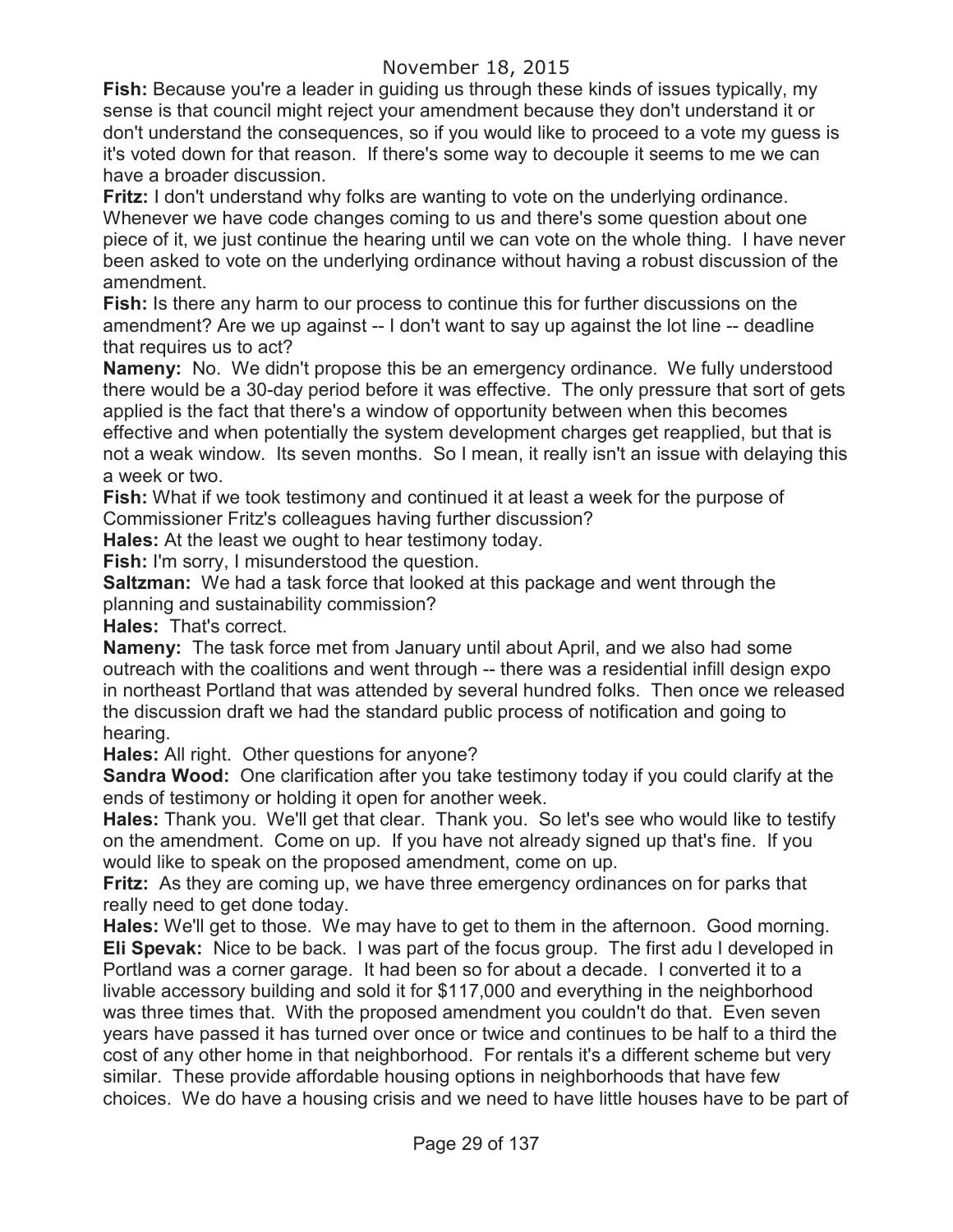**Fish:** Because you're a leader in guiding us through these kinds of issues typically, my sense is that council might reject your amendment because they don't understand it or don't understand the consequences, so if you would like to proceed to a vote my guess is it's voted down for that reason. If there's some way to decouple it seems to me we can have a broader discussion.

**Fritz:** I don't understand why folks are wanting to vote on the underlying ordinance. Whenever we have code changes coming to us and there's some question about one piece of it, we just continue the hearing until we can vote on the whole thing. I have never been asked to vote on the underlying ordinance without having a robust discussion of the amendment.

**Fish:** Is there any harm to our process to continue this for further discussions on the amendment? Are we up against -- I don't want to say up against the lot line -- deadline that requires us to act?

**Nameny:** No. We didn't propose this be an emergency ordinance. We fully understood there would be a 30-day period before it was effective. The only pressure that sort of gets applied is the fact that there's a window of opportunity between when this becomes effective and when potentially the system development charges get reapplied, but that is not a weak window. Its seven months. So I mean, it really isn't an issue with delaying this a week or two.

**Fish:** What if we took testimony and continued it at least a week for the purpose of Commissioner Fritz's colleagues having further discussion?

**Hales:** At the least we ought to hear testimony today.

**Fish:** I'm sorry, I misunderstood the question.

**Saltzman:** We had a task force that looked at this package and went through the planning and sustainability commission?

**Hales:** That's correct.

**Nameny:** The task force met from January until about April, and we also had some outreach with the coalitions and went through -- there was a residential infill design expo in northeast Portland that was attended by several hundred folks. Then once we released the discussion draft we had the standard public process of notification and going to hearing.

**Hales:** All right. Other questions for anyone?

**Sandra Wood:** One clarification after you take testimony today if you could clarify at the ends of testimony or holding it open for another week.

**Hales:** Thank you. We'll get that clear. Thank you. So let's see who would like to testify on the amendment. Come on up. If you have not already signed up that's fine. If you would like to speak on the proposed amendment, come on up.

**Fritz:** As they are coming up, we have three emergency ordinances on for parks that really need to get done today.

**Hales:** We'll get to those. We may have to get to them in the afternoon. Good morning.

**Eli Spevak:** Nice to be back. I was part of the focus group. The first adu I developed in Portland was a corner garage. It had been so for about a decade. I converted it to a livable accessory building and sold it for $117,000 and everything in the neighborhood was three times that. With the proposed amendment you couldn't do that. Even seven years have passed it has turned over once or twice and continues to be half to a third the cost of any other home in that neighborhood. For rentals it's a different scheme but very similar. These provide affordable housing options in neighborhoods that have few choices. We do have a housing crisis and we need to have little houses have to be part of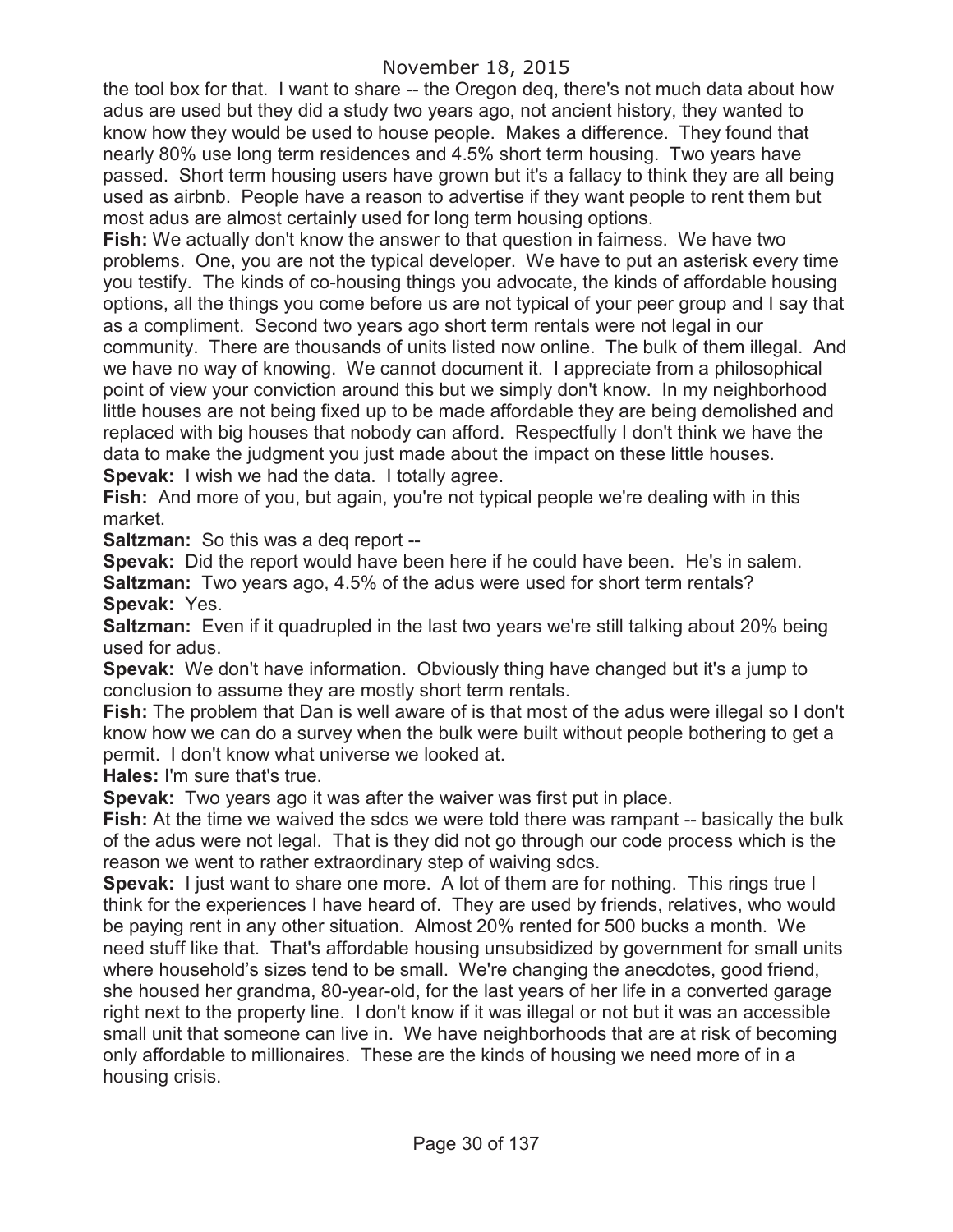the tool box for that. I want to share -- the Oregon deq, there's not much data about how adus are used but they did a study two years ago, not ancient history, they wanted to know how they would be used to house people. Makes a difference. They found that nearly 80% use long term residences and 4.5% short term housing. Two years have passed. Short term housing users have grown but it's a fallacy to think they are all being used as airbnb. People have a reason to advertise if they want people to rent them but most adus are almost certainly used for long term housing options.

**Fish:** We actually don't know the answer to that question in fairness. We have two problems. One, you are not the typical developer. We have to put an asterisk every time you testify. The kinds of co-housing things you advocate, the kinds of affordable housing options, all the things you come before us are not typical of your peer group and I say that as a compliment. Second two years ago short term rentals were not legal in our community. There are thousands of units listed now online. The bulk of them illegal. And we have no way of knowing. We cannot document it. I appreciate from a philosophical point of view your conviction around this but we simply don't know. In my neighborhood little houses are not being fixed up to be made affordable they are being demolished and replaced with big houses that nobody can afford. Respectfully I don't think we have the data to make the judgment you just made about the impact on these little houses.

**Spevak:** I wish we had the data. I totally agree.

**Fish:** And more of you, but again, you're not typical people we're dealing with in this market.

**Saltzman:** So this was a deq report --

**Spevak:** Did the report would have been here if he could have been. He's in salem.

**Saltzman:** Two years ago, 4.5% of the adus were used for short term rentals?

**Spevak:** Yes.

**Saltzman:** Even if it quadrupled in the last two years we're still talking about 20% being used for adus.

**Spevak:** We don't have information. Obviously thing have changed but it's a jump to conclusion to assume they are mostly short term rentals.

**Fish:** The problem that Dan is well aware of is that most of the adus were illegal so I don't know how we can do a survey when the bulk were built without people bothering to get a permit. I don't know what universe we looked at.

**Hales:** I'm sure that's true.

**Spevak:** Two years ago it was after the waiver was first put in place.

**Fish:** At the time we waived the sdcs we were told there was rampant -- basically the bulk of the adus were not legal. That is they did not go through our code process which is the reason we went to rather extraordinary step of waiving sdcs.

**Spevak:** I just want to share one more. A lot of them are for nothing. This rings true I think for the experiences I have heard of. They are used by friends, relatives, who would be paying rent in any other situation. Almost 20% rented for 500 bucks a month. We need stuff like that. That's affordable housing unsubsidized by government for small units where household's sizes tend to be small. We're changing the anecdotes, good friend, she housed her grandma, 80-year-old, for the last years of her life in a converted garage right next to the property line. I don't know if it was illegal or not but it was an accessible small unit that someone can live in. We have neighborhoods that are at risk of becoming only affordable to millionaires. These are the kinds of housing we need more of in a housing crisis.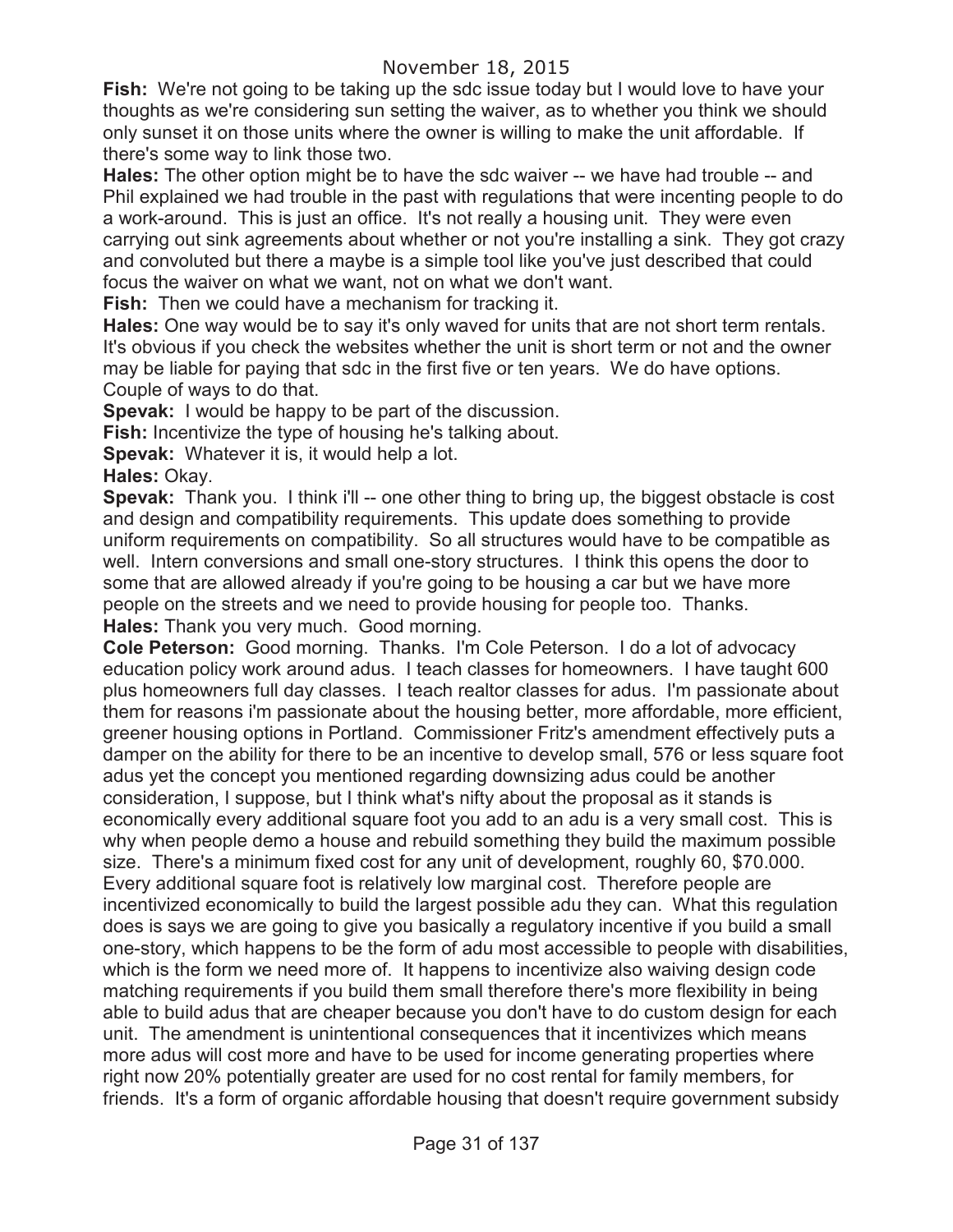**Fish:** We're not going to be taking up the sdc issue today but I would love to have your thoughts as we're considering sun setting the waiver, as to whether you think we should only sunset it on those units where the owner is willing to make the unit affordable. If there's some way to link those two.

**Hales:** The other option might be to have the sdc waiver -- we have had trouble -- and Phil explained we had trouble in the past with regulations that were incenting people to do a work-around. This is just an office. It's not really a housing unit. They were even carrying out sink agreements about whether or not you're installing a sink. They got crazy and convoluted but there a maybe is a simple tool like you've just described that could focus the waiver on what we want, not on what we don't want.

**Fish:** Then we could have a mechanism for tracking it.

**Hales:** One way would be to say it's only waved for units that are not short term rentals. It's obvious if you check the websites whether the unit is short term or not and the owner may be liable for paying that sdc in the first five or ten years. We do have options. Couple of ways to do that.

**Spevak:** I would be happy to be part of the discussion.

**Fish:** Incentivize the type of housing he's talking about.

**Spevak:** Whatever it is, it would help a lot.

**Hales:** Okay.

**Spevak:** Thank you. I think i'll -- one other thing to bring up, the biggest obstacle is cost and design and compatibility requirements. This update does something to provide uniform requirements on compatibility. So all structures would have to be compatible as well. Intern conversions and small one-story structures. I think this opens the door to some that are allowed already if you're going to be housing a car but we have more people on the streets and we need to provide housing for people too. Thanks.

**Hales:** Thank you very much. Good morning.

**Cole Peterson:** Good morning. Thanks. I'm Cole Peterson. I do a lot of advocacy education policy work around adus. I teach classes for homeowners. I have taught 600 plus homeowners full day classes. I teach realtor classes for adus. I'm passionate about them for reasons i'm passionate about the housing better, more affordable, more efficient, greener housing options in Portland. Commissioner Fritz's amendment effectively puts a damper on the ability for there to be an incentive to develop small, 576 or less square foot adus yet the concept you mentioned regarding downsizing adus could be another consideration, I suppose, but I think what's nifty about the proposal as it stands is economically every additional square foot you add to an adu is a very small cost. This is why when people demo a house and rebuild something they build the maximum possible size. There's a minimum fixed cost for any unit of development, roughly 60, $70.000. Every additional square foot is relatively low marginal cost. Therefore people are incentivized economically to build the largest possible adu they can. What this regulation does is says we are going to give you basically a regulatory incentive if you build a small one-story, which happens to be the form of adu most accessible to people with disabilities, which is the form we need more of. It happens to incentivize also waiving design code matching requirements if you build them small therefore there's more flexibility in being able to build adus that are cheaper because you don't have to do custom design for each unit. The amendment is unintentional consequences that it incentivizes which means more adus will cost more and have to be used for income generating properties where right now 20% potentially greater are used for no cost rental for family members, for friends. It's a form of organic affordable housing that doesn't require government subsidy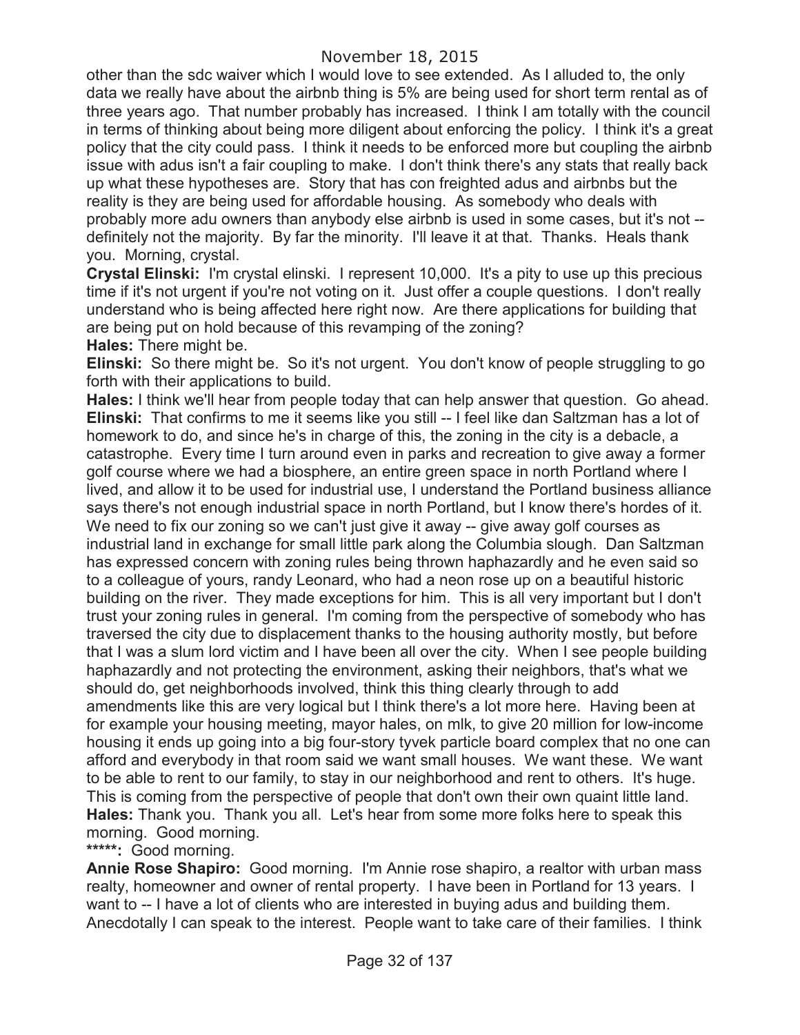other than the sdc waiver which I would love to see extended. As I alluded to, the only data we really have about the airbnb thing is 5% are being used for short term rental as of three years ago. That number probably has increased. I think I am totally with the council in terms of thinking about being more diligent about enforcing the policy. I think it's a great policy that the city could pass. I think it needs to be enforced more but coupling the airbnb issue with adus isn't a fair coupling to make. I don't think there's any stats that really back up what these hypotheses are. Story that has con freighted adus and airbnbs but the reality is they are being used for affordable housing. As somebody who deals with probably more adu owners than anybody else airbnb is used in some cases, but it's not -- definitely not the majority. By far the minority. I'll leave it at that. Thanks. Heals thank you. Morning, crystal.

**Crystal Elinski:** I'm crystal elinski. I represent 10,000. It's a pity to use up this precious time if it's not urgent if you're not voting on it. Just offer a couple questions. I don't really understand who is being affected here right now. Are there applications for building that are being put on hold because of this revamping of the zoning?

**Hales:** There might be.

**Elinski:** So there might be. So it's not urgent. You don't know of people struggling to go forth with their applications to build.

**Hales:** I think we'll hear from people today that can help answer that question. Go ahead.

**Elinski:** That confirms to me it seems like you still -- I feel like dan Saltzman has a lot of homework to do, and since he's in charge of this, the zoning in the city is a debacle, a catastrophe. Every time I turn around even in parks and recreation to give away a former golf course where we had a biosphere, an entire green space in north Portland where I lived, and allow it to be used for industrial use, I understand the Portland business alliance says there's not enough industrial space in north Portland, but I know there's hordes of it. We need to fix our zoning so we can't just give it away -- give away golf courses as industrial land in exchange for small little park along the Columbia slough. Dan Saltzman has expressed concern with zoning rules being thrown haphazardly and he even said so to a colleague of yours, randy Leonard, who had a neon rose up on a beautiful historic building on the river. They made exceptions for him. This is all very important but I don't trust your zoning rules in general. I'm coming from the perspective of somebody who has traversed the city due to displacement thanks to the housing authority mostly, but before that I was a slum lord victim and I have been all over the city. When I see people building haphazardly and not protecting the environment, asking their neighbors, that's what we should do, get neighborhoods involved, think this thing clearly through to add amendments like this are very logical but I think there's a lot more here. Having been at for example your housing meeting, mayor hales, on mlk, to give 20 million for low-income housing it ends up going into a big four-story tyvek particle board complex that no one can afford and everybody in that room said we want small houses. We want these. We want to be able to rent to our family, to stay in our neighborhood and rent to others. It's huge. This is coming from the perspective of people that don't own their own quaint little land.

**Hales:** Thank you. Thank you all. Let's hear from some more folks here to speak this morning. Good morning.

*****: Good morning.

**Annie Rose Shapiro:** Good morning. I'm Annie rose shapiro, a realtor with urban mass realty, homeowner and owner of rental property. I have been in Portland for 13 years. I want to -- I have a lot of clients who are interested in buying adus and building them. Anecdotally I can speak to the interest. People want to take care of their families. I think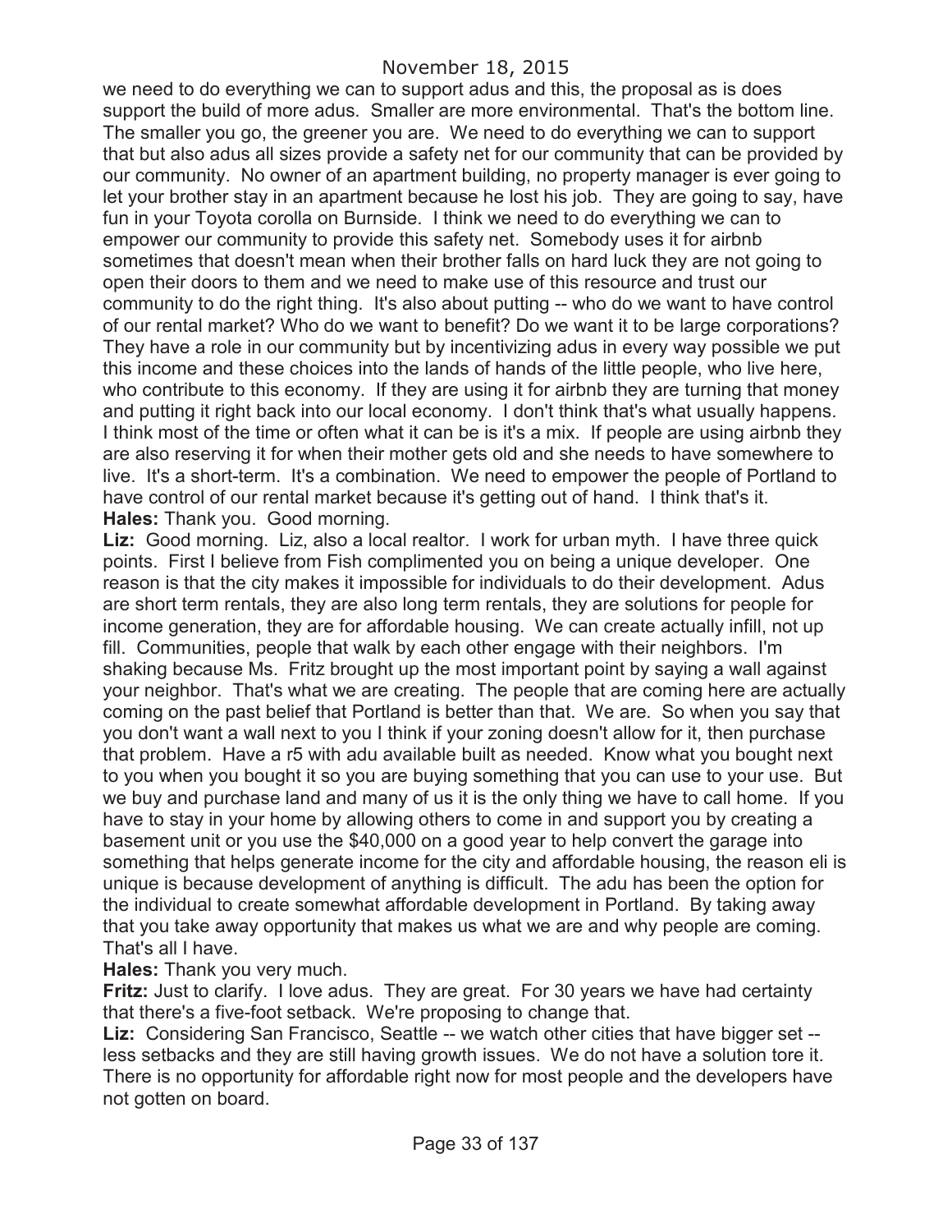we need to do everything we can to support adus and this, the proposal as is does support the build of more adus. Smaller are more environmental. That's the bottom line. The smaller you go, the greener you are. We need to do everything we can to support that but also adus all sizes provide a safety net for our community that can be provided by our community. No owner of an apartment building, no property manager is ever going to let your brother stay in an apartment because he lost his job. They are going to say, have fun in your Toyota corolla on Burnside. I think we need to do everything we can to empower our community to provide this safety net. Somebody uses it for airbnb sometimes that doesn't mean when their brother falls on hard luck they are not going to open their doors to them and we need to make use of this resource and trust our community to do the right thing. It's also about putting -- who do we want to have control of our rental market? Who do we want to benefit? Do we want it to be large corporations? They have a role in our community but by incentivizing adus in every way possible we put this income and these choices into the lands of hands of the little people, who live here, who contribute to this economy. If they are using it for airbnb they are turning that money and putting it right back into our local economy. I don't think that's what usually happens. I think most of the time or often what it can be is it's a mix. If people are using airbnb they are also reserving it for when their mother gets old and she needs to have somewhere to live. It's a short-term. It's a combination. We need to empower the people of Portland to have control of our rental market because it's getting out of hand. I think that's it.

**Hales:** Thank you. Good morning.

**Liz:** Good morning. Liz, also a local realtor. I work for urban myth. I have three quick points. First I believe from Fish complimented you on being a unique developer. One reason is that the city makes it impossible for individuals to do their development. Adus are short term rentals, they are also long term rentals, they are solutions for people for income generation, they are for affordable housing. We can create actually infill, not up fill. Communities, people that walk by each other engage with their neighbors. I'm shaking because Ms. Fritz brought up the most important point by saying a wall against your neighbor. That's what we are creating. The people that are coming here are actually coming on the past belief that Portland is better than that. We are. So when you say that you don't want a wall next to you I think if your zoning doesn't allow for it, then purchase that problem. Have a r5 with adu available built as needed. Know what you bought next to you when you bought it so you are buying something that you can use to your use. But we buy and purchase land and many of us it is the only thing we have to call home. If you have to stay in your home by allowing others to come in and support you by creating a basement unit or you use the $40,000 on a good year to help convert the garage into something that helps generate income for the city and affordable housing, the reason eli is unique is because development of anything is difficult. The adu has been the option for the individual to create somewhat affordable development in Portland. By taking away that you take away opportunity that makes us what we are and why people are coming. That's all I have.

**Hales:** Thank you very much.

**Fritz:** Just to clarify. I love adus. They are great. For 30 years we have had certainty that there's a five-foot setback. We're proposing to change that.

**Liz:** Considering San Francisco, Seattle -- we watch other cities that have bigger set -- less setbacks and they are still having growth issues. We do not have a solution tore it. There is no opportunity for affordable right now for most people and the developers have not gotten on board.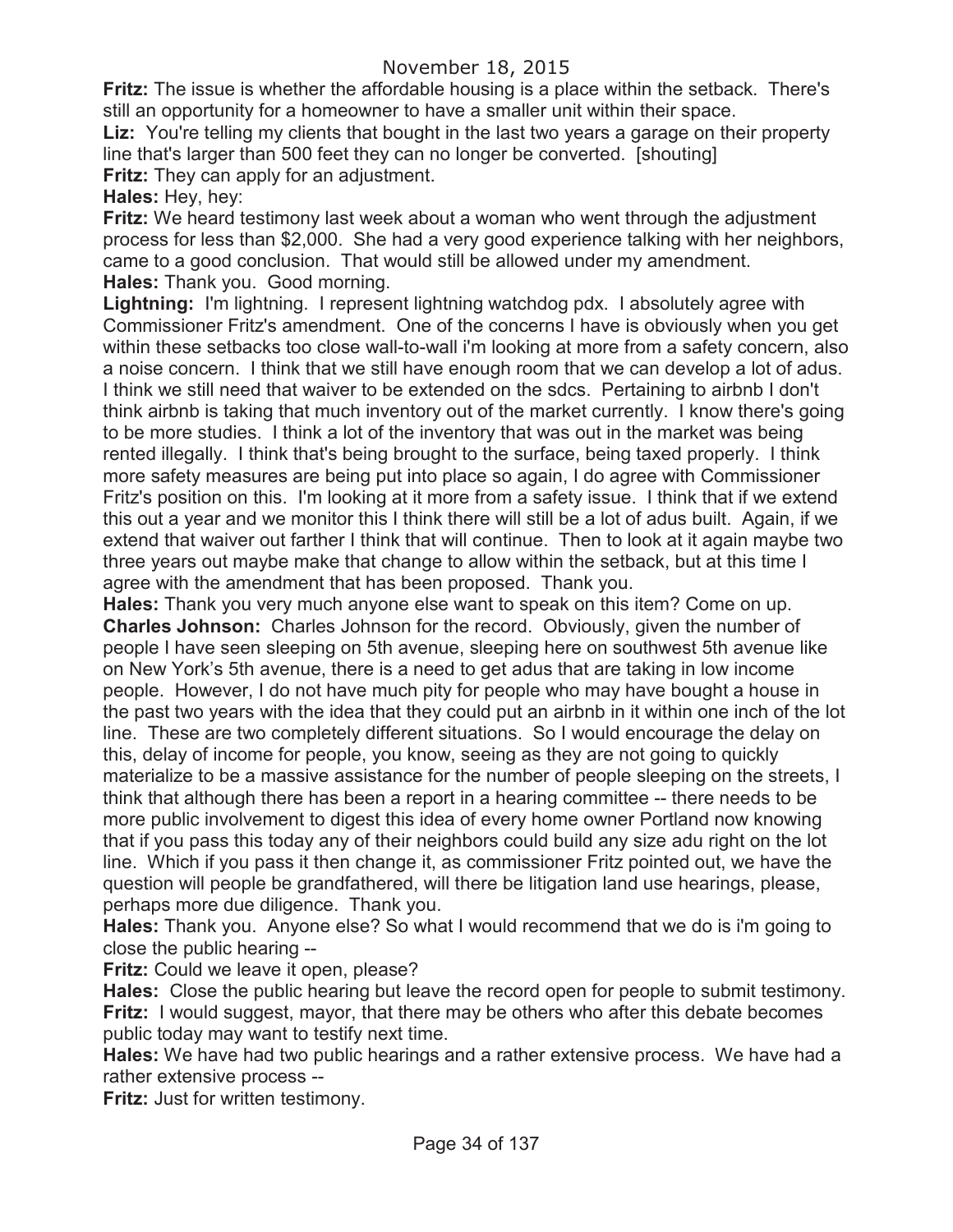**Fritz:** The issue is whether the affordable housing is a place within the setback. There's still an opportunity for a homeowner to have a smaller unit within their space.

**Liz:** You're telling my clients that bought in the last two years a garage on their property line that's larger than 500 feet they can no longer be converted. [shouting]

**Fritz:** They can apply for an adjustment.

**Hales:** Hey, hey:

**Fritz:** We heard testimony last week about a woman who went through the adjustment process for less than $2,000. She had a very good experience talking with her neighbors, came to a good conclusion. That would still be allowed under my amendment.

**Hales:** Thank you. Good morning.

**Lightning:** I'm lightning. I represent lightning watchdog pdx. I absolutely agree with Commissioner Fritz's amendment. One of the concerns I have is obviously when you get within these setbacks too close wall-to-wall i'm looking at more from a safety concern, also a noise concern. I think that we still have enough room that we can develop a lot of adus. I think we still need that waiver to be extended on the sdcs. Pertaining to airbnb I don't think airbnb is taking that much inventory out of the market currently. I know there's going to be more studies. I think a lot of the inventory that was out in the market was being rented illegally. I think that's being brought to the surface, being taxed properly. I think more safety measures are being put into place so again, I do agree with Commissioner Fritz's position on this. I'm looking at it more from a safety issue. I think that if we extend this out a year and we monitor this I think there will still be a lot of adus built. Again, if we extend that waiver out farther I think that will continue. Then to look at it again maybe two three years out maybe make that change to allow within the setback, but at this time I agree with the amendment that has been proposed. Thank you.

**Hales:** Thank you very much anyone else want to speak on this item? Come on up.

**Charles Johnson:** Charles Johnson for the record. Obviously, given the number of people I have seen sleeping on 5th avenue, sleeping here on southwest 5th avenue like on New York's 5th avenue, there is a need to get adus that are taking in low income people. However, I do not have much pity for people who may have bought a house in the past two years with the idea that they could put an airbnb in it within one inch of the lot line. These are two completely different situations. So I would encourage the delay on this, delay of income for people, you know, seeing as they are not going to quickly materialize to be a massive assistance for the number of people sleeping on the streets, I think that although there has been a report in a hearing committee -- there needs to be more public involvement to digest this idea of every home owner Portland now knowing that if you pass this today any of their neighbors could build any size adu right on the lot line. Which if you pass it then change it, as commissioner Fritz pointed out, we have the question will people be grandfathered, will there be litigation land use hearings, please, perhaps more due diligence. Thank you.

**Hales:** Thank you. Anyone else? So what I would recommend that we do is i'm going to close the public hearing --

**Fritz:** Could we leave it open, please?

**Hales:** Close the public hearing but leave the record open for people to submit testimony.

**Fritz:** I would suggest, mayor, that there may be others who after this debate becomes public today may want to testify next time.

**Hales:** We have had two public hearings and a rather extensive process. We have had a rather extensive process --

**Fritz:** Just for written testimony.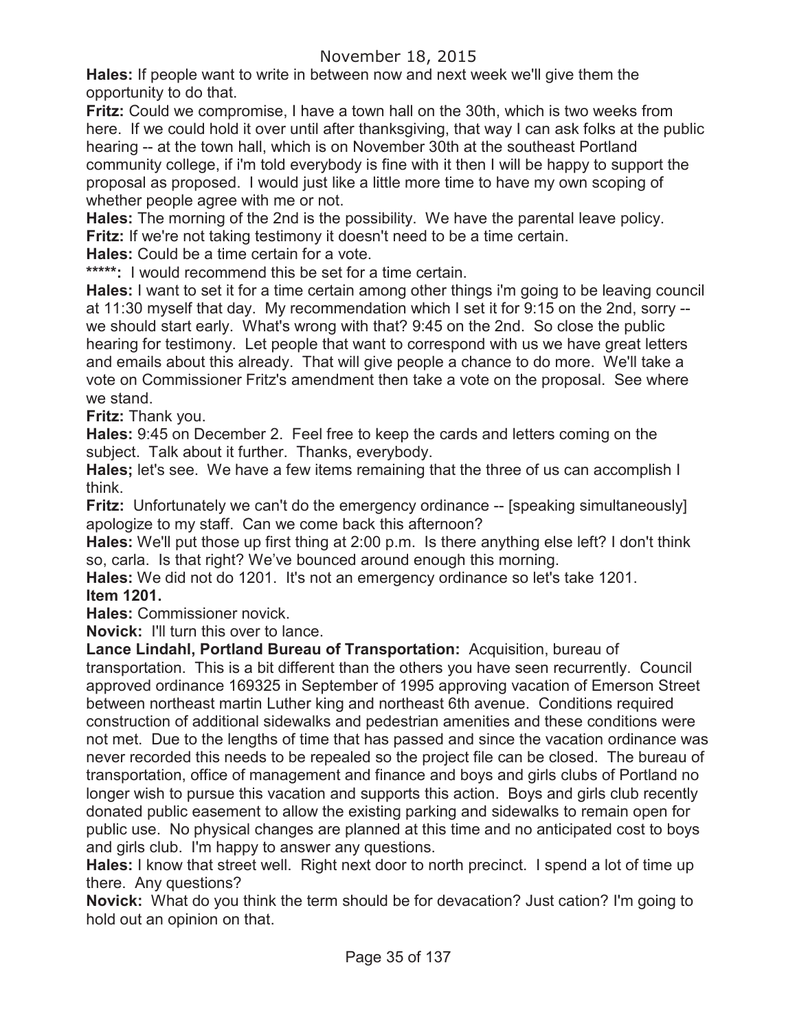November 18, 2015

**Hales:** If people want to write in between now and next week we'll give them the opportunity to do that.

**Fritz:** Could we compromise, I have a town hall on the 30th, which is two weeks from here. If we could hold it over until after thanksgiving, that way I can ask folks at the public hearing -- at the town hall, which is on November 30th at the southeast Portland community college, if i'm told everybody is fine with it then I will be happy to support the proposal as proposed. I would just like a little more time to have my own scoping of whether people agree with me or not.

**Hales:** The morning of the 2nd is the possibility. We have the parental leave policy.

**Fritz:** If we're not taking testimony it doesn't need to be a time certain.

**Hales:** Could be a time certain for a vote.

**\*\*\*\*\*:** I would recommend this be set for a time certain.

**Hales:** I want to set it for a time certain among other things i'm going to be leaving council at 11:30 myself that day. My recommendation which I set it for 9:15 on the 2nd, sorry -- we should start early. What's wrong with that? 9:45 on the 2nd. So close the public hearing for testimony. Let people that want to correspond with us we have great letters and emails about this already. That will give people a chance to do more. We'll take a vote on Commissioner Fritz's amendment then take a vote on the proposal. See where we stand.

**Fritz:** Thank you.

**Hales:** 9:45 on December 2. Feel free to keep the cards and letters coming on the subject. Talk about it further. Thanks, everybody.

**Hales;** let's see. We have a few items remaining that the three of us can accomplish I think.

**Fritz:** Unfortunately we can't do the emergency ordinance -- [speaking simultaneously] apologize to my staff. Can we come back this afternoon?

**Hales:** We'll put those up first thing at 2:00 p.m. Is there anything else left? I don't think so, carla. Is that right? We've bounced around enough this morning.

**Hales:** We did not do 1201. It's not an emergency ordinance so let's take 1201.

**Item 1201.**

**Hales:** Commissioner novick.

**Novick:** I'll turn this over to lance.

**Lance Lindahl, Portland Bureau of Transportation:** Acquisition, bureau of transportation. This is a bit different than the others you have seen recurrently. Council approved ordinance 169325 in September of 1995 approving vacation of Emerson Street between northeast martin Luther king and northeast 6th avenue. Conditions required construction of additional sidewalks and pedestrian amenities and these conditions were not met. Due to the lengths of time that has passed and since the vacation ordinance was never recorded this needs to be repealed so the project file can be closed. The bureau of transportation, office of management and finance and boys and girls clubs of Portland no longer wish to pursue this vacation and supports this action. Boys and girls club recently donated public easement to allow the existing parking and sidewalks to remain open for public use. No physical changes are planned at this time and no anticipated cost to boys and girls club. I'm happy to answer any questions.

**Hales:** I know that street well. Right next door to north precinct. I spend a lot of time up there. Any questions?

**Novick:** What do you think the term should be for devacation? Just cation? I'm going to hold out an opinion on that.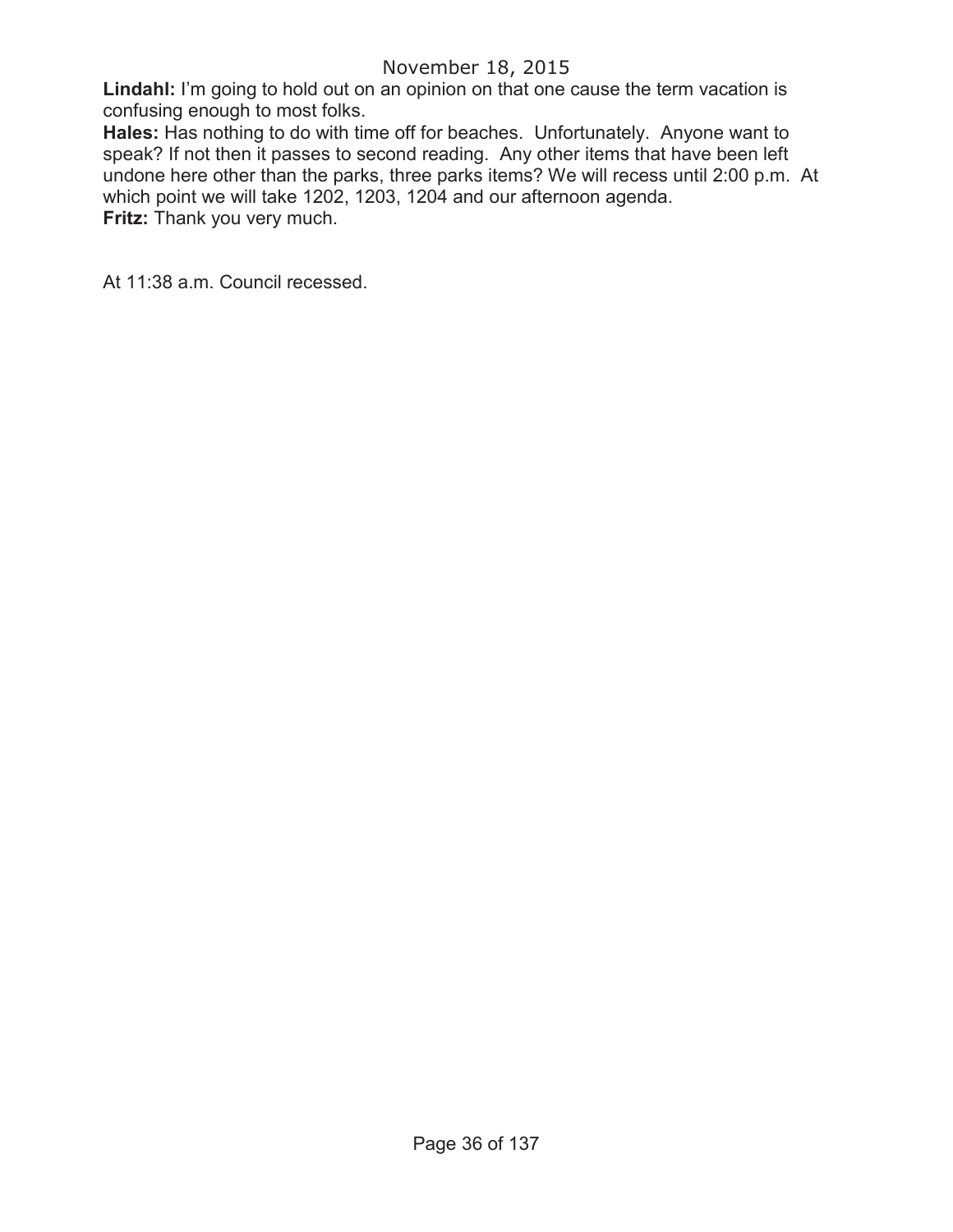**Lindahl:** I'm going to hold out on an opinion on that one cause the term vacation is confusing enough to most folks.

**Hales:** Has nothing to do with time off for beaches. Unfortunately. Anyone want to speak? If not then it passes to second reading. Any other items that have been left undone here other than the parks, three parks items? We will recess until 2:00 p.m. At which point we will take 1202, 1203, 1204 and our afternoon agenda.

**Fritz:** Thank you very much.

At 11:38 a.m. Council recessed.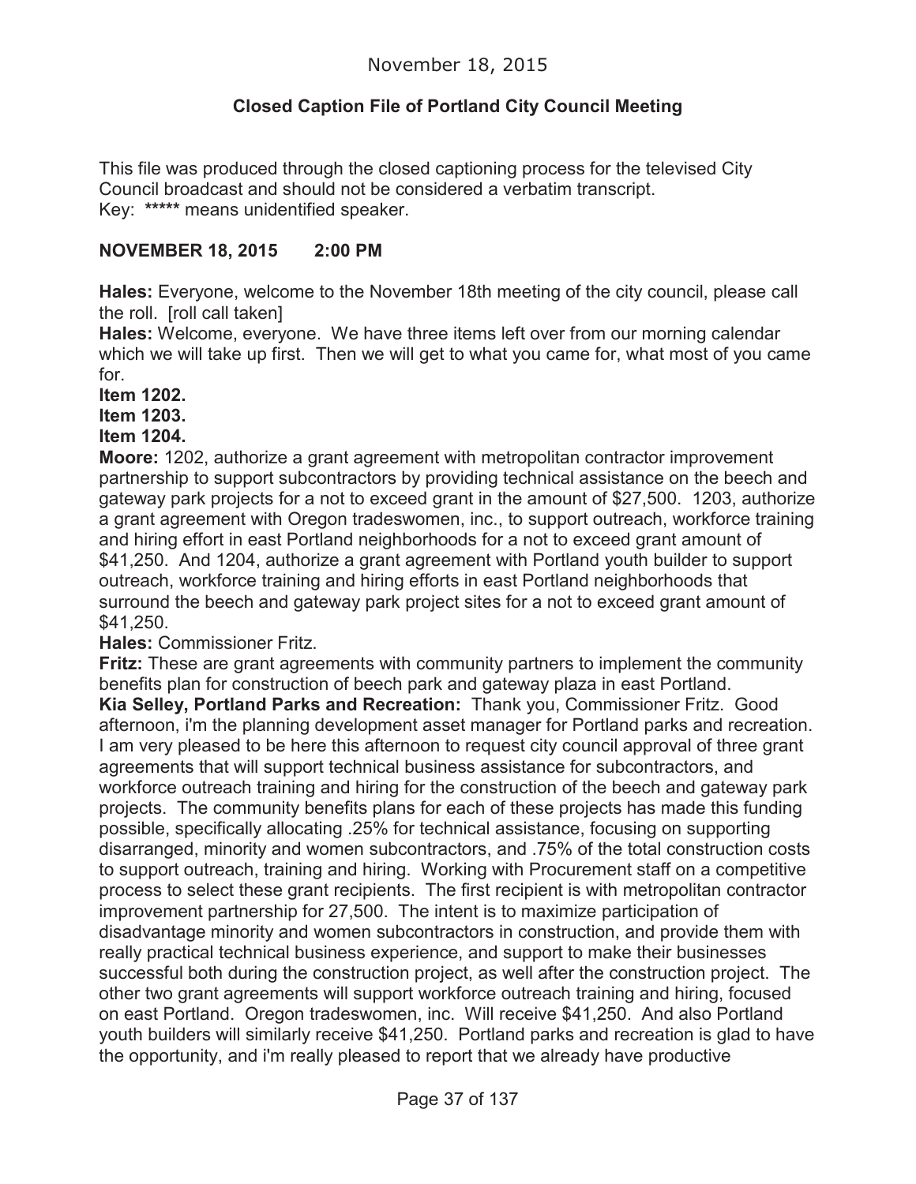November 18, 2015

**Closed Caption File of Portland City Council Meeting**

This file was produced through the closed captioning process for the televised City Council broadcast and should not be considered a verbatim transcript.
Key: **\*\*\*\*\*** means unidentified speaker.

**NOVEMBER 18, 2015 2:00 PM**

**Hales:** Everyone, welcome to the November 18th meeting of the city council, please call the roll. [roll call taken]

**Hales:** Welcome, everyone. We have three items left over from our morning calendar which we will take up first. Then we will get to what you came for, what most of you came for.

**Item 1202.**

**Item 1203.**

**Item 1204.**

**Moore:** 1202, authorize a grant agreement with metropolitan contractor improvement partnership to support subcontractors by providing technical assistance on the beech and gateway park projects for a not to exceed grant in the amount of $27,500. 1203, authorize a grant agreement with Oregon tradeswomen, inc., to support outreach, workforce training and hiring effort in east Portland neighborhoods for a not to exceed grant amount of $41,250. And 1204, authorize a grant agreement with Portland youth builder to support outreach, workforce training and hiring efforts in east Portland neighborhoods that surround the beech and gateway park project sites for a not to exceed grant amount of $41,250.

**Hales:** Commissioner Fritz.

**Fritz:** These are grant agreements with community partners to implement the community benefits plan for construction of beech park and gateway plaza in east Portland.

**Kia Selley, Portland Parks and Recreation:** Thank you, Commissioner Fritz. Good afternoon, i'm the planning development asset manager for Portland parks and recreation. I am very pleased to be here this afternoon to request city council approval of three grant agreements that will support technical business assistance for subcontractors, and workforce outreach training and hiring for the construction of the beech and gateway park projects. The community benefits plans for each of these projects has made this funding possible, specifically allocating .25% for technical assistance, focusing on supporting disarranged, minority and women subcontractors, and .75% of the total construction costs to support outreach, training and hiring. Working with Procurement staff on a competitive process to select these grant recipients. The first recipient is with metropolitan contractor improvement partnership for 27,500. The intent is to maximize participation of disadvantage minority and women subcontractors in construction, and provide them with really practical technical business experience, and support to make their businesses successful both during the construction project, as well after the construction project. The other two grant agreements will support workforce outreach training and hiring, focused on east Portland. Oregon tradeswomen, inc. Will receive $41,250. And also Portland youth builders will similarly receive $41,250. Portland parks and recreation is glad to have the opportunity, and i'm really pleased to report that we already have productive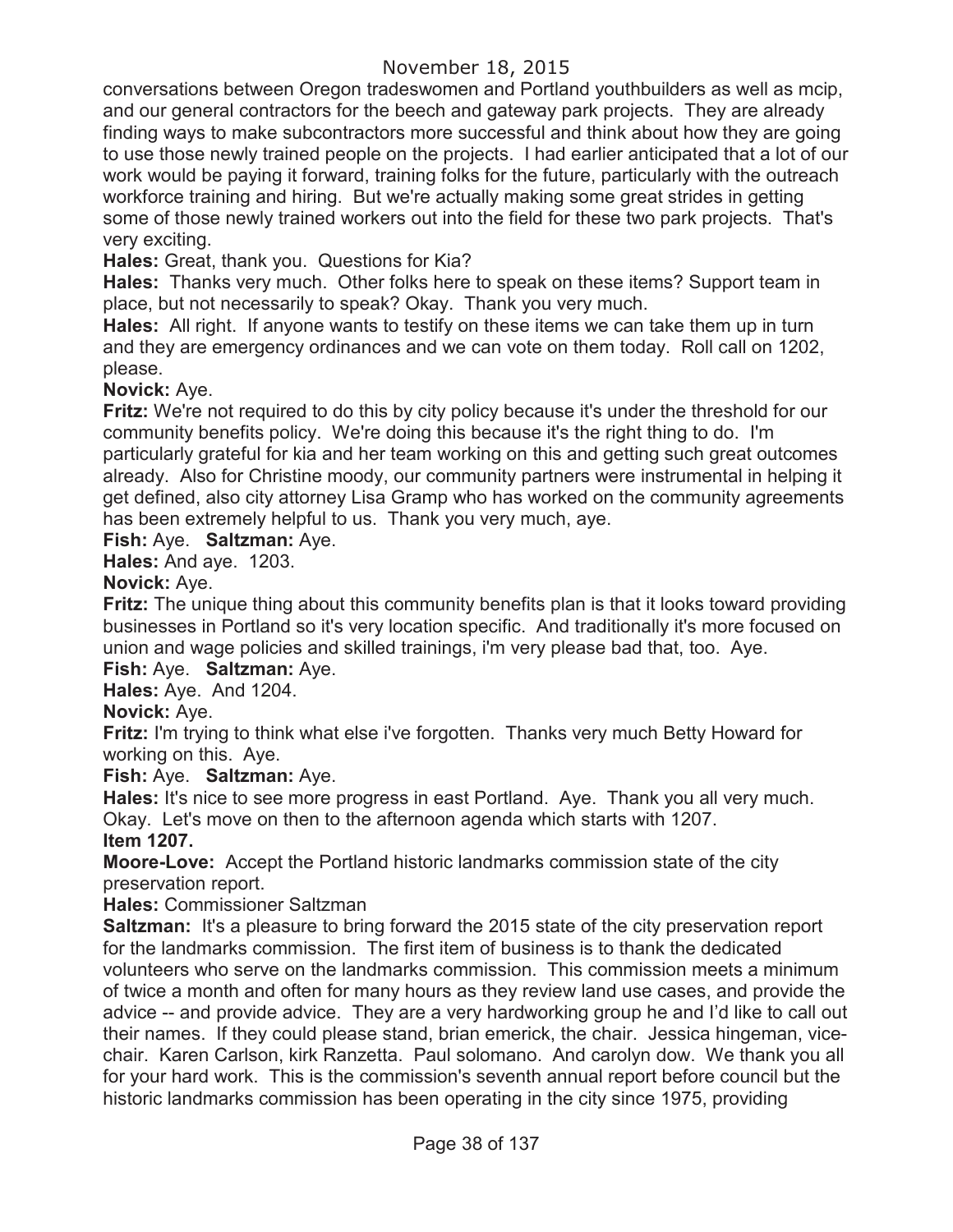conversations between Oregon tradeswomen and Portland youthbuilders as well as mcip, and our general contractors for the beech and gateway park projects. They are already finding ways to make subcontractors more successful and think about how they are going to use those newly trained people on the projects. I had earlier anticipated that a lot of our work would be paying it forward, training folks for the future, particularly with the outreach workforce training and hiring. But we're actually making some great strides in getting some of those newly trained workers out into the field for these two park projects. That's very exciting.

**Hales:** Great, thank you. Questions for Kia?

**Hales:** Thanks very much. Other folks here to speak on these items? Support team in place, but not necessarily to speak? Okay. Thank you very much.

**Hales:** All right. If anyone wants to testify on these items we can take them up in turn and they are emergency ordinances and we can vote on them today. Roll call on 1202, please.

**Novick:** Aye.

**Fritz:** We're not required to do this by city policy because it's under the threshold for our community benefits policy. We're doing this because it's the right thing to do. I'm particularly grateful for kia and her team working on this and getting such great outcomes already. Also for Christine moody, our community partners were instrumental in helping it get defined, also city attorney Lisa Gramp who has worked on the community agreements has been extremely helpful to us. Thank you very much, aye.

**Fish:** Aye. **Saltzman:** Aye.

**Hales:** And aye. 1203.

**Novick:** Aye.

**Fritz:** The unique thing about this community benefits plan is that it looks toward providing businesses in Portland so it's very location specific. And traditionally it's more focused on union and wage policies and skilled trainings, i'm very please bad that, too. Aye.

**Fish:** Aye. **Saltzman:** Aye.

**Hales:** Aye. And 1204.

**Novick:** Aye.

**Fritz:** I'm trying to think what else i've forgotten. Thanks very much Betty Howard for working on this. Aye.

**Fish:** Aye. **Saltzman:** Aye.

**Hales:** It's nice to see more progress in east Portland. Aye. Thank you all very much. Okay. Let's move on then to the afternoon agenda which starts with 1207.

**Item 1207.**

**Moore-Love:** Accept the Portland historic landmarks commission state of the city preservation report.

**Hales:** Commissioner Saltzman

**Saltzman:** It's a pleasure to bring forward the 2015 state of the city preservation report for the landmarks commission. The first item of business is to thank the dedicated volunteers who serve on the landmarks commission. This commission meets a minimum of twice a month and often for many hours as they review land use cases, and provide the advice -- and provide advice. They are a very hardworking group he and I'd like to call out their names. If they could please stand, brian emerick, the chair. Jessica hingeman, vice-chair. Karen Carlson, kirk Ranzetta. Paul solomano. And carolyn dow. We thank you all for your hard work. This is the commission's seventh annual report before council but the historic landmarks commission has been operating in the city since 1975, providing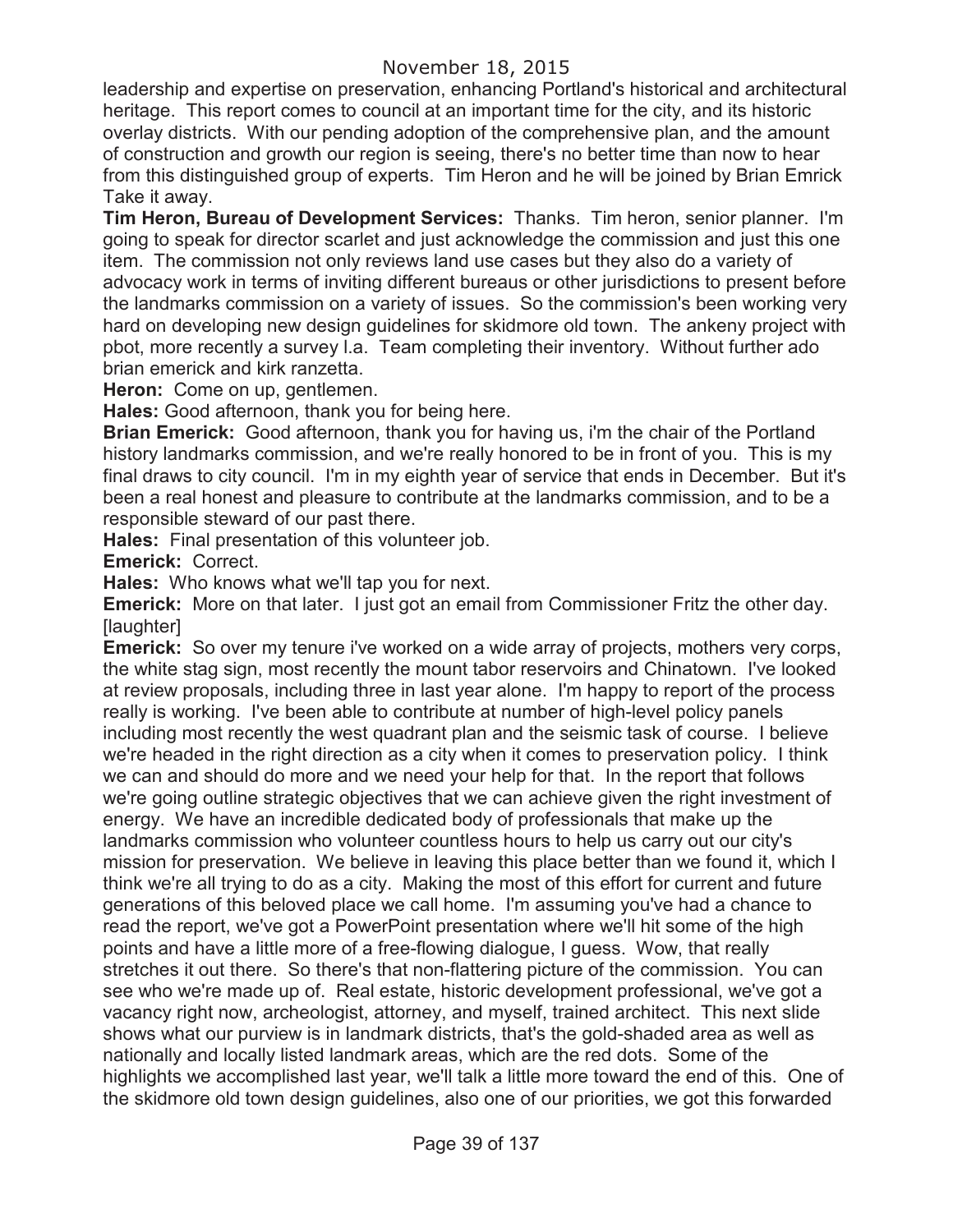leadership and expertise on preservation, enhancing Portland's historical and architectural heritage. This report comes to council at an important time for the city, and its historic overlay districts. With our pending adoption of the comprehensive plan, and the amount of construction and growth our region is seeing, there's no better time than now to hear from this distinguished group of experts. Tim Heron and he will be joined by Brian Emrick Take it away.

**Tim Heron, Bureau of Development Services:** Thanks. Tim heron, senior planner. I'm going to speak for director scarlet and just acknowledge the commission and just this one item. The commission not only reviews land use cases but they also do a variety of advocacy work in terms of inviting different bureaus or other jurisdictions to present before the landmarks commission on a variety of issues. So the commission's been working very hard on developing new design guidelines for skidmore old town. The ankeny project with pbot, more recently a survey l.a. Team completing their inventory. Without further ado brian emerick and kirk ranzetta.

**Heron:** Come on up, gentlemen.

**Hales:** Good afternoon, thank you for being here.

**Brian Emerick:** Good afternoon, thank you for having us, i'm the chair of the Portland history landmarks commission, and we're really honored to be in front of you. This is my final draws to city council. I'm in my eighth year of service that ends in December. But it's been a real honest and pleasure to contribute at the landmarks commission, and to be a responsible steward of our past there.

**Hales:** Final presentation of this volunteer job.

**Emerick:** Correct.

**Hales:** Who knows what we'll tap you for next.

**Emerick:** More on that later. I just got an email from Commissioner Fritz the other day. [laughter]

**Emerick:** So over my tenure i've worked on a wide array of projects, mothers very corps, the white stag sign, most recently the mount tabor reservoirs and Chinatown. I've looked at review proposals, including three in last year alone. I'm happy to report of the process really is working. I've been able to contribute at number of high-level policy panels including most recently the west quadrant plan and the seismic task of course. I believe we're headed in the right direction as a city when it comes to preservation policy. I think we can and should do more and we need your help for that. In the report that follows we're going outline strategic objectives that we can achieve given the right investment of energy. We have an incredible dedicated body of professionals that make up the landmarks commission who volunteer countless hours to help us carry out our city's mission for preservation. We believe in leaving this place better than we found it, which I think we're all trying to do as a city. Making the most of this effort for current and future generations of this beloved place we call home. I'm assuming you've had a chance to read the report, we've got a PowerPoint presentation where we'll hit some of the high points and have a little more of a free-flowing dialogue, I guess. Wow, that really stretches it out there. So there's that non-flattering picture of the commission. You can see who we're made up of. Real estate, historic development professional, we've got a vacancy right now, archeologist, attorney, and myself, trained architect. This next slide shows what our purview is in landmark districts, that's the gold-shaded area as well as nationally and locally listed landmark areas, which are the red dots. Some of the highlights we accomplished last year, we'll talk a little more toward the end of this. One of the skidmore old town design guidelines, also one of our priorities, we got this forwarded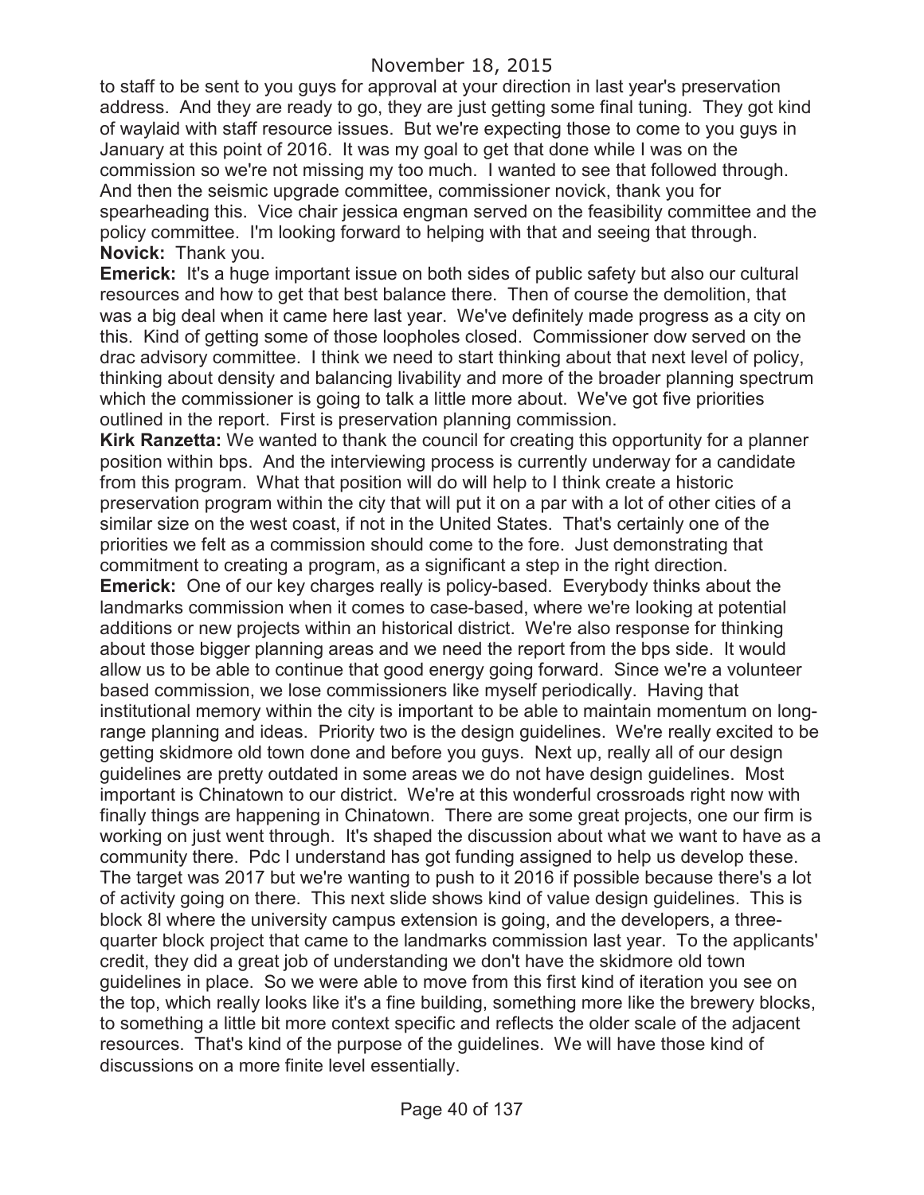to staff to be sent to you guys for approval at your direction in last year's preservation address. And they are ready to go, they are just getting some final tuning. They got kind of waylaid with staff resource issues. But we're expecting those to come to you guys in January at this point of 2016. It was my goal to get that done while I was on the commission so we're not missing my too much. I wanted to see that followed through. And then the seismic upgrade committee, commissioner novick, thank you for spearheading this. Vice chair jessica engman served on the feasibility committee and the policy committee. I'm looking forward to helping with that and seeing that through.

**Novick:** Thank you.

**Emerick:** It's a huge important issue on both sides of public safety but also our cultural resources and how to get that best balance there. Then of course the demolition, that was a big deal when it came here last year. We've definitely made progress as a city on this. Kind of getting some of those loopholes closed. Commissioner dow served on the drac advisory committee. I think we need to start thinking about that next level of policy, thinking about density and balancing livability and more of the broader planning spectrum which the commissioner is going to talk a little more about. We've got five priorities outlined in the report. First is preservation planning commission.

**Kirk Ranzetta:** We wanted to thank the council for creating this opportunity for a planner position within bps. And the interviewing process is currently underway for a candidate from this program. What that position will do will help to I think create a historic preservation program within the city that will put it on a par with a lot of other cities of a similar size on the west coast, if not in the United States. That's certainly one of the priorities we felt as a commission should come to the fore. Just demonstrating that commitment to creating a program, as a significant a step in the right direction.

**Emerick:** One of our key charges really is policy-based. Everybody thinks about the landmarks commission when it comes to case-based, where we're looking at potential additions or new projects within an historical district. We're also response for thinking about those bigger planning areas and we need the report from the bps side. It would allow us to be able to continue that good energy going forward. Since we're a volunteer based commission, we lose commissioners like myself periodically. Having that institutional memory within the city is important to be able to maintain momentum on long-range planning and ideas. Priority two is the design guidelines. We're really excited to be getting skidmore old town done and before you guys. Next up, really all of our design guidelines are pretty outdated in some areas we do not have design guidelines. Most important is Chinatown to our district. We're at this wonderful crossroads right now with finally things are happening in Chinatown. There are some great projects, one our firm is working on just went through. It's shaped the discussion about what we want to have as a community there. Pdc I understand has got funding assigned to help us develop these. The target was 2017 but we're wanting to push to it 2016 if possible because there's a lot of activity going on there. This next slide shows kind of value design guidelines. This is block 8l where the university campus extension is going, and the developers, a three-quarter block project that came to the landmarks commission last year. To the applicants' credit, they did a great job of understanding we don't have the skidmore old town guidelines in place. So we were able to move from this first kind of iteration you see on the top, which really looks like it's a fine building, something more like the brewery blocks, to something a little bit more context specific and reflects the older scale of the adjacent resources. That's kind of the purpose of the guidelines. We will have those kind of discussions on a more finite level essentially.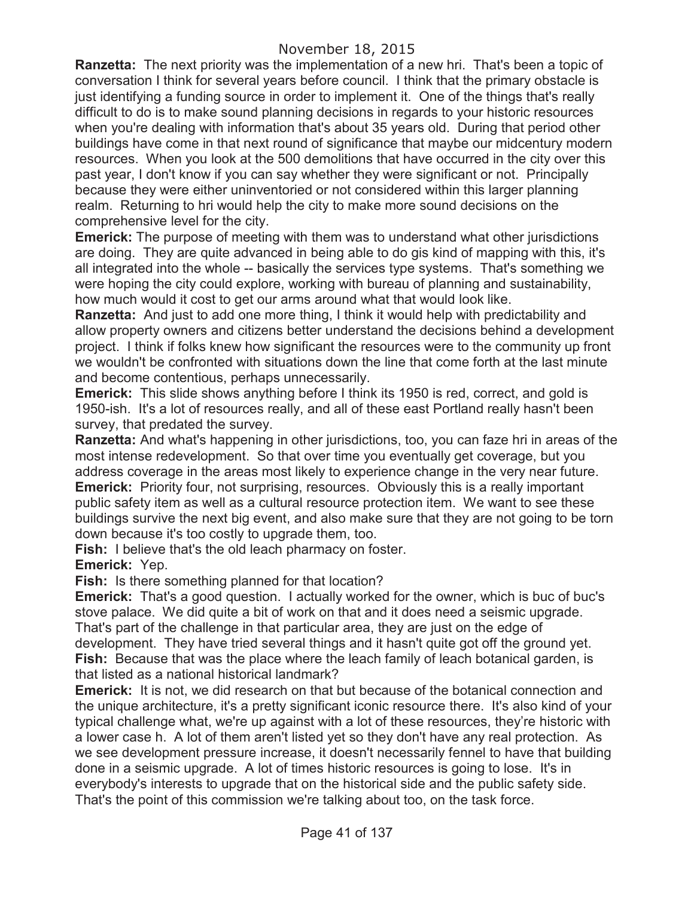**Ranzetta:** The next priority was the implementation of a new hri. That's been a topic of conversation I think for several years before council. I think that the primary obstacle is just identifying a funding source in order to implement it. One of the things that's really difficult to do is to make sound planning decisions in regards to your historic resources when you're dealing with information that's about 35 years old. During that period other buildings have come in that next round of significance that maybe our midcentury modern resources. When you look at the 500 demolitions that have occurred in the city over this past year, I don't know if you can say whether they were significant or not. Principally because they were either uninventoried or not considered within this larger planning realm. Returning to hri would help the city to make more sound decisions on the comprehensive level for the city.

**Emerick:** The purpose of meeting with them was to understand what other jurisdictions are doing. They are quite advanced in being able to do gis kind of mapping with this, it's all integrated into the whole -- basically the services type systems. That's something we were hoping the city could explore, working with bureau of planning and sustainability, how much would it cost to get our arms around what that would look like.

**Ranzetta:** And just to add one more thing, I think it would help with predictability and allow property owners and citizens better understand the decisions behind a development project. I think if folks knew how significant the resources were to the community up front we wouldn't be confronted with situations down the line that come forth at the last minute and become contentious, perhaps unnecessarily.

**Emerick:** This slide shows anything before I think its 1950 is red, correct, and gold is 1950-ish. It's a lot of resources really, and all of these east Portland really hasn't been survey, that predated the survey.

**Ranzetta:** And what's happening in other jurisdictions, too, you can faze hri in areas of the most intense redevelopment. So that over time you eventually get coverage, but you address coverage in the areas most likely to experience change in the very near future.

**Emerick:** Priority four, not surprising, resources. Obviously this is a really important public safety item as well as a cultural resource protection item. We want to see these buildings survive the next big event, and also make sure that they are not going to be torn down because it's too costly to upgrade them, too.

**Fish:** I believe that's the old leach pharmacy on foster.

**Emerick:** Yep.

**Fish:** Is there something planned for that location?

**Emerick:** That's a good question. I actually worked for the owner, which is buc of buc's stove palace. We did quite a bit of work on that and it does need a seismic upgrade. That's part of the challenge in that particular area, they are just on the edge of development. They have tried several things and it hasn't quite got off the ground yet.

**Fish:** Because that was the place where the leach family of leach botanical garden, is that listed as a national historical landmark?

**Emerick:** It is not, we did research on that but because of the botanical connection and the unique architecture, it's a pretty significant iconic resource there. It's also kind of your typical challenge what, we're up against with a lot of these resources, they're historic with a lower case h. A lot of them aren't listed yet so they don't have any real protection. As we see development pressure increase, it doesn't necessarily fennel to have that building done in a seismic upgrade. A lot of times historic resources is going to lose. It's in everybody's interests to upgrade that on the historical side and the public safety side. That's the point of this commission we're talking about too, on the task force.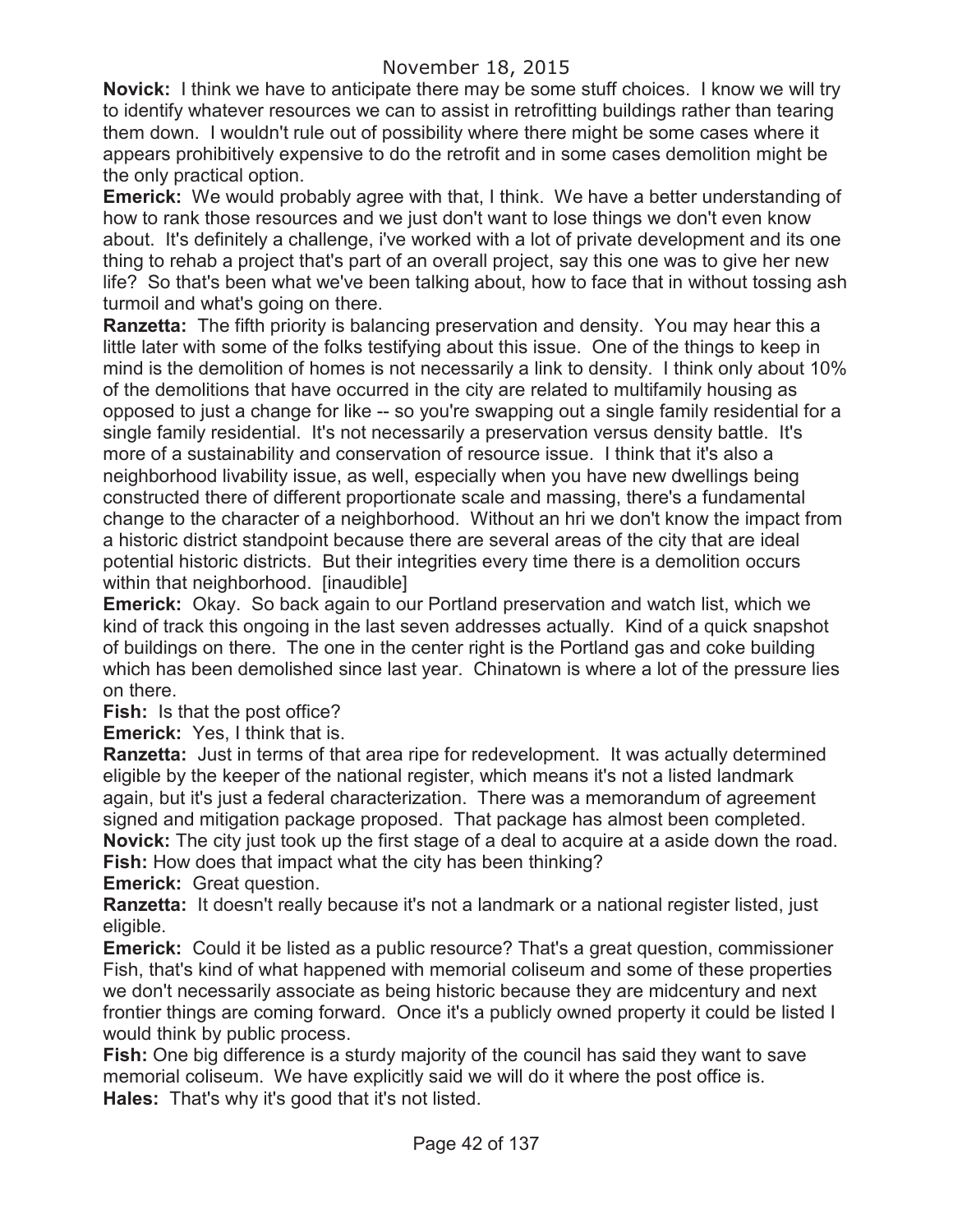**Novick:** I think we have to anticipate there may be some stuff choices. I know we will try to identify whatever resources we can to assist in retrofitting buildings rather than tearing them down. I wouldn't rule out of possibility where there might be some cases where it appears prohibitively expensive to do the retrofit and in some cases demolition might be the only practical option.

**Emerick:** We would probably agree with that, I think. We have a better understanding of how to rank those resources and we just don't want to lose things we don't even know about. It's definitely a challenge, i've worked with a lot of private development and its one thing to rehab a project that's part of an overall project, say this one was to give her new life? So that's been what we've been talking about, how to face that in without tossing ash turmoil and what's going on there.

**Ranzetta:** The fifth priority is balancing preservation and density. You may hear this a little later with some of the folks testifying about this issue. One of the things to keep in mind is the demolition of homes is not necessarily a link to density. I think only about 10% of the demolitions that have occurred in the city are related to multifamily housing as opposed to just a change for like -- so you're swapping out a single family residential for a single family residential. It's not necessarily a preservation versus density battle. It's more of a sustainability and conservation of resource issue. I think that it's also a neighborhood livability issue, as well, especially when you have new dwellings being constructed there of different proportionate scale and massing, there's a fundamental change to the character of a neighborhood. Without an hri we don't know the impact from a historic district standpoint because there are several areas of the city that are ideal potential historic districts. But their integrities every time there is a demolition occurs within that neighborhood. [inaudible]

**Emerick:** Okay. So back again to our Portland preservation and watch list, which we kind of track this ongoing in the last seven addresses actually. Kind of a quick snapshot of buildings on there. The one in the center right is the Portland gas and coke building which has been demolished since last year. Chinatown is where a lot of the pressure lies on there.

**Fish:** Is that the post office?

**Emerick:** Yes, I think that is.

**Ranzetta:** Just in terms of that area ripe for redevelopment. It was actually determined eligible by the keeper of the national register, which means it's not a listed landmark again, but it's just a federal characterization. There was a memorandum of agreement signed and mitigation package proposed. That package has almost been completed.

**Novick:** The city just took up the first stage of a deal to acquire at a aside down the road.

**Fish:** How does that impact what the city has been thinking?

**Emerick:** Great question.

**Ranzetta:** It doesn't really because it's not a landmark or a national register listed, just eligible.

**Emerick:** Could it be listed as a public resource? That's a great question, commissioner Fish, that's kind of what happened with memorial coliseum and some of these properties we don't necessarily associate as being historic because they are midcentury and next frontier things are coming forward. Once it's a publicly owned property it could be listed I would think by public process.

**Fish:** One big difference is a sturdy majority of the council has said they want to save memorial coliseum. We have explicitly said we will do it where the post office is.

**Hales:** That's why it's good that it's not listed.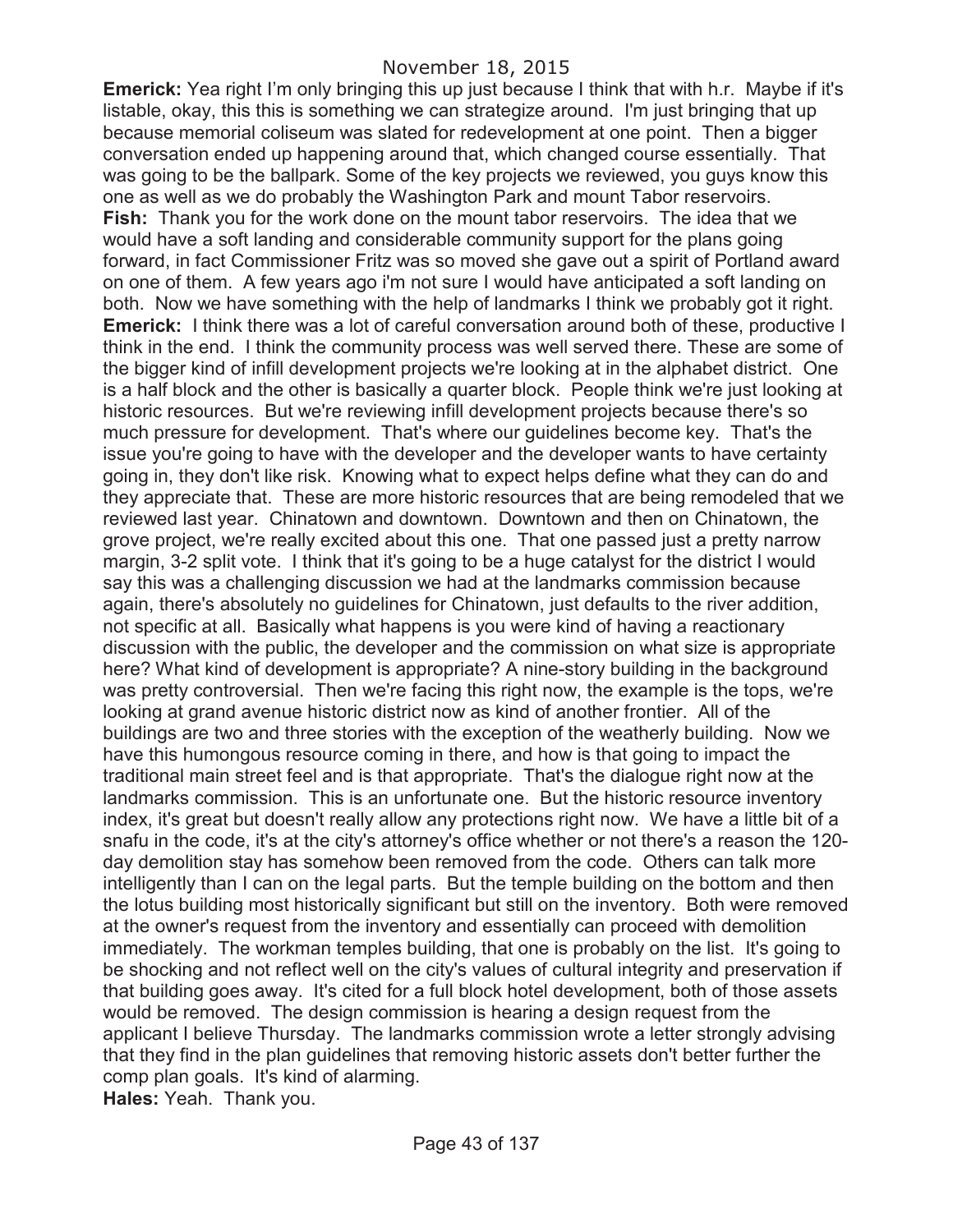**Emerick:** Yea right I'm only bringing this up just because I think that with h.r. Maybe if it's listable, okay, this this is something we can strategize around. I'm just bringing that up because memorial coliseum was slated for redevelopment at one point. Then a bigger conversation ended up happening around that, which changed course essentially. That was going to be the ballpark. Some of the key projects we reviewed, you guys know this one as well as we do probably the Washington Park and mount Tabor reservoirs.

**Fish:** Thank you for the work done on the mount tabor reservoirs. The idea that we would have a soft landing and considerable community support for the plans going forward, in fact Commissioner Fritz was so moved she gave out a spirit of Portland award on one of them. A few years ago i'm not sure I would have anticipated a soft landing on both. Now we have something with the help of landmarks I think we probably got it right.

**Emerick:** I think there was a lot of careful conversation around both of these, productive I think in the end. I think the community process was well served there. These are some of the bigger kind of infill development projects we're looking at in the alphabet district. One is a half block and the other is basically a quarter block. People think we're just looking at historic resources. But we're reviewing infill development projects because there's so much pressure for development. That's where our guidelines become key. That's the issue you're going to have with the developer and the developer wants to have certainty going in, they don't like risk. Knowing what to expect helps define what they can do and they appreciate that. These are more historic resources that are being remodeled that we reviewed last year. Chinatown and downtown. Downtown and then on Chinatown, the grove project, we're really excited about this one. That one passed just a pretty narrow margin, 3-2 split vote. I think that it's going to be a huge catalyst for the district I would say this was a challenging discussion we had at the landmarks commission because again, there's absolutely no guidelines for Chinatown, just defaults to the river addition, not specific at all. Basically what happens is you were kind of having a reactionary discussion with the public, the developer and the commission on what size is appropriate here? What kind of development is appropriate? A nine-story building in the background was pretty controversial. Then we're facing this right now, the example is the tops, we're looking at grand avenue historic district now as kind of another frontier. All of the buildings are two and three stories with the exception of the weatherly building. Now we have this humongous resource coming in there, and how is that going to impact the traditional main street feel and is that appropriate. That's the dialogue right now at the landmarks commission. This is an unfortunate one. But the historic resource inventory index, it's great but doesn't really allow any protections right now. We have a little bit of a snafu in the code, it's at the city's attorney's office whether or not there's a reason the 120-day demolition stay has somehow been removed from the code. Others can talk more intelligently than I can on the legal parts. But the temple building on the bottom and then the lotus building most historically significant but still on the inventory. Both were removed at the owner's request from the inventory and essentially can proceed with demolition immediately. The workman temples building, that one is probably on the list. It's going to be shocking and not reflect well on the city's values of cultural integrity and preservation if that building goes away. It's cited for a full block hotel development, both of those assets would be removed. The design commission is hearing a design request from the applicant I believe Thursday. The landmarks commission wrote a letter strongly advising that they find in the plan guidelines that removing historic assets don't better further the comp plan goals. It's kind of alarming.

**Hales:** Yeah. Thank you.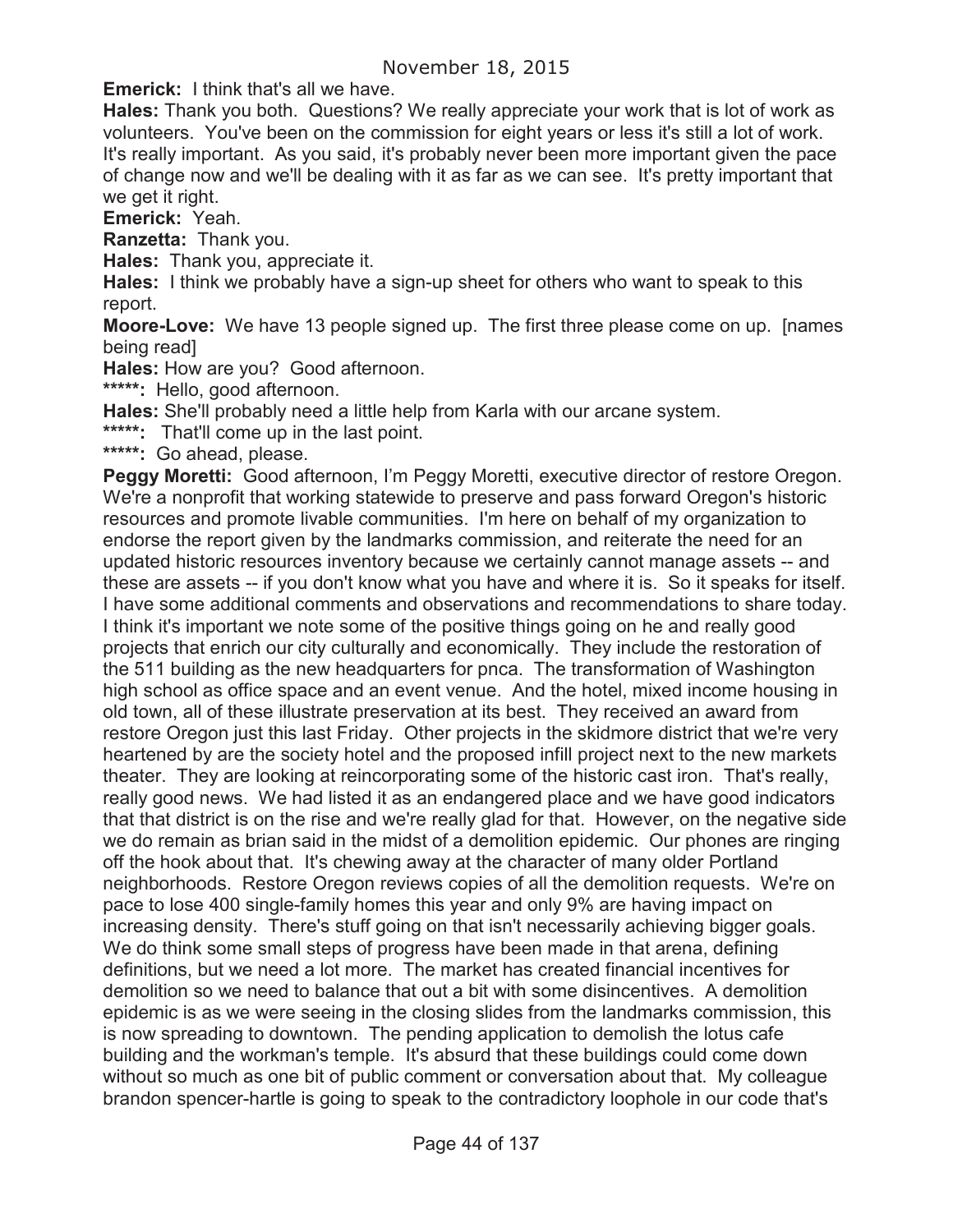November 18, 2015

**Emerick:** I think that's all we have.

**Hales:** Thank you both. Questions? We really appreciate your work that is lot of work as volunteers. You've been on the commission for eight years or less it's still a lot of work. It's really important. As you said, it's probably never been more important given the pace of change now and we'll be dealing with it as far as we can see. It's pretty important that we get it right.

**Emerick:** Yeah.

**Ranzetta:** Thank you.

**Hales:** Thank you, appreciate it.

**Hales:** I think we probably have a sign-up sheet for others who want to speak to this report.

**Moore-Love:** We have 13 people signed up. The first three please come on up. [names being read]

**Hales:** How are you? Good afternoon.

*****: Hello, good afternoon.

**Hales:** She'll probably need a little help from Karla with our arcane system.

*****: That'll come up in the last point.

*****: Go ahead, please.

**Peggy Moretti:** Good afternoon, I'm Peggy Moretti, executive director of restore Oregon. We're a nonprofit that working statewide to preserve and pass forward Oregon's historic resources and promote livable communities. I'm here on behalf of my organization to endorse the report given by the landmarks commission, and reiterate the need for an updated historic resources inventory because we certainly cannot manage assets -- and these are assets -- if you don't know what you have and where it is. So it speaks for itself. I have some additional comments and observations and recommendations to share today. I think it's important we note some of the positive things going on he and really good projects that enrich our city culturally and economically. They include the restoration of the 511 building as the new headquarters for pnca. The transformation of Washington high school as office space and an event venue. And the hotel, mixed income housing in old town, all of these illustrate preservation at its best. They received an award from restore Oregon just this last Friday. Other projects in the skidmore district that we're very heartened by are the society hotel and the proposed infill project next to the new markets theater. They are looking at reincorporating some of the historic cast iron. That's really, really good news. We had listed it as an endangered place and we have good indicators that that district is on the rise and we're really glad for that. However, on the negative side we do remain as brian said in the midst of a demolition epidemic. Our phones are ringing off the hook about that. It's chewing away at the character of many older Portland neighborhoods. Restore Oregon reviews copies of all the demolition requests. We're on pace to lose 400 single-family homes this year and only 9% are having impact on increasing density. There's stuff going on that isn't necessarily achieving bigger goals. We do think some small steps of progress have been made in that arena, defining definitions, but we need a lot more. The market has created financial incentives for demolition so we need to balance that out a bit with some disincentives. A demolition epidemic is as we were seeing in the closing slides from the landmarks commission, this is now spreading to downtown. The pending application to demolish the lotus cafe building and the workman's temple. It's absurd that these buildings could come down without so much as one bit of public comment or conversation about that. My colleague brandon spencer-hartle is going to speak to the contradictory loophole in our code that's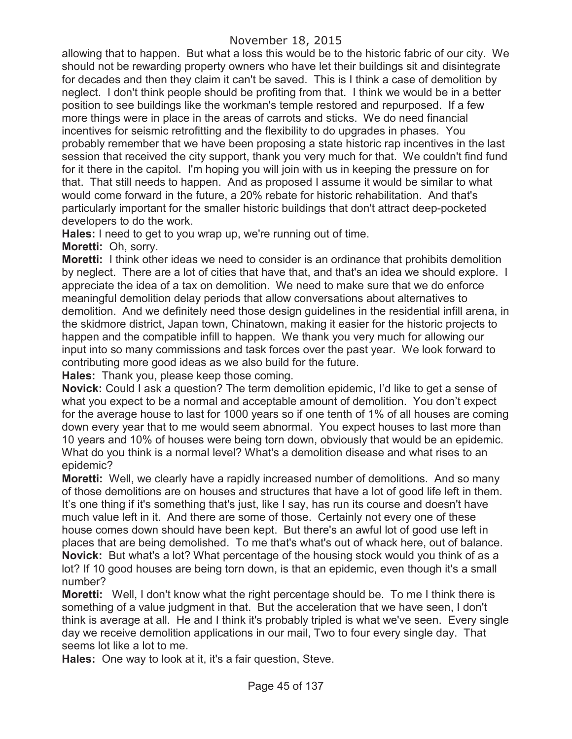allowing that to happen. But what a loss this would be to the historic fabric of our city. We should not be rewarding property owners who have let their buildings sit and disintegrate for decades and then they claim it can't be saved. This is I think a case of demolition by neglect. I don't think people should be profiting from that. I think we would be in a better position to see buildings like the workman's temple restored and repurposed. If a few more things were in place in the areas of carrots and sticks. We do need financial incentives for seismic retrofitting and the flexibility to do upgrades in phases. You probably remember that we have been proposing a state historic rap incentives in the last session that received the city support, thank you very much for that. We couldn't find fund for it there in the capitol. I'm hoping you will join with us in keeping the pressure on for that. That still needs to happen. And as proposed I assume it would be similar to what would come forward in the future, a 20% rebate for historic rehabilitation. And that's particularly important for the smaller historic buildings that don't attract deep-pocketed developers to do the work.

**Hales:** I need to get to you wrap up, we're running out of time.

**Moretti:** Oh, sorry.

**Moretti:** I think other ideas we need to consider is an ordinance that prohibits demolition by neglect. There are a lot of cities that have that, and that's an idea we should explore. I appreciate the idea of a tax on demolition. We need to make sure that we do enforce meaningful demolition delay periods that allow conversations about alternatives to demolition. And we definitely need those design guidelines in the residential infill arena, in the skidmore district, Japan town, Chinatown, making it easier for the historic projects to happen and the compatible infill to happen. We thank you very much for allowing our input into so many commissions and task forces over the past year. We look forward to contributing more good ideas as we also build for the future.

**Hales:** Thank you, please keep those coming.

**Novick:** Could I ask a question? The term demolition epidemic, I'd like to get a sense of what you expect to be a normal and acceptable amount of demolition. You don't expect for the average house to last for 1000 years so if one tenth of 1% of all houses are coming down every year that to me would seem abnormal. You expect houses to last more than 10 years and 10% of houses were being torn down, obviously that would be an epidemic. What do you think is a normal level? What's a demolition disease and what rises to an epidemic?

**Moretti:** Well, we clearly have a rapidly increased number of demolitions. And so many of those demolitions are on houses and structures that have a lot of good life left in them. It's one thing if it's something that's just, like I say, has run its course and doesn't have much value left in it. And there are some of those. Certainly not every one of these house comes down should have been kept. But there's an awful lot of good use left in places that are being demolished. To me that's what's out of whack here, out of balance.

**Novick:** But what's a lot? What percentage of the housing stock would you think of as a lot? If 10 good houses are being torn down, is that an epidemic, even though it's a small number?

**Moretti:** Well, I don't know what the right percentage should be. To me I think there is something of a value judgment in that. But the acceleration that we have seen, I don't think is average at all. He and I think it's probably tripled is what we've seen. Every single day we receive demolition applications in our mail, Two to four every single day. That seems lot like a lot to me.

**Hales:** One way to look at it, it's a fair question, Steve.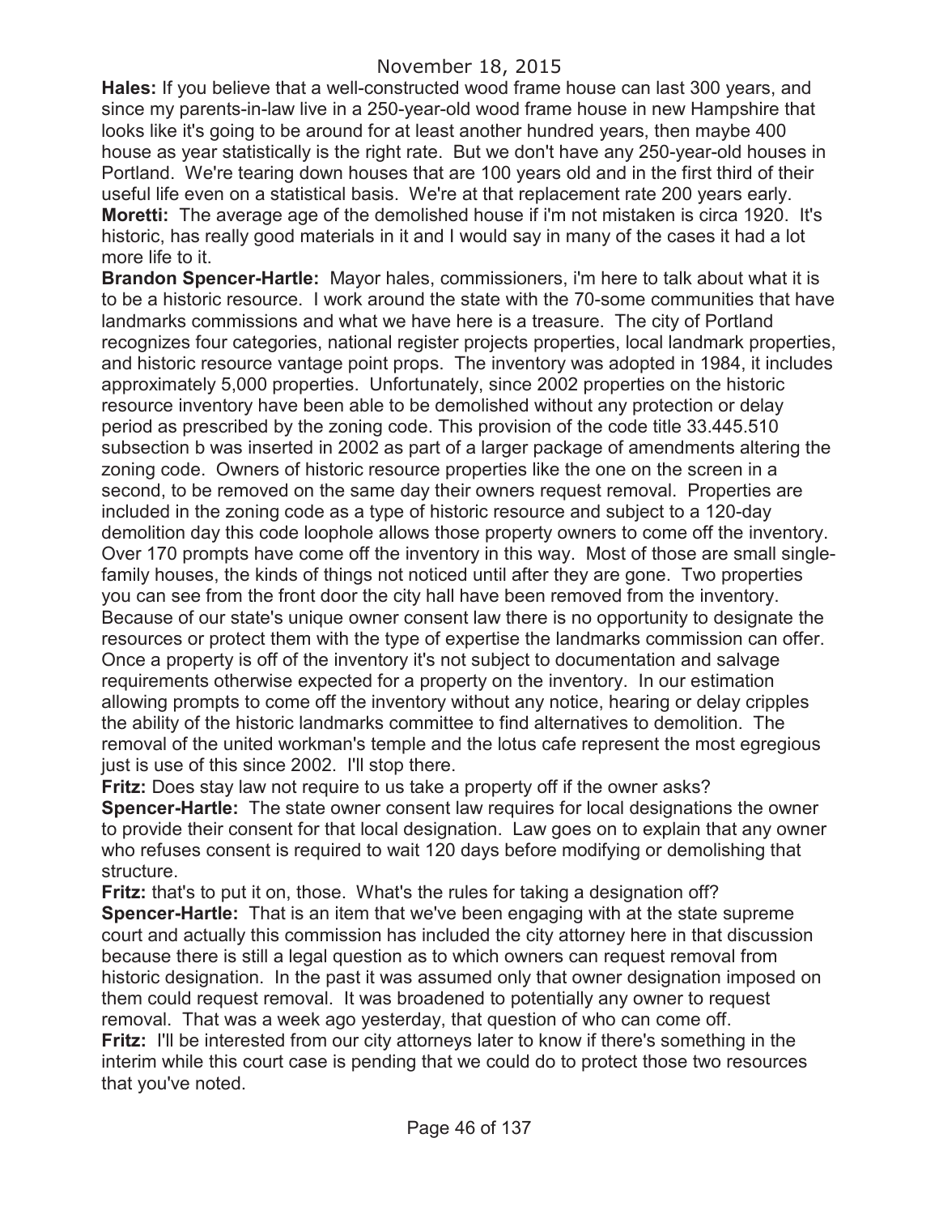**Hales:** If you believe that a well-constructed wood frame house can last 300 years, and since my parents-in-law live in a 250-year-old wood frame house in new Hampshire that looks like it's going to be around for at least another hundred years, then maybe 400 house as year statistically is the right rate. But we don't have any 250-year-old houses in Portland. We're tearing down houses that are 100 years old and in the first third of their useful life even on a statistical basis. We're at that replacement rate 200 years early.

**Moretti:** The average age of the demolished house if i'm not mistaken is circa 1920. It's historic, has really good materials in it and I would say in many of the cases it had a lot more life to it.

**Brandon Spencer-Hartle:** Mayor hales, commissioners, i'm here to talk about what it is to be a historic resource. I work around the state with the 70-some communities that have landmarks commissions and what we have here is a treasure. The city of Portland recognizes four categories, national register projects properties, local landmark properties, and historic resource vantage point props. The inventory was adopted in 1984, it includes approximately 5,000 properties. Unfortunately, since 2002 properties on the historic resource inventory have been able to be demolished without any protection or delay period as prescribed by the zoning code. This provision of the code title 33.445.510 subsection b was inserted in 2002 as part of a larger package of amendments altering the zoning code. Owners of historic resource properties like the one on the screen in a second, to be removed on the same day their owners request removal. Properties are included in the zoning code as a type of historic resource and subject to a 120-day demolition day this code loophole allows those property owners to come off the inventory. Over 170 prompts have come off the inventory in this way. Most of those are small single-family houses, the kinds of things not noticed until after they are gone. Two properties you can see from the front door the city hall have been removed from the inventory. Because of our state's unique owner consent law there is no opportunity to designate the resources or protect them with the type of expertise the landmarks commission can offer. Once a property is off of the inventory it's not subject to documentation and salvage requirements otherwise expected for a property on the inventory. In our estimation allowing prompts to come off the inventory without any notice, hearing or delay cripples the ability of the historic landmarks committee to find alternatives to demolition. The removal of the united workman's temple and the lotus cafe represent the most egregious just is use of this since 2002. I'll stop there.

**Fritz:** Does stay law not require to us take a property off if the owner asks?

**Spencer-Hartle:** The state owner consent law requires for local designations the owner to provide their consent for that local designation. Law goes on to explain that any owner who refuses consent is required to wait 120 days before modifying or demolishing that structure.

**Fritz:** that's to put it on, those. What's the rules for taking a designation off?

**Spencer-Hartle:** That is an item that we've been engaging with at the state supreme court and actually this commission has included the city attorney here in that discussion because there is still a legal question as to which owners can request removal from historic designation. In the past it was assumed only that owner designation imposed on them could request removal. It was broadened to potentially any owner to request removal. That was a week ago yesterday, that question of who can come off.

**Fritz:** I'll be interested from our city attorneys later to know if there's something in the interim while this court case is pending that we could do to protect those two resources that you've noted.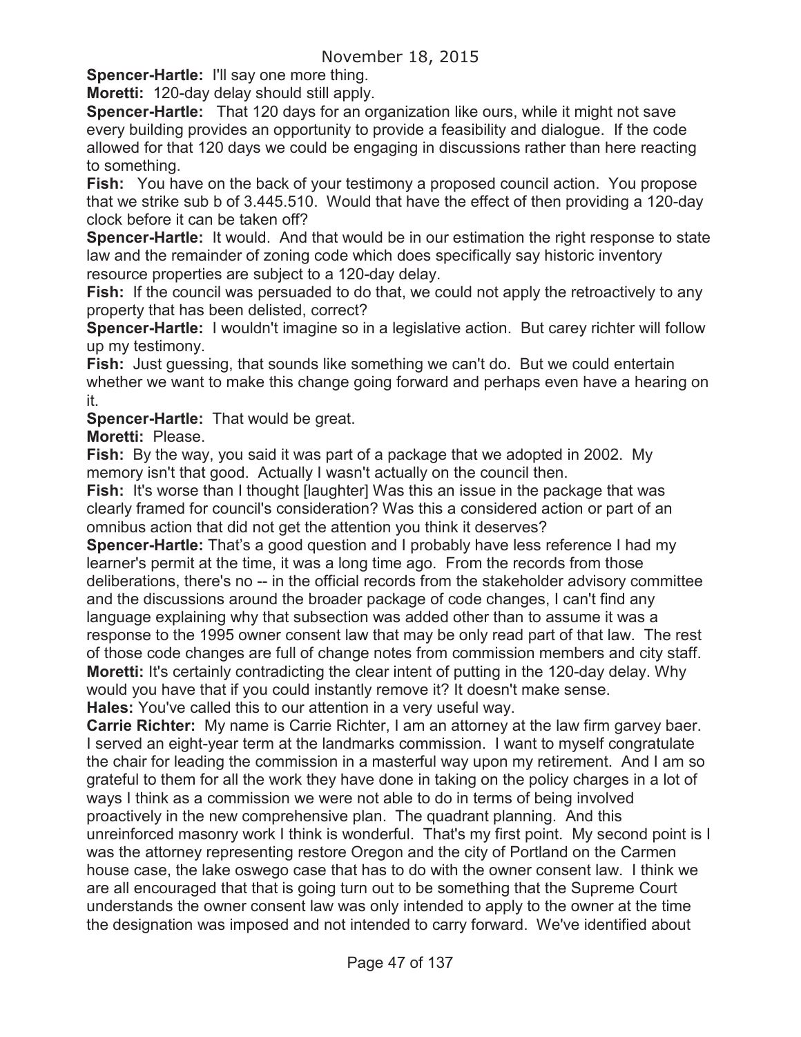**Spencer-Hartle:** I'll say one more thing.

**Moretti:** 120-day delay should still apply.

**Spencer-Hartle:** That 120 days for an organization like ours, while it might not save every building provides an opportunity to provide a feasibility and dialogue. If the code allowed for that 120 days we could be engaging in discussions rather than here reacting to something.

**Fish:** You have on the back of your testimony a proposed council action. You propose that we strike sub b of 3.445.510. Would that have the effect of then providing a 120-day clock before it can be taken off?

**Spencer-Hartle:** It would. And that would be in our estimation the right response to state law and the remainder of zoning code which does specifically say historic inventory resource properties are subject to a 120-day delay.

**Fish:** If the council was persuaded to do that, we could not apply the retroactively to any property that has been delisted, correct?

**Spencer-Hartle:** I wouldn't imagine so in a legislative action. But carey richter will follow up my testimony.

**Fish:** Just guessing, that sounds like something we can't do. But we could entertain whether we want to make this change going forward and perhaps even have a hearing on it.

**Spencer-Hartle:** That would be great.

**Moretti:** Please.

**Fish:** By the way, you said it was part of a package that we adopted in 2002. My memory isn't that good. Actually I wasn't actually on the council then.

**Fish:** It's worse than I thought [laughter] Was this an issue in the package that was clearly framed for council's consideration? Was this a considered action or part of an omnibus action that did not get the attention you think it deserves?

**Spencer-Hartle:** That's a good question and I probably have less reference I had my learner's permit at the time, it was a long time ago. From the records from those deliberations, there's no -- in the official records from the stakeholder advisory committee and the discussions around the broader package of code changes, I can't find any language explaining why that subsection was added other than to assume it was a response to the 1995 owner consent law that may be only read part of that law. The rest of those code changes are full of change notes from commission members and city staff.

**Moretti:** It's certainly contradicting the clear intent of putting in the 120-day delay. Why would you have that if you could instantly remove it? It doesn't make sense.

**Hales:** You've called this to our attention in a very useful way.

**Carrie Richter:** My name is Carrie Richter, I am an attorney at the law firm garvey baer. I served an eight-year term at the landmarks commission. I want to myself congratulate the chair for leading the commission in a masterful way upon my retirement. And I am so grateful to them for all the work they have done in taking on the policy charges in a lot of ways I think as a commission we were not able to do in terms of being involved proactively in the new comprehensive plan. The quadrant planning. And this unreinforced masonry work I think is wonderful. That's my first point. My second point is I was the attorney representing restore Oregon and the city of Portland on the Carmen house case, the lake oswego case that has to do with the owner consent law. I think we are all encouraged that that is going turn out to be something that the Supreme Court understands the owner consent law was only intended to apply to the owner at the time the designation was imposed and not intended to carry forward. We've identified about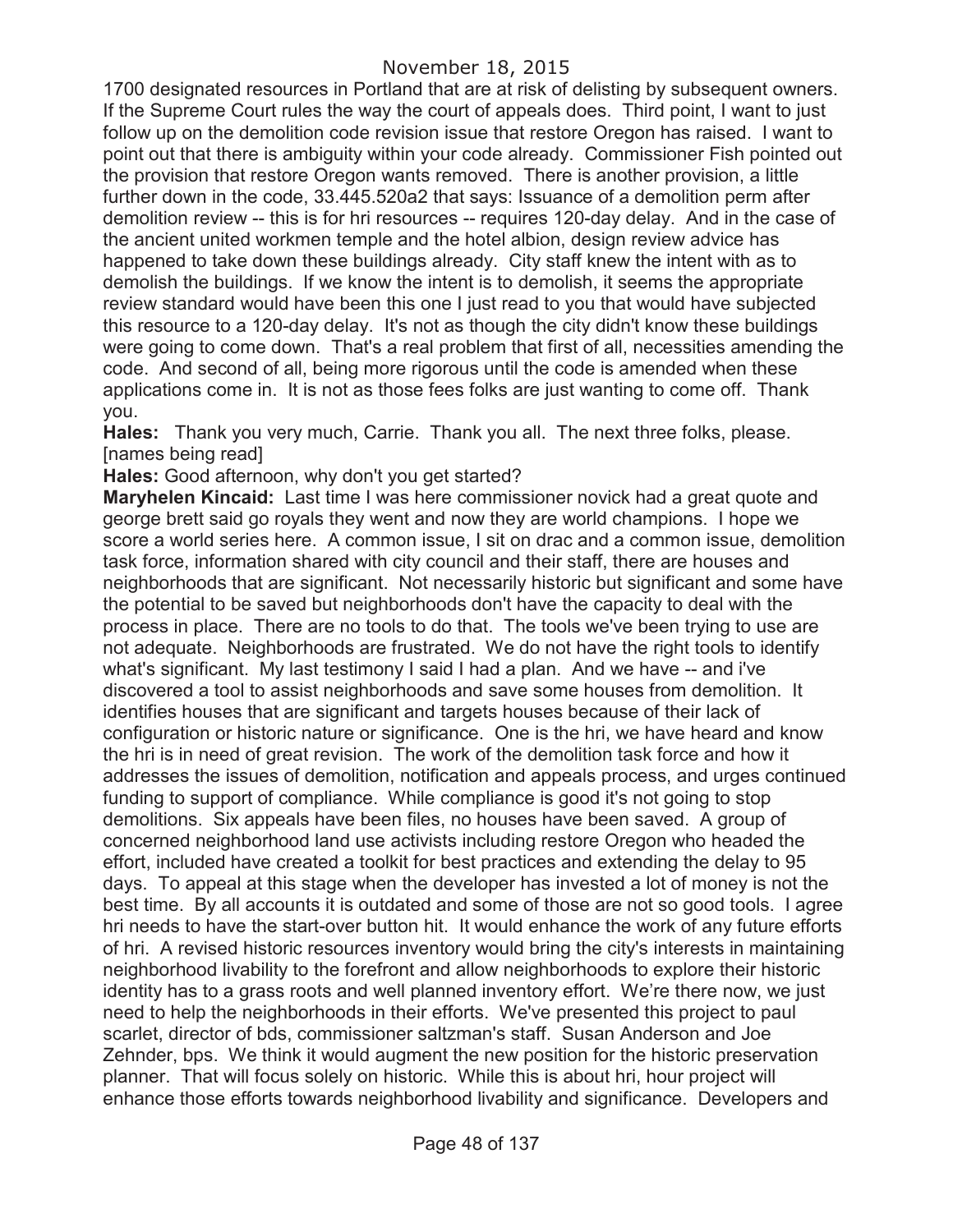1700 designated resources in Portland that are at risk of delisting by subsequent owners. If the Supreme Court rules the way the court of appeals does. Third point, I want to just follow up on the demolition code revision issue that restore Oregon has raised. I want to point out that there is ambiguity within your code already. Commissioner Fish pointed out the provision that restore Oregon wants removed. There is another provision, a little further down in the code, 33.445.520a2 that says: Issuance of a demolition perm after demolition review -- this is for hri resources -- requires 120-day delay. And in the case of the ancient united workmen temple and the hotel albion, design review advice has happened to take down these buildings already. City staff knew the intent with as to demolish the buildings. If we know the intent is to demolish, it seems the appropriate review standard would have been this one I just read to you that would have subjected this resource to a 120-day delay. It's not as though the city didn't know these buildings were going to come down. That's a real problem that first of all, necessities amending the code. And second of all, being more rigorous until the code is amended when these applications come in. It is not as those fees folks are just wanting to come off. Thank you.

**Hales:** Thank you very much, Carrie. Thank you all. The next three folks, please. [names being read]

**Hales:** Good afternoon, why don't you get started?

**Maryhelen Kincaid:** Last time I was here commissioner novick had a great quote and george brett said go royals they went and now they are world champions. I hope we score a world series here. A common issue, I sit on drac and a common issue, demolition task force, information shared with city council and their staff, there are houses and neighborhoods that are significant. Not necessarily historic but significant and some have the potential to be saved but neighborhoods don't have the capacity to deal with the process in place. There are no tools to do that. The tools we've been trying to use are not adequate. Neighborhoods are frustrated. We do not have the right tools to identify what's significant. My last testimony I said I had a plan. And we have -- and i've discovered a tool to assist neighborhoods and save some houses from demolition. It identifies houses that are significant and targets houses because of their lack of configuration or historic nature or significance. One is the hri, we have heard and know the hri is in need of great revision. The work of the demolition task force and how it addresses the issues of demolition, notification and appeals process, and urges continued funding to support of compliance. While compliance is good it's not going to stop demolitions. Six appeals have been files, no houses have been saved. A group of concerned neighborhood land use activists including restore Oregon who headed the effort, included have created a toolkit for best practices and extending the delay to 95 days. To appeal at this stage when the developer has invested a lot of money is not the best time. By all accounts it is outdated and some of those are not so good tools. I agree hri needs to have the start-over button hit. It would enhance the work of any future efforts of hri. A revised historic resources inventory would bring the city's interests in maintaining neighborhood livability to the forefront and allow neighborhoods to explore their historic identity has to a grass roots and well planned inventory effort. We're there now, we just need to help the neighborhoods in their efforts. We've presented this project to paul scarlet, director of bds, commissioner saltzman's staff. Susan Anderson and Joe Zehnder, bps. We think it would augment the new position for the historic preservation planner. That will focus solely on historic. While this is about hri, hour project will enhance those efforts towards neighborhood livability and significance. Developers and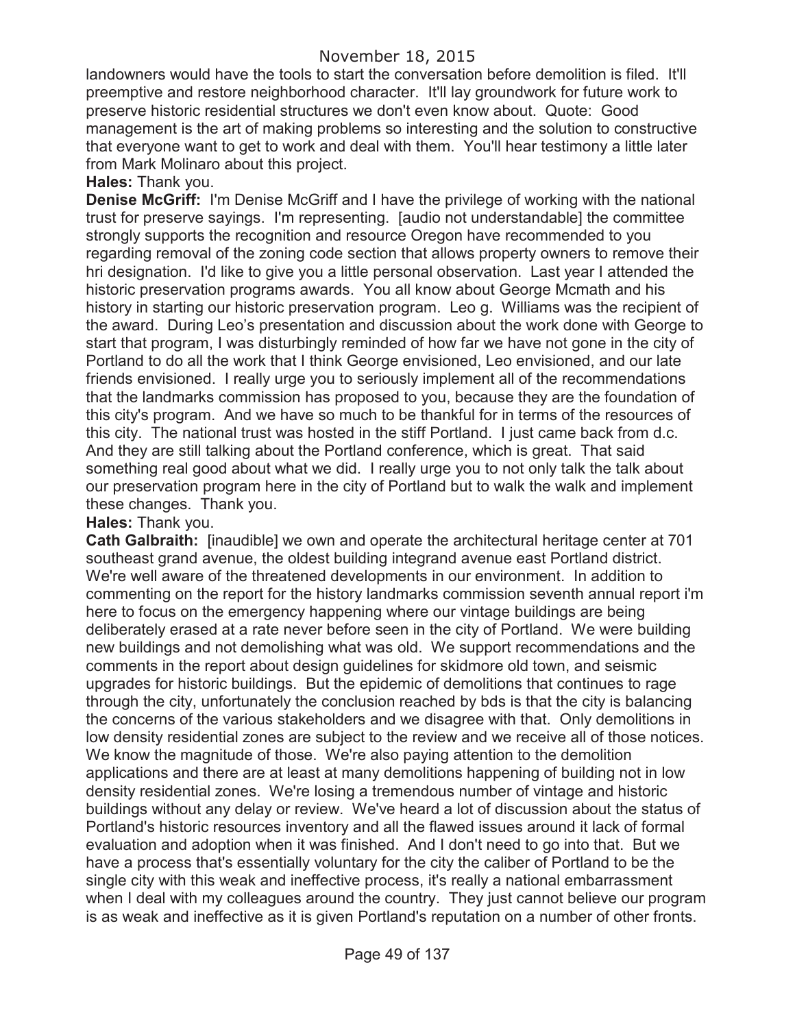landowners would have the tools to start the conversation before demolition is filed. It'll preemptive and restore neighborhood character. It'll lay groundwork for future work to preserve historic residential structures we don't even know about. Quote: Good management is the art of making problems so interesting and the solution to constructive that everyone want to get to work and deal with them. You'll hear testimony a little later from Mark Molinaro about this project.

**Hales:** Thank you.

**Denise McGriff:** I'm Denise McGriff and I have the privilege of working with the national trust for preserve sayings. I'm representing. [audio not understandable] the committee strongly supports the recognition and resource Oregon have recommended to you regarding removal of the zoning code section that allows property owners to remove their hri designation. I'd like to give you a little personal observation. Last year I attended the historic preservation programs awards. You all know about George Mcmath and his history in starting our historic preservation program. Leo g. Williams was the recipient of the award. During Leo's presentation and discussion about the work done with George to start that program, I was disturbingly reminded of how far we have not gone in the city of Portland to do all the work that I think George envisioned, Leo envisioned, and our late friends envisioned. I really urge you to seriously implement all of the recommendations that the landmarks commission has proposed to you, because they are the foundation of this city's program. And we have so much to be thankful for in terms of the resources of this city. The national trust was hosted in the stiff Portland. I just came back from d.c. And they are still talking about the Portland conference, which is great. That said something real good about what we did. I really urge you to not only talk the talk about our preservation program here in the city of Portland but to walk the walk and implement these changes. Thank you.

**Hales:** Thank you.

**Cath Galbraith:** [inaudible] we own and operate the architectural heritage center at 701 southeast grand avenue, the oldest building integrand avenue east Portland district. We're well aware of the threatened developments in our environment. In addition to commenting on the report for the history landmarks commission seventh annual report i'm here to focus on the emergency happening where our vintage buildings are being deliberately erased at a rate never before seen in the city of Portland. We were building new buildings and not demolishing what was old. We support recommendations and the comments in the report about design guidelines for skidmore old town, and seismic upgrades for historic buildings. But the epidemic of demolitions that continues to rage through the city, unfortunately the conclusion reached by bds is that the city is balancing the concerns of the various stakeholders and we disagree with that. Only demolitions in low density residential zones are subject to the review and we receive all of those notices. We know the magnitude of those. We're also paying attention to the demolition applications and there are at least at many demolitions happening of building not in low density residential zones. We're losing a tremendous number of vintage and historic buildings without any delay or review. We've heard a lot of discussion about the status of Portland's historic resources inventory and all the flawed issues around it lack of formal evaluation and adoption when it was finished. And I don't need to go into that. But we have a process that's essentially voluntary for the city the caliber of Portland to be the single city with this weak and ineffective process, it's really a national embarrassment when I deal with my colleagues around the country. They just cannot believe our program is as weak and ineffective as it is given Portland's reputation on a number of other fronts.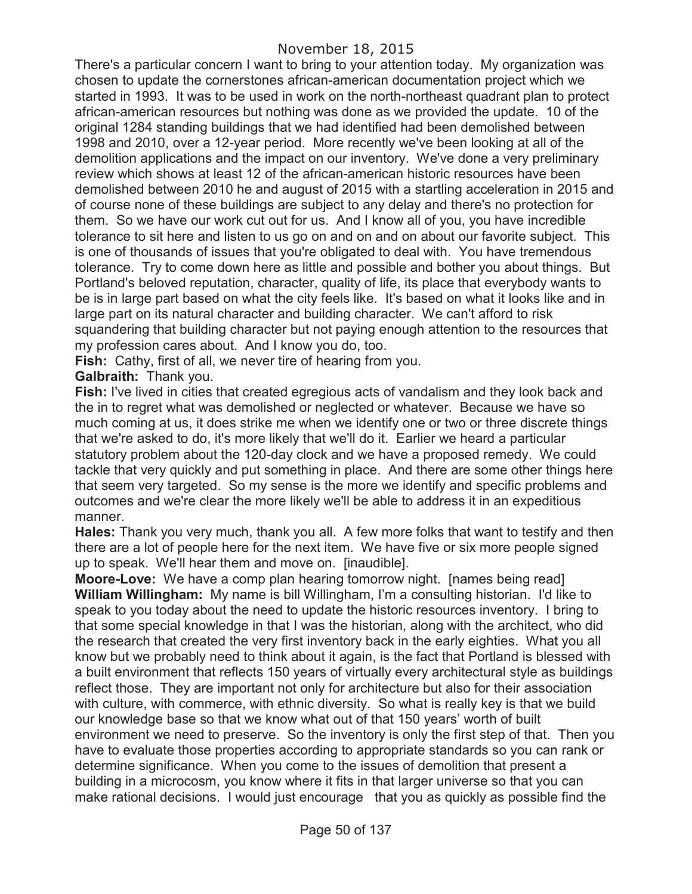There's a particular concern I want to bring to your attention today. My organization was chosen to update the cornerstones african-american documentation project which we started in 1993. It was to be used in work on the north-northeast quadrant plan to protect african-american resources but nothing was done as we provided the update. 10 of the original 1284 standing buildings that we had identified had been demolished between 1998 and 2010, over a 12-year period. More recently we've been looking at all of the demolition applications and the impact on our inventory. We've done a very preliminary review which shows at least 12 of the african-american historic resources have been demolished between 2010 he and august of 2015 with a startling acceleration in 2015 and of course none of these buildings are subject to any delay and there's no protection for them. So we have our work cut out for us. And I know all of you, you have incredible tolerance to sit here and listen to us go on and on and on about our favorite subject. This is one of thousands of issues that you're obligated to deal with. You have tremendous tolerance. Try to come down here as little and possible and bother you about things. But Portland's beloved reputation, character, quality of life, its place that everybody wants to be is in large part based on what the city feels like. It's based on what it looks like and in large part on its natural character and building character. We can't afford to risk squandering that building character but not paying enough attention to the resources that my profession cares about. And I know you do, too.

**Fish:** Cathy, first of all, we never tire of hearing from you.

**Galbraith:** Thank you.

**Fish:** I've lived in cities that created egregious acts of vandalism and they look back and the in to regret what was demolished or neglected or whatever. Because we have so much coming at us, it does strike me when we identify one or two or three discrete things that we're asked to do, it's more likely that we'll do it. Earlier we heard a particular statutory problem about the 120-day clock and we have a proposed remedy. We could tackle that very quickly and put something in place. And there are some other things here that seem very targeted. So my sense is the more we identify and specific problems and outcomes and we're clear the more likely we'll be able to address it in an expeditious manner.

**Hales:** Thank you very much, thank you all. A few more folks that want to testify and then there are a lot of people here for the next item. We have five or six more people signed up to speak. We'll hear them and move on. [inaudible].

**Moore-Love:** We have a comp plan hearing tomorrow night. [names being read]

**William Willingham:** My name is bill Willingham, I'm a consulting historian. I'd like to speak to you today about the need to update the historic resources inventory. I bring to that some special knowledge in that I was the historian, along with the architect, who did the research that created the very first inventory back in the early eighties. What you all know but we probably need to think about it again, is the fact that Portland is blessed with a built environment that reflects 150 years of virtually every architectural style as buildings reflect those. They are important not only for architecture but also for their association with culture, with commerce, with ethnic diversity. So what is really key is that we build our knowledge base so that we know what out of that 150 years' worth of built environment we need to preserve. So the inventory is only the first step of that. Then you have to evaluate those properties according to appropriate standards so you can rank or determine significance. When you come to the issues of demolition that present a building in a microcosm, you know where it fits in that larger universe so that you can make rational decisions. I would just encourage that you as quickly as possible find the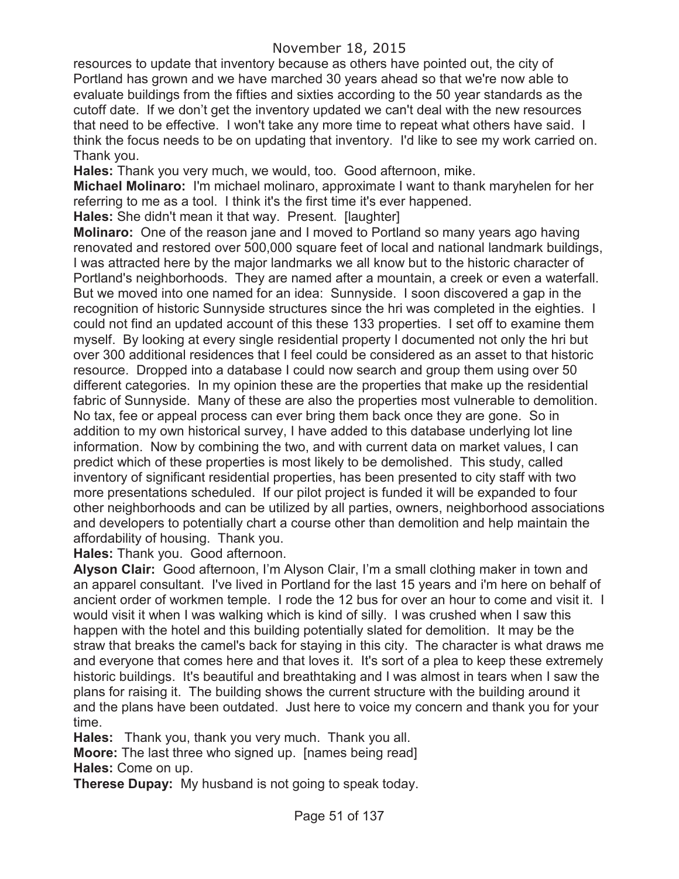resources to update that inventory because as others have pointed out, the city of Portland has grown and we have marched 30 years ahead so that we're now able to evaluate buildings from the fifties and sixties according to the 50 year standards as the cutoff date. If we don't get the inventory updated we can't deal with the new resources that need to be effective. I won't take any more time to repeat what others have said. I think the focus needs to be on updating that inventory. I'd like to see my work carried on. Thank you.

**Hales:** Thank you very much, we would, too. Good afternoon, mike.

**Michael Molinaro:** I'm michael molinaro, approximate I want to thank maryhelen for her referring to me as a tool. I think it's the first time it's ever happened.

**Hales:** She didn't mean it that way. Present. [laughter]

**Molinaro:** One of the reason jane and I moved to Portland so many years ago having renovated and restored over 500,000 square feet of local and national landmark buildings, I was attracted here by the major landmarks we all know but to the historic character of Portland's neighborhoods. They are named after a mountain, a creek or even a waterfall. But we moved into one named for an idea: Sunnyside. I soon discovered a gap in the recognition of historic Sunnyside structures since the hri was completed in the eighties. I could not find an updated account of this these 133 properties. I set off to examine them myself. By looking at every single residential property I documented not only the hri but over 300 additional residences that I feel could be considered as an asset to that historic resource. Dropped into a database I could now search and group them using over 50 different categories. In my opinion these are the properties that make up the residential fabric of Sunnyside. Many of these are also the properties most vulnerable to demolition. No tax, fee or appeal process can ever bring them back once they are gone. So in addition to my own historical survey, I have added to this database underlying lot line information. Now by combining the two, and with current data on market values, I can predict which of these properties is most likely to be demolished. This study, called inventory of significant residential properties, has been presented to city staff with two more presentations scheduled. If our pilot project is funded it will be expanded to four other neighborhoods and can be utilized by all parties, owners, neighborhood associations and developers to potentially chart a course other than demolition and help maintain the affordability of housing. Thank you.

**Hales:** Thank you. Good afternoon.

**Alyson Clair:** Good afternoon, I'm Alyson Clair, I'm a small clothing maker in town and an apparel consultant. I've lived in Portland for the last 15 years and i'm here on behalf of ancient order of workmen temple. I rode the 12 bus for over an hour to come and visit it. I would visit it when I was walking which is kind of silly. I was crushed when I saw this happen with the hotel and this building potentially slated for demolition. It may be the straw that breaks the camel's back for staying in this city. The character is what draws me and everyone that comes here and that loves it. It's sort of a plea to keep these extremely historic buildings. It's beautiful and breathtaking and I was almost in tears when I saw the plans for raising it. The building shows the current structure with the building around it and the plans have been outdated. Just here to voice my concern and thank you for your time.

**Hales:** Thank you, thank you very much. Thank you all.

**Moore:** The last three who signed up. [names being read]

**Hales:** Come on up.

**Therese Dupay:** My husband is not going to speak today.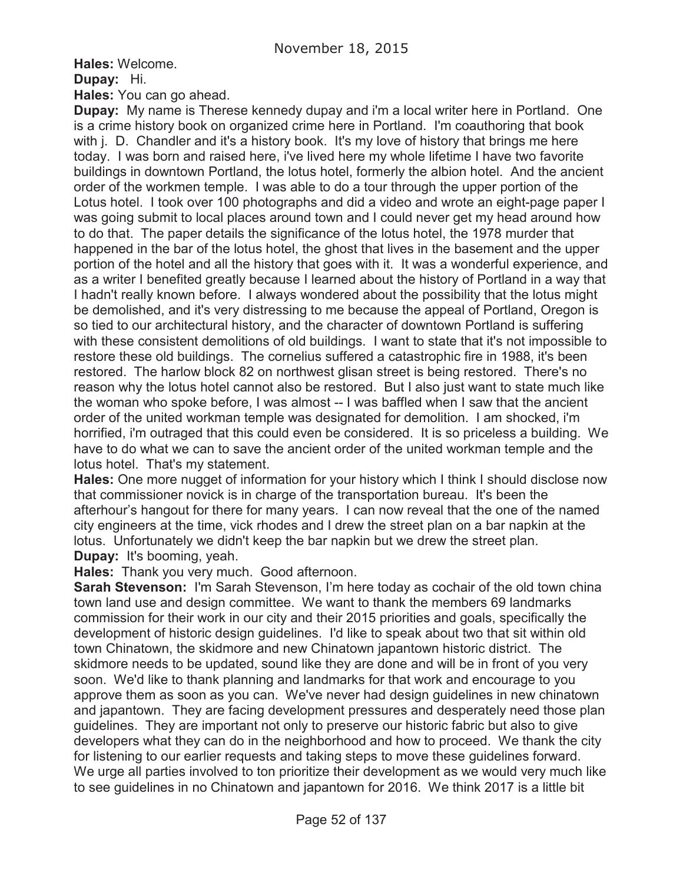**Hales:** Welcome.

**Dupay:** Hi.

**Hales:** You can go ahead.

**Dupay:** My name is Therese kennedy dupay and i'm a local writer here in Portland. One is a crime history book on organized crime here in Portland. I'm coauthoring that book with j. D. Chandler and it's a history book. It's my love of history that brings me here today. I was born and raised here, i've lived here my whole lifetime I have two favorite buildings in downtown Portland, the lotus hotel, formerly the albion hotel. And the ancient order of the workmen temple. I was able to do a tour through the upper portion of the Lotus hotel. I took over 100 photographs and did a video and wrote an eight-page paper I was going submit to local places around town and I could never get my head around how to do that. The paper details the significance of the lotus hotel, the 1978 murder that happened in the bar of the lotus hotel, the ghost that lives in the basement and the upper portion of the hotel and all the history that goes with it. It was a wonderful experience, and as a writer I benefited greatly because I learned about the history of Portland in a way that I hadn't really known before. I always wondered about the possibility that the lotus might be demolished, and it's very distressing to me because the appeal of Portland, Oregon is so tied to our architectural history, and the character of downtown Portland is suffering with these consistent demolitions of old buildings. I want to state that it's not impossible to restore these old buildings. The cornelius suffered a catastrophic fire in 1988, it's been restored. The harlow block 82 on northwest glisan street is being restored. There's no reason why the lotus hotel cannot also be restored. But I also just want to state much like the woman who spoke before, I was almost -- I was baffled when I saw that the ancient order of the united workman temple was designated for demolition. I am shocked, i'm horrified, i'm outraged that this could even be considered. It is so priceless a building. We have to do what we can to save the ancient order of the united workman temple and the lotus hotel. That's my statement.

**Hales:** One more nugget of information for your history which I think I should disclose now that commissioner novick is in charge of the transportation bureau. It's been the afterhour's hangout for there for many years. I can now reveal that the one of the named city engineers at the time, vick rhodes and I drew the street plan on a bar napkin at the lotus. Unfortunately we didn't keep the bar napkin but we drew the street plan.

**Dupay:** It's booming, yeah.

**Hales:** Thank you very much. Good afternoon.

**Sarah Stevenson:** I'm Sarah Stevenson, I'm here today as cochair of the old town china town land use and design committee. We want to thank the members 69 landmarks commission for their work in our city and their 2015 priorities and goals, specifically the development of historic design guidelines. I'd like to speak about two that sit within old town Chinatown, the skidmore and new Chinatown japantown historic district. The skidmore needs to be updated, sound like they are done and will be in front of you very soon. We'd like to thank planning and landmarks for that work and encourage to you approve them as soon as you can. We've never had design guidelines in new chinatown and japantown. They are facing development pressures and desperately need those plan guidelines. They are important not only to preserve our historic fabric but also to give developers what they can do in the neighborhood and how to proceed. We thank the city for listening to our earlier requests and taking steps to move these guidelines forward. We urge all parties involved to ton prioritize their development as we would very much like to see guidelines in no Chinatown and japantown for 2016. We think 2017 is a little bit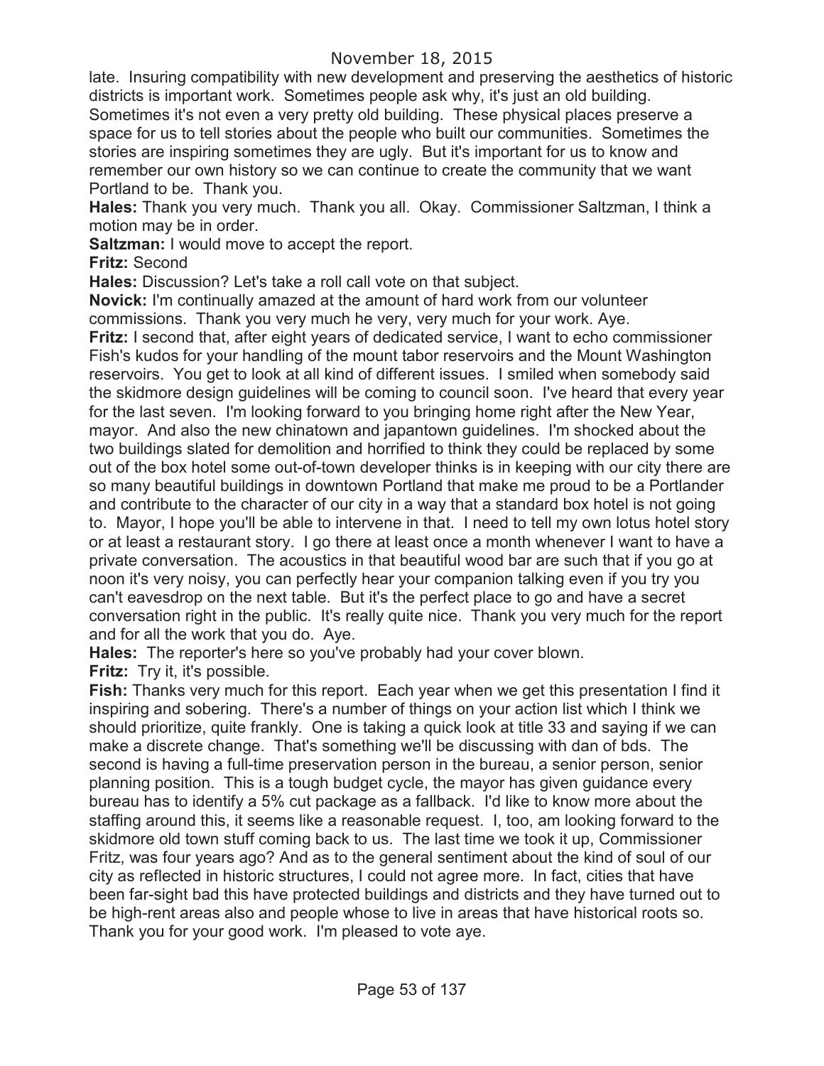late. Insuring compatibility with new development and preserving the aesthetics of historic districts is important work. Sometimes people ask why, it's just an old building. Sometimes it's not even a very pretty old building. These physical places preserve a space for us to tell stories about the people who built our communities. Sometimes the stories are inspiring sometimes they are ugly. But it's important for us to know and remember our own history so we can continue to create the community that we want Portland to be. Thank you.

**Hales:** Thank you very much. Thank you all. Okay. Commissioner Saltzman, I think a motion may be in order.

**Saltzman:** I would move to accept the report.

**Fritz:** Second

**Hales:** Discussion? Let's take a roll call vote on that subject.

**Novick:** I'm continually amazed at the amount of hard work from our volunteer commissions. Thank you very much he very, very much for your work. Aye.

**Fritz:** I second that, after eight years of dedicated service, I want to echo commissioner Fish's kudos for your handling of the mount tabor reservoirs and the Mount Washington reservoirs. You get to look at all kind of different issues. I smiled when somebody said the skidmore design guidelines will be coming to council soon. I've heard that every year for the last seven. I'm looking forward to you bringing home right after the New Year, mayor. And also the new chinatown and japantown guidelines. I'm shocked about the two buildings slated for demolition and horrified to think they could be replaced by some out of the box hotel some out-of-town developer thinks is in keeping with our city there are so many beautiful buildings in downtown Portland that make me proud to be a Portlander and contribute to the character of our city in a way that a standard box hotel is not going to. Mayor, I hope you'll be able to intervene in that. I need to tell my own lotus hotel story or at least a restaurant story. I go there at least once a month whenever I want to have a private conversation. The acoustics in that beautiful wood bar are such that if you go at noon it's very noisy, you can perfectly hear your companion talking even if you try you can't eavesdrop on the next table. But it's the perfect place to go and have a secret conversation right in the public. It's really quite nice. Thank you very much for the report and for all the work that you do. Aye.

**Hales:** The reporter's here so you've probably had your cover blown.

**Fritz:** Try it, it's possible.

**Fish:** Thanks very much for this report. Each year when we get this presentation I find it inspiring and sobering. There's a number of things on your action list which I think we should prioritize, quite frankly. One is taking a quick look at title 33 and saying if we can make a discrete change. That's something we'll be discussing with dan of bds. The second is having a full-time preservation person in the bureau, a senior person, senior planning position. This is a tough budget cycle, the mayor has given guidance every bureau has to identify a 5% cut package as a fallback. I'd like to know more about the staffing around this, it seems like a reasonable request. I, too, am looking forward to the skidmore old town stuff coming back to us. The last time we took it up, Commissioner Fritz, was four years ago? And as to the general sentiment about the kind of soul of our city as reflected in historic structures, I could not agree more. In fact, cities that have been far-sight bad this have protected buildings and districts and they have turned out to be high-rent areas also and people whose to live in areas that have historical roots so. Thank you for your good work. I'm pleased to vote aye.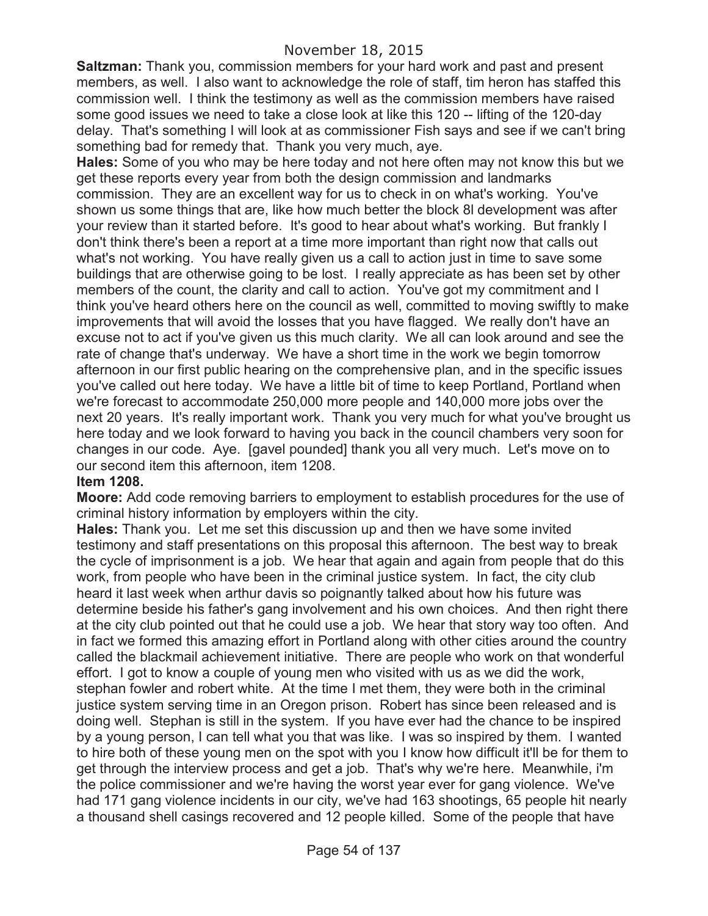**Saltzman:** Thank you, commission members for your hard work and past and present members, as well. I also want to acknowledge the role of staff, tim heron has staffed this commission well. I think the testimony as well as the commission members have raised some good issues we need to take a close look at like this 120 -- lifting of the 120-day delay. That's something I will look at as commissioner Fish says and see if we can't bring something bad for remedy that. Thank you very much, aye.

**Hales:** Some of you who may be here today and not here often may not know this but we get these reports every year from both the design commission and landmarks commission. They are an excellent way for us to check in on what's working. You've shown us some things that are, like how much better the block 8l development was after your review than it started before. It's good to hear about what's working. But frankly I don't think there's been a report at a time more important than right now that calls out what's not working. You have really given us a call to action just in time to save some buildings that are otherwise going to be lost. I really appreciate as has been set by other members of the count, the clarity and call to action. You've got my commitment and I think you've heard others here on the council as well, committed to moving swiftly to make improvements that will avoid the losses that you have flagged. We really don't have an excuse not to act if you've given us this much clarity. We all can look around and see the rate of change that's underway. We have a short time in the work we begin tomorrow afternoon in our first public hearing on the comprehensive plan, and in the specific issues you've called out here today. We have a little bit of time to keep Portland, Portland when we're forecast to accommodate 250,000 more people and 140,000 more jobs over the next 20 years. It's really important work. Thank you very much for what you've brought us here today and we look forward to having you back in the council chambers very soon for changes in our code. Aye. [gavel pounded] thank you all very much. Let's move on to our second item this afternoon, item 1208.

**Item 1208.**

**Moore:** Add code removing barriers to employment to establish procedures for the use of criminal history information by employers within the city.

**Hales:** Thank you. Let me set this discussion up and then we have some invited testimony and staff presentations on this proposal this afternoon. The best way to break the cycle of imprisonment is a job. We hear that again and again from people that do this work, from people who have been in the criminal justice system. In fact, the city club heard it last week when arthur davis so poignantly talked about how his future was determine beside his father's gang involvement and his own choices. And then right there at the city club pointed out that he could use a job. We hear that story way too often. And in fact we formed this amazing effort in Portland along with other cities around the country called the blackmail achievement initiative. There are people who work on that wonderful effort. I got to know a couple of young men who visited with us as we did the work, stephan fowler and robert white. At the time I met them, they were both in the criminal justice system serving time in an Oregon prison. Robert has since been released and is doing well. Stephan is still in the system. If you have ever had the chance to be inspired by a young person, I can tell what you that was like. I was so inspired by them. I wanted to hire both of these young men on the spot with you I know how difficult it'll be for them to get through the interview process and get a job. That's why we're here. Meanwhile, i'm the police commissioner and we're having the worst year ever for gang violence. We've had 171 gang violence incidents in our city, we've had 163 shootings, 65 people hit nearly a thousand shell casings recovered and 12 people killed. Some of the people that have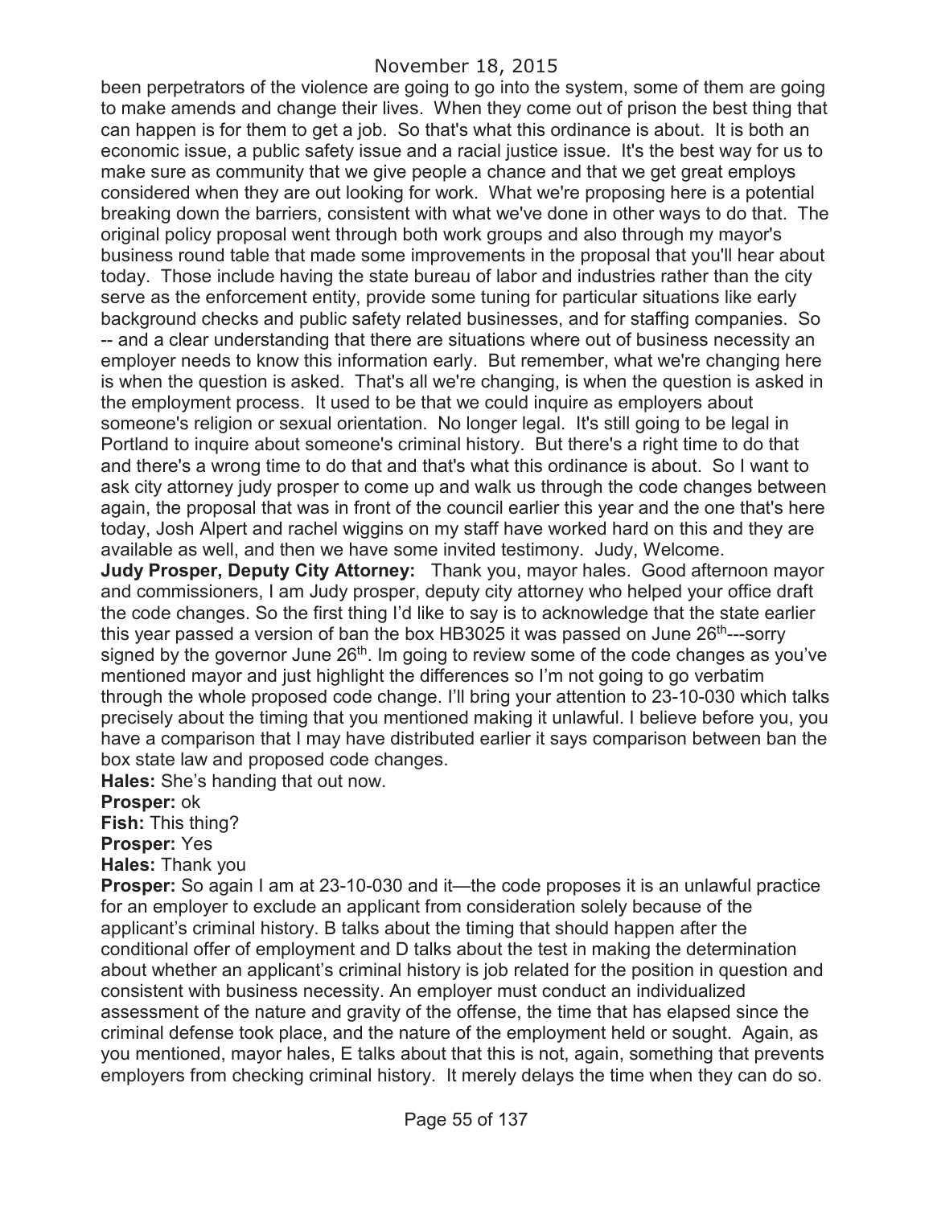been perpetrators of the violence are going to go into the system, some of them are going to make amends and change their lives. When they come out of prison the best thing that can happen is for them to get a job. So that's what this ordinance is about. It is both an economic issue, a public safety issue and a racial justice issue. It's the best way for us to make sure as community that we give people a chance and that we get great employs considered when they are out looking for work. What we're proposing here is a potential breaking down the barriers, consistent with what we've done in other ways to do that. The original policy proposal went through both work groups and also through my mayor's business round table that made some improvements in the proposal that you'll hear about today. Those include having the state bureau of labor and industries rather than the city serve as the enforcement entity, provide some tuning for particular situations like early background checks and public safety related businesses, and for staffing companies. So -- and a clear understanding that there are situations where out of business necessity an employer needs to know this information early. But remember, what we're changing here is when the question is asked. That's all we're changing, is when the question is asked in the employment process. It used to be that we could inquire as employers about someone's religion or sexual orientation. No longer legal. It's still going to be legal in Portland to inquire about someone's criminal history. But there's a right time to do that and there's a wrong time to do that and that's what this ordinance is about. So I want to ask city attorney judy prosper to come up and walk us through the code changes between again, the proposal that was in front of the council earlier this year and the one that's here today, Josh Alpert and rachel wiggins on my staff have worked hard on this and they are available as well, and then we have some invited testimony. Judy, Welcome.

**Judy Prosper, Deputy City Attorney:** Thank you, mayor hales. Good afternoon mayor and commissioners, I am Judy prosper, deputy city attorney who helped your office draft the code changes. So the first thing I'd like to say is to acknowledge that the state earlier this year passed a version of ban the box HB3025 it was passed on June 26th---sorry signed by the governor June 26th. Im going to review some of the code changes as you've mentioned mayor and just highlight the differences so I'm not going to go verbatim through the whole proposed code change. I'll bring your attention to 23-10-030 which talks precisely about the timing that you mentioned making it unlawful. I believe before you, you have a comparison that I may have distributed earlier it says comparison between ban the box state law and proposed code changes.

**Hales:** She's handing that out now.

**Prosper:** ok

**Fish:** This thing?

**Prosper:** Yes

**Hales:** Thank you

**Prosper:** So again I am at 23-10-030 and it—the code proposes it is an unlawful practice for an employer to exclude an applicant from consideration solely because of the applicant's criminal history. B talks about the timing that should happen after the conditional offer of employment and D talks about the test in making the determination about whether an applicant's criminal history is job related for the position in question and consistent with business necessity. An employer must conduct an individualized assessment of the nature and gravity of the offense, the time that has elapsed since the criminal defense took place, and the nature of the employment held or sought. Again, as you mentioned, mayor hales, E talks about that this is not, again, something that prevents employers from checking criminal history. It merely delays the time when they can do so.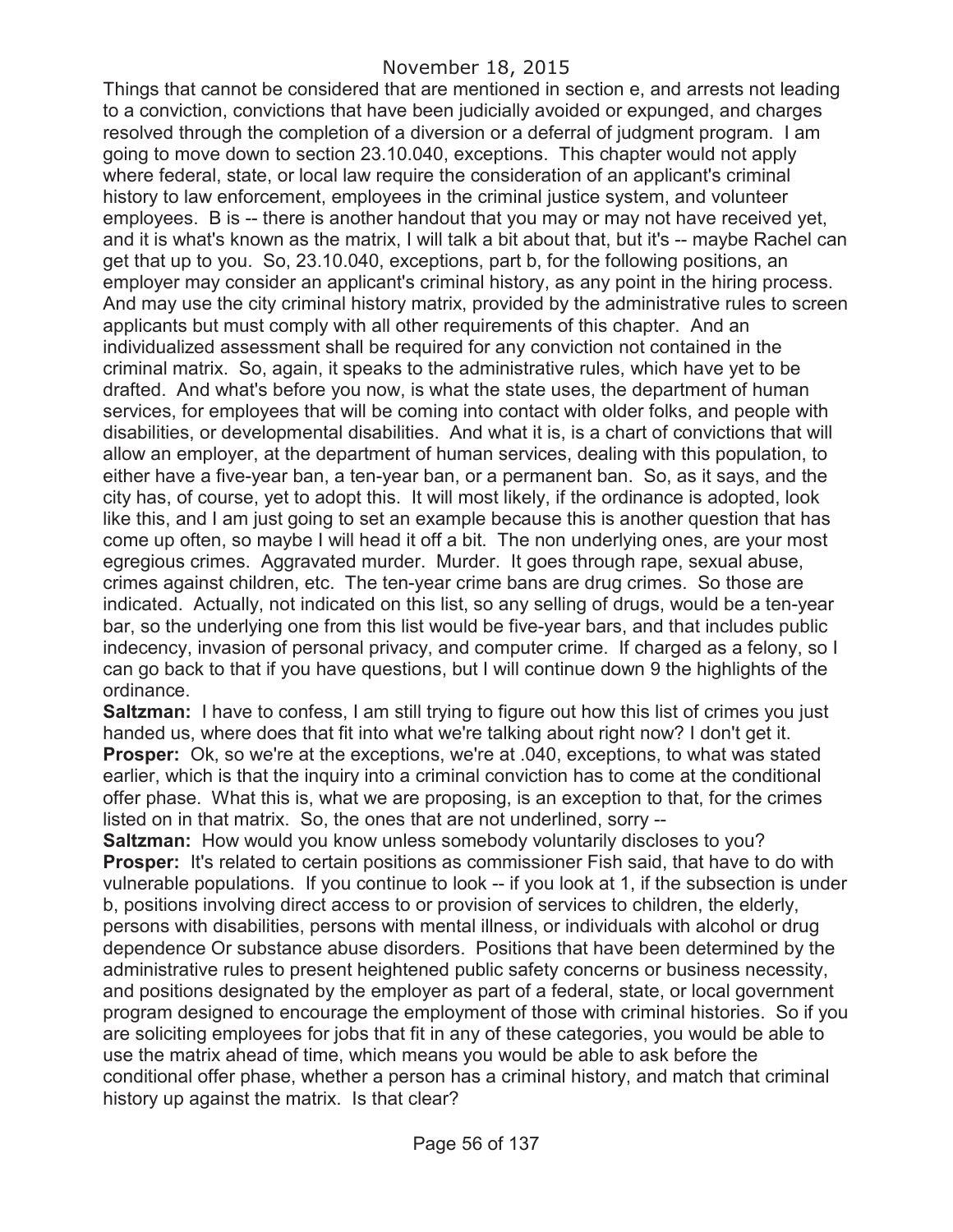Things that cannot be considered that are mentioned in section e, and arrests not leading to a conviction, convictions that have been judicially avoided or expunged, and charges resolved through the completion of a diversion or a deferral of judgment program. I am going to move down to section 23.10.040, exceptions. This chapter would not apply where federal, state, or local law require the consideration of an applicant's criminal history to law enforcement, employees in the criminal justice system, and volunteer employees. B is -- there is another handout that you may or may not have received yet, and it is what's known as the matrix, I will talk a bit about that, but it's -- maybe Rachel can get that up to you. So, 23.10.040, exceptions, part b, for the following positions, an employer may consider an applicant's criminal history, as any point in the hiring process. And may use the city criminal history matrix, provided by the administrative rules to screen applicants but must comply with all other requirements of this chapter. And an individualized assessment shall be required for any conviction not contained in the criminal matrix. So, again, it speaks to the administrative rules, which have yet to be drafted. And what's before you now, is what the state uses, the department of human services, for employees that will be coming into contact with older folks, and people with disabilities, or developmental disabilities. And what it is, is a chart of convictions that will allow an employer, at the department of human services, dealing with this population, to either have a five-year ban, a ten-year ban, or a permanent ban. So, as it says, and the city has, of course, yet to adopt this. It will most likely, if the ordinance is adopted, look like this, and I am just going to set an example because this is another question that has come up often, so maybe I will head it off a bit. The non underlying ones, are your most egregious crimes. Aggravated murder. Murder. It goes through rape, sexual abuse, crimes against children, etc. The ten-year crime bans are drug crimes. So those are indicated. Actually, not indicated on this list, so any selling of drugs, would be a ten-year bar, so the underlying one from this list would be five-year bars, and that includes public indecency, invasion of personal privacy, and computer crime. If charged as a felony, so I can go back to that if you have questions, but I will continue down 9 the highlights of the ordinance.

**Saltzman:** I have to confess, I am still trying to figure out how this list of crimes you just handed us, where does that fit into what we're talking about right now? I don't get it.

**Prosper:** Ok, so we're at the exceptions, we're at .040, exceptions, to what was stated earlier, which is that the inquiry into a criminal conviction has to come at the conditional offer phase. What this is, what we are proposing, is an exception to that, for the crimes listed on in that matrix. So, the ones that are not underlined, sorry --

**Saltzman:** How would you know unless somebody voluntarily discloses to you?

**Prosper:** It's related to certain positions as commissioner Fish said, that have to do with vulnerable populations. If you continue to look -- if you look at 1, if the subsection is under b, positions involving direct access to or provision of services to children, the elderly, persons with disabilities, persons with mental illness, or individuals with alcohol or drug dependence Or substance abuse disorders. Positions that have been determined by the administrative rules to present heightened public safety concerns or business necessity, and positions designated by the employer as part of a federal, state, or local government program designed to encourage the employment of those with criminal histories. So if you are soliciting employees for jobs that fit in any of these categories, you would be able to use the matrix ahead of time, which means you would be able to ask before the conditional offer phase, whether a person has a criminal history, and match that criminal history up against the matrix. Is that clear?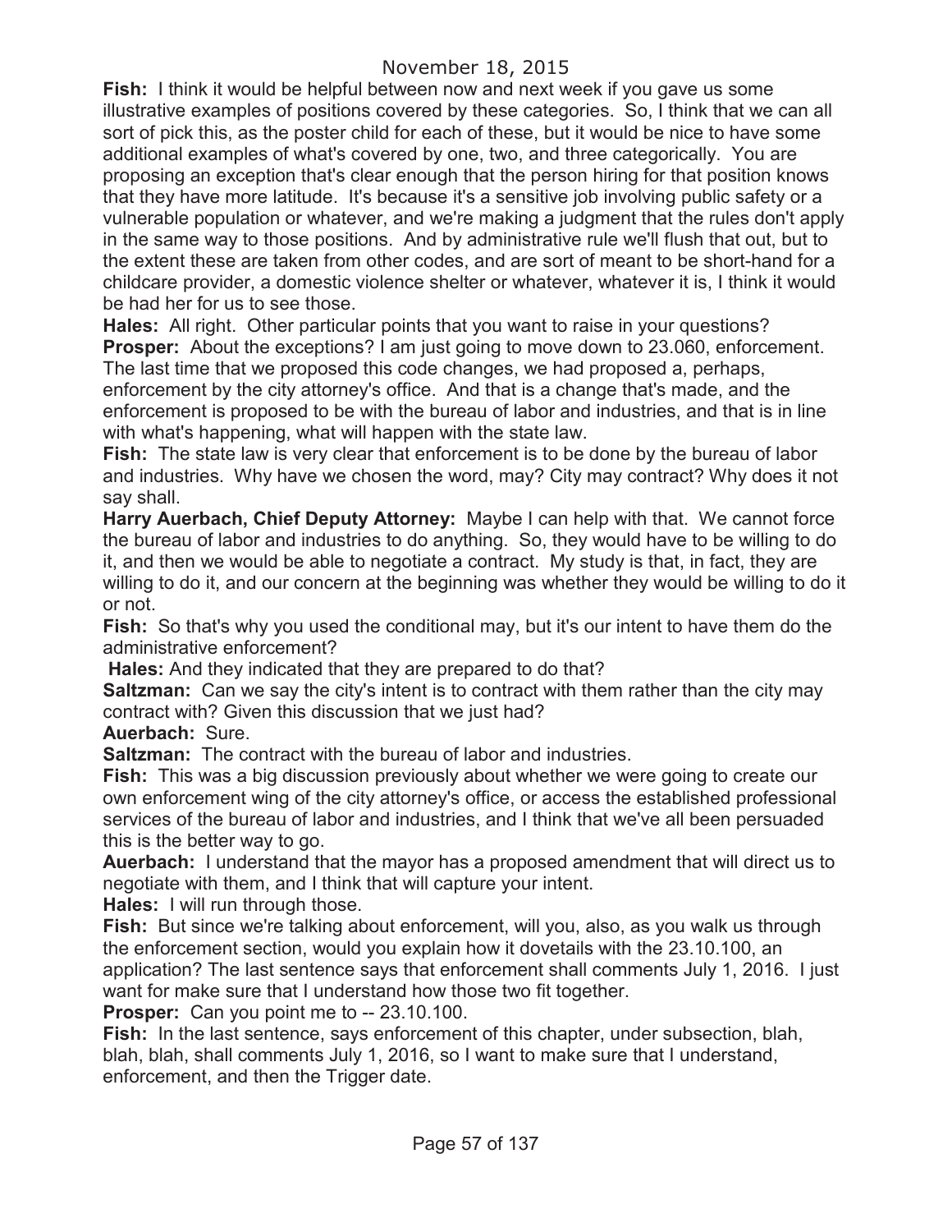**Fish:** I think it would be helpful between now and next week if you gave us some illustrative examples of positions covered by these categories. So, I think that we can all sort of pick this, as the poster child for each of these, but it would be nice to have some additional examples of what's covered by one, two, and three categorically. You are proposing an exception that's clear enough that the person hiring for that position knows that they have more latitude. It's because it's a sensitive job involving public safety or a vulnerable population or whatever, and we're making a judgment that the rules don't apply in the same way to those positions. And by administrative rule we'll flush that out, but to the extent these are taken from other codes, and are sort of meant to be short-hand for a childcare provider, a domestic violence shelter or whatever, whatever it is, I think it would be had her for us to see those.

**Hales:** All right. Other particular points that you want to raise in your questions?

**Prosper:** About the exceptions? I am just going to move down to 23.060, enforcement. The last time that we proposed this code changes, we had proposed a, perhaps, enforcement by the city attorney's office. And that is a change that's made, and the enforcement is proposed to be with the bureau of labor and industries, and that is in line with what's happening, what will happen with the state law.

**Fish:** The state law is very clear that enforcement is to be done by the bureau of labor and industries. Why have we chosen the word, may? City may contract? Why does it not say shall.

**Harry Auerbach, Chief Deputy Attorney:** Maybe I can help with that. We cannot force the bureau of labor and industries to do anything. So, they would have to be willing to do it, and then we would be able to negotiate a contract. My study is that, in fact, they are willing to do it, and our concern at the beginning was whether they would be willing to do it or not.

**Fish:** So that's why you used the conditional may, but it's our intent to have them do the administrative enforcement?

**Hales:** And they indicated that they are prepared to do that?

**Saltzman:** Can we say the city's intent is to contract with them rather than the city may contract with? Given this discussion that we just had?

**Auerbach:** Sure.

**Saltzman:** The contract with the bureau of labor and industries.

**Fish:** This was a big discussion previously about whether we were going to create our own enforcement wing of the city attorney's office, or access the established professional services of the bureau of labor and industries, and I think that we've all been persuaded this is the better way to go.

**Auerbach:** I understand that the mayor has a proposed amendment that will direct us to negotiate with them, and I think that will capture your intent.

**Hales:** I will run through those.

**Fish:** But since we're talking about enforcement, will you, also, as you walk us through the enforcement section, would you explain how it dovetails with the 23.10.100, an application? The last sentence says that enforcement shall comments July 1, 2016. I just want for make sure that I understand how those two fit together.

**Prosper:** Can you point me to -- 23.10.100.

**Fish:** In the last sentence, says enforcement of this chapter, under subsection, blah, blah, blah, shall comments July 1, 2016, so I want to make sure that I understand, enforcement, and then the Trigger date.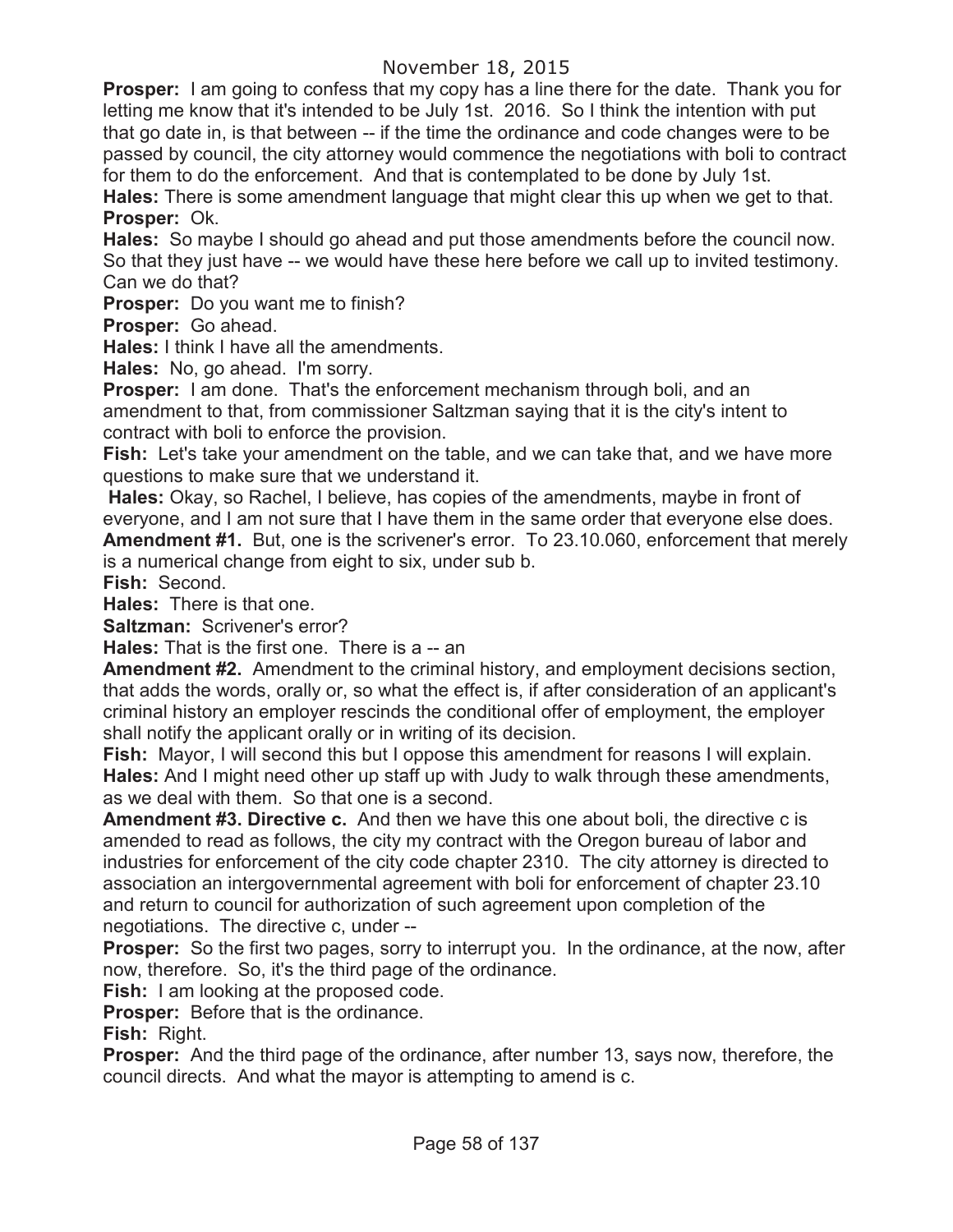**Prosper:** I am going to confess that my copy has a line there for the date. Thank you for letting me know that it's intended to be July 1st. 2016. So I think the intention with put that go date in, is that between -- if the time the ordinance and code changes were to be passed by council, the city attorney would commence the negotiations with boli to contract for them to do the enforcement. And that is contemplated to be done by July 1st.

**Hales:** There is some amendment language that might clear this up when we get to that.

**Prosper:** Ok.

**Hales:** So maybe I should go ahead and put those amendments before the council now. So that they just have -- we would have these here before we call up to invited testimony. Can we do that?

**Prosper:** Do you want me to finish?

**Prosper:** Go ahead.

**Hales:** I think I have all the amendments.

**Hales:** No, go ahead. I'm sorry.

**Prosper:** I am done. That's the enforcement mechanism through boli, and an amendment to that, from commissioner Saltzman saying that it is the city's intent to contract with boli to enforce the provision.

**Fish:** Let's take your amendment on the table, and we can take that, and we have more questions to make sure that we understand it.

**Hales:** Okay, so Rachel, I believe, has copies of the amendments, maybe in front of everyone, and I am not sure that I have them in the same order that everyone else does.

**Amendment #1.** But, one is the scrivener's error. To 23.10.060, enforcement that merely is a numerical change from eight to six, under sub b.

**Fish:** Second.

**Hales:** There is that one.

**Saltzman:** Scrivener's error?

**Hales:** That is the first one. There is a -- an

**Amendment #2.** Amendment to the criminal history, and employment decisions section, that adds the words, orally or, so what the effect is, if after consideration of an applicant's criminal history an employer rescinds the conditional offer of employment, the employer shall notify the applicant orally or in writing of its decision.

**Fish:** Mayor, I will second this but I oppose this amendment for reasons I will explain.

**Hales:** And I might need other up staff up with Judy to walk through these amendments, as we deal with them. So that one is a second.

**Amendment #3. Directive c.** And then we have this one about boli, the directive c is amended to read as follows, the city my contract with the Oregon bureau of labor and industries for enforcement of the city code chapter 2310. The city attorney is directed to association an intergovernmental agreement with boli for enforcement of chapter 23.10 and return to council for authorization of such agreement upon completion of the negotiations. The directive c, under --

**Prosper:** So the first two pages, sorry to interrupt you. In the ordinance, at the now, after now, therefore. So, it's the third page of the ordinance.

**Fish:** I am looking at the proposed code.

**Prosper:** Before that is the ordinance.

**Fish:** Right.

**Prosper:** And the third page of the ordinance, after number 13, says now, therefore, the council directs. And what the mayor is attempting to amend is c.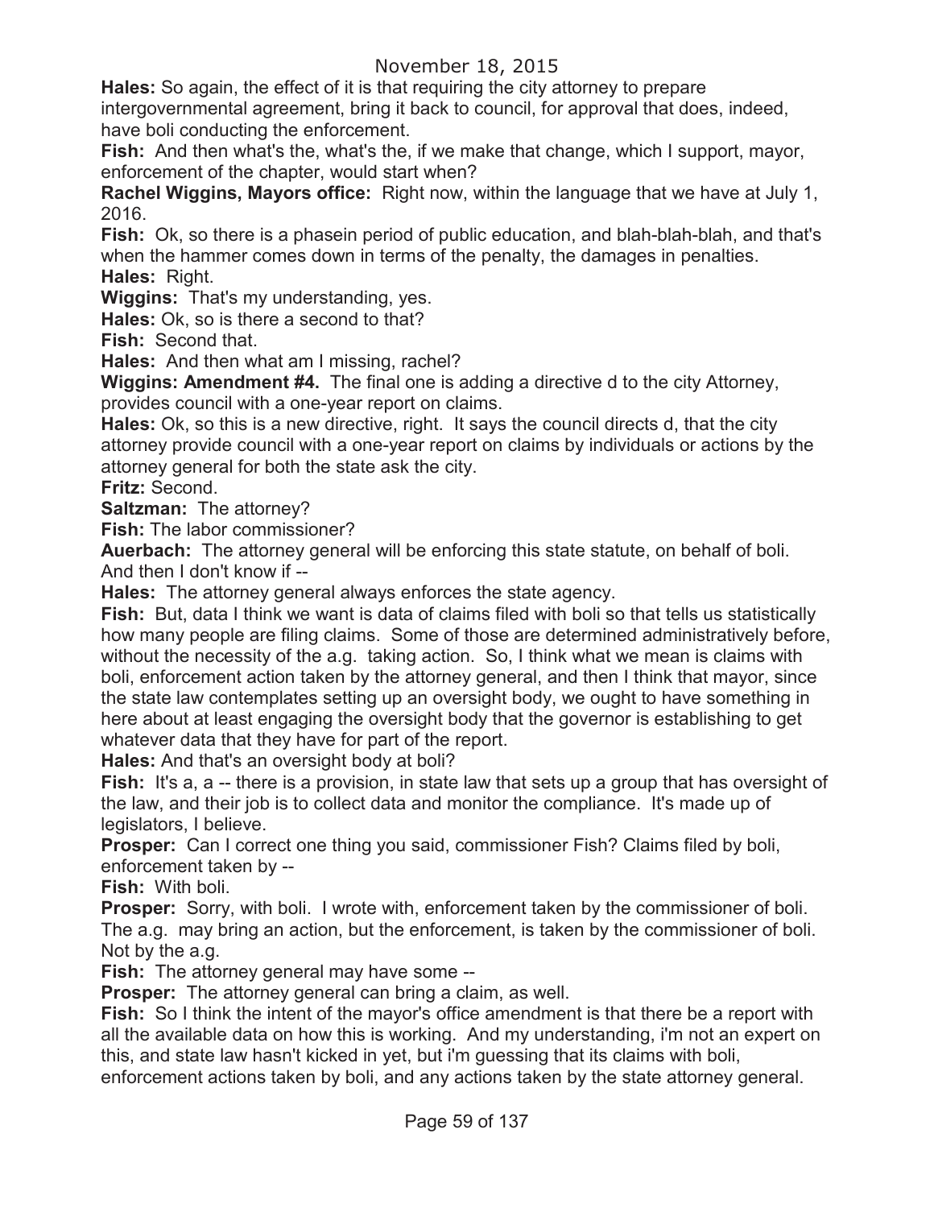**Hales:** So again, the effect of it is that requiring the city attorney to prepare intergovernmental agreement, bring it back to council, for approval that does, indeed, have boli conducting the enforcement.

**Fish:** And then what's the, what's the, if we make that change, which I support, mayor, enforcement of the chapter, would start when?

**Rachel Wiggins, Mayors office:** Right now, within the language that we have at July 1, 2016.

**Fish:** Ok, so there is a phasein period of public education, and blah-blah-blah, and that's when the hammer comes down in terms of the penalty, the damages in penalties.

**Hales:** Right.

**Wiggins:** That's my understanding, yes.

**Hales:** Ok, so is there a second to that?

**Fish:** Second that.

**Hales:** And then what am I missing, rachel?

**Wiggins: Amendment #4.** The final one is adding a directive d to the city Attorney, provides council with a one-year report on claims.

**Hales:** Ok, so this is a new directive, right. It says the council directs d, that the city attorney provide council with a one-year report on claims by individuals or actions by the attorney general for both the state ask the city.

**Fritz:** Second.

**Saltzman:** The attorney?

**Fish:** The labor commissioner?

**Auerbach:** The attorney general will be enforcing this state statute, on behalf of boli. And then I don't know if --

**Hales:** The attorney general always enforces the state agency.

**Fish:** But, data I think we want is data of claims filed with boli so that tells us statistically how many people are filing claims. Some of those are determined administratively before, without the necessity of the a.g. taking action. So, I think what we mean is claims with boli, enforcement action taken by the attorney general, and then I think that mayor, since the state law contemplates setting up an oversight body, we ought to have something in here about at least engaging the oversight body that the governor is establishing to get whatever data that they have for part of the report.

**Hales:** And that's an oversight body at boli?

**Fish:** It's a, a -- there is a provision, in state law that sets up a group that has oversight of the law, and their job is to collect data and monitor the compliance. It's made up of legislators, I believe.

**Prosper:** Can I correct one thing you said, commissioner Fish? Claims filed by boli, enforcement taken by --

**Fish:** With boli.

**Prosper:** Sorry, with boli. I wrote with, enforcement taken by the commissioner of boli. The a.g. may bring an action, but the enforcement, is taken by the commissioner of boli. Not by the a.g.

**Fish:** The attorney general may have some --

**Prosper:** The attorney general can bring a claim, as well.

**Fish:** So I think the intent of the mayor's office amendment is that there be a report with all the available data on how this is working. And my understanding, i'm not an expert on this, and state law hasn't kicked in yet, but i'm guessing that its claims with boli, enforcement actions taken by boli, and any actions taken by the state attorney general.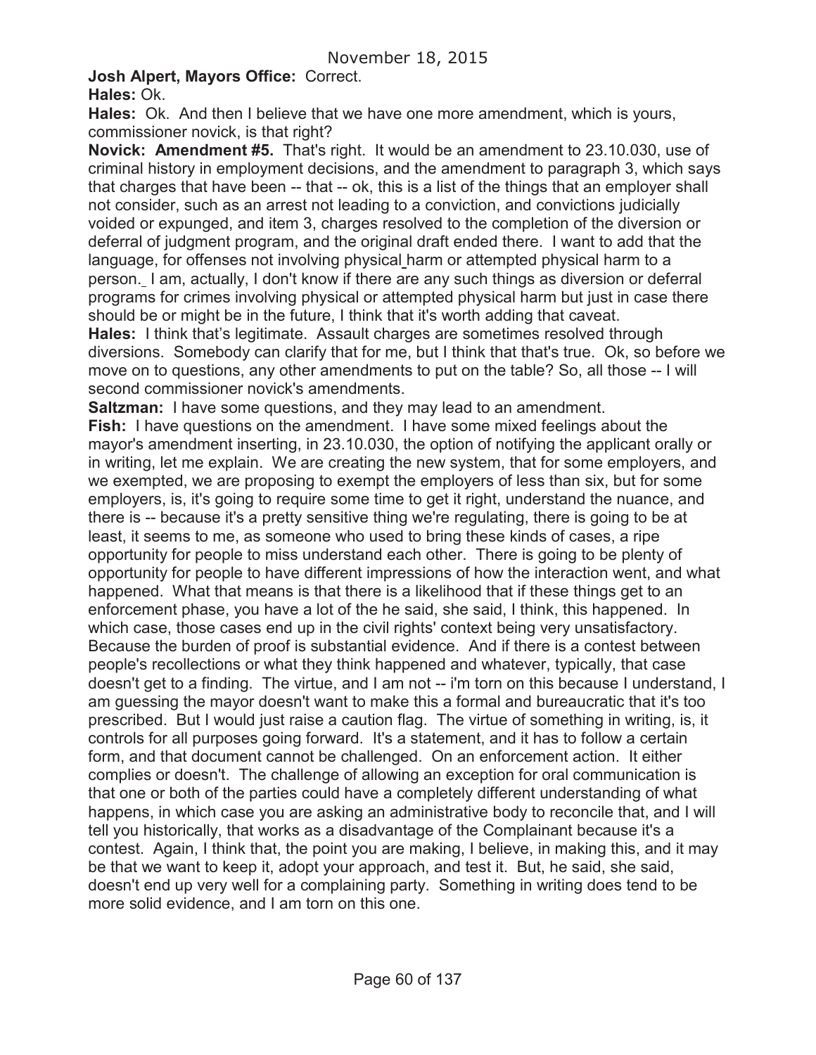**Josh Alpert, Mayors Office:** Correct.

**Hales:** Ok.

**Hales:** Ok. And then I believe that we have one more amendment, which is yours, commissioner novick, is that right?

**Novick: Amendment #5.** That's right. It would be an amendment to 23.10.030, use of criminal history in employment decisions, and the amendment to paragraph 3, which says that charges that have been -- that -- ok, this is a list of the things that an employer shall not consider, such as an arrest not leading to a conviction, and convictions judicially voided or expunged, and item 3, charges resolved to the completion of the diversion or deferral of judgment program, and the original draft ended there. I want to add that the language, for offenses not involving physical harm or attempted physical harm to a person. I am, actually, I don't know if there are any such things as diversion or deferral programs for crimes involving physical or attempted physical harm but just in case there should be or might be in the future, I think that it's worth adding that caveat.

**Hales:** I think that's legitimate. Assault charges are sometimes resolved through diversions. Somebody can clarify that for me, but I think that that's true. Ok, so before we move on to questions, any other amendments to put on the table? So, all those -- I will second commissioner novick's amendments.

**Saltzman:** I have some questions, and they may lead to an amendment.

**Fish:** I have questions on the amendment. I have some mixed feelings about the mayor's amendment inserting, in 23.10.030, the option of notifying the applicant orally or in writing, let me explain. We are creating the new system, that for some employers, and we exempted, we are proposing to exempt the employers of less than six, but for some employers, is, it's going to require some time to get it right, understand the nuance, and there is -- because it's a pretty sensitive thing we're regulating, there is going to be at least, it seems to me, as someone who used to bring these kinds of cases, a ripe opportunity for people to miss understand each other. There is going to be plenty of opportunity for people to have different impressions of how the interaction went, and what happened. What that means is that there is a likelihood that if these things get to an enforcement phase, you have a lot of the he said, she said, I think, this happened. In which case, those cases end up in the civil rights' context being very unsatisfactory. Because the burden of proof is substantial evidence. And if there is a contest between people's recollections or what they think happened and whatever, typically, that case doesn't get to a finding. The virtue, and I am not -- i'm torn on this because I understand, I am guessing the mayor doesn't want to make this a formal and bureaucratic that it's too prescribed. But I would just raise a caution flag. The virtue of something in writing, is, it controls for all purposes going forward. It's a statement, and it has to follow a certain form, and that document cannot be challenged. On an enforcement action. It either complies or doesn't. The challenge of allowing an exception for oral communication is that one or both of the parties could have a completely different understanding of what happens, in which case you are asking an administrative body to reconcile that, and I will tell you historically, that works as a disadvantage of the Complainant because it's a contest. Again, I think that, the point you are making, I believe, in making this, and it may be that we want to keep it, adopt your approach, and test it. But, he said, she said, doesn't end up very well for a complaining party. Something in writing does tend to be more solid evidence, and I am torn on this one.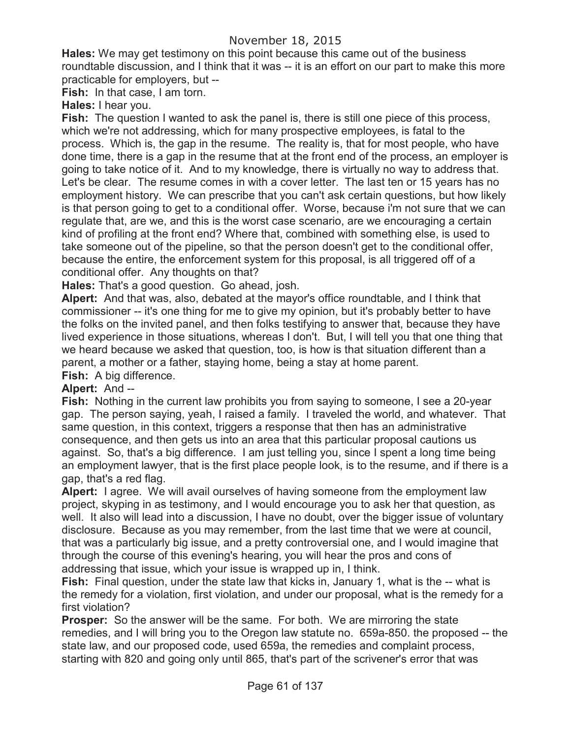**Hales:** We may get testimony on this point because this came out of the business roundtable discussion, and I think that it was -- it is an effort on our part to make this more practicable for employers, but --

**Fish:** In that case, I am torn.

**Hales:** I hear you.

**Fish:** The question I wanted to ask the panel is, there is still one piece of this process, which we're not addressing, which for many prospective employees, is fatal to the process. Which is, the gap in the resume. The reality is, that for most people, who have done time, there is a gap in the resume that at the front end of the process, an employer is going to take notice of it. And to my knowledge, there is virtually no way to address that. Let's be clear. The resume comes in with a cover letter. The last ten or 15 years has no employment history. We can prescribe that you can't ask certain questions, but how likely is that person going to get to a conditional offer. Worse, because i'm not sure that we can regulate that, are we, and this is the worst case scenario, are we encouraging a certain kind of profiling at the front end? Where that, combined with something else, is used to take someone out of the pipeline, so that the person doesn't get to the conditional offer, because the entire, the enforcement system for this proposal, is all triggered off of a conditional offer. Any thoughts on that?

**Hales:** That's a good question. Go ahead, josh.

**Alpert:** And that was, also, debated at the mayor's office roundtable, and I think that commissioner -- it's one thing for me to give my opinion, but it's probably better to have the folks on the invited panel, and then folks testifying to answer that, because they have lived experience in those situations, whereas I don't. But, I will tell you that one thing that we heard because we asked that question, too, is how is that situation different than a parent, a mother or a father, staying home, being a stay at home parent.

**Fish:** A big difference.

**Alpert:** And --

**Fish:** Nothing in the current law prohibits you from saying to someone, I see a 20-year gap. The person saying, yeah, I raised a family. I traveled the world, and whatever. That same question, in this context, triggers a response that then has an administrative consequence, and then gets us into an area that this particular proposal cautions us against. So, that's a big difference. I am just telling you, since I spent a long time being an employment lawyer, that is the first place people look, is to the resume, and if there is a gap, that's a red flag.

**Alpert:** I agree. We will avail ourselves of having someone from the employment law project, skyping in as testimony, and I would encourage you to ask her that question, as well. It also will lead into a discussion, I have no doubt, over the bigger issue of voluntary disclosure. Because as you may remember, from the last time that we were at council, that was a particularly big issue, and a pretty controversial one, and I would imagine that through the course of this evening's hearing, you will hear the pros and cons of addressing that issue, which your issue is wrapped up in, I think.

**Fish:** Final question, under the state law that kicks in, January 1, what is the -- what is the remedy for a violation, first violation, and under our proposal, what is the remedy for a first violation?

**Prosper:** So the answer will be the same. For both. We are mirroring the state remedies, and I will bring you to the Oregon law statute no. 659a-850. the proposed -- the state law, and our proposed code, used 659a, the remedies and complaint process, starting with 820 and going only until 865, that's part of the scrivener's error that was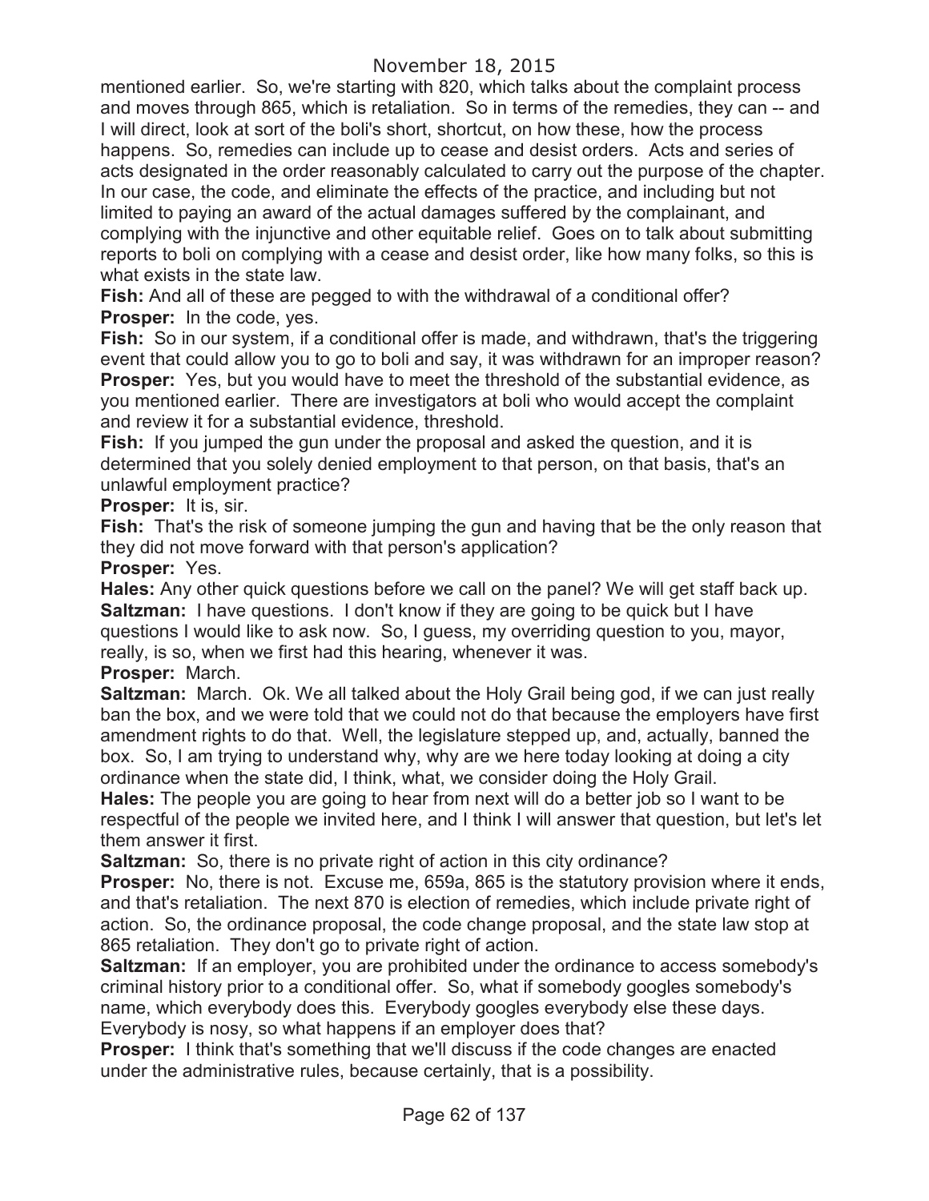mentioned earlier. So, we're starting with 820, which talks about the complaint process and moves through 865, which is retaliation. So in terms of the remedies, they can -- and I will direct, look at sort of the boli's short, shortcut, on how these, how the process happens. So, remedies can include up to cease and desist orders. Acts and series of acts designated in the order reasonably calculated to carry out the purpose of the chapter. In our case, the code, and eliminate the effects of the practice, and including but not limited to paying an award of the actual damages suffered by the complainant, and complying with the injunctive and other equitable relief. Goes on to talk about submitting reports to boli on complying with a cease and desist order, like how many folks, so this is what exists in the state law.

**Fish:** And all of these are pegged to with the withdrawal of a conditional offer?

**Prosper:** In the code, yes.

**Fish:** So in our system, if a conditional offer is made, and withdrawn, that's the triggering event that could allow you to go to boli and say, it was withdrawn for an improper reason?

**Prosper:** Yes, but you would have to meet the threshold of the substantial evidence, as you mentioned earlier. There are investigators at boli who would accept the complaint and review it for a substantial evidence, threshold.

**Fish:** If you jumped the gun under the proposal and asked the question, and it is determined that you solely denied employment to that person, on that basis, that's an unlawful employment practice?

**Prosper:** It is, sir.

**Fish:** That's the risk of someone jumping the gun and having that be the only reason that they did not move forward with that person's application?

**Prosper:** Yes.

**Hales:** Any other quick questions before we call on the panel? We will get staff back up.

**Saltzman:** I have questions. I don't know if they are going to be quick but I have questions I would like to ask now. So, I guess, my overriding question to you, mayor, really, is so, when we first had this hearing, whenever it was.

**Prosper:** March.

**Saltzman:** March. Ok. We all talked about the Holy Grail being god, if we can just really ban the box, and we were told that we could not do that because the employers have first amendment rights to do that. Well, the legislature stepped up, and, actually, banned the box. So, I am trying to understand why, why are we here today looking at doing a city ordinance when the state did, I think, what, we consider doing the Holy Grail.

**Hales:** The people you are going to hear from next will do a better job so I want to be respectful of the people we invited here, and I think I will answer that question, but let's let them answer it first.

**Saltzman:** So, there is no private right of action in this city ordinance?

**Prosper:** No, there is not. Excuse me, 659a, 865 is the statutory provision where it ends, and that's retaliation. The next 870 is election of remedies, which include private right of action. So, the ordinance proposal, the code change proposal, and the state law stop at 865 retaliation. They don't go to private right of action.

**Saltzman:** If an employer, you are prohibited under the ordinance to access somebody's criminal history prior to a conditional offer. So, what if somebody googles somebody's name, which everybody does this. Everybody googles everybody else these days. Everybody is nosy, so what happens if an employer does that?

**Prosper:** I think that's something that we'll discuss if the code changes are enacted under the administrative rules, because certainly, that is a possibility.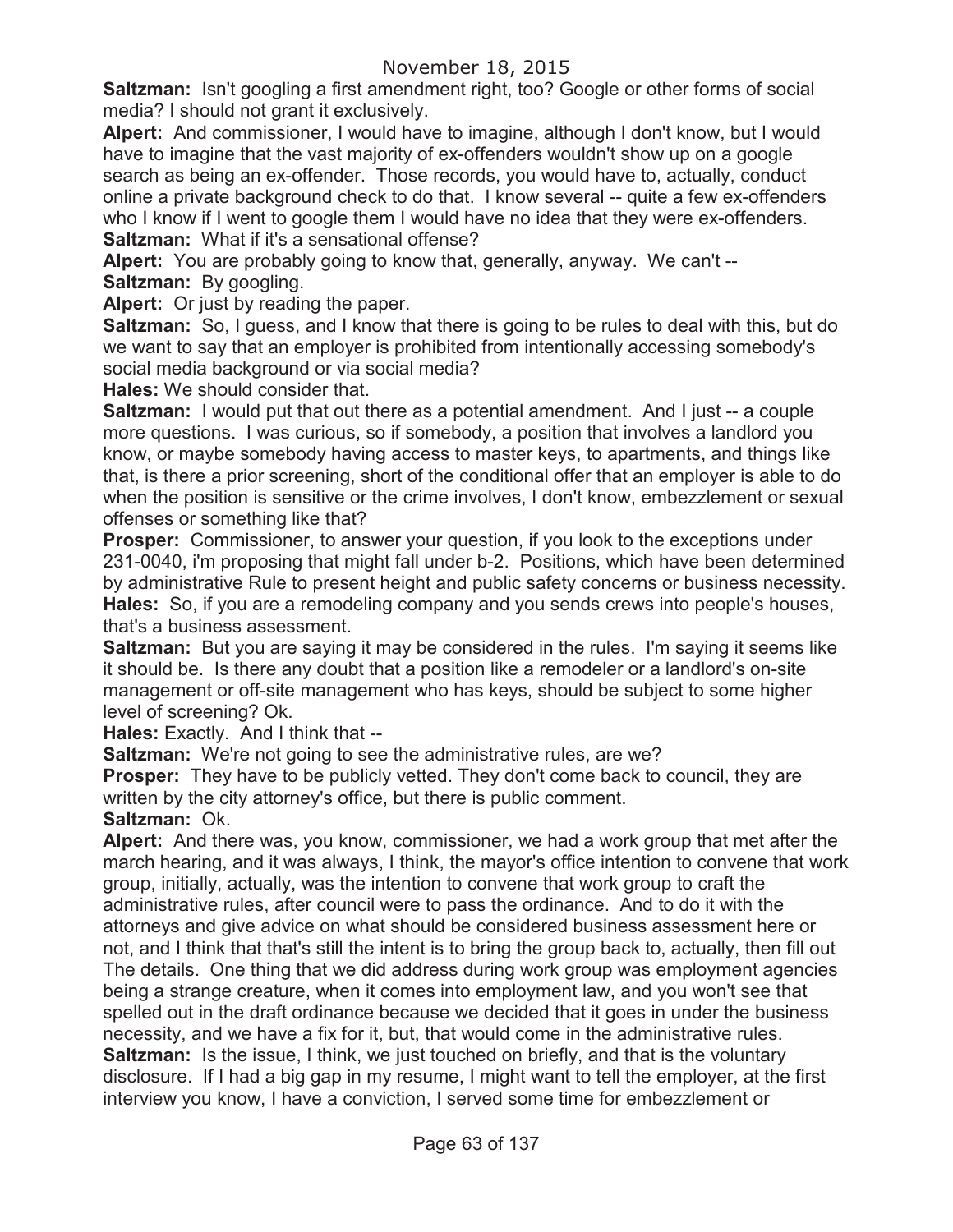**Saltzman:** Isn't googling a first amendment right, too? Google or other forms of social media? I should not grant it exclusively.

**Alpert:** And commissioner, I would have to imagine, although I don't know, but I would have to imagine that the vast majority of ex-offenders wouldn't show up on a google search as being an ex-offender. Those records, you would have to, actually, conduct online a private background check to do that. I know several -- quite a few ex-offenders who I know if I went to google them I would have no idea that they were ex-offenders.

**Saltzman:** What if it's a sensational offense?

**Alpert:** You are probably going to know that, generally, anyway. We can't --

**Saltzman:** By googling.

**Alpert:** Or just by reading the paper.

**Saltzman:** So, I guess, and I know that there is going to be rules to deal with this, but do we want to say that an employer is prohibited from intentionally accessing somebody's social media background or via social media?

**Hales:** We should consider that.

**Saltzman:** I would put that out there as a potential amendment. And I just -- a couple more questions. I was curious, so if somebody, a position that involves a landlord you know, or maybe somebody having access to master keys, to apartments, and things like that, is there a prior screening, short of the conditional offer that an employer is able to do when the position is sensitive or the crime involves, I don't know, embezzlement or sexual offenses or something like that?

**Prosper:** Commissioner, to answer your question, if you look to the exceptions under 231-0040, i'm proposing that might fall under b-2. Positions, which have been determined by administrative Rule to present height and public safety concerns or business necessity.

**Hales:** So, if you are a remodeling company and you sends crews into people's houses, that's a business assessment.

**Saltzman:** But you are saying it may be considered in the rules. I'm saying it seems like it should be. Is there any doubt that a position like a remodeler or a landlord's on-site management or off-site management who has keys, should be subject to some higher level of screening? Ok.

**Hales:** Exactly. And I think that --

**Saltzman:** We're not going to see the administrative rules, are we?

**Prosper:** They have to be publicly vetted. They don't come back to council, they are written by the city attorney's office, but there is public comment.

**Saltzman:** Ok.

**Alpert:** And there was, you know, commissioner, we had a work group that met after the march hearing, and it was always, I think, the mayor's office intention to convene that work group, initially, actually, was the intention to convene that work group to craft the administrative rules, after council were to pass the ordinance. And to do it with the attorneys and give advice on what should be considered business assessment here or not, and I think that that's still the intent is to bring the group back to, actually, then fill out The details. One thing that we did address during work group was employment agencies being a strange creature, when it comes into employment law, and you won't see that spelled out in the draft ordinance because we decided that it goes in under the business necessity, and we have a fix for it, but, that would come in the administrative rules.

**Saltzman:** Is the issue, I think, we just touched on briefly, and that is the voluntary disclosure. If I had a big gap in my resume, I might want to tell the employer, at the first interview you know, I have a conviction, I served some time for embezzlement or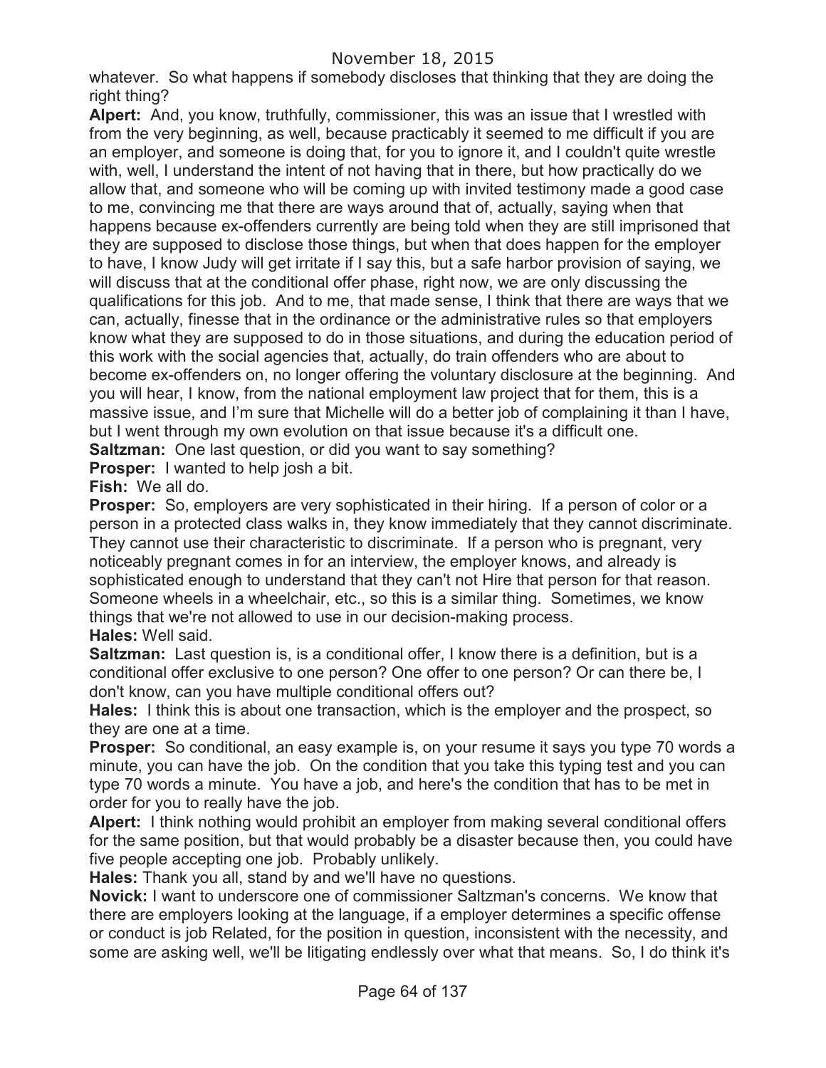whatever. So what happens if somebody discloses that thinking that they are doing the right thing?

**Alpert:** And, you know, truthfully, commissioner, this was an issue that I wrestled with from the very beginning, as well, because practicably it seemed to me difficult if you are an employer, and someone is doing that, for you to ignore it, and I couldn't quite wrestle with, well, I understand the intent of not having that in there, but how practically do we allow that, and someone who will be coming up with invited testimony made a good case to me, convincing me that there are ways around that of, actually, saying when that happens because ex-offenders currently are being told when they are still imprisoned that they are supposed to disclose those things, but when that does happen for the employer to have, I know Judy will get irritate if I say this, but a safe harbor provision of saying, we will discuss that at the conditional offer phase, right now, we are only discussing the qualifications for this job. And to me, that made sense, I think that there are ways that we can, actually, finesse that in the ordinance or the administrative rules so that employers know what they are supposed to do in those situations, and during the education period of this work with the social agencies that, actually, do train offenders who are about to become ex-offenders on, no longer offering the voluntary disclosure at the beginning. And you will hear, I know, from the national employment law project that for them, this is a massive issue, and I'm sure that Michelle will do a better job of complaining it than I have, but I went through my own evolution on that issue because it's a difficult one.

**Saltzman:** One last question, or did you want to say something?

**Prosper:** I wanted to help josh a bit.

**Fish:** We all do.

**Prosper:** So, employers are very sophisticated in their hiring. If a person of color or a person in a protected class walks in, they know immediately that they cannot discriminate. They cannot use their characteristic to discriminate. If a person who is pregnant, very noticeably pregnant comes in for an interview, the employer knows, and already is sophisticated enough to understand that they can't not Hire that person for that reason. Someone wheels in a wheelchair, etc., so this is a similar thing. Sometimes, we know things that we're not allowed to use in our decision-making process.

**Hales:** Well said.

**Saltzman:** Last question is, is a conditional offer, I know there is a definition, but is a conditional offer exclusive to one person? One offer to one person? Or can there be, I don't know, can you have multiple conditional offers out?

**Hales:** I think this is about one transaction, which is the employer and the prospect, so they are one at a time.

**Prosper:** So conditional, an easy example is, on your resume it says you type 70 words a minute, you can have the job. On the condition that you take this typing test and you can type 70 words a minute. You have a job, and here's the condition that has to be met in order for you to really have the job.

**Alpert:** I think nothing would prohibit an employer from making several conditional offers for the same position, but that would probably be a disaster because then, you could have five people accepting one job. Probably unlikely.

**Hales:** Thank you all, stand by and we'll have no questions.

**Novick:** I want to underscore one of commissioner Saltzman's concerns. We know that there are employers looking at the language, if a employer determines a specific offense or conduct is job Related, for the position in question, inconsistent with the necessity, and some are asking well, we'll be litigating endlessly over what that means. So, I do think it's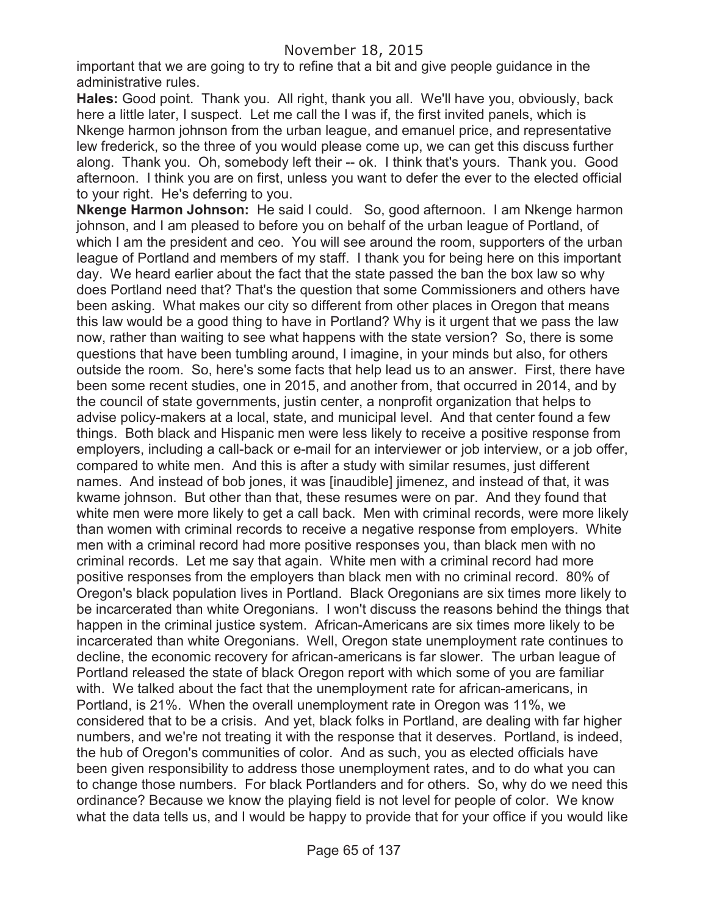important that we are going to try to refine that a bit and give people guidance in the administrative rules.

**Hales:** Good point. Thank you. All right, thank you all. We'll have you, obviously, back here a little later, I suspect. Let me call the I was if, the first invited panels, which is Nkenge harmon johnson from the urban league, and emanuel price, and representative lew frederick, so the three of you would please come up, we can get this discuss further along. Thank you. Oh, somebody left their -- ok. I think that's yours. Thank you. Good afternoon. I think you are on first, unless you want to defer the ever to the elected official to your right. He's deferring to you.

**Nkenge Harmon Johnson:** He said I could. So, good afternoon. I am Nkenge harmon johnson, and I am pleased to before you on behalf of the urban league of Portland, of which I am the president and ceo. You will see around the room, supporters of the urban league of Portland and members of my staff. I thank you for being here on this important day. We heard earlier about the fact that the state passed the ban the box law so why does Portland need that? That's the question that some Commissioners and others have been asking. What makes our city so different from other places in Oregon that means this law would be a good thing to have in Portland? Why is it urgent that we pass the law now, rather than waiting to see what happens with the state version? So, there is some questions that have been tumbling around, I imagine, in your minds but also, for others outside the room. So, here's some facts that help lead us to an answer. First, there have been some recent studies, one in 2015, and another from, that occurred in 2014, and by the council of state governments, justin center, a nonprofit organization that helps to advise policy-makers at a local, state, and municipal level. And that center found a few things. Both black and Hispanic men were less likely to receive a positive response from employers, including a call-back or e-mail for an interviewer or job interview, or a job offer, compared to white men. And this is after a study with similar resumes, just different names. And instead of bob jones, it was [inaudible] jimenez, and instead of that, it was kwame johnson. But other than that, these resumes were on par. And they found that white men were more likely to get a call back. Men with criminal records, were more likely than women with criminal records to receive a negative response from employers. White men with a criminal record had more positive responses you, than black men with no criminal records. Let me say that again. White men with a criminal record had more positive responses from the employers than black men with no criminal record. 80% of Oregon's black population lives in Portland. Black Oregonians are six times more likely to be incarcerated than white Oregonians. I won't discuss the reasons behind the things that happen in the criminal justice system. African-Americans are six times more likely to be incarcerated than white Oregonians. Well, Oregon state unemployment rate continues to decline, the economic recovery for african-americans is far slower. The urban league of Portland released the state of black Oregon report with which some of you are familiar with. We talked about the fact that the unemployment rate for african-americans, in Portland, is 21%. When the overall unemployment rate in Oregon was 11%, we considered that to be a crisis. And yet, black folks in Portland, are dealing with far higher numbers, and we're not treating it with the response that it deserves. Portland, is indeed, the hub of Oregon's communities of color. And as such, you as elected officials have been given responsibility to address those unemployment rates, and to do what you can to change those numbers. For black Portlanders and for others. So, why do we need this ordinance? Because we know the playing field is not level for people of color. We know what the data tells us, and I would be happy to provide that for your office if you would like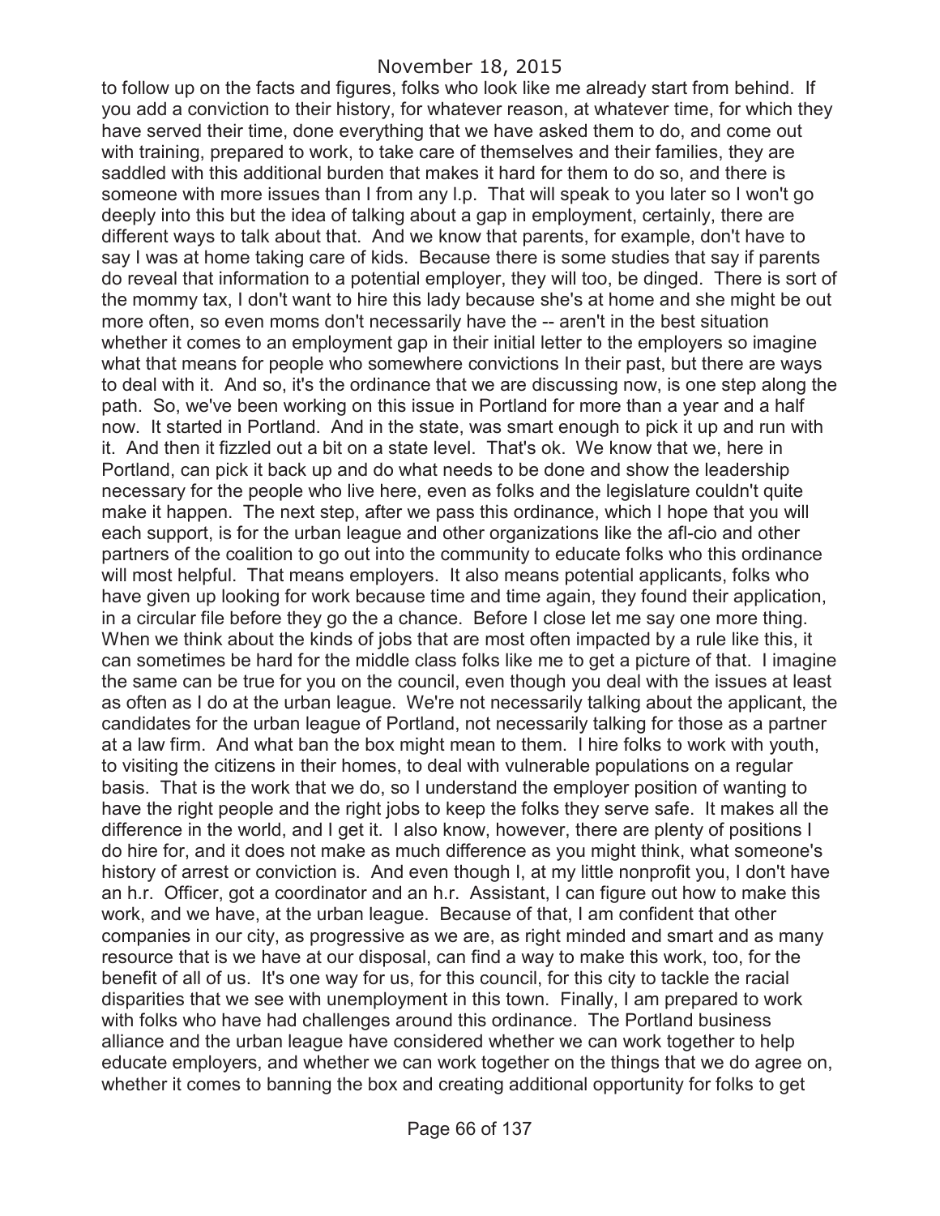to follow up on the facts and figures, folks who look like me already start from behind. If you add a conviction to their history, for whatever reason, at whatever time, for which they have served their time, done everything that we have asked them to do, and come out with training, prepared to work, to take care of themselves and their families, they are saddled with this additional burden that makes it hard for them to do so, and there is someone with more issues than I from any l.p. That will speak to you later so I won't go deeply into this but the idea of talking about a gap in employment, certainly, there are different ways to talk about that. And we know that parents, for example, don't have to say I was at home taking care of kids. Because there is some studies that say if parents do reveal that information to a potential employer, they will too, be dinged. There is sort of the mommy tax, I don't want to hire this lady because she's at home and she might be out more often, so even moms don't necessarily have the -- aren't in the best situation whether it comes to an employment gap in their initial letter to the employers so imagine what that means for people who somewhere convictions In their past, but there are ways to deal with it. And so, it's the ordinance that we are discussing now, is one step along the path. So, we've been working on this issue in Portland for more than a year and a half now. It started in Portland. And in the state, was smart enough to pick it up and run with it. And then it fizzled out a bit on a state level. That's ok. We know that we, here in Portland, can pick it back up and do what needs to be done and show the leadership necessary for the people who live here, even as folks and the legislature couldn't quite make it happen. The next step, after we pass this ordinance, which I hope that you will each support, is for the urban league and other organizations like the afl-cio and other partners of the coalition to go out into the community to educate folks who this ordinance will most helpful. That means employers. It also means potential applicants, folks who have given up looking for work because time and time again, they found their application, in a circular file before they go the a chance. Before I close let me say one more thing. When we think about the kinds of jobs that are most often impacted by a rule like this, it can sometimes be hard for the middle class folks like me to get a picture of that. I imagine the same can be true for you on the council, even though you deal with the issues at least as often as I do at the urban league. We're not necessarily talking about the applicant, the candidates for the urban league of Portland, not necessarily talking for those as a partner at a law firm. And what ban the box might mean to them. I hire folks to work with youth, to visiting the citizens in their homes, to deal with vulnerable populations on a regular basis. That is the work that we do, so I understand the employer position of wanting to have the right people and the right jobs to keep the folks they serve safe. It makes all the difference in the world, and I get it. I also know, however, there are plenty of positions I do hire for, and it does not make as much difference as you might think, what someone's history of arrest or conviction is. And even though I, at my little nonprofit you, I don't have an h.r. Officer, got a coordinator and an h.r. Assistant, I can figure out how to make this work, and we have, at the urban league. Because of that, I am confident that other companies in our city, as progressive as we are, as right minded and smart and as many resource that is we have at our disposal, can find a way to make this work, too, for the benefit of all of us. It's one way for us, for this council, for this city to tackle the racial disparities that we see with unemployment in this town. Finally, I am prepared to work with folks who have had challenges around this ordinance. The Portland business alliance and the urban league have considered whether we can work together to help educate employers, and whether we can work together on the things that we do agree on, whether it comes to banning the box and creating additional opportunity for folks to get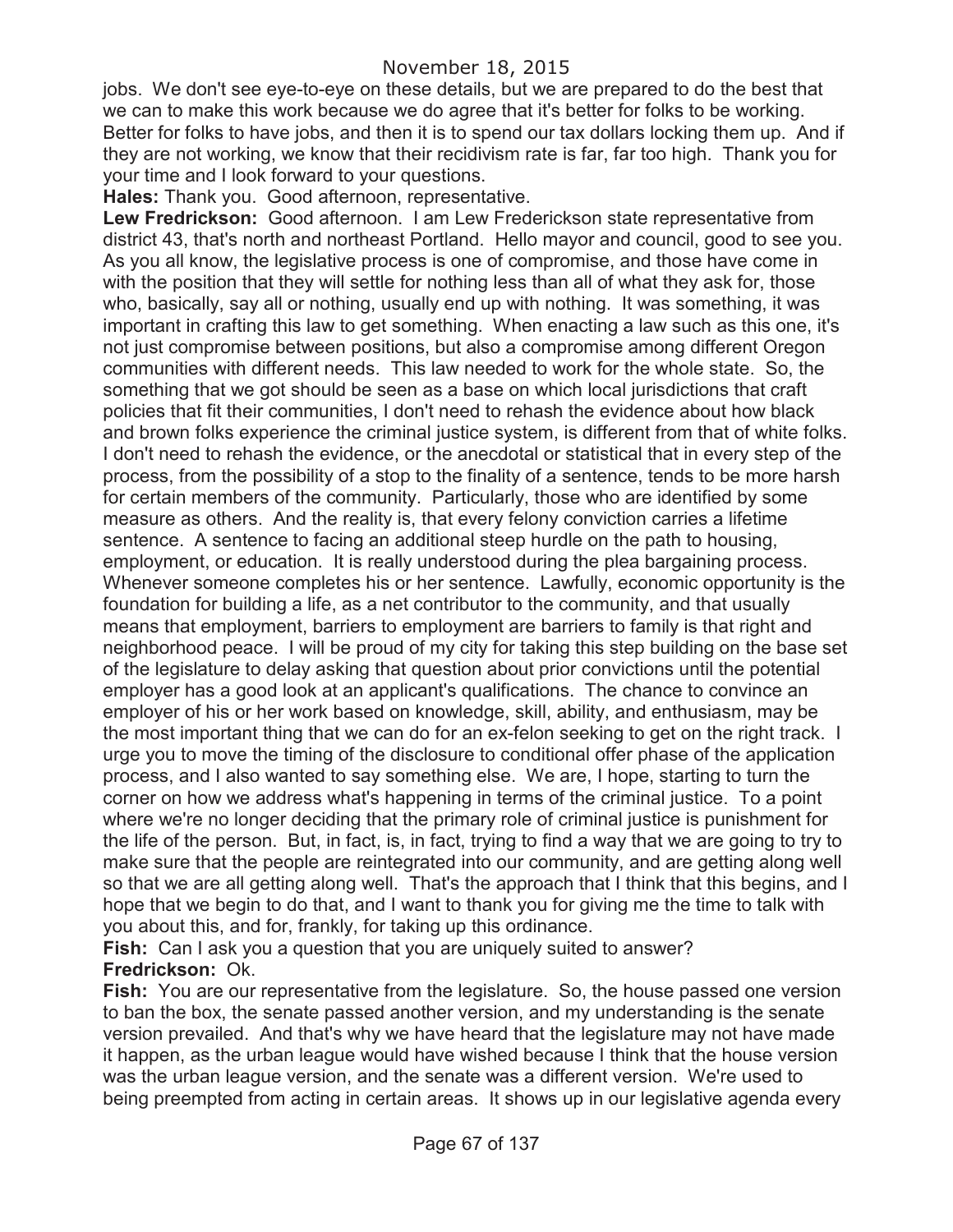jobs. We don't see eye-to-eye on these details, but we are prepared to do the best that we can to make this work because we do agree that it's better for folks to be working. Better for folks to have jobs, and then it is to spend our tax dollars locking them up. And if they are not working, we know that their recidivism rate is far, far too high. Thank you for your time and I look forward to your questions.

**Hales:** Thank you. Good afternoon, representative.

**Lew Fredrickson:** Good afternoon. I am Lew Frederickson state representative from district 43, that's north and northeast Portland. Hello mayor and council, good to see you. As you all know, the legislative process is one of compromise, and those have come in with the position that they will settle for nothing less than all of what they ask for, those who, basically, say all or nothing, usually end up with nothing. It was something, it was important in crafting this law to get something. When enacting a law such as this one, it's not just compromise between positions, but also a compromise among different Oregon communities with different needs. This law needed to work for the whole state. So, the something that we got should be seen as a base on which local jurisdictions that craft policies that fit their communities, I don't need to rehash the evidence about how black and brown folks experience the criminal justice system, is different from that of white folks. I don't need to rehash the evidence, or the anecdotal or statistical that in every step of the process, from the possibility of a stop to the finality of a sentence, tends to be more harsh for certain members of the community. Particularly, those who are identified by some measure as others. And the reality is, that every felony conviction carries a lifetime sentence. A sentence to facing an additional steep hurdle on the path to housing, employment, or education. It is really understood during the plea bargaining process. Whenever someone completes his or her sentence. Lawfully, economic opportunity is the foundation for building a life, as a net contributor to the community, and that usually means that employment, barriers to employment are barriers to family is that right and neighborhood peace. I will be proud of my city for taking this step building on the base set of the legislature to delay asking that question about prior convictions until the potential employer has a good look at an applicant's qualifications. The chance to convince an employer of his or her work based on knowledge, skill, ability, and enthusiasm, may be the most important thing that we can do for an ex-felon seeking to get on the right track. I urge you to move the timing of the disclosure to conditional offer phase of the application process, and I also wanted to say something else. We are, I hope, starting to turn the corner on how we address what's happening in terms of the criminal justice. To a point where we're no longer deciding that the primary role of criminal justice is punishment for the life of the person. But, in fact, is, in fact, trying to find a way that we are going to try to make sure that the people are reintegrated into our community, and are getting along well so that we are all getting along well. That's the approach that I think that this begins, and I hope that we begin to do that, and I want to thank you for giving me the time to talk with you about this, and for, frankly, for taking up this ordinance.

**Fish:** Can I ask you a question that you are uniquely suited to answer?

**Fredrickson:** Ok.

**Fish:** You are our representative from the legislature. So, the house passed one version to ban the box, the senate passed another version, and my understanding is the senate version prevailed. And that's why we have heard that the legislature may not have made it happen, as the urban league would have wished because I think that the house version was the urban league version, and the senate was a different version. We're used to being preempted from acting in certain areas. It shows up in our legislative agenda every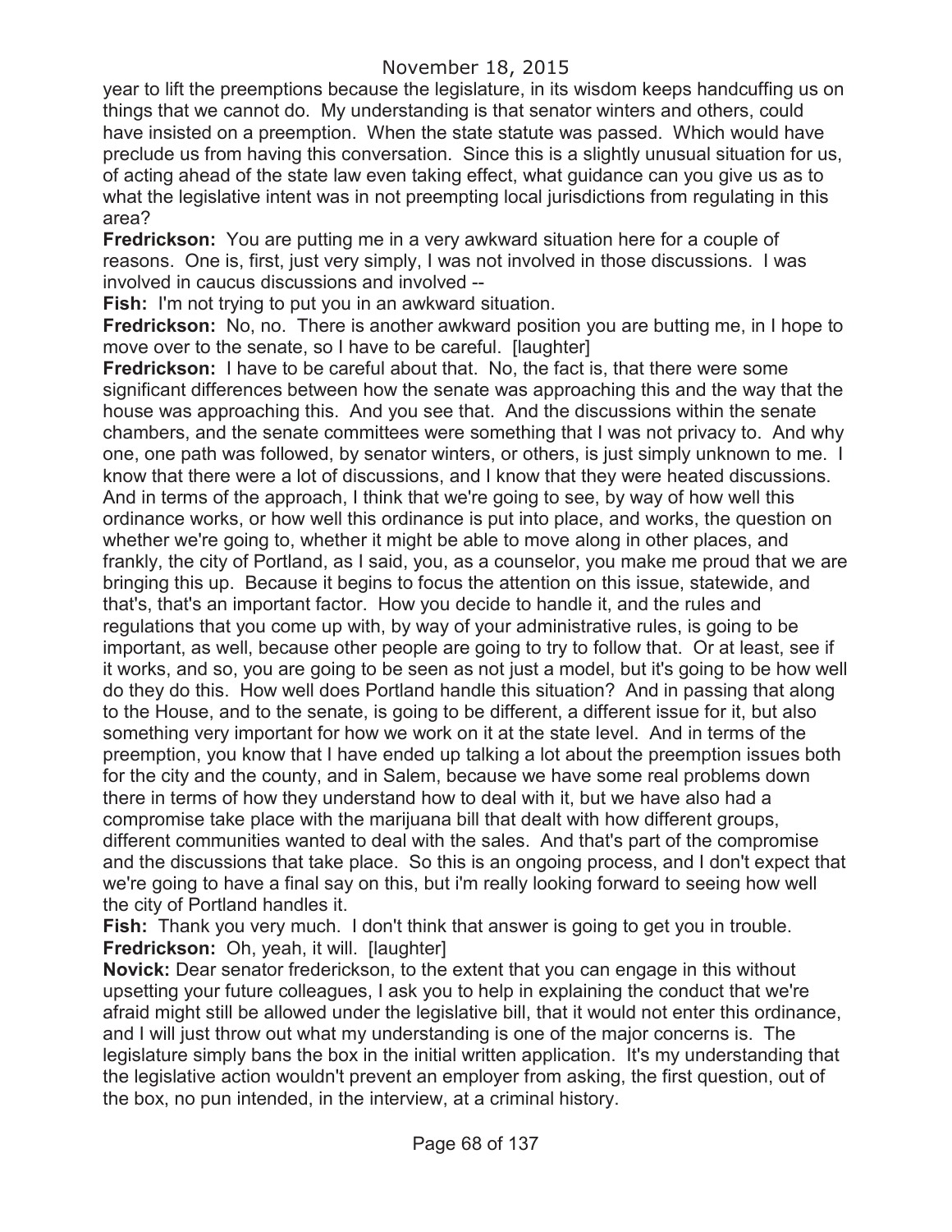year to lift the preemptions because the legislature, in its wisdom keeps handcuffing us on things that we cannot do. My understanding is that senator winters and others, could have insisted on a preemption. When the state statute was passed. Which would have preclude us from having this conversation. Since this is a slightly unusual situation for us, of acting ahead of the state law even taking effect, what guidance can you give us as to what the legislative intent was in not preempting local jurisdictions from regulating in this area?

**Fredrickson:** You are putting me in a very awkward situation here for a couple of reasons. One is, first, just very simply, I was not involved in those discussions. I was involved in caucus discussions and involved --

**Fish:** I'm not trying to put you in an awkward situation.

**Fredrickson:** No, no. There is another awkward position you are butting me, in I hope to move over to the senate, so I have to be careful. [laughter]

**Fredrickson:** I have to be careful about that. No, the fact is, that there were some significant differences between how the senate was approaching this and the way that the house was approaching this. And you see that. And the discussions within the senate chambers, and the senate committees were something that I was not privacy to. And why one, one path was followed, by senator winters, or others, is just simply unknown to me. I know that there were a lot of discussions, and I know that they were heated discussions. And in terms of the approach, I think that we're going to see, by way of how well this ordinance works, or how well this ordinance is put into place, and works, the question on whether we're going to, whether it might be able to move along in other places, and frankly, the city of Portland, as I said, you, as a counselor, you make me proud that we are bringing this up. Because it begins to focus the attention on this issue, statewide, and that's, that's an important factor. How you decide to handle it, and the rules and regulations that you come up with, by way of your administrative rules, is going to be important, as well, because other people are going to try to follow that. Or at least, see if it works, and so, you are going to be seen as not just a model, but it's going to be how well do they do this. How well does Portland handle this situation? And in passing that along to the House, and to the senate, is going to be different, a different issue for it, but also something very important for how we work on it at the state level. And in terms of the preemption, you know that I have ended up talking a lot about the preemption issues both for the city and the county, and in Salem, because we have some real problems down there in terms of how they understand how to deal with it, but we have also had a compromise take place with the marijuana bill that dealt with how different groups, different communities wanted to deal with the sales. And that's part of the compromise and the discussions that take place. So this is an ongoing process, and I don't expect that we're going to have a final say on this, but i'm really looking forward to seeing how well the city of Portland handles it.

**Fish:** Thank you very much. I don't think that answer is going to get you in trouble.

**Fredrickson:** Oh, yeah, it will. [laughter]

**Novick:** Dear senator frederickson, to the extent that you can engage in this without upsetting your future colleagues, I ask you to help in explaining the conduct that we're afraid might still be allowed under the legislative bill, that it would not enter this ordinance, and I will just throw out what my understanding is one of the major concerns is. The legislature simply bans the box in the initial written application. It's my understanding that the legislative action wouldn't prevent an employer from asking, the first question, out of the box, no pun intended, in the interview, at a criminal history.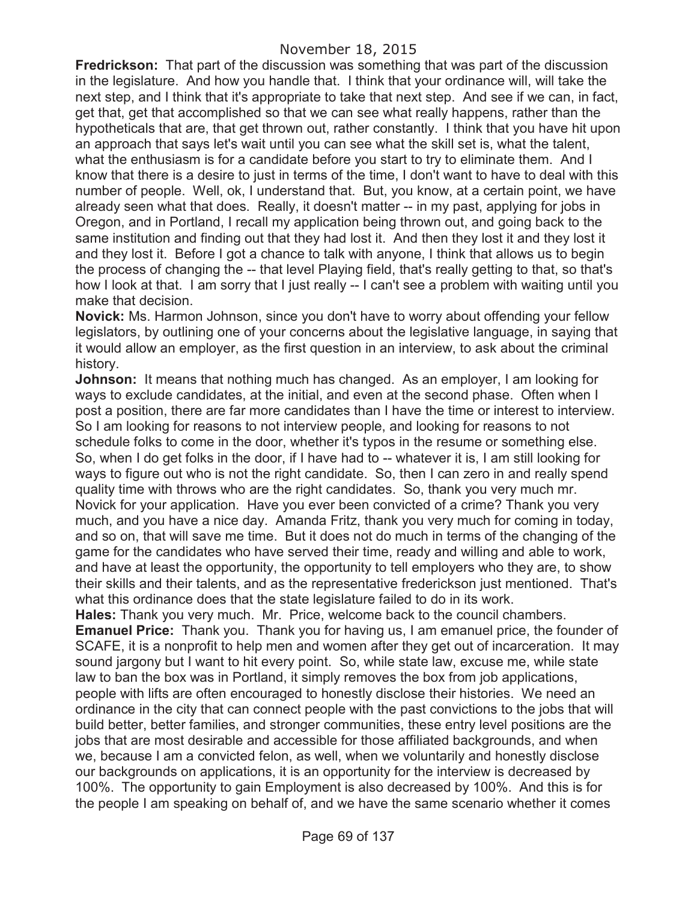**Fredrickson:** That part of the discussion was something that was part of the discussion in the legislature. And how you handle that. I think that your ordinance will, will take the next step, and I think that it's appropriate to take that next step. And see if we can, in fact, get that, get that accomplished so that we can see what really happens, rather than the hypotheticals that are, that get thrown out, rather constantly. I think that you have hit upon an approach that says let's wait until you can see what the skill set is, what the talent, what the enthusiasm is for a candidate before you start to try to eliminate them. And I know that there is a desire to just in terms of the time, I don't want to have to deal with this number of people. Well, ok, I understand that. But, you know, at a certain point, we have already seen what that does. Really, it doesn't matter -- in my past, applying for jobs in Oregon, and in Portland, I recall my application being thrown out, and going back to the same institution and finding out that they had lost it. And then they lost it and they lost it and they lost it. Before I got a chance to talk with anyone, I think that allows us to begin the process of changing the -- that level Playing field, that's really getting to that, so that's how I look at that. I am sorry that I just really -- I can't see a problem with waiting until you make that decision.

**Novick:** Ms. Harmon Johnson, since you don't have to worry about offending your fellow legislators, by outlining one of your concerns about the legislative language, in saying that it would allow an employer, as the first question in an interview, to ask about the criminal history.

**Johnson:** It means that nothing much has changed. As an employer, I am looking for ways to exclude candidates, at the initial, and even at the second phase. Often when I post a position, there are far more candidates than I have the time or interest to interview. So I am looking for reasons to not interview people, and looking for reasons to not schedule folks to come in the door, whether it's typos in the resume or something else. So, when I do get folks in the door, if I have had to -- whatever it is, I am still looking for ways to figure out who is not the right candidate. So, then I can zero in and really spend quality time with throws who are the right candidates. So, thank you very much mr. Novick for your application. Have you ever been convicted of a crime? Thank you very much, and you have a nice day. Amanda Fritz, thank you very much for coming in today, and so on, that will save me time. But it does not do much in terms of the changing of the game for the candidates who have served their time, ready and willing and able to work, and have at least the opportunity, the opportunity to tell employers who they are, to show their skills and their talents, and as the representative frederickson just mentioned. That's what this ordinance does that the state legislature failed to do in its work.

**Hales:** Thank you very much. Mr. Price, welcome back to the council chambers.

**Emanuel Price:** Thank you. Thank you for having us, I am emanuel price, the founder of SCAFE, it is a nonprofit to help men and women after they get out of incarceration. It may sound jargony but I want to hit every point. So, while state law, excuse me, while state law to ban the box was in Portland, it simply removes the box from job applications, people with lifts are often encouraged to honestly disclose their histories. We need an ordinance in the city that can connect people with the past convictions to the jobs that will build better, better families, and stronger communities, these entry level positions are the jobs that are most desirable and accessible for those affiliated backgrounds, and when we, because I am a convicted felon, as well, when we voluntarily and honestly disclose our backgrounds on applications, it is an opportunity for the interview is decreased by 100%. The opportunity to gain Employment is also decreased by 100%. And this is for the people I am speaking on behalf of, and we have the same scenario whether it comes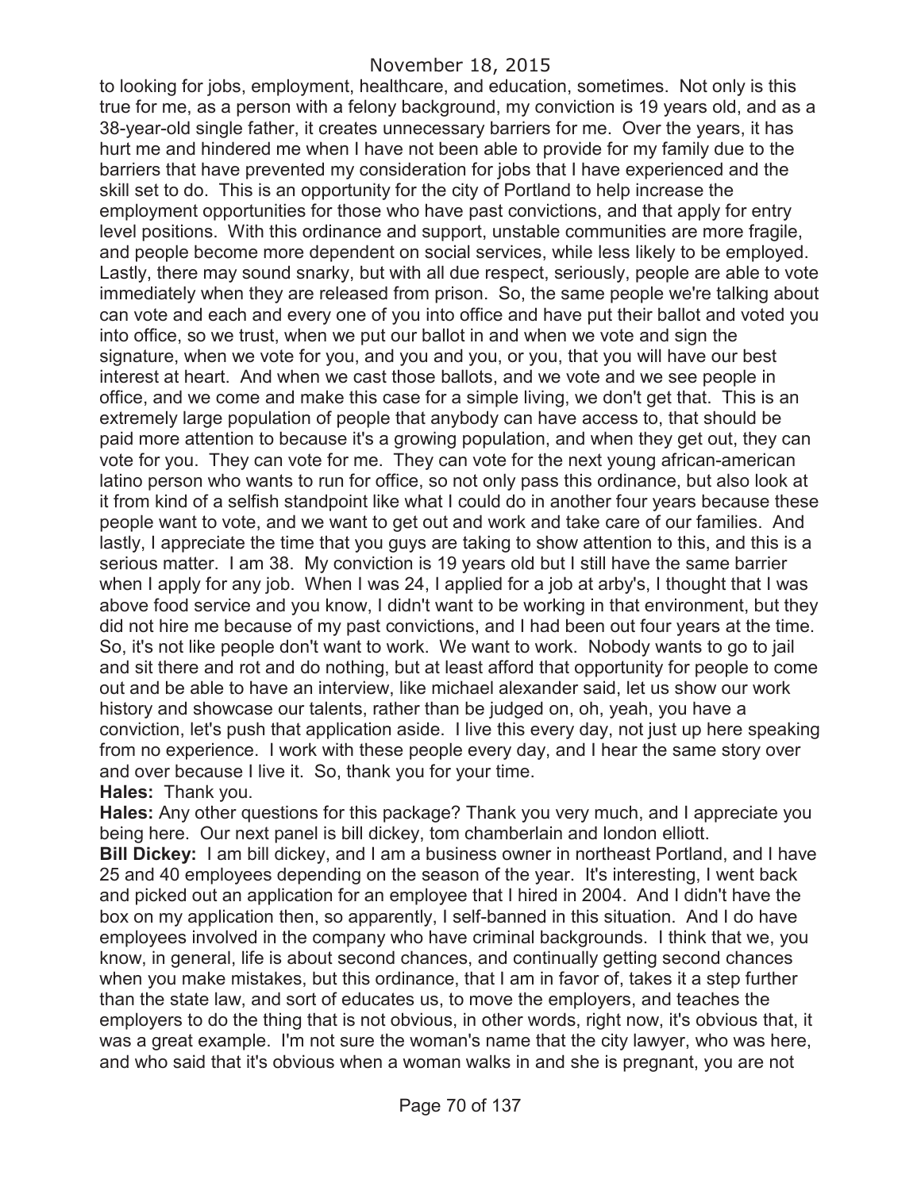to looking for jobs, employment, healthcare, and education, sometimes. Not only is this true for me, as a person with a felony background, my conviction is 19 years old, and as a 38-year-old single father, it creates unnecessary barriers for me. Over the years, it has hurt me and hindered me when I have not been able to provide for my family due to the barriers that have prevented my consideration for jobs that I have experienced and the skill set to do. This is an opportunity for the city of Portland to help increase the employment opportunities for those who have past convictions, and that apply for entry level positions. With this ordinance and support, unstable communities are more fragile, and people become more dependent on social services, while less likely to be employed. Lastly, there may sound snarky, but with all due respect, seriously, people are able to vote immediately when they are released from prison. So, the same people we're talking about can vote and each and every one of you into office and have put their ballot and voted you into office, so we trust, when we put our ballot in and when we vote and sign the signature, when we vote for you, and you and you, or you, that you will have our best interest at heart. And when we cast those ballots, and we vote and we see people in office, and we come and make this case for a simple living, we don't get that. This is an extremely large population of people that anybody can have access to, that should be paid more attention to because it's a growing population, and when they get out, they can vote for you. They can vote for me. They can vote for the next young african-american latino person who wants to run for office, so not only pass this ordinance, but also look at it from kind of a selfish standpoint like what I could do in another four years because these people want to vote, and we want to get out and work and take care of our families. And lastly, I appreciate the time that you guys are taking to show attention to this, and this is a serious matter. I am 38. My conviction is 19 years old but I still have the same barrier when I apply for any job. When I was 24, I applied for a job at arby's, I thought that I was above food service and you know, I didn't want to be working in that environment, but they did not hire me because of my past convictions, and I had been out four years at the time. So, it's not like people don't want to work. We want to work. Nobody wants to go to jail and sit there and rot and do nothing, but at least afford that opportunity for people to come out and be able to have an interview, like michael alexander said, let us show our work history and showcase our talents, rather than be judged on, oh, yeah, you have a conviction, let's push that application aside. I live this every day, not just up here speaking from no experience. I work with these people every day, and I hear the same story over and over because I live it. So, thank you for your time.

**Hales:** Thank you.

**Hales:** Any other questions for this package? Thank you very much, and I appreciate you being here. Our next panel is bill dickey, tom chamberlain and london elliott.

**Bill Dickey:** I am bill dickey, and I am a business owner in northeast Portland, and I have 25 and 40 employees depending on the season of the year. It's interesting, I went back and picked out an application for an employee that I hired in 2004. And I didn't have the box on my application then, so apparently, I self-banned in this situation. And I do have employees involved in the company who have criminal backgrounds. I think that we, you know, in general, life is about second chances, and continually getting second chances when you make mistakes, but this ordinance, that I am in favor of, takes it a step further than the state law, and sort of educates us, to move the employers, and teaches the employers to do the thing that is not obvious, in other words, right now, it's obvious that, it was a great example. I'm not sure the woman's name that the city lawyer, who was here, and who said that it's obvious when a woman walks in and she is pregnant, you are not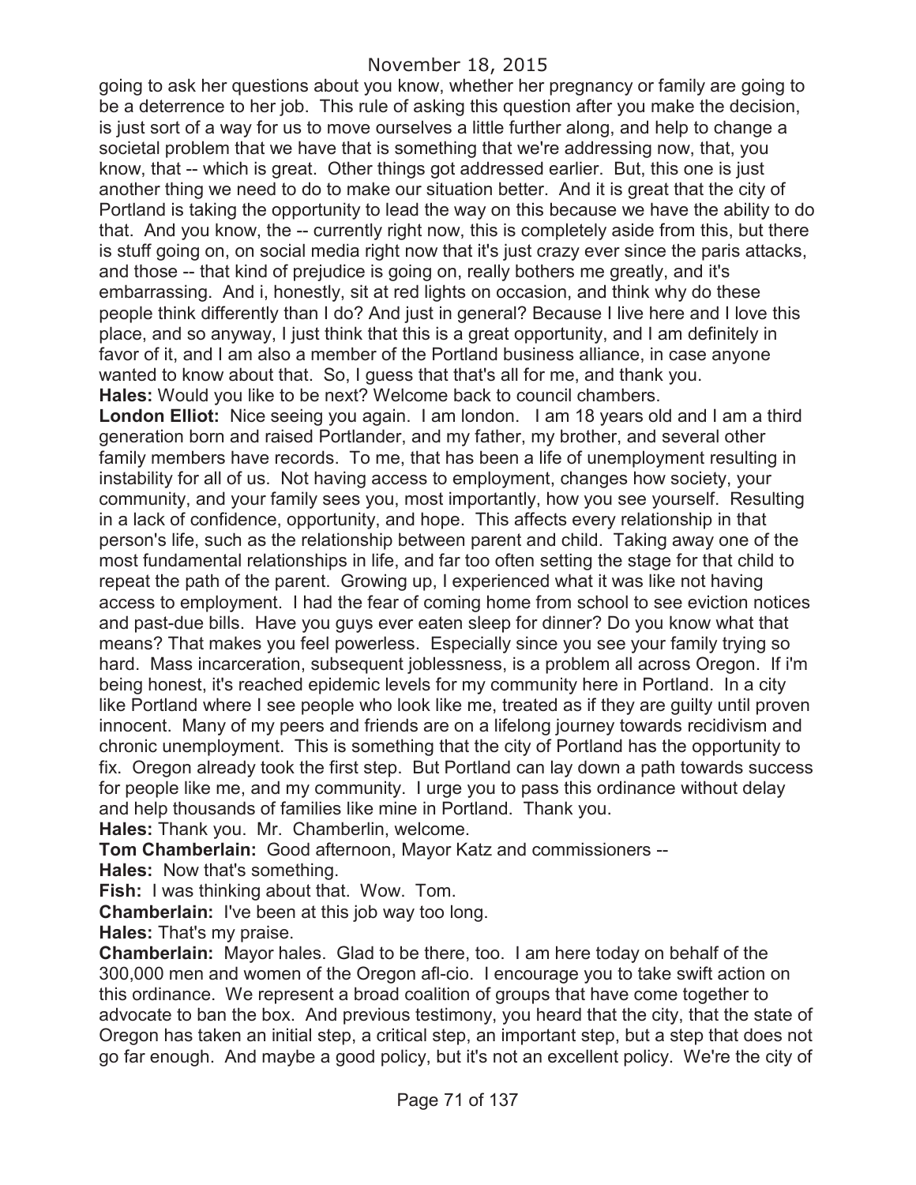going to ask her questions about you know, whether her pregnancy or family are going to be a deterrence to her job. This rule of asking this question after you make the decision, is just sort of a way for us to move ourselves a little further along, and help to change a societal problem that we have that is something that we're addressing now, that, you know, that -- which is great. Other things got addressed earlier. But, this one is just another thing we need to do to make our situation better. And it is great that the city of Portland is taking the opportunity to lead the way on this because we have the ability to do that. And you know, the -- currently right now, this is completely aside from this, but there is stuff going on, on social media right now that it's just crazy ever since the paris attacks, and those -- that kind of prejudice is going on, really bothers me greatly, and it's embarrassing. And i, honestly, sit at red lights on occasion, and think why do these people think differently than I do? And just in general? Because I live here and I love this place, and so anyway, I just think that this is a great opportunity, and I am definitely in favor of it, and I am also a member of the Portland business alliance, in case anyone wanted to know about that. So, I guess that that's all for me, and thank you.

**Hales:** Would you like to be next? Welcome back to council chambers.

**London Elliot:** Nice seeing you again. I am london. I am 18 years old and I am a third generation born and raised Portlander, and my father, my brother, and several other family members have records. To me, that has been a life of unemployment resulting in instability for all of us. Not having access to employment, changes how society, your community, and your family sees you, most importantly, how you see yourself. Resulting in a lack of confidence, opportunity, and hope. This affects every relationship in that person's life, such as the relationship between parent and child. Taking away one of the most fundamental relationships in life, and far too often setting the stage for that child to repeat the path of the parent. Growing up, I experienced what it was like not having access to employment. I had the fear of coming home from school to see eviction notices and past-due bills. Have you guys ever eaten sleep for dinner? Do you know what that means? That makes you feel powerless. Especially since you see your family trying so hard. Mass incarceration, subsequent joblessness, is a problem all across Oregon. If i'm being honest, it's reached epidemic levels for my community here in Portland. In a city like Portland where I see people who look like me, treated as if they are guilty until proven innocent. Many of my peers and friends are on a lifelong journey towards recidivism and chronic unemployment. This is something that the city of Portland has the opportunity to fix. Oregon already took the first step. But Portland can lay down a path towards success for people like me, and my community. I urge you to pass this ordinance without delay and help thousands of families like mine in Portland. Thank you.

**Hales:** Thank you. Mr. Chamberlin, welcome.

**Tom Chamberlain:** Good afternoon, Mayor Katz and commissioners --

**Hales:** Now that's something.

**Fish:** I was thinking about that. Wow. Tom.

**Chamberlain:** I've been at this job way too long.

**Hales:** That's my praise.

**Chamberlain:** Mayor hales. Glad to be there, too. I am here today on behalf of the 300,000 men and women of the Oregon afl-cio. I encourage you to take swift action on this ordinance. We represent a broad coalition of groups that have come together to advocate to ban the box. And previous testimony, you heard that the city, that the state of Oregon has taken an initial step, a critical step, an important step, but a step that does not go far enough. And maybe a good policy, but it's not an excellent policy. We're the city of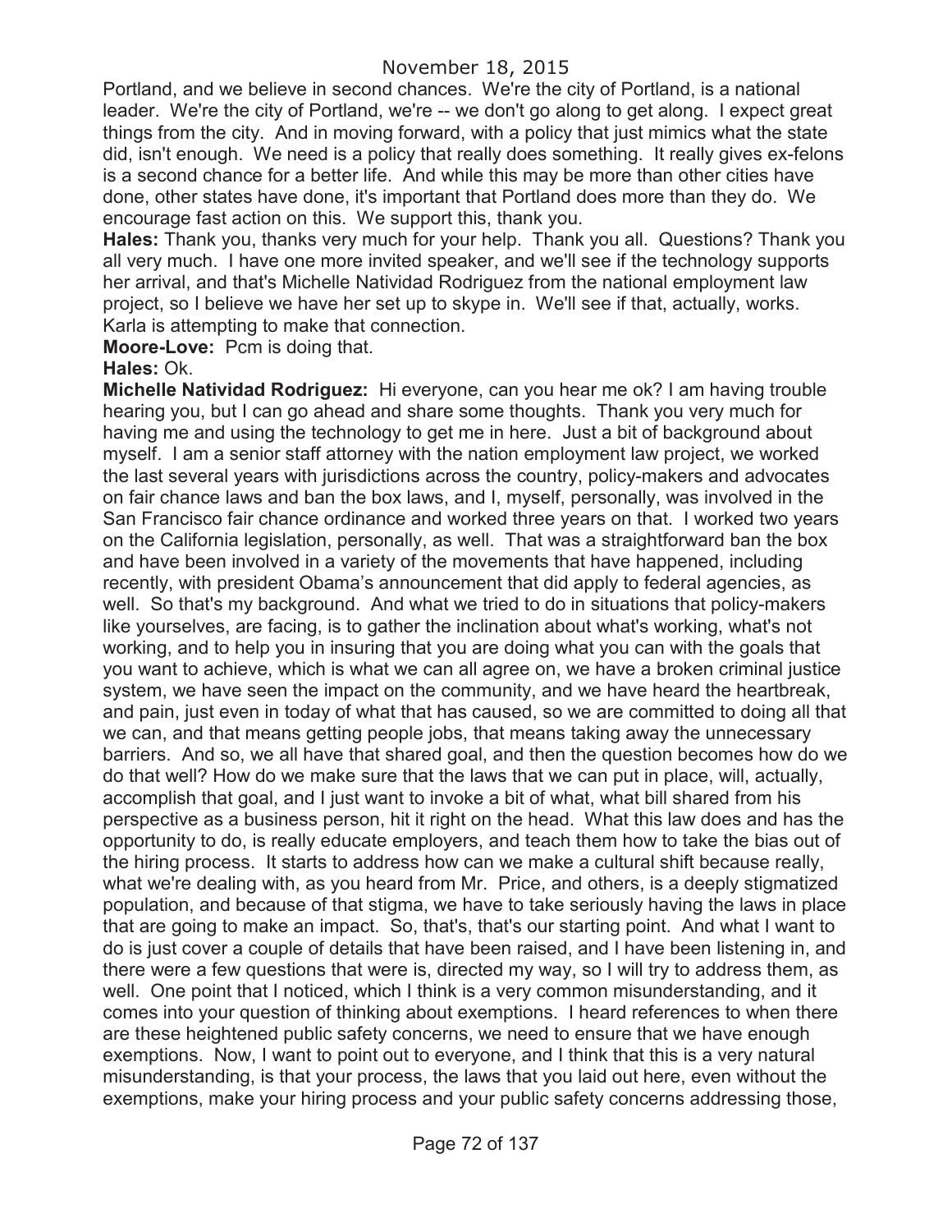Portland, and we believe in second chances. We're the city of Portland, is a national leader. We're the city of Portland, we're -- we don't go along to get along. I expect great things from the city. And in moving forward, with a policy that just mimics what the state did, isn't enough. We need is a policy that really does something. It really gives ex-felons is a second chance for a better life. And while this may be more than other cities have done, other states have done, it's important that Portland does more than they do. We encourage fast action on this. We support this, thank you.

**Hales:** Thank you, thanks very much for your help. Thank you all. Questions? Thank you all very much. I have one more invited speaker, and we'll see if the technology supports her arrival, and that's Michelle Natividad Rodriguez from the national employment law project, so I believe we have her set up to skype in. We'll see if that, actually, works. Karla is attempting to make that connection.

**Moore-Love:** Pcm is doing that.

**Hales:** Ok.

**Michelle Natividad Rodriguez:** Hi everyone, can you hear me ok? I am having trouble hearing you, but I can go ahead and share some thoughts. Thank you very much for having me and using the technology to get me in here. Just a bit of background about myself. I am a senior staff attorney with the nation employment law project, we worked the last several years with jurisdictions across the country, policy-makers and advocates on fair chance laws and ban the box laws, and I, myself, personally, was involved in the San Francisco fair chance ordinance and worked three years on that. I worked two years on the California legislation, personally, as well. That was a straightforward ban the box and have been involved in a variety of the movements that have happened, including recently, with president Obama's announcement that did apply to federal agencies, as well. So that's my background. And what we tried to do in situations that policy-makers like yourselves, are facing, is to gather the inclination about what's working, what's not working, and to help you in insuring that you are doing what you can with the goals that you want to achieve, which is what we can all agree on, we have a broken criminal justice system, we have seen the impact on the community, and we have heard the heartbreak, and pain, just even in today of what that has caused, so we are committed to doing all that we can, and that means getting people jobs, that means taking away the unnecessary barriers. And so, we all have that shared goal, and then the question becomes how do we do that well? How do we make sure that the laws that we can put in place, will, actually, accomplish that goal, and I just want to invoke a bit of what, what bill shared from his perspective as a business person, hit it right on the head. What this law does and has the opportunity to do, is really educate employers, and teach them how to take the bias out of the hiring process. It starts to address how can we make a cultural shift because really, what we're dealing with, as you heard from Mr. Price, and others, is a deeply stigmatized population, and because of that stigma, we have to take seriously having the laws in place that are going to make an impact. So, that's, that's our starting point. And what I want to do is just cover a couple of details that have been raised, and I have been listening in, and there were a few questions that were is, directed my way, so I will try to address them, as well. One point that I noticed, which I think is a very common misunderstanding, and it comes into your question of thinking about exemptions. I heard references to when there are these heightened public safety concerns, we need to ensure that we have enough exemptions. Now, I want to point out to everyone, and I think that this is a very natural misunderstanding, is that your process, the laws that you laid out here, even without the exemptions, make your hiring process and your public safety concerns addressing those,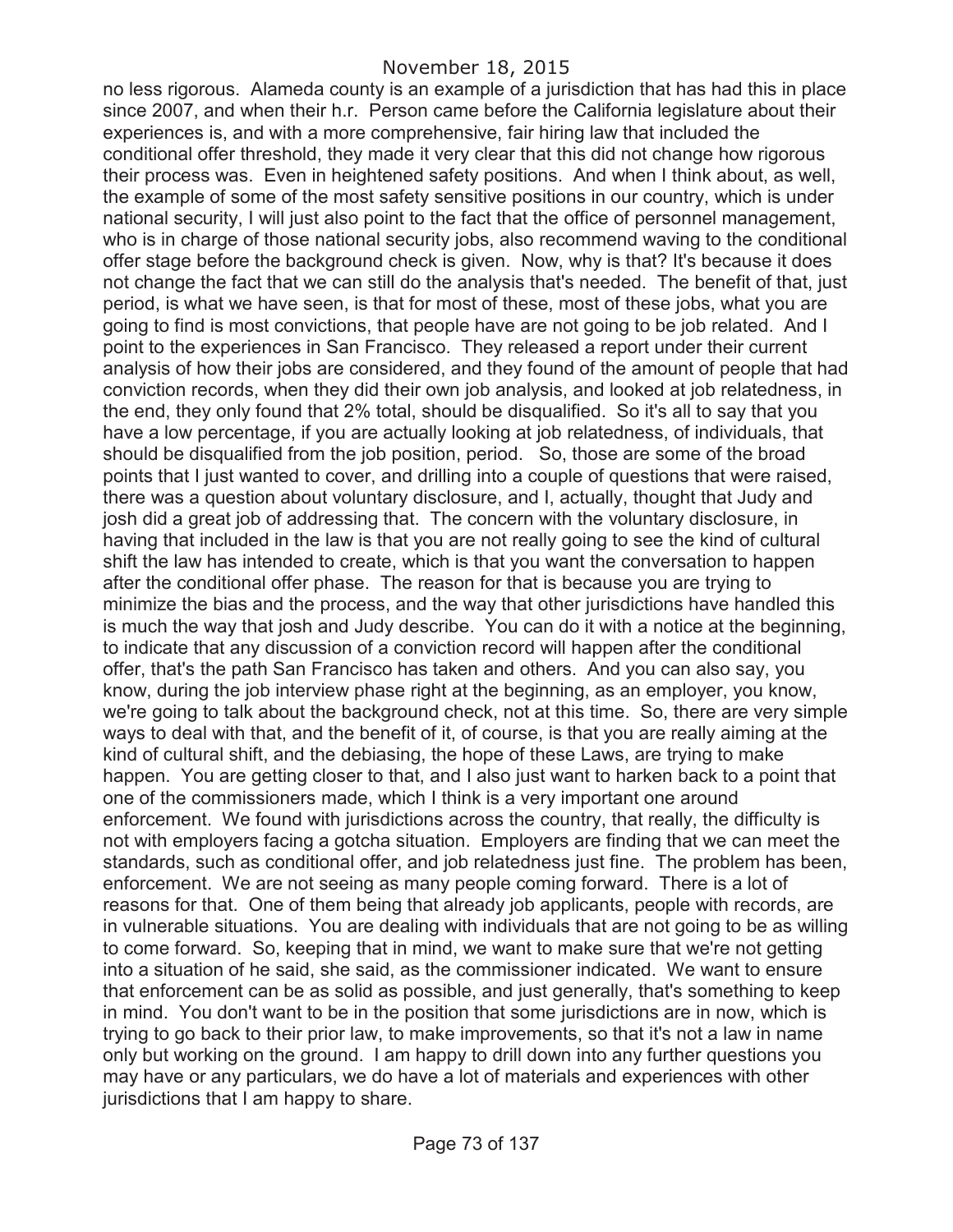no less rigorous. Alameda county is an example of a jurisdiction that has had this in place since 2007, and when their h.r. Person came before the California legislature about their experiences is, and with a more comprehensive, fair hiring law that included the conditional offer threshold, they made it very clear that this did not change how rigorous their process was. Even in heightened safety positions. And when I think about, as well, the example of some of the most safety sensitive positions in our country, which is under national security, I will just also point to the fact that the office of personnel management, who is in charge of those national security jobs, also recommend waving to the conditional offer stage before the background check is given. Now, why is that? It's because it does not change the fact that we can still do the analysis that's needed. The benefit of that, just period, is what we have seen, is that for most of these, most of these jobs, what you are going to find is most convictions, that people have are not going to be job related. And I point to the experiences in San Francisco. They released a report under their current analysis of how their jobs are considered, and they found of the amount of people that had conviction records, when they did their own job analysis, and looked at job relatedness, in the end, they only found that 2% total, should be disqualified. So it's all to say that you have a low percentage, if you are actually looking at job relatedness, of individuals, that should be disqualified from the job position, period. So, those are some of the broad points that I just wanted to cover, and drilling into a couple of questions that were raised, there was a question about voluntary disclosure, and I, actually, thought that Judy and josh did a great job of addressing that. The concern with the voluntary disclosure, in having that included in the law is that you are not really going to see the kind of cultural shift the law has intended to create, which is that you want the conversation to happen after the conditional offer phase. The reason for that is because you are trying to minimize the bias and the process, and the way that other jurisdictions have handled this is much the way that josh and Judy describe. You can do it with a notice at the beginning, to indicate that any discussion of a conviction record will happen after the conditional offer, that's the path San Francisco has taken and others. And you can also say, you know, during the job interview phase right at the beginning, as an employer, you know, we're going to talk about the background check, not at this time. So, there are very simple ways to deal with that, and the benefit of it, of course, is that you are really aiming at the kind of cultural shift, and the debiasing, the hope of these Laws, are trying to make happen. You are getting closer to that, and I also just want to harken back to a point that one of the commissioners made, which I think is a very important one around enforcement. We found with jurisdictions across the country, that really, the difficulty is not with employers facing a gotcha situation. Employers are finding that we can meet the standards, such as conditional offer, and job relatedness just fine. The problem has been, enforcement. We are not seeing as many people coming forward. There is a lot of reasons for that. One of them being that already job applicants, people with records, are in vulnerable situations. You are dealing with individuals that are not going to be as willing to come forward. So, keeping that in mind, we want to make sure that we're not getting into a situation of he said, she said, as the commissioner indicated. We want to ensure that enforcement can be as solid as possible, and just generally, that's something to keep in mind. You don't want to be in the position that some jurisdictions are in now, which is trying to go back to their prior law, to make improvements, so that it's not a law in name only but working on the ground. I am happy to drill down into any further questions you may have or any particulars, we do have a lot of materials and experiences with other jurisdictions that I am happy to share.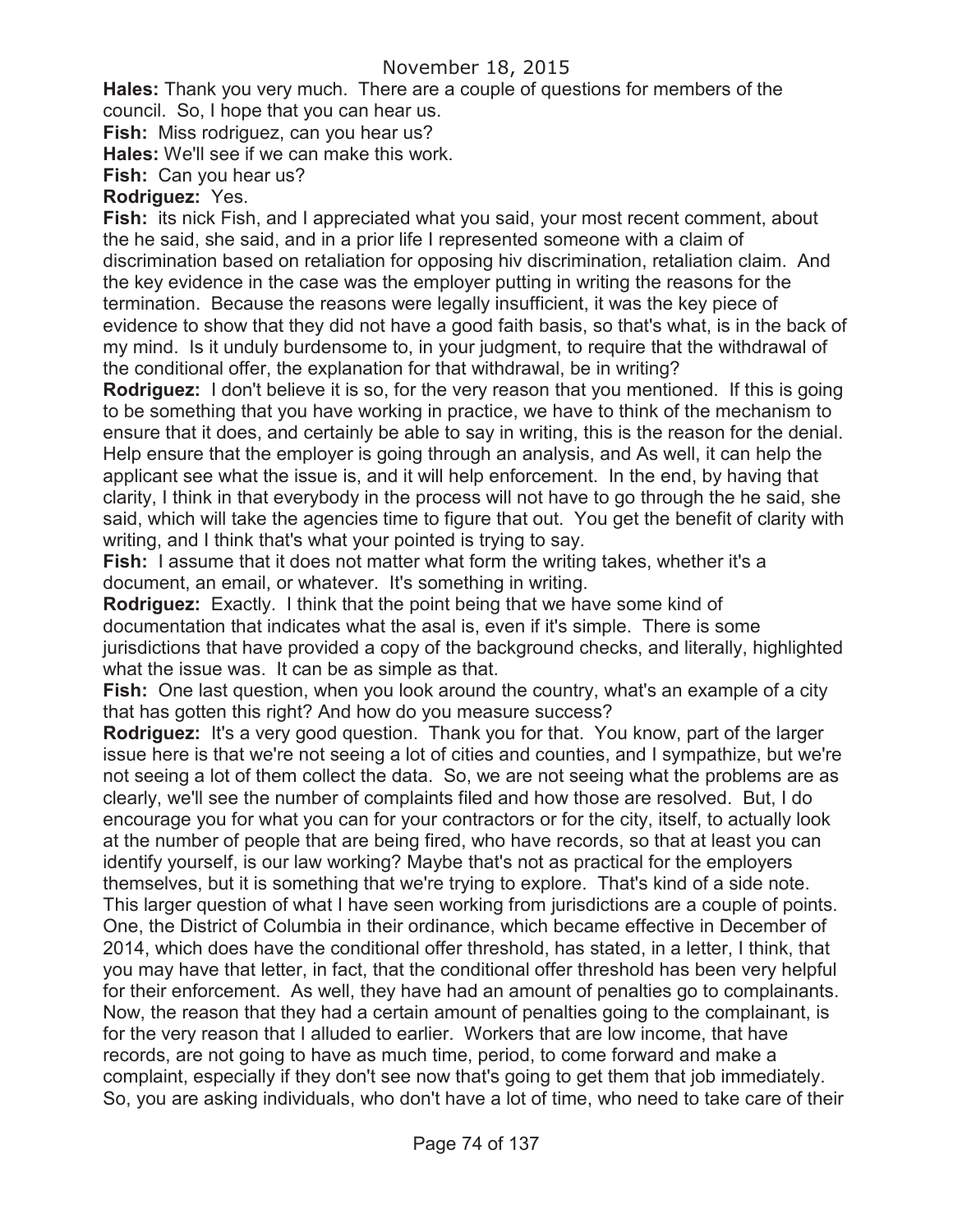**Hales:** Thank you very much. There are a couple of questions for members of the council. So, I hope that you can hear us.

**Fish:** Miss rodriguez, can you hear us?

**Hales:** We'll see if we can make this work.

**Fish:** Can you hear us?

**Rodriguez:** Yes.

**Fish:** its nick Fish, and I appreciated what you said, your most recent comment, about the he said, she said, and in a prior life I represented someone with a claim of discrimination based on retaliation for opposing hiv discrimination, retaliation claim. And the key evidence in the case was the employer putting in writing the reasons for the termination. Because the reasons were legally insufficient, it was the key piece of evidence to show that they did not have a good faith basis, so that's what, is in the back of my mind. Is it unduly burdensome to, in your judgment, to require that the withdrawal of the conditional offer, the explanation for that withdrawal, be in writing?

**Rodriguez:** I don't believe it is so, for the very reason that you mentioned. If this is going to be something that you have working in practice, we have to think of the mechanism to ensure that it does, and certainly be able to say in writing, this is the reason for the denial. Help ensure that the employer is going through an analysis, and As well, it can help the applicant see what the issue is, and it will help enforcement. In the end, by having that clarity, I think in that everybody in the process will not have to go through the he said, she said, which will take the agencies time to figure that out. You get the benefit of clarity with writing, and I think that's what your pointed is trying to say.

**Fish:** I assume that it does not matter what form the writing takes, whether it's a document, an email, or whatever. It's something in writing.

**Rodriguez:** Exactly. I think that the point being that we have some kind of documentation that indicates what the asal is, even if it's simple. There is some jurisdictions that have provided a copy of the background checks, and literally, highlighted what the issue was. It can be as simple as that.

**Fish:** One last question, when you look around the country, what's an example of a city that has gotten this right? And how do you measure success?

**Rodriguez:** It's a very good question. Thank you for that. You know, part of the larger issue here is that we're not seeing a lot of cities and counties, and I sympathize, but we're not seeing a lot of them collect the data. So, we are not seeing what the problems are as clearly, we'll see the number of complaints filed and how those are resolved. But, I do encourage you for what you can for your contractors or for the city, itself, to actually look at the number of people that are being fired, who have records, so that at least you can identify yourself, is our law working? Maybe that's not as practical for the employers themselves, but it is something that we're trying to explore. That's kind of a side note. This larger question of what I have seen working from jurisdictions are a couple of points. One, the District of Columbia in their ordinance, which became effective in December of 2014, which does have the conditional offer threshold, has stated, in a letter, I think, that you may have that letter, in fact, that the conditional offer threshold has been very helpful for their enforcement. As well, they have had an amount of penalties go to complainants. Now, the reason that they had a certain amount of penalties going to the complainant, is for the very reason that I alluded to earlier. Workers that are low income, that have records, are not going to have as much time, period, to come forward and make a complaint, especially if they don't see now that's going to get them that job immediately. So, you are asking individuals, who don't have a lot of time, who need to take care of their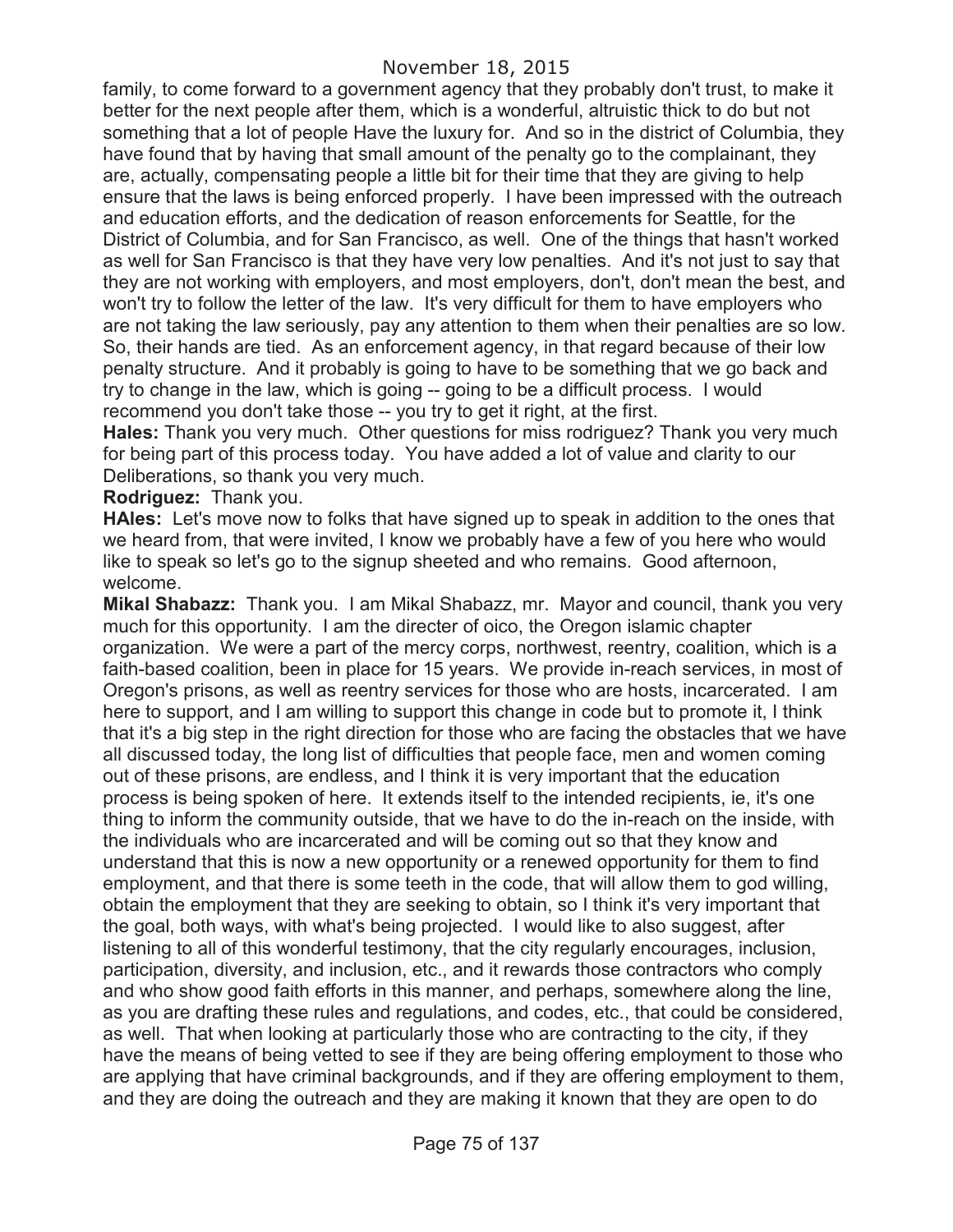family, to come forward to a government agency that they probably don't trust, to make it better for the next people after them, which is a wonderful, altruistic thick to do but not something that a lot of people Have the luxury for. And so in the district of Columbia, they have found that by having that small amount of the penalty go to the complainant, they are, actually, compensating people a little bit for their time that they are giving to help ensure that the laws is being enforced properly. I have been impressed with the outreach and education efforts, and the dedication of reason enforcements for Seattle, for the District of Columbia, and for San Francisco, as well. One of the things that hasn't worked as well for San Francisco is that they have very low penalties. And it's not just to say that they are not working with employers, and most employers, don't, don't mean the best, and won't try to follow the letter of the law. It's very difficult for them to have employers who are not taking the law seriously, pay any attention to them when their penalties are so low. So, their hands are tied. As an enforcement agency, in that regard because of their low penalty structure. And it probably is going to have to be something that we go back and try to change in the law, which is going -- going to be a difficult process. I would recommend you don't take those -- you try to get it right, at the first.

**Hales:** Thank you very much. Other questions for miss rodriguez? Thank you very much for being part of this process today. You have added a lot of value and clarity to our Deliberations, so thank you very much.

**Rodriguez:** Thank you.

**HAles:** Let's move now to folks that have signed up to speak in addition to the ones that we heard from, that were invited, I know we probably have a few of you here who would like to speak so let's go to the signup sheeted and who remains. Good afternoon, welcome.

**Mikal Shabazz:** Thank you. I am Mikal Shabazz, mr. Mayor and council, thank you very much for this opportunity. I am the directer of oico, the Oregon islamic chapter organization. We were a part of the mercy corps, northwest, reentry, coalition, which is a faith-based coalition, been in place for 15 years. We provide in-reach services, in most of Oregon's prisons, as well as reentry services for those who are hosts, incarcerated. I am here to support, and I am willing to support this change in code but to promote it, I think that it's a big step in the right direction for those who are facing the obstacles that we have all discussed today, the long list of difficulties that people face, men and women coming out of these prisons, are endless, and I think it is very important that the education process is being spoken of here. It extends itself to the intended recipients, ie, it's one thing to inform the community outside, that we have to do the in-reach on the inside, with the individuals who are incarcerated and will be coming out so that they know and understand that this is now a new opportunity or a renewed opportunity for them to find employment, and that there is some teeth in the code, that will allow them to god willing, obtain the employment that they are seeking to obtain, so I think it's very important that the goal, both ways, with what's being projected. I would like to also suggest, after listening to all of this wonderful testimony, that the city regularly encourages, inclusion, participation, diversity, and inclusion, etc., and it rewards those contractors who comply and who show good faith efforts in this manner, and perhaps, somewhere along the line, as you are drafting these rules and regulations, and codes, etc., that could be considered, as well. That when looking at particularly those who are contracting to the city, if they have the means of being vetted to see if they are being offering employment to those who are applying that have criminal backgrounds, and if they are offering employment to them, and they are doing the outreach and they are making it known that they are open to do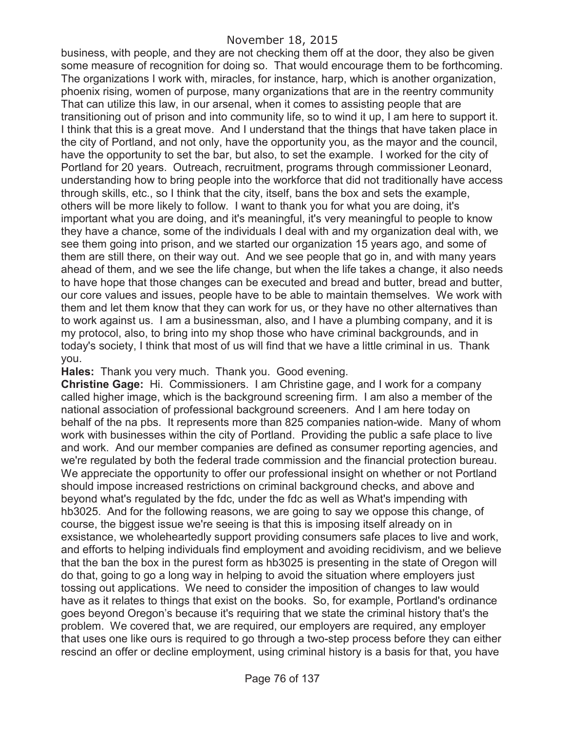business, with people, and they are not checking them off at the door, they also be given some measure of recognition for doing so. That would encourage them to be forthcoming. The organizations I work with, miracles, for instance, harp, which is another organization, phoenix rising, women of purpose, many organizations that are in the reentry community That can utilize this law, in our arsenal, when it comes to assisting people that are transitioning out of prison and into community life, so to wind it up, I am here to support it. I think that this is a great move. And I understand that the things that have taken place in the city of Portland, and not only, have the opportunity you, as the mayor and the council, have the opportunity to set the bar, but also, to set the example. I worked for the city of Portland for 20 years. Outreach, recruitment, programs through commissioner Leonard, understanding how to bring people into the workforce that did not traditionally have access through skills, etc., so I think that the city, itself, bans the box and sets the example, others will be more likely to follow. I want to thank you for what you are doing, it's important what you are doing, and it's meaningful, it's very meaningful to people to know they have a chance, some of the individuals I deal with and my organization deal with, we see them going into prison, and we started our organization 15 years ago, and some of them are still there, on their way out. And we see people that go in, and with many years ahead of them, and we see the life change, but when the life takes a change, it also needs to have hope that those changes can be executed and bread and butter, bread and butter, our core values and issues, people have to be able to maintain themselves. We work with them and let them know that they can work for us, or they have no other alternatives than to work against us. I am a businessman, also, and I have a plumbing company, and it is my protocol, also, to bring into my shop those who have criminal backgrounds, and in today's society, I think that most of us will find that we have a little criminal in us. Thank you.

**Hales:** Thank you very much. Thank you. Good evening.

**Christine Gage:** Hi. Commissioners. I am Christine gage, and I work for a company called higher image, which is the background screening firm. I am also a member of the national association of professional background screeners. And I am here today on behalf of the na pbs. It represents more than 825 companies nation-wide. Many of whom work with businesses within the city of Portland. Providing the public a safe place to live and work. And our member companies are defined as consumer reporting agencies, and we're regulated by both the federal trade commission and the financial protection bureau. We appreciate the opportunity to offer our professional insight on whether or not Portland should impose increased restrictions on criminal background checks, and above and beyond what's regulated by the fdc, under the fdc as well as What's impending with hb3025. And for the following reasons, we are going to say we oppose this change, of course, the biggest issue we're seeing is that this is imposing itself already on in exsistance, we wholeheartedly support providing consumers safe places to live and work, and efforts to helping individuals find employment and avoiding recidivism, and we believe that the ban the box in the purest form as hb3025 is presenting in the state of Oregon will do that, going to go a long way in helping to avoid the situation where employers just tossing out applications. We need to consider the imposition of changes to law would have as it relates to things that exist on the books. So, for example, Portland's ordinance goes beyond Oregon's because it's requiring that we state the criminal history that's the problem. We covered that, we are required, our employers are required, any employer that uses one like ours is required to go through a two-step process before they can either rescind an offer or decline employment, using criminal history is a basis for that, you have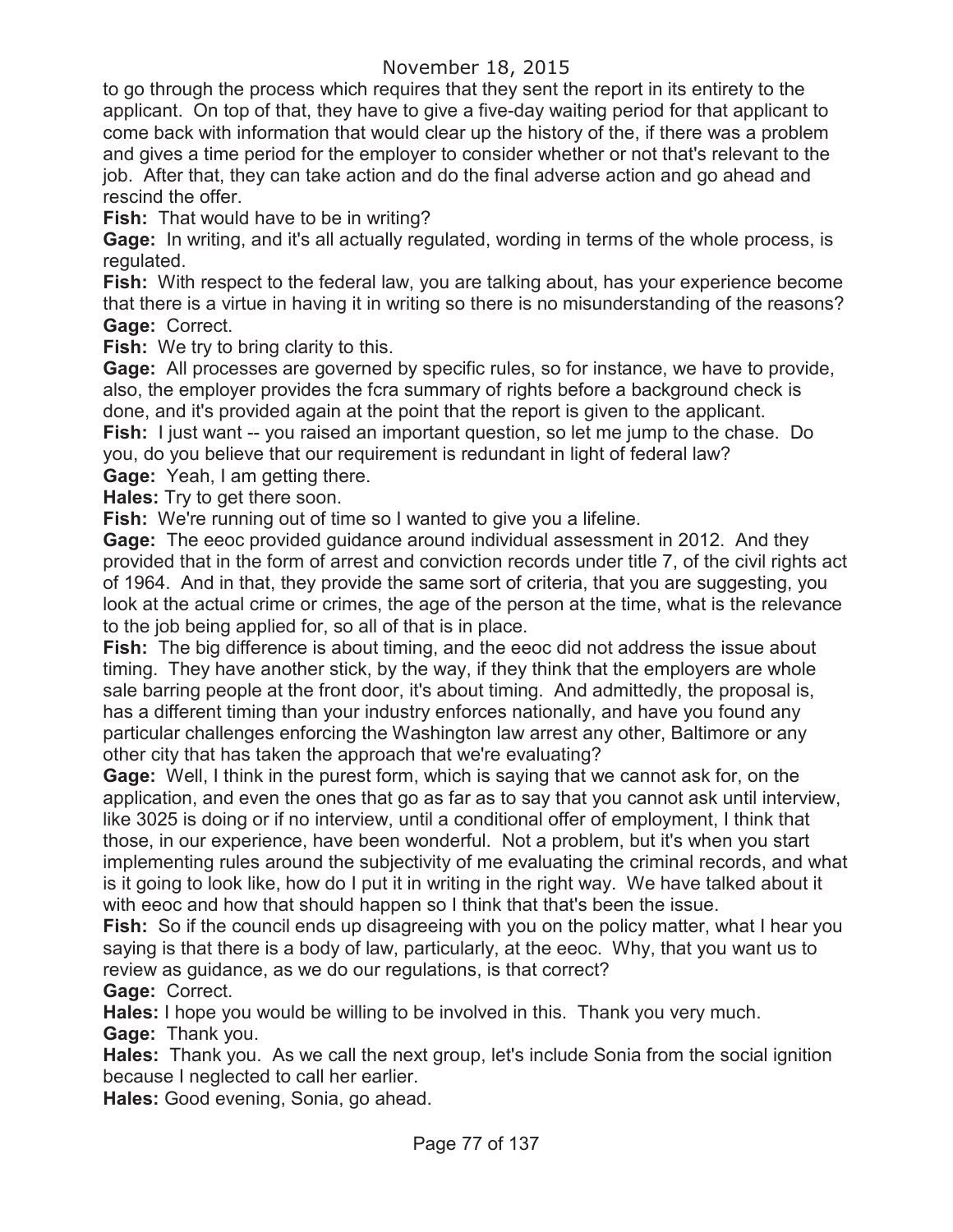to go through the process which requires that they sent the report in its entirety to the applicant. On top of that, they have to give a five-day waiting period for that applicant to come back with information that would clear up the history of the, if there was a problem and gives a time period for the employer to consider whether or not that's relevant to the job. After that, they can take action and do the final adverse action and go ahead and rescind the offer.

**Fish:** That would have to be in writing?

**Gage:** In writing, and it's all actually regulated, wording in terms of the whole process, is regulated.

**Fish:** With respect to the federal law, you are talking about, has your experience become that there is a virtue in having it in writing so there is no misunderstanding of the reasons?

**Gage:** Correct.

**Fish:** We try to bring clarity to this.

**Gage:** All processes are governed by specific rules, so for instance, we have to provide, also, the employer provides the fcra summary of rights before a background check is done, and it's provided again at the point that the report is given to the applicant.

**Fish:** I just want -- you raised an important question, so let me jump to the chase. Do you, do you believe that our requirement is redundant in light of federal law?

**Gage:** Yeah, I am getting there.

**Hales:** Try to get there soon.

**Fish:** We're running out of time so I wanted to give you a lifeline.

**Gage:** The eeoc provided guidance around individual assessment in 2012. And they provided that in the form of arrest and conviction records under title 7, of the civil rights act of 1964. And in that, they provide the same sort of criteria, that you are suggesting, you look at the actual crime or crimes, the age of the person at the time, what is the relevance to the job being applied for, so all of that is in place.

**Fish:** The big difference is about timing, and the eeoc did not address the issue about timing. They have another stick, by the way, if they think that the employers are whole sale barring people at the front door, it's about timing. And admittedly, the proposal is, has a different timing than your industry enforces nationally, and have you found any particular challenges enforcing the Washington law arrest any other, Baltimore or any other city that has taken the approach that we're evaluating?

**Gage:** Well, I think in the purest form, which is saying that we cannot ask for, on the application, and even the ones that go as far as to say that you cannot ask until interview, like 3025 is doing or if no interview, until a conditional offer of employment, I think that those, in our experience, have been wonderful. Not a problem, but it's when you start implementing rules around the subjectivity of me evaluating the criminal records, and what is it going to look like, how do I put it in writing in the right way. We have talked about it with eeoc and how that should happen so I think that that's been the issue.

**Fish:** So if the council ends up disagreeing with you on the policy matter, what I hear you saying is that there is a body of law, particularly, at the eeoc. Why, that you want us to review as guidance, as we do our regulations, is that correct?

**Gage:** Correct.

**Hales:** I hope you would be willing to be involved in this. Thank you very much.

**Gage:** Thank you.

**Hales:** Thank you. As we call the next group, let's include Sonia from the social ignition because I neglected to call her earlier.

**Hales:** Good evening, Sonia, go ahead.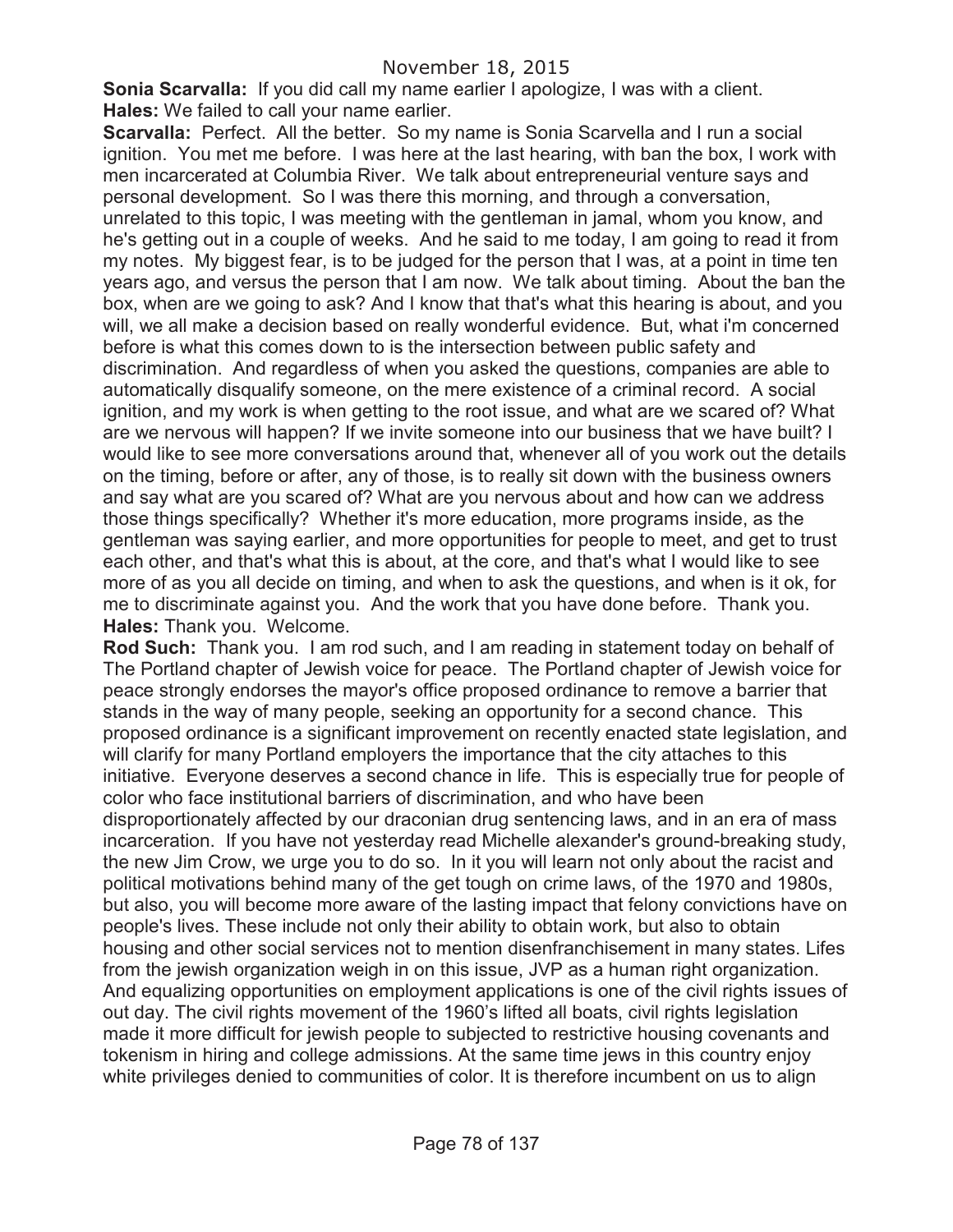November 18, 2015

**Sonia Scarvalla:** If you did call my name earlier I apologize, I was with a client.
**Hales:** We failed to call your name earlier.
**Scarvalla:** Perfect. All the better. So my name is Sonia Scarvella and I run a social ignition. You met me before. I was here at the last hearing, with ban the box, I work with men incarcerated at Columbia River. We talk about entrepreneurial venture says and personal development. So I was there this morning, and through a conversation, unrelated to this topic, I was meeting with the gentleman in jamal, whom you know, and he's getting out in a couple of weeks. And he said to me today, I am going to read it from my notes. My biggest fear, is to be judged for the person that I was, at a point in time ten years ago, and versus the person that I am now. We talk about timing. About the ban the box, when are we going to ask? And I know that that's what this hearing is about, and you will, we all make a decision based on really wonderful evidence. But, what i'm concerned before is what this comes down to is the intersection between public safety and discrimination. And regardless of when you asked the questions, companies are able to automatically disqualify someone, on the mere existence of a criminal record. A social ignition, and my work is when getting to the root issue, and what are we scared of? What are we nervous will happen? If we invite someone into our business that we have built? I would like to see more conversations around that, whenever all of you work out the details on the timing, before or after, any of those, is to really sit down with the business owners and say what are you scared of? What are you nervous about and how can we address those things specifically? Whether it's more education, more programs inside, as the gentleman was saying earlier, and more opportunities for people to meet, and get to trust each other, and that's what this is about, at the core, and that's what I would like to see more of as you all decide on timing, and when to ask the questions, and when is it ok, for me to discriminate against you. And the work that you have done before. Thank you.
**Hales:** Thank you. Welcome.
**Rod Such:** Thank you. I am rod such, and I am reading in statement today on behalf of The Portland chapter of Jewish voice for peace. The Portland chapter of Jewish voice for peace strongly endorses the mayor's office proposed ordinance to remove a barrier that stands in the way of many people, seeking an opportunity for a second chance. This proposed ordinance is a significant improvement on recently enacted state legislation, and will clarify for many Portland employers the importance that the city attaches to this initiative. Everyone deserves a second chance in life. This is especially true for people of color who face institutional barriers of discrimination, and who have been disproportionately affected by our draconian drug sentencing laws, and in an era of mass incarceration. If you have not yesterday read Michelle alexander's ground-breaking study, the new Jim Crow, we urge you to do so. In it you will learn not only about the racist and political motivations behind many of the get tough on crime laws, of the 1970 and 1980s, but also, you will become more aware of the lasting impact that felony convictions have on people's lives. These include not only their ability to obtain work, but also to obtain housing and other social services not to mention disenfranchisement in many states. Lifes from the jewish organization weigh in on this issue, JVP as a human right organization. And equalizing opportunities on employment applications is one of the civil rights issues of out day. The civil rights movement of the 1960's lifted all boats, civil rights legislation made it more difficult for jewish people to subjected to restrictive housing covenants and tokenism in hiring and college admissions. At the same time jews in this country enjoy white privileges denied to communities of color. It is therefore incumbent on us to align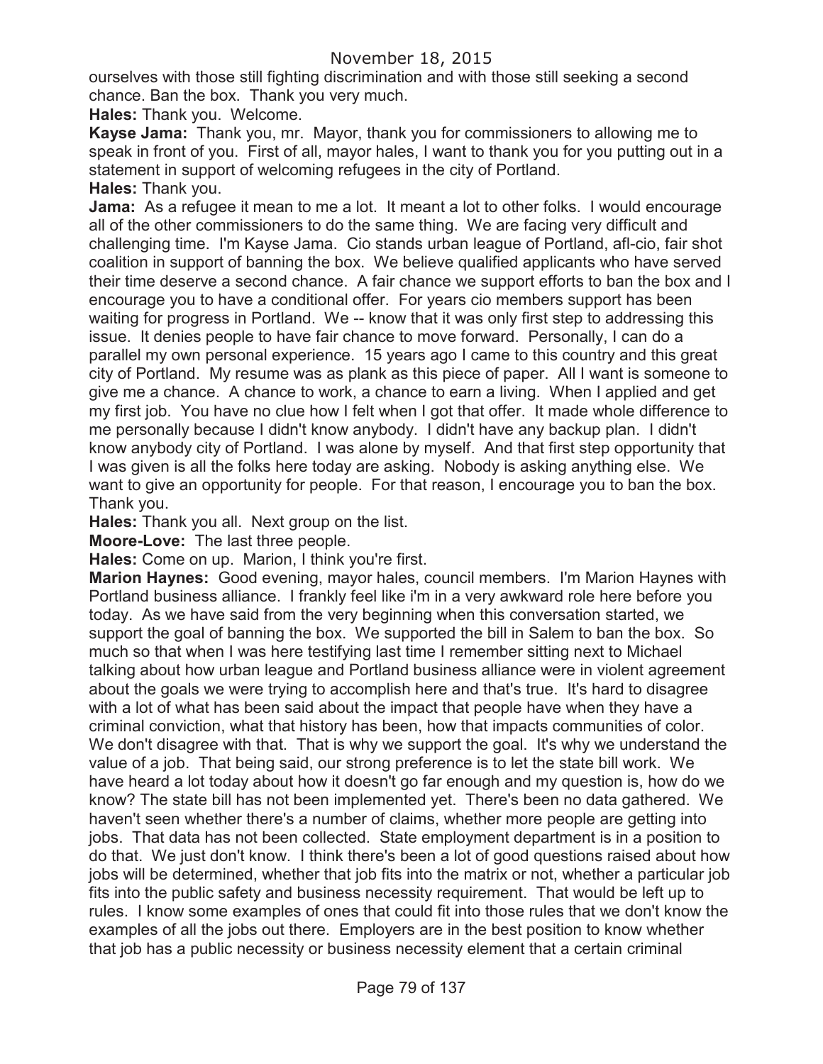ourselves with those still fighting discrimination and with those still seeking a second chance. Ban the box. Thank you very much.

**Hales:** Thank you. Welcome.

**Kayse Jama:** Thank you, mr. Mayor, thank you for commissioners to allowing me to speak in front of you. First of all, mayor hales, I want to thank you for you putting out in a statement in support of welcoming refugees in the city of Portland.

**Hales:** Thank you.

**Jama:** As a refugee it mean to me a lot. It meant a lot to other folks. I would encourage all of the other commissioners to do the same thing. We are facing very difficult and challenging time. I'm Kayse Jama. Cio stands urban league of Portland, afl-cio, fair shot coalition in support of banning the box. We believe qualified applicants who have served their time deserve a second chance. A fair chance we support efforts to ban the box and I encourage you to have a conditional offer. For years cio members support has been waiting for progress in Portland. We -- know that it was only first step to addressing this issue. It denies people to have fair chance to move forward. Personally, I can do a parallel my own personal experience. 15 years ago I came to this country and this great city of Portland. My resume was as plank as this piece of paper. All I want is someone to give me a chance. A chance to work, a chance to earn a living. When I applied and get my first job. You have no clue how I felt when I got that offer. It made whole difference to me personally because I didn't know anybody. I didn't have any backup plan. I didn't know anybody city of Portland. I was alone by myself. And that first step opportunity that I was given is all the folks here today are asking. Nobody is asking anything else. We want to give an opportunity for people. For that reason, I encourage you to ban the box. Thank you.

**Hales:** Thank you all. Next group on the list.

**Moore-Love:** The last three people.

**Hales:** Come on up. Marion, I think you're first.

**Marion Haynes:** Good evening, mayor hales, council members. I'm Marion Haynes with Portland business alliance. I frankly feel like i'm in a very awkward role here before you today. As we have said from the very beginning when this conversation started, we support the goal of banning the box. We supported the bill in Salem to ban the box. So much so that when I was here testifying last time I remember sitting next to Michael talking about how urban league and Portland business alliance were in violent agreement about the goals we were trying to accomplish here and that's true. It's hard to disagree with a lot of what has been said about the impact that people have when they have a criminal conviction, what that history has been, how that impacts communities of color. We don't disagree with that. That is why we support the goal. It's why we understand the value of a job. That being said, our strong preference is to let the state bill work. We have heard a lot today about how it doesn't go far enough and my question is, how do we know? The state bill has not been implemented yet. There's been no data gathered. We haven't seen whether there's a number of claims, whether more people are getting into jobs. That data has not been collected. State employment department is in a position to do that. We just don't know. I think there's been a lot of good questions raised about how jobs will be determined, whether that job fits into the matrix or not, whether a particular job fits into the public safety and business necessity requirement. That would be left up to rules. I know some examples of ones that could fit into those rules that we don't know the examples of all the jobs out there. Employers are in the best position to know whether that job has a public necessity or business necessity element that a certain criminal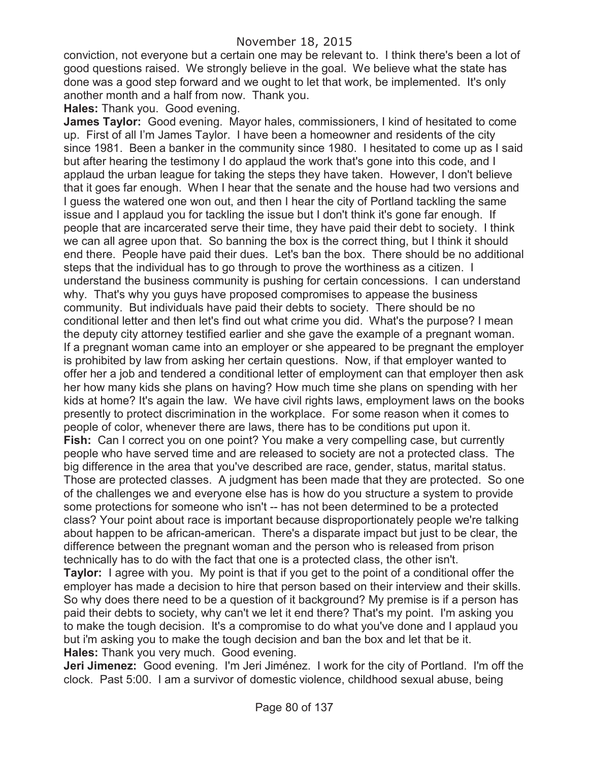conviction, not everyone but a certain one may be relevant to. I think there's been a lot of good questions raised. We strongly believe in the goal. We believe what the state has done was a good step forward and we ought to let that work, be implemented. It's only another month and a half from now. Thank you.

**Hales:** Thank you. Good evening.

**James Taylor:** Good evening. Mayor hales, commissioners, I kind of hesitated to come up. First of all I'm James Taylor. I have been a homeowner and residents of the city since 1981. Been a banker in the community since 1980. I hesitated to come up as I said but after hearing the testimony I do applaud the work that's gone into this code, and I applaud the urban league for taking the steps they have taken. However, I don't believe that it goes far enough. When I hear that the senate and the house had two versions and I guess the watered one won out, and then I hear the city of Portland tackling the same issue and I applaud you for tackling the issue but I don't think it's gone far enough. If people that are incarcerated serve their time, they have paid their debt to society. I think we can all agree upon that. So banning the box is the correct thing, but I think it should end there. People have paid their dues. Let's ban the box. There should be no additional steps that the individual has to go through to prove the worthiness as a citizen. I understand the business community is pushing for certain concessions. I can understand why. That's why you guys have proposed compromises to appease the business community. But individuals have paid their debts to society. There should be no conditional letter and then let's find out what crime you did. What's the purpose? I mean the deputy city attorney testified earlier and she gave the example of a pregnant woman. If a pregnant woman came into an employer or she appeared to be pregnant the employer is prohibited by law from asking her certain questions. Now, if that employer wanted to offer her a job and tendered a conditional letter of employment can that employer then ask her how many kids she plans on having? How much time she plans on spending with her kids at home? It's again the law. We have civil rights laws, employment laws on the books presently to protect discrimination in the workplace. For some reason when it comes to people of color, whenever there are laws, there has to be conditions put upon it.

**Fish:** Can I correct you on one point? You make a very compelling case, but currently people who have served time and are released to society are not a protected class. The big difference in the area that you've described are race, gender, status, marital status. Those are protected classes. A judgment has been made that they are protected. So one of the challenges we and everyone else has is how do you structure a system to provide some protections for someone who isn't -- has not been determined to be a protected class? Your point about race is important because disproportionately people we're talking about happen to be african-american. There's a disparate impact but just to be clear, the difference between the pregnant woman and the person who is released from prison technically has to do with the fact that one is a protected class, the other isn't.

**Taylor:** I agree with you. My point is that if you get to the point of a conditional offer the employer has made a decision to hire that person based on their interview and their skills. So why does there need to be a question of it background? My premise is if a person has paid their debts to society, why can't we let it end there? That's my point. I'm asking you to make the tough decision. It's a compromise to do what you've done and I applaud you but i'm asking you to make the tough decision and ban the box and let that be it.

**Hales:** Thank you very much. Good evening.

**Jeri Jimenez:** Good evening. I'm Jeri Jiménez. I work for the city of Portland. I'm off the clock. Past 5:00. I am a survivor of domestic violence, childhood sexual abuse, being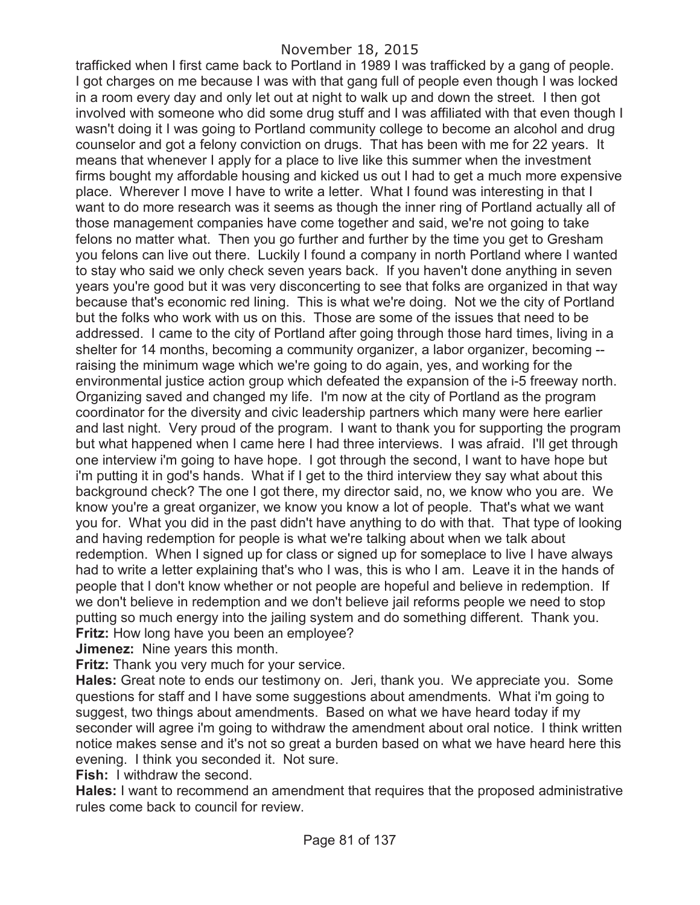trafficked when I first came back to Portland in 1989 I was trafficked by a gang of people. I got charges on me because I was with that gang full of people even though I was locked in a room every day and only let out at night to walk up and down the street. I then got involved with someone who did some drug stuff and I was affiliated with that even though I wasn't doing it I was going to Portland community college to become an alcohol and drug counselor and got a felony conviction on drugs. That has been with me for 22 years. It means that whenever I apply for a place to live like this summer when the investment firms bought my affordable housing and kicked us out I had to get a much more expensive place. Wherever I move I have to write a letter. What I found was interesting in that I want to do more research was it seems as though the inner ring of Portland actually all of those management companies have come together and said, we're not going to take felons no matter what. Then you go further and further by the time you get to Gresham you felons can live out there. Luckily I found a company in north Portland where I wanted to stay who said we only check seven years back. If you haven't done anything in seven years you're good but it was very disconcerting to see that folks are organized in that way because that's economic red lining. This is what we're doing. Not we the city of Portland but the folks who work with us on this. Those are some of the issues that need to be addressed. I came to the city of Portland after going through those hard times, living in a shelter for 14 months, becoming a community organizer, a labor organizer, becoming -- raising the minimum wage which we're going to do again, yes, and working for the environmental justice action group which defeated the expansion of the i-5 freeway north. Organizing saved and changed my life. I'm now at the city of Portland as the program coordinator for the diversity and civic leadership partners which many were here earlier and last night. Very proud of the program. I want to thank you for supporting the program but what happened when I came here I had three interviews. I was afraid. I'll get through one interview i'm going to have hope. I got through the second, I want to have hope but i'm putting it in god's hands. What if I get to the third interview they say what about this background check? The one I got there, my director said, no, we know who you are. We know you're a great organizer, we know you know a lot of people. That's what we want you for. What you did in the past didn't have anything to do with that. That type of looking and having redemption for people is what we're talking about when we talk about redemption. When I signed up for class or signed up for someplace to live I have always had to write a letter explaining that's who I was, this is who I am. Leave it in the hands of people that I don't know whether or not people are hopeful and believe in redemption. If we don't believe in redemption and we don't believe jail reforms people we need to stop putting so much energy into the jailing system and do something different. Thank you.

**Fritz:** How long have you been an employee?

**Jimenez:** Nine years this month.

**Fritz:** Thank you very much for your service.

**Hales:** Great note to ends our testimony on. Jeri, thank you. We appreciate you. Some questions for staff and I have some suggestions about amendments. What i'm going to suggest, two things about amendments. Based on what we have heard today if my seconder will agree i'm going to withdraw the amendment about oral notice. I think written notice makes sense and it's not so great a burden based on what we have heard here this evening. I think you seconded it. Not sure.

**Fish:** I withdraw the second.

**Hales:** I want to recommend an amendment that requires that the proposed administrative rules come back to council for review.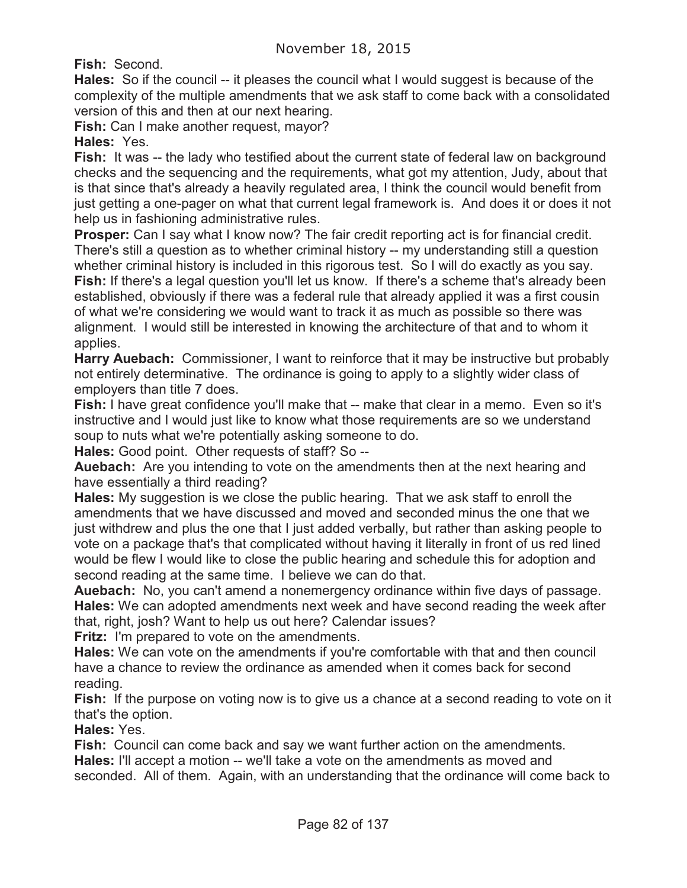**Fish:** Second.

**Hales:** So if the council -- it pleases the council what I would suggest is because of the complexity of the multiple amendments that we ask staff to come back with a consolidated version of this and then at our next hearing.

**Fish:** Can I make another request, mayor?

**Hales:** Yes.

**Fish:** It was -- the lady who testified about the current state of federal law on background checks and the sequencing and the requirements, what got my attention, Judy, about that is that since that's already a heavily regulated area, I think the council would benefit from just getting a one-pager on what that current legal framework is. And does it or does it not help us in fashioning administrative rules.

**Prosper:** Can I say what I know now? The fair credit reporting act is for financial credit. There's still a question as to whether criminal history -- my understanding still a question whether criminal history is included in this rigorous test. So I will do exactly as you say.

**Fish:** If there's a legal question you'll let us know. If there's a scheme that's already been established, obviously if there was a federal rule that already applied it was a first cousin of what we're considering we would want to track it as much as possible so there was alignment. I would still be interested in knowing the architecture of that and to whom it applies.

**Harry Auebach:** Commissioner, I want to reinforce that it may be instructive but probably not entirely determinative. The ordinance is going to apply to a slightly wider class of employers than title 7 does.

**Fish:** I have great confidence you'll make that -- make that clear in a memo. Even so it's instructive and I would just like to know what those requirements are so we understand soup to nuts what we're potentially asking someone to do.

**Hales:** Good point. Other requests of staff? So --

**Auebach:** Are you intending to vote on the amendments then at the next hearing and have essentially a third reading?

**Hales:** My suggestion is we close the public hearing. That we ask staff to enroll the amendments that we have discussed and moved and seconded minus the one that we just withdrew and plus the one that I just added verbally, but rather than asking people to vote on a package that's that complicated without having it literally in front of us red lined would be flew I would like to close the public hearing and schedule this for adoption and second reading at the same time. I believe we can do that.

**Auebach:** No, you can't amend a nonemergency ordinance within five days of passage.

**Hales:** We can adopted amendments next week and have second reading the week after that, right, josh? Want to help us out here? Calendar issues?

**Fritz:** I'm prepared to vote on the amendments.

**Hales:** We can vote on the amendments if you're comfortable with that and then council have a chance to review the ordinance as amended when it comes back for second reading.

**Fish:** If the purpose on voting now is to give us a chance at a second reading to vote on it that's the option.

**Hales:** Yes.

**Fish:** Council can come back and say we want further action on the amendments.

**Hales:** I'll accept a motion -- we'll take a vote on the amendments as moved and seconded. All of them. Again, with an understanding that the ordinance will come back to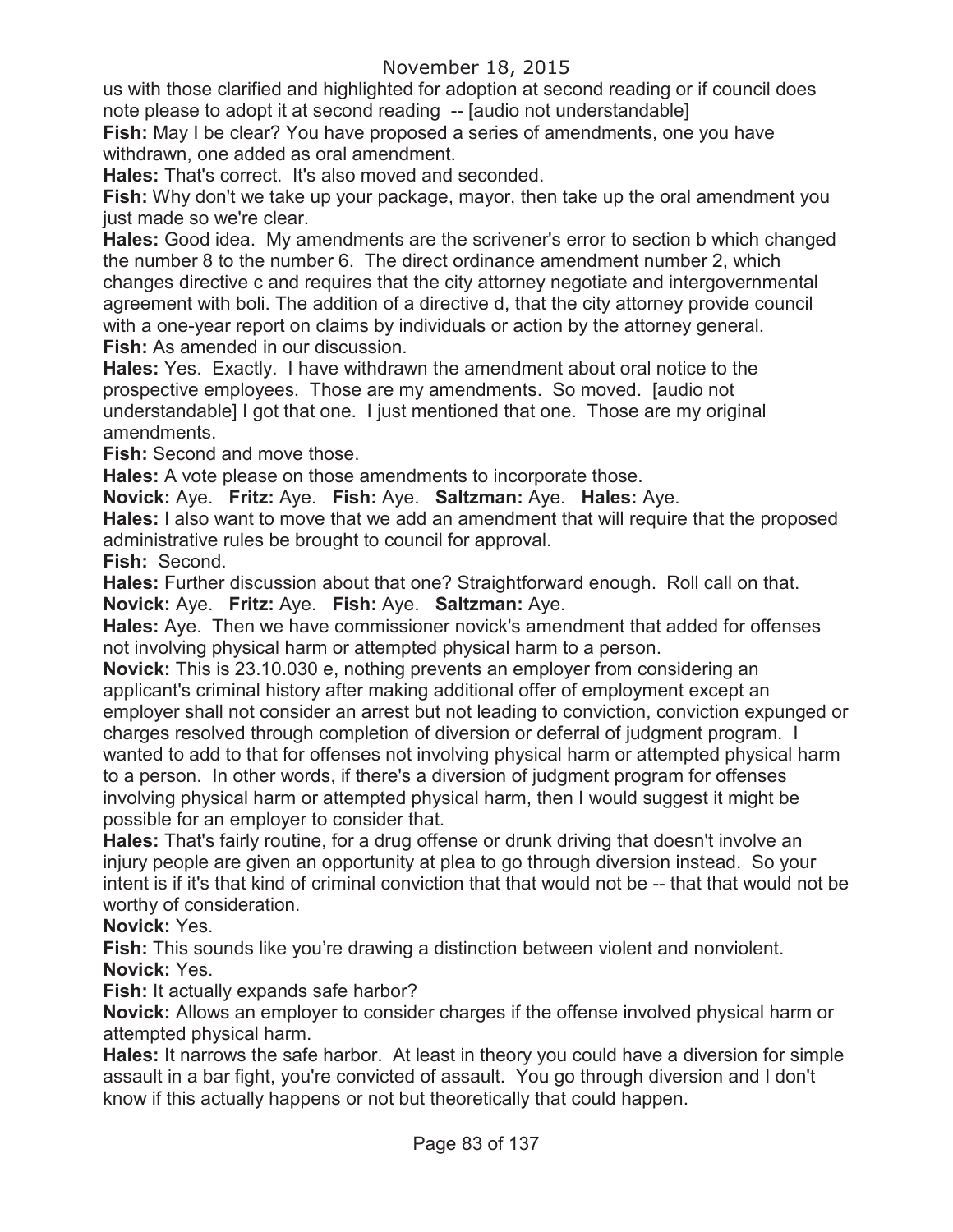us with those clarified and highlighted for adoption at second reading or if council does note please to adopt it at second reading -- [audio not understandable]

**Fish:** May I be clear? You have proposed a series of amendments, one you have withdrawn, one added as oral amendment.

**Hales:** That's correct. It's also moved and seconded.

**Fish:** Why don't we take up your package, mayor, then take up the oral amendment you just made so we're clear.

**Hales:** Good idea. My amendments are the scrivener's error to section b which changed the number 8 to the number 6. The direct ordinance amendment number 2, which changes directive c and requires that the city attorney negotiate and intergovernmental agreement with boli. The addition of a directive d, that the city attorney provide council with a one-year report on claims by individuals or action by the attorney general.

**Fish:** As amended in our discussion.

**Hales:** Yes. Exactly. I have withdrawn the amendment about oral notice to the prospective employees. Those are my amendments. So moved. [audio not understandable] I got that one. I just mentioned that one. Those are my original amendments.

**Fish:** Second and move those.

**Hales:** A vote please on those amendments to incorporate those.

**Novick:** Aye. **Fritz:** Aye. **Fish:** Aye. **Saltzman:** Aye. **Hales:** Aye.

**Hales:** I also want to move that we add an amendment that will require that the proposed administrative rules be brought to council for approval.

**Fish:** Second.

**Hales:** Further discussion about that one? Straightforward enough. Roll call on that.

**Novick:** Aye. **Fritz:** Aye. **Fish:** Aye. **Saltzman:** Aye.

**Hales:** Aye. Then we have commissioner novick's amendment that added for offenses not involving physical harm or attempted physical harm to a person.

**Novick:** This is 23.10.030 e, nothing prevents an employer from considering an applicant's criminal history after making additional offer of employment except an employer shall not consider an arrest but not leading to conviction, conviction expunged or charges resolved through completion of diversion or deferral of judgment program. I wanted to add to that for offenses not involving physical harm or attempted physical harm to a person. In other words, if there's a diversion of judgment program for offenses involving physical harm or attempted physical harm, then I would suggest it might be possible for an employer to consider that.

**Hales:** That's fairly routine, for a drug offense or drunk driving that doesn't involve an injury people are given an opportunity at plea to go through diversion instead. So your intent is if it's that kind of criminal conviction that that would not be -- that that would not be worthy of consideration.

**Novick:** Yes.

**Fish:** This sounds like you're drawing a distinction between violent and nonviolent.

**Novick:** Yes.

**Fish:** It actually expands safe harbor?

**Novick:** Allows an employer to consider charges if the offense involved physical harm or attempted physical harm.

**Hales:** It narrows the safe harbor. At least in theory you could have a diversion for simple assault in a bar fight, you're convicted of assault. You go through diversion and I don't know if this actually happens or not but theoretically that could happen.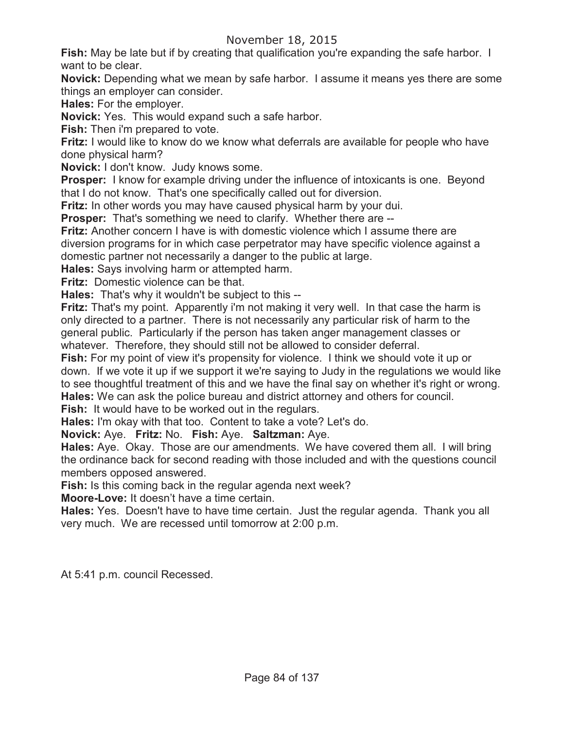**Fish:** May be late but if by creating that qualification you're expanding the safe harbor. I want to be clear.

**Novick:** Depending what we mean by safe harbor. I assume it means yes there are some things an employer can consider.

**Hales:** For the employer.

**Novick:** Yes. This would expand such a safe harbor.

**Fish:** Then i'm prepared to vote.

**Fritz:** I would like to know do we know what deferrals are available for people who have done physical harm?

**Novick:** I don't know. Judy knows some.

**Prosper:** I know for example driving under the influence of intoxicants is one. Beyond that I do not know. That's one specifically called out for diversion.

**Fritz:** In other words you may have caused physical harm by your dui.

**Prosper:** That's something we need to clarify. Whether there are --

**Fritz:** Another concern I have is with domestic violence which I assume there are diversion programs for in which case perpetrator may have specific violence against a domestic partner not necessarily a danger to the public at large.

**Hales:** Says involving harm or attempted harm.

**Fritz:** Domestic violence can be that.

**Hales:** That's why it wouldn't be subject to this --

**Fritz:** That's my point. Apparently i'm not making it very well. In that case the harm is only directed to a partner. There is not necessarily any particular risk of harm to the general public. Particularly if the person has taken anger management classes or whatever. Therefore, they should still not be allowed to consider deferral.

**Fish:** For my point of view it's propensity for violence. I think we should vote it up or down. If we vote it up if we support it we're saying to Judy in the regulations we would like to see thoughtful treatment of this and we have the final say on whether it's right or wrong.

**Hales:** We can ask the police bureau and district attorney and others for council.

**Fish:** It would have to be worked out in the regulars.

**Hales:** I'm okay with that too. Content to take a vote? Let's do.

**Novick:** Aye. **Fritz:** No. **Fish:** Aye. **Saltzman:** Aye.

**Hales:** Aye. Okay. Those are our amendments. We have covered them all. I will bring the ordinance back for second reading with those included and with the questions council members opposed answered.

**Fish:** Is this coming back in the regular agenda next week?

**Moore-Love:** It doesn't have a time certain.

**Hales:** Yes. Doesn't have to have time certain. Just the regular agenda. Thank you all very much. We are recessed until tomorrow at 2:00 p.m.

At 5:41 p.m. council Recessed.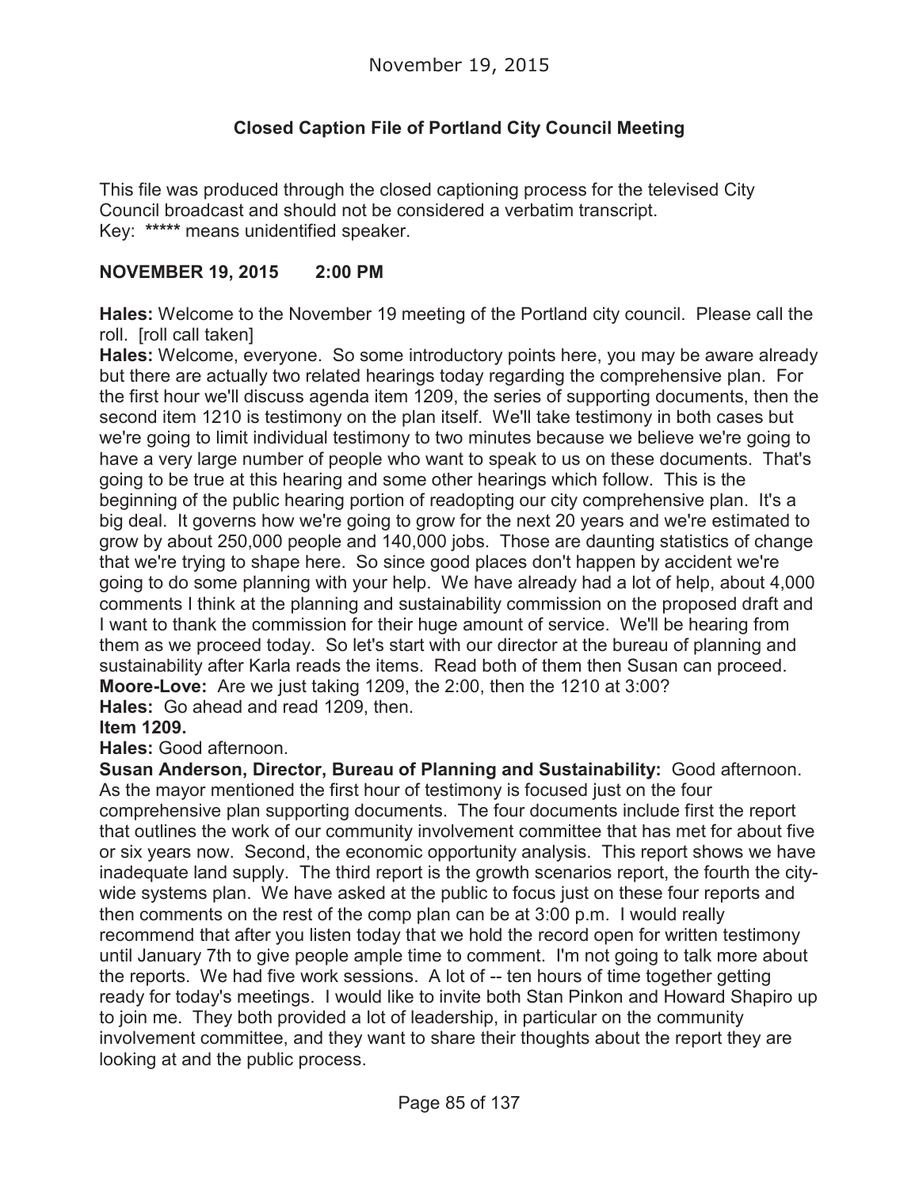November 19, 2015

**Closed Caption File of Portland City Council Meeting**

This file was produced through the closed captioning process for the televised City Council broadcast and should not be considered a verbatim transcript.
Key: **\*\*\*\*\*** means unidentified speaker.

**NOVEMBER 19, 2015 2:00 PM**

**Hales:** Welcome to the November 19 meeting of the Portland city council. Please call the roll. [roll call taken]

**Hales:** Welcome, everyone. So some introductory points here, you may be aware already but there are actually two related hearings today regarding the comprehensive plan. For the first hour we'll discuss agenda item 1209, the series of supporting documents, then the second item 1210 is testimony on the plan itself. We'll take testimony in both cases but we're going to limit individual testimony to two minutes because we believe we're going to have a very large number of people who want to speak to us on these documents. That's going to be true at this hearing and some other hearings which follow. This is the beginning of the public hearing portion of readopting our city comprehensive plan. It's a big deal. It governs how we're going to grow for the next 20 years and we're estimated to grow by about 250,000 people and 140,000 jobs. Those are daunting statistics of change that we're trying to shape here. So since good places don't happen by accident we're going to do some planning with your help. We have already had a lot of help, about 4,000 comments I think at the planning and sustainability commission on the proposed draft and I want to thank the commission for their huge amount of service. We'll be hearing from them as we proceed today. So let's start with our director at the bureau of planning and sustainability after Karla reads the items. Read both of them then Susan can proceed.

**Moore-Love:** Are we just taking 1209, the 2:00, then the 1210 at 3:00?

**Hales:** Go ahead and read 1209, then.

**Item 1209.**

**Hales:** Good afternoon.

**Susan Anderson, Director, Bureau of Planning and Sustainability:** Good afternoon. As the mayor mentioned the first hour of testimony is focused just on the four comprehensive plan supporting documents. The four documents include first the report that outlines the work of our community involvement committee that has met for about five or six years now. Second, the economic opportunity analysis. This report shows we have inadequate land supply. The third report is the growth scenarios report, the fourth the city-wide systems plan. We have asked at the public to focus just on these four reports and then comments on the rest of the comp plan can be at 3:00 p.m. I would really recommend that after you listen today that we hold the record open for written testimony until January 7th to give people ample time to comment. I'm not going to talk more about the reports. We had five work sessions. A lot of -- ten hours of time together getting ready for today's meetings. I would like to invite both Stan Pinkon and Howard Shapiro up to join me. They both provided a lot of leadership, in particular on the community involvement committee, and they want to share their thoughts about the report they are looking at and the public process.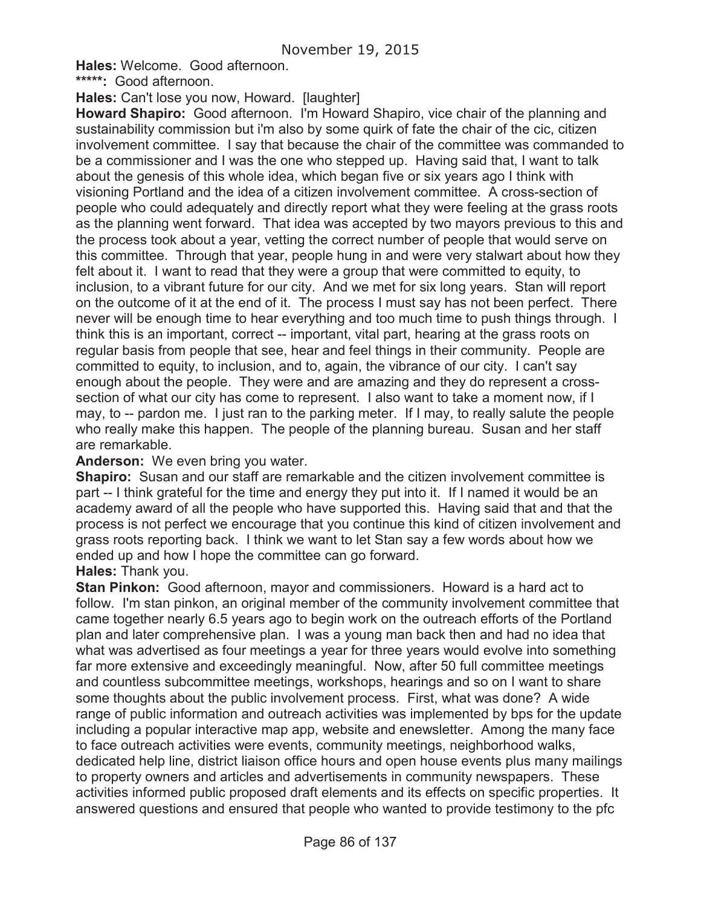**Hales:** Welcome. Good afternoon.

*****: Good afternoon.

**Hales:** Can't lose you now, Howard. [laughter]

**Howard Shapiro:** Good afternoon. I'm Howard Shapiro, vice chair of the planning and sustainability commission but i'm also by some quirk of fate the chair of the cic, citizen involvement committee. I say that because the chair of the committee was commanded to be a commissioner and I was the one who stepped up. Having said that, I want to talk about the genesis of this whole idea, which began five or six years ago I think with visioning Portland and the idea of a citizen involvement committee. A cross-section of people who could adequately and directly report what they were feeling at the grass roots as the planning went forward. That idea was accepted by two mayors previous to this and the process took about a year, vetting the correct number of people that would serve on this committee. Through that year, people hung in and were very stalwart about how they felt about it. I want to read that they were a group that were committed to equity, to inclusion, to a vibrant future for our city. And we met for six long years. Stan will report on the outcome of it at the end of it. The process I must say has not been perfect. There never will be enough time to hear everything and too much time to push things through. I think this is an important, correct -- important, vital part, hearing at the grass roots on regular basis from people that see, hear and feel things in their community. People are committed to equity, to inclusion, and to, again, the vibrance of our city. I can't say enough about the people. They were and are amazing and they do represent a cross-section of what our city has come to represent. I also want to take a moment now, if I may, to -- pardon me. I just ran to the parking meter. If I may, to really salute the people who really make this happen. The people of the planning bureau. Susan and her staff are remarkable.

**Anderson:** We even bring you water.

**Shapiro:** Susan and our staff are remarkable and the citizen involvement committee is part -- I think grateful for the time and energy they put into it. If I named it would be an academy award of all the people who have supported this. Having said that and that the process is not perfect we encourage that you continue this kind of citizen involvement and grass roots reporting back. I think we want to let Stan say a few words about how we ended up and how I hope the committee can go forward.

**Hales:** Thank you.

**Stan Pinkon:** Good afternoon, mayor and commissioners. Howard is a hard act to follow. I'm stan pinkon, an original member of the community involvement committee that came together nearly 6.5 years ago to begin work on the outreach efforts of the Portland plan and later comprehensive plan. I was a young man back then and had no idea that what was advertised as four meetings a year for three years would evolve into something far more extensive and exceedingly meaningful. Now, after 50 full committee meetings and countless subcommittee meetings, workshops, hearings and so on I want to share some thoughts about the public involvement process. First, what was done? A wide range of public information and outreach activities was implemented by bps for the update including a popular interactive map app, website and enewsletter. Among the many face to face outreach activities were events, community meetings, neighborhood walks, dedicated help line, district liaison office hours and open house events plus many mailings to property owners and articles and advertisements in community newspapers. These activities informed public proposed draft elements and its effects on specific properties. It answered questions and ensured that people who wanted to provide testimony to the pfc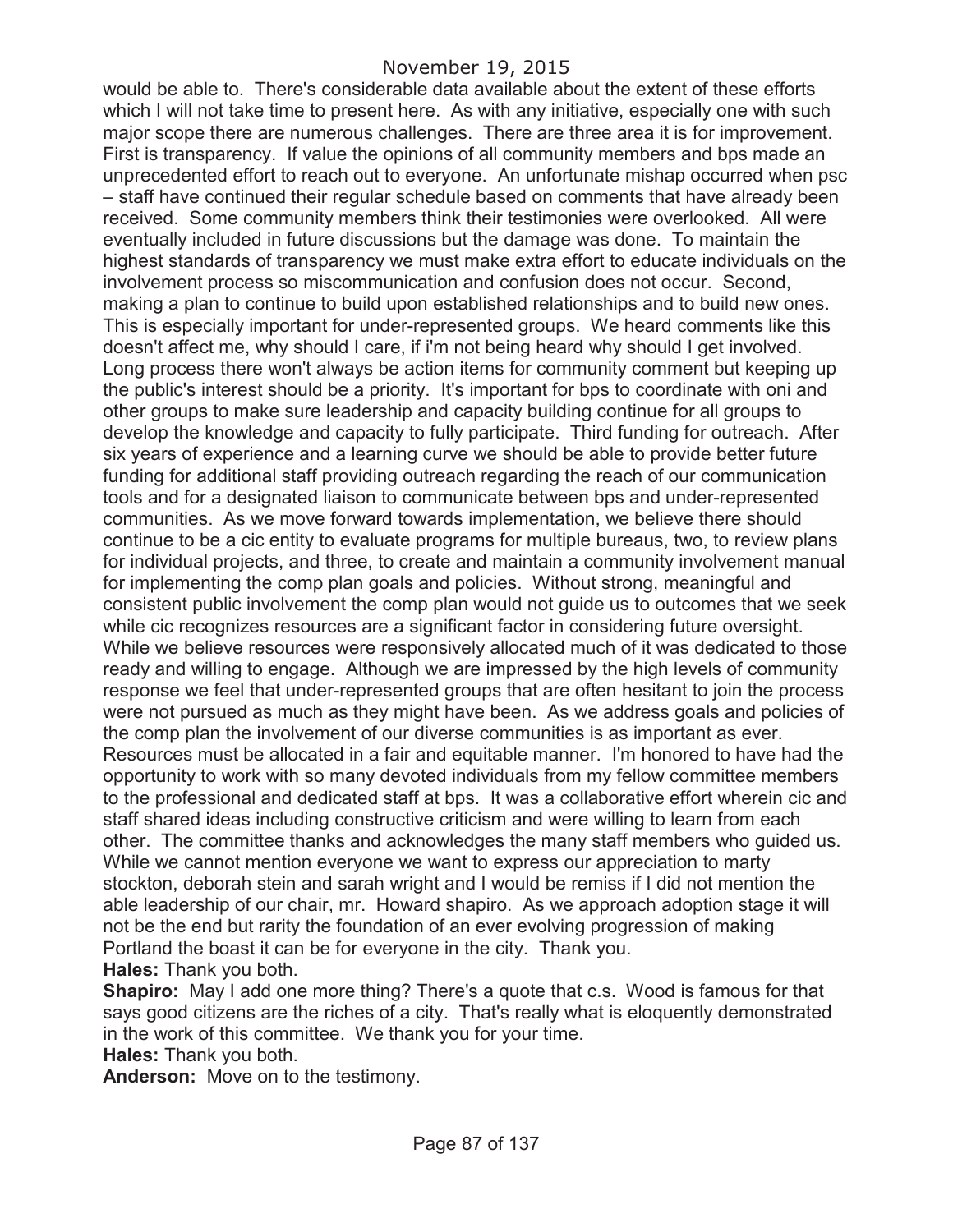would be able to. There's considerable data available about the extent of these efforts which I will not take time to present here. As with any initiative, especially one with such major scope there are numerous challenges. There are three area it is for improvement. First is transparency. If value the opinions of all community members and bps made an unprecedented effort to reach out to everyone. An unfortunate mishap occurred when psc – staff have continued their regular schedule based on comments that have already been received. Some community members think their testimonies were overlooked. All were eventually included in future discussions but the damage was done. To maintain the highest standards of transparency we must make extra effort to educate individuals on the involvement process so miscommunication and confusion does not occur. Second, making a plan to continue to build upon established relationships and to build new ones. This is especially important for under-represented groups. We heard comments like this doesn't affect me, why should I care, if i'm not being heard why should I get involved. Long process there won't always be action items for community comment but keeping up the public's interest should be a priority. It's important for bps to coordinate with oni and other groups to make sure leadership and capacity building continue for all groups to develop the knowledge and capacity to fully participate. Third funding for outreach. After six years of experience and a learning curve we should be able to provide better future funding for additional staff providing outreach regarding the reach of our communication tools and for a designated liaison to communicate between bps and under-represented communities. As we move forward towards implementation, we believe there should continue to be a cic entity to evaluate programs for multiple bureaus, two, to review plans for individual projects, and three, to create and maintain a community involvement manual for implementing the comp plan goals and policies. Without strong, meaningful and consistent public involvement the comp plan would not guide us to outcomes that we seek while cic recognizes resources are a significant factor in considering future oversight. While we believe resources were responsively allocated much of it was dedicated to those ready and willing to engage. Although we are impressed by the high levels of community response we feel that under-represented groups that are often hesitant to join the process were not pursued as much as they might have been. As we address goals and policies of the comp plan the involvement of our diverse communities is as important as ever. Resources must be allocated in a fair and equitable manner. I'm honored to have had the opportunity to work with so many devoted individuals from my fellow committee members to the professional and dedicated staff at bps. It was a collaborative effort wherein cic and staff shared ideas including constructive criticism and were willing to learn from each other. The committee thanks and acknowledges the many staff members who guided us. While we cannot mention everyone we want to express our appreciation to marty stockton, deborah stein and sarah wright and I would be remiss if I did not mention the able leadership of our chair, mr. Howard shapiro. As we approach adoption stage it will not be the end but rarity the foundation of an ever evolving progression of making Portland the boast it can be for everyone in the city. Thank you.

**Hales:** Thank you both.

**Shapiro:** May I add one more thing? There's a quote that c.s. Wood is famous for that says good citizens are the riches of a city. That's really what is eloquently demonstrated in the work of this committee. We thank you for your time.

**Hales:** Thank you both.

**Anderson:** Move on to the testimony.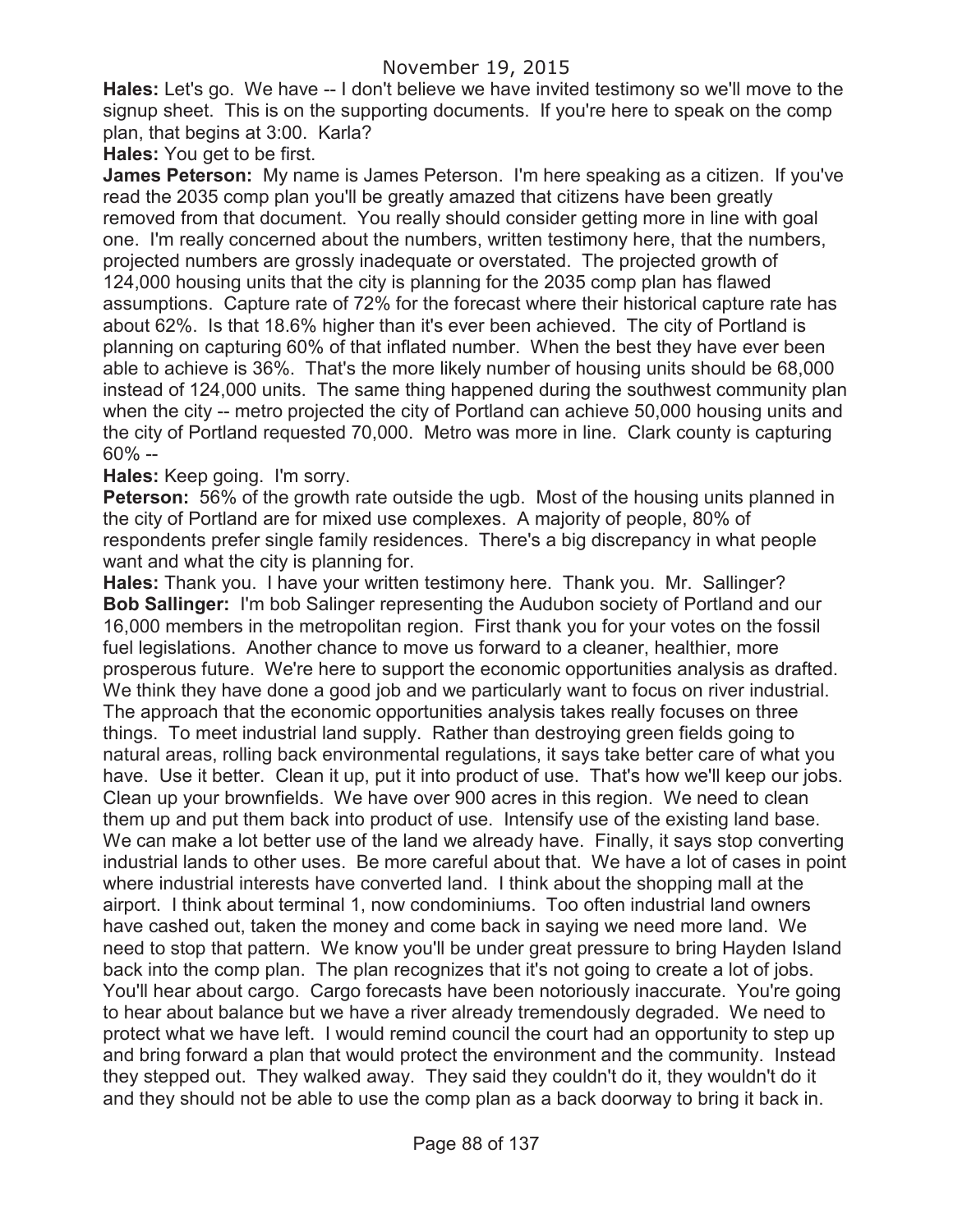**Hales:** Let's go. We have -- I don't believe we have invited testimony so we'll move to the signup sheet. This is on the supporting documents. If you're here to speak on the comp plan, that begins at 3:00. Karla?

**Hales:** You get to be first.

**James Peterson:** My name is James Peterson. I'm here speaking as a citizen. If you've read the 2035 comp plan you'll be greatly amazed that citizens have been greatly removed from that document. You really should consider getting more in line with goal one. I'm really concerned about the numbers, written testimony here, that the numbers, projected numbers are grossly inadequate or overstated. The projected growth of 124,000 housing units that the city is planning for the 2035 comp plan has flawed assumptions. Capture rate of 72% for the forecast where their historical capture rate has about 62%. Is that 18.6% higher than it's ever been achieved. The city of Portland is planning on capturing 60% of that inflated number. When the best they have ever been able to achieve is 36%. That's the more likely number of housing units should be 68,000 instead of 124,000 units. The same thing happened during the southwest community plan when the city -- metro projected the city of Portland can achieve 50,000 housing units and the city of Portland requested 70,000. Metro was more in line. Clark county is capturing 60% --

**Hales:** Keep going. I'm sorry.

**Peterson:** 56% of the growth rate outside the ugb. Most of the housing units planned in the city of Portland are for mixed use complexes. A majority of people, 80% of respondents prefer single family residences. There's a big discrepancy in what people want and what the city is planning for.

**Hales:** Thank you. I have your written testimony here. Thank you. Mr. Sallinger?

**Bob Sallinger:** I'm bob Salinger representing the Audubon society of Portland and our 16,000 members in the metropolitan region. First thank you for your votes on the fossil fuel legislations. Another chance to move us forward to a cleaner, healthier, more prosperous future. We're here to support the economic opportunities analysis as drafted. We think they have done a good job and we particularly want to focus on river industrial. The approach that the economic opportunities analysis takes really focuses on three things. To meet industrial land supply. Rather than destroying green fields going to natural areas, rolling back environmental regulations, it says take better care of what you have. Use it better. Clean it up, put it into product of use. That's how we'll keep our jobs. Clean up your brownfields. We have over 900 acres in this region. We need to clean them up and put them back into product of use. Intensify use of the existing land base. We can make a lot better use of the land we already have. Finally, it says stop converting industrial lands to other uses. Be more careful about that. We have a lot of cases in point where industrial interests have converted land. I think about the shopping mall at the airport. I think about terminal 1, now condominiums. Too often industrial land owners have cashed out, taken the money and come back in saying we need more land. We need to stop that pattern. We know you'll be under great pressure to bring Hayden Island back into the comp plan. The plan recognizes that it's not going to create a lot of jobs. You'll hear about cargo. Cargo forecasts have been notoriously inaccurate. You're going to hear about balance but we have a river already tremendously degraded. We need to protect what we have left. I would remind council the court had an opportunity to step up and bring forward a plan that would protect the environment and the community. Instead they stepped out. They walked away. They said they couldn't do it, they wouldn't do it and they should not be able to use the comp plan as a back doorway to bring it back in.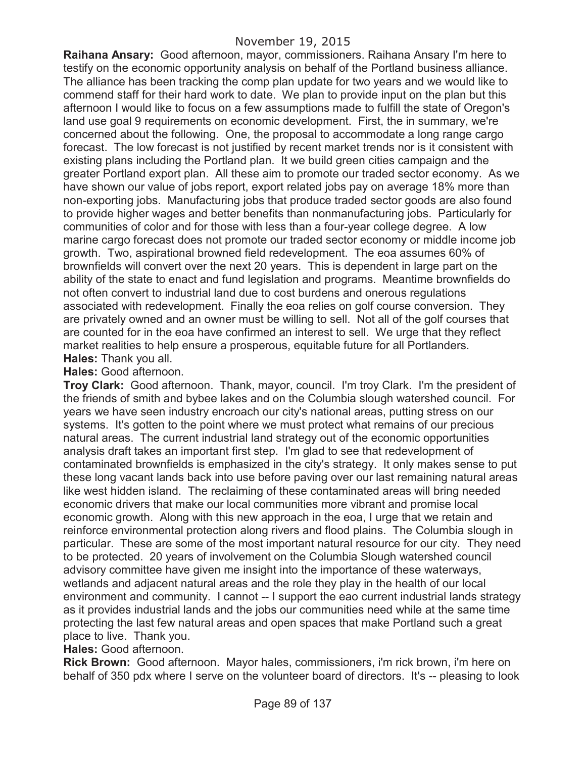**Raihana Ansary:** Good afternoon, mayor, commissioners. Raihana Ansary I'm here to testify on the economic opportunity analysis on behalf of the Portland business alliance. The alliance has been tracking the comp plan update for two years and we would like to commend staff for their hard work to date. We plan to provide input on the plan but this afternoon I would like to focus on a few assumptions made to fulfill the state of Oregon's land use goal 9 requirements on economic development. First, the in summary, we're concerned about the following. One, the proposal to accommodate a long range cargo forecast. The low forecast is not justified by recent market trends nor is it consistent with existing plans including the Portland plan. It we build green cities campaign and the greater Portland export plan. All these aim to promote our traded sector economy. As we have shown our value of jobs report, export related jobs pay on average 18% more than non-exporting jobs. Manufacturing jobs that produce traded sector goods are also found to provide higher wages and better benefits than nonmanufacturing jobs. Particularly for communities of color and for those with less than a four-year college degree. A low marine cargo forecast does not promote our traded sector economy or middle income job growth. Two, aspirational browned field redevelopment. The eoa assumes 60% of brownfields will convert over the next 20 years. This is dependent in large part on the ability of the state to enact and fund legislation and programs. Meantime brownfields do not often convert to industrial land due to cost burdens and onerous regulations associated with redevelopment. Finally the eoa relies on golf course conversion. They are privately owned and an owner must be willing to sell. Not all of the golf courses that are counted for in the eoa have confirmed an interest to sell. We urge that they reflect market realities to help ensure a prosperous, equitable future for all Portlanders.

**Hales:** Thank you all.

**Hales:** Good afternoon.

**Troy Clark:** Good afternoon. Thank, mayor, council. I'm troy Clark. I'm the president of the friends of smith and bybee lakes and on the Columbia slough watershed council. For years we have seen industry encroach our city's national areas, putting stress on our systems. It's gotten to the point where we must protect what remains of our precious natural areas. The current industrial land strategy out of the economic opportunities analysis draft takes an important first step. I'm glad to see that redevelopment of contaminated brownfields is emphasized in the city's strategy. It only makes sense to put these long vacant lands back into use before paving over our last remaining natural areas like west hidden island. The reclaiming of these contaminated areas will bring needed economic drivers that make our local communities more vibrant and promise local economic growth. Along with this new approach in the eoa, I urge that we retain and reinforce environmental protection along rivers and flood plains. The Columbia slough in particular. These are some of the most important natural resource for our city. They need to be protected. 20 years of involvement on the Columbia Slough watershed council advisory committee have given me insight into the importance of these waterways, wetlands and adjacent natural areas and the role they play in the health of our local environment and community. I cannot -- I support the eao current industrial lands strategy as it provides industrial lands and the jobs our communities need while at the same time protecting the last few natural areas and open spaces that make Portland such a great place to live. Thank you.

**Hales:** Good afternoon.

**Rick Brown:** Good afternoon. Mayor hales, commissioners, i'm rick brown, i'm here on behalf of 350 pdx where I serve on the volunteer board of directors. It's -- pleasing to look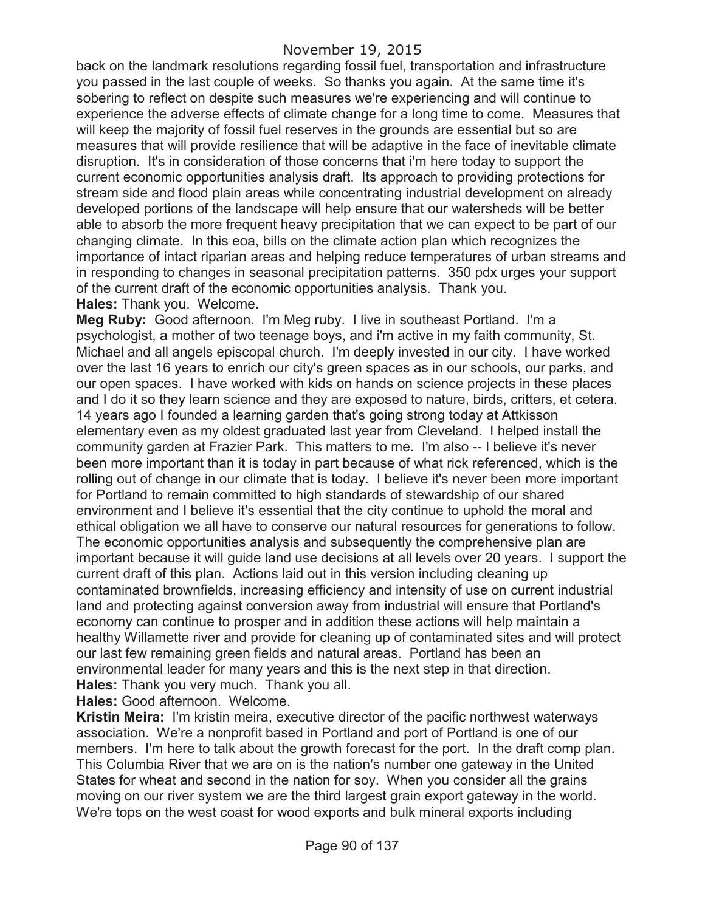back on the landmark resolutions regarding fossil fuel, transportation and infrastructure you passed in the last couple of weeks. So thanks you again. At the same time it's sobering to reflect on despite such measures we're experiencing and will continue to experience the adverse effects of climate change for a long time to come. Measures that will keep the majority of fossil fuel reserves in the grounds are essential but so are measures that will provide resilience that will be adaptive in the face of inevitable climate disruption. It's in consideration of those concerns that i'm here today to support the current economic opportunities analysis draft. Its approach to providing protections for stream side and flood plain areas while concentrating industrial development on already developed portions of the landscape will help ensure that our watersheds will be better able to absorb the more frequent heavy precipitation that we can expect to be part of our changing climate. In this eoa, bills on the climate action plan which recognizes the importance of intact riparian areas and helping reduce temperatures of urban streams and in responding to changes in seasonal precipitation patterns. 350 pdx urges your support of the current draft of the economic opportunities analysis. Thank you.

**Hales:** Thank you. Welcome.

**Meg Ruby:** Good afternoon. I'm Meg ruby. I live in southeast Portland. I'm a psychologist, a mother of two teenage boys, and i'm active in my faith community, St. Michael and all angels episcopal church. I'm deeply invested in our city. I have worked over the last 16 years to enrich our city's green spaces as in our schools, our parks, and our open spaces. I have worked with kids on hands on science projects in these places and I do it so they learn science and they are exposed to nature, birds, critters, et cetera. 14 years ago I founded a learning garden that's going strong today at Attkisson elementary even as my oldest graduated last year from Cleveland. I helped install the community garden at Frazier Park. This matters to me. I'm also -- I believe it's never been more important than it is today in part because of what rick referenced, which is the rolling out of change in our climate that is today. I believe it's never been more important for Portland to remain committed to high standards of stewardship of our shared environment and I believe it's essential that the city continue to uphold the moral and ethical obligation we all have to conserve our natural resources for generations to follow. The economic opportunities analysis and subsequently the comprehensive plan are important because it will guide land use decisions at all levels over 20 years. I support the current draft of this plan. Actions laid out in this version including cleaning up contaminated brownfields, increasing efficiency and intensity of use on current industrial land and protecting against conversion away from industrial will ensure that Portland's economy can continue to prosper and in addition these actions will help maintain a healthy Willamette river and provide for cleaning up of contaminated sites and will protect our last few remaining green fields and natural areas. Portland has been an environmental leader for many years and this is the next step in that direction.

**Hales:** Thank you very much. Thank you all.

**Hales:** Good afternoon. Welcome.

**Kristin Meira:** I'm kristin meira, executive director of the pacific northwest waterways association. We're a nonprofit based in Portland and port of Portland is one of our members. I'm here to talk about the growth forecast for the port. In the draft comp plan. This Columbia River that we are on is the nation's number one gateway in the United States for wheat and second in the nation for soy. When you consider all the grains moving on our river system we are the third largest grain export gateway in the world. We're tops on the west coast for wood exports and bulk mineral exports including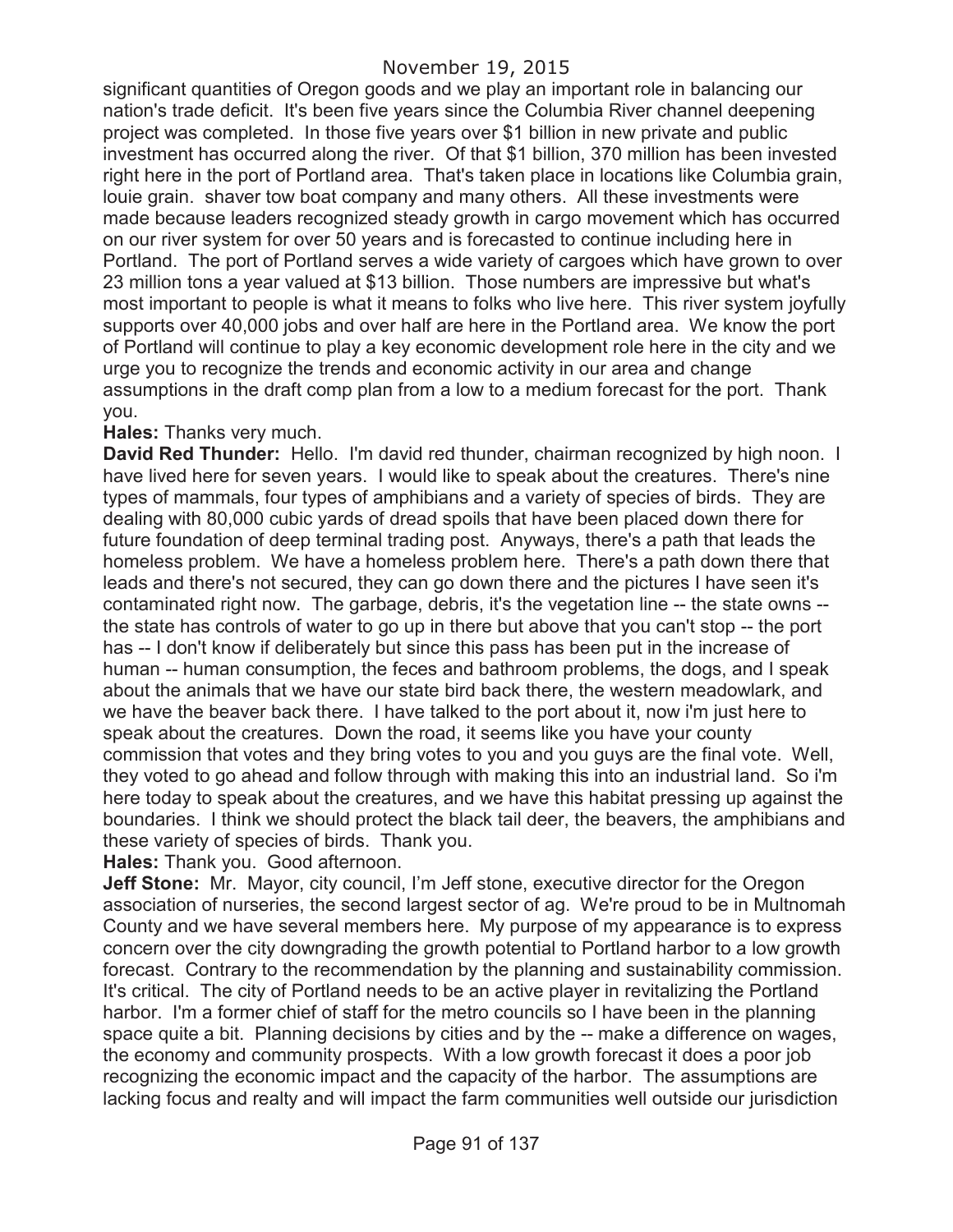significant quantities of Oregon goods and we play an important role in balancing our nation's trade deficit. It's been five years since the Columbia River channel deepening project was completed. In those five years over $1 billion in new private and public investment has occurred along the river. Of that $1 billion, 370 million has been invested right here in the port of Portland area. That's taken place in locations like Columbia grain, louie grain. shaver tow boat company and many others. All these investments were made because leaders recognized steady growth in cargo movement which has occurred on our river system for over 50 years and is forecasted to continue including here in Portland. The port of Portland serves a wide variety of cargoes which have grown to over 23 million tons a year valued at $13 billion. Those numbers are impressive but what's most important to people is what it means to folks who live here. This river system joyfully supports over 40,000 jobs and over half are here in the Portland area. We know the port of Portland will continue to play a key economic development role here in the city and we urge you to recognize the trends and economic activity in our area and change assumptions in the draft comp plan from a low to a medium forecast for the port. Thank you.

**Hales:** Thanks very much.

**David Red Thunder:** Hello. I'm david red thunder, chairman recognized by high noon. I have lived here for seven years. I would like to speak about the creatures. There's nine types of mammals, four types of amphibians and a variety of species of birds. They are dealing with 80,000 cubic yards of dread spoils that have been placed down there for future foundation of deep terminal trading post. Anyways, there's a path that leads the homeless problem. We have a homeless problem here. There's a path down there that leads and there's not secured, they can go down there and the pictures I have seen it's contaminated right now. The garbage, debris, it's the vegetation line -- the state owns -- the state has controls of water to go up in there but above that you can't stop -- the port has -- I don't know if deliberately but since this pass has been put in the increase of human -- human consumption, the feces and bathroom problems, the dogs, and I speak about the animals that we have our state bird back there, the western meadowlark, and we have the beaver back there. I have talked to the port about it, now i'm just here to speak about the creatures. Down the road, it seems like you have your county commission that votes and they bring votes to you and you guys are the final vote. Well, they voted to go ahead and follow through with making this into an industrial land. So i'm here today to speak about the creatures, and we have this habitat pressing up against the boundaries. I think we should protect the black tail deer, the beavers, the amphibians and these variety of species of birds. Thank you.

**Hales:** Thank you. Good afternoon.

**Jeff Stone:** Mr. Mayor, city council, I'm Jeff stone, executive director for the Oregon association of nurseries, the second largest sector of ag. We're proud to be in Multnomah County and we have several members here. My purpose of my appearance is to express concern over the city downgrading the growth potential to Portland harbor to a low growth forecast. Contrary to the recommendation by the planning and sustainability commission. It's critical. The city of Portland needs to be an active player in revitalizing the Portland harbor. I'm a former chief of staff for the metro councils so I have been in the planning space quite a bit. Planning decisions by cities and by the -- make a difference on wages, the economy and community prospects. With a low growth forecast it does a poor job recognizing the economic impact and the capacity of the harbor. The assumptions are lacking focus and realty and will impact the farm communities well outside our jurisdiction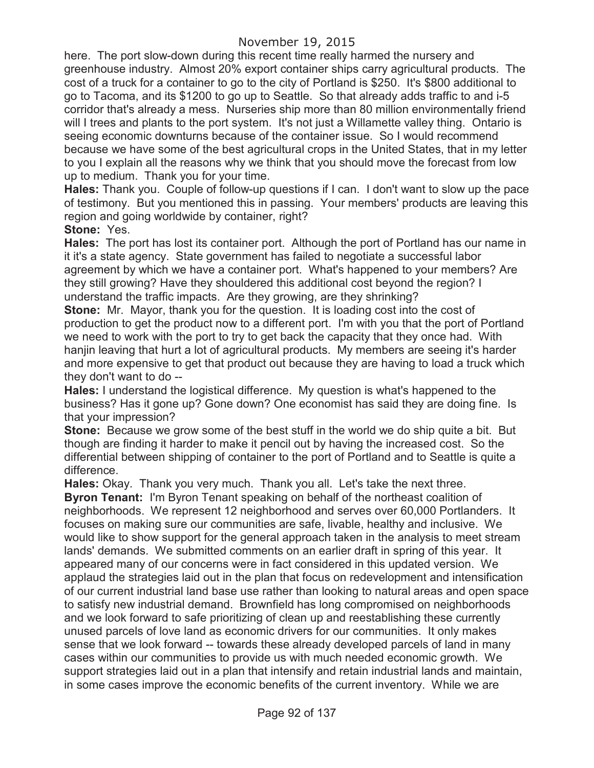here. The port slow-down during this recent time really harmed the nursery and greenhouse industry. Almost 20% export container ships carry agricultural products. The cost of a truck for a container to go to the city of Portland is $250. It's $800 additional to go to Tacoma, and its $1200 to go up to Seattle. So that already adds traffic to and i-5 corridor that's already a mess. Nurseries ship more than 80 million environmentally friend will I trees and plants to the port system. It's not just a Willamette valley thing. Ontario is seeing economic downturns because of the container issue. So I would recommend because we have some of the best agricultural crops in the United States, that in my letter to you I explain all the reasons why we think that you should move the forecast from low up to medium. Thank you for your time.

**Hales:** Thank you. Couple of follow-up questions if I can. I don't want to slow up the pace of testimony. But you mentioned this in passing. Your members' products are leaving this region and going worldwide by container, right?

**Stone:** Yes.

**Hales:** The port has lost its container port. Although the port of Portland has our name in it it's a state agency. State government has failed to negotiate a successful labor agreement by which we have a container port. What's happened to your members? Are they still growing? Have they shouldered this additional cost beyond the region? I understand the traffic impacts. Are they growing, are they shrinking?

**Stone:** Mr. Mayor, thank you for the question. It is loading cost into the cost of production to get the product now to a different port. I'm with you that the port of Portland we need to work with the port to try to get back the capacity that they once had. With hanjin leaving that hurt a lot of agricultural products. My members are seeing it's harder and more expensive to get that product out because they are having to load a truck which they don't want to do --

**Hales:** I understand the logistical difference. My question is what's happened to the business? Has it gone up? Gone down? One economist has said they are doing fine. Is that your impression?

**Stone:** Because we grow some of the best stuff in the world we do ship quite a bit. But though are finding it harder to make it pencil out by having the increased cost. So the differential between shipping of container to the port of Portland and to Seattle is quite a difference.

**Hales:** Okay. Thank you very much. Thank you all. Let's take the next three.

**Byron Tenant:** I'm Byron Tenant speaking on behalf of the northeast coalition of neighborhoods. We represent 12 neighborhood and serves over 60,000 Portlanders. It focuses on making sure our communities are safe, livable, healthy and inclusive. We would like to show support for the general approach taken in the analysis to meet stream lands' demands. We submitted comments on an earlier draft in spring of this year. It appeared many of our concerns were in fact considered in this updated version. We applaud the strategies laid out in the plan that focus on redevelopment and intensification of our current industrial land base use rather than looking to natural areas and open space to satisfy new industrial demand. Brownfield has long compromised on neighborhoods and we look forward to safe prioritizing of clean up and reestablishing these currently unused parcels of love land as economic drivers for our communities. It only makes sense that we look forward -- towards these already developed parcels of land in many cases within our communities to provide us with much needed economic growth. We support strategies laid out in a plan that intensify and retain industrial lands and maintain, in some cases improve the economic benefits of the current inventory. While we are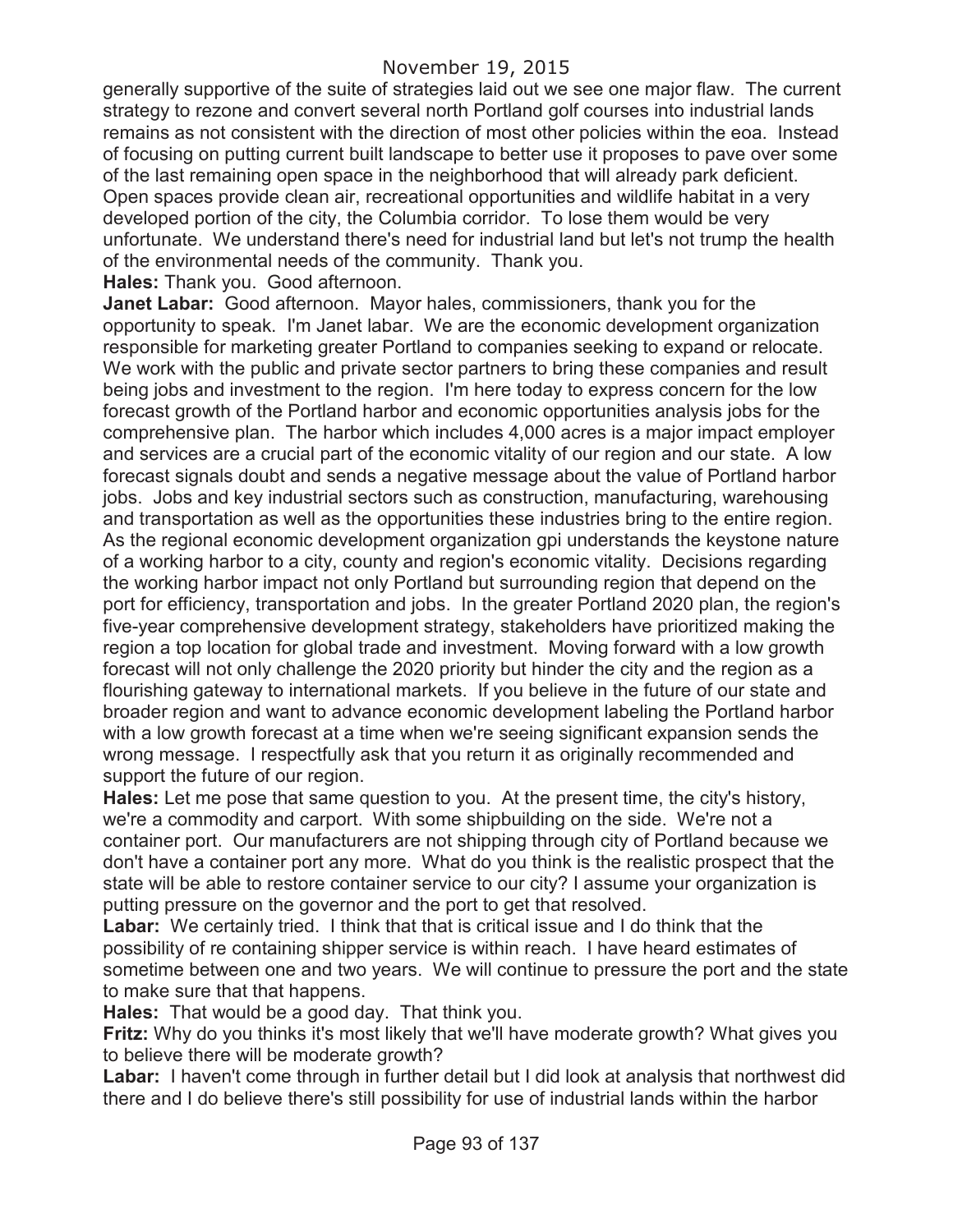generally supportive of the suite of strategies laid out we see one major flaw. The current strategy to rezone and convert several north Portland golf courses into industrial lands remains as not consistent with the direction of most other policies within the eoa. Instead of focusing on putting current built landscape to better use it proposes to pave over some of the last remaining open space in the neighborhood that will already park deficient. Open spaces provide clean air, recreational opportunities and wildlife habitat in a very developed portion of the city, the Columbia corridor. To lose them would be very unfortunate. We understand there's need for industrial land but let's not trump the health of the environmental needs of the community. Thank you.

**Hales:** Thank you. Good afternoon.

**Janet Labar:** Good afternoon. Mayor hales, commissioners, thank you for the opportunity to speak. I'm Janet labar. We are the economic development organization responsible for marketing greater Portland to companies seeking to expand or relocate. We work with the public and private sector partners to bring these companies and result being jobs and investment to the region. I'm here today to express concern for the low forecast growth of the Portland harbor and economic opportunities analysis jobs for the comprehensive plan. The harbor which includes 4,000 acres is a major impact employer and services are a crucial part of the economic vitality of our region and our state. A low forecast signals doubt and sends a negative message about the value of Portland harbor jobs. Jobs and key industrial sectors such as construction, manufacturing, warehousing and transportation as well as the opportunities these industries bring to the entire region. As the regional economic development organization gpi understands the keystone nature of a working harbor to a city, county and region's economic vitality. Decisions regarding the working harbor impact not only Portland but surrounding region that depend on the port for efficiency, transportation and jobs. In the greater Portland 2020 plan, the region's five-year comprehensive development strategy, stakeholders have prioritized making the region a top location for global trade and investment. Moving forward with a low growth forecast will not only challenge the 2020 priority but hinder the city and the region as a flourishing gateway to international markets. If you believe in the future of our state and broader region and want to advance economic development labeling the Portland harbor with a low growth forecast at a time when we're seeing significant expansion sends the wrong message. I respectfully ask that you return it as originally recommended and support the future of our region.

**Hales:** Let me pose that same question to you. At the present time, the city's history, we're a commodity and carport. With some shipbuilding on the side. We're not a container port. Our manufacturers are not shipping through city of Portland because we don't have a container port any more. What do you think is the realistic prospect that the state will be able to restore container service to our city? I assume your organization is putting pressure on the governor and the port to get that resolved.

**Labar:** We certainly tried. I think that that is critical issue and I do think that the possibility of re containing shipper service is within reach. I have heard estimates of sometime between one and two years. We will continue to pressure the port and the state to make sure that that happens.

**Hales:** That would be a good day. That think you.

**Fritz:** Why do you thinks it's most likely that we'll have moderate growth? What gives you to believe there will be moderate growth?

**Labar:** I haven't come through in further detail but I did look at analysis that northwest did there and I do believe there's still possibility for use of industrial lands within the harbor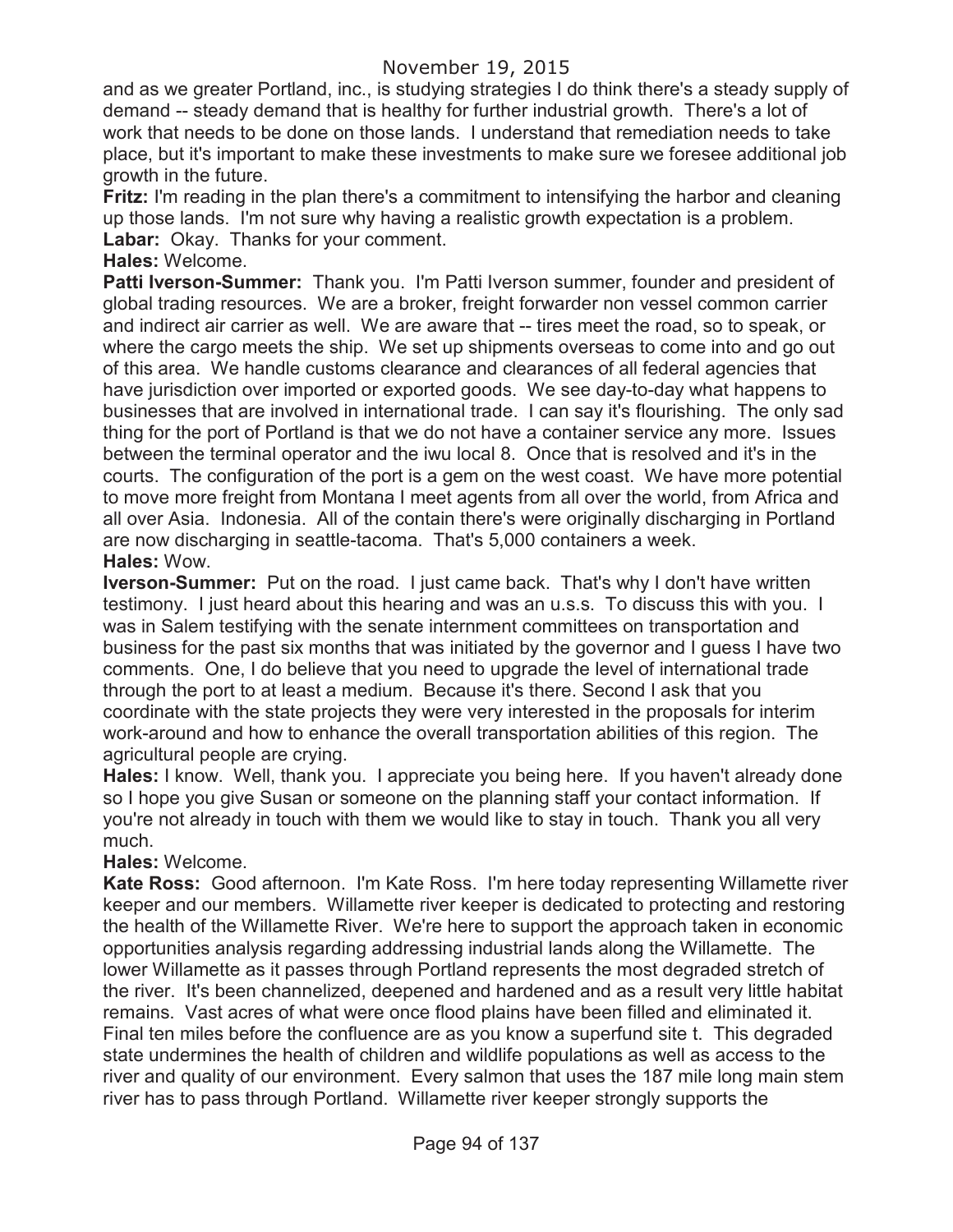and as we greater Portland, inc., is studying strategies I do think there's a steady supply of demand -- steady demand that is healthy for further industrial growth. There's a lot of work that needs to be done on those lands. I understand that remediation needs to take place, but it's important to make these investments to make sure we foresee additional job growth in the future.

**Fritz:** I'm reading in the plan there's a commitment to intensifying the harbor and cleaning up those lands. I'm not sure why having a realistic growth expectation is a problem.

**Labar:** Okay. Thanks for your comment.

**Hales:** Welcome.

**Patti Iverson-Summer:** Thank you. I'm Patti Iverson summer, founder and president of global trading resources. We are a broker, freight forwarder non vessel common carrier and indirect air carrier as well. We are aware that -- tires meet the road, so to speak, or where the cargo meets the ship. We set up shipments overseas to come into and go out of this area. We handle customs clearance and clearances of all federal agencies that have jurisdiction over imported or exported goods. We see day-to-day what happens to businesses that are involved in international trade. I can say it's flourishing. The only sad thing for the port of Portland is that we do not have a container service any more. Issues between the terminal operator and the iwu local 8. Once that is resolved and it's in the courts. The configuration of the port is a gem on the west coast. We have more potential to move more freight from Montana I meet agents from all over the world, from Africa and all over Asia. Indonesia. All of the contain there's were originally discharging in Portland are now discharging in seattle-tacoma. That's 5,000 containers a week.

**Hales:** Wow.

**Iverson-Summer:** Put on the road. I just came back. That's why I don't have written testimony. I just heard about this hearing and was an u.s.s. To discuss this with you. I was in Salem testifying with the senate internment committees on transportation and business for the past six months that was initiated by the governor and I guess I have two comments. One, I do believe that you need to upgrade the level of international trade through the port to at least a medium. Because it's there. Second I ask that you coordinate with the state projects they were very interested in the proposals for interim work-around and how to enhance the overall transportation abilities of this region. The agricultural people are crying.

**Hales:** I know. Well, thank you. I appreciate you being here. If you haven't already done so I hope you give Susan or someone on the planning staff your contact information. If you're not already in touch with them we would like to stay in touch. Thank you all very much.

**Hales:** Welcome.

**Kate Ross:** Good afternoon. I'm Kate Ross. I'm here today representing Willamette river keeper and our members. Willamette river keeper is dedicated to protecting and restoring the health of the Willamette River. We're here to support the approach taken in economic opportunities analysis regarding addressing industrial lands along the Willamette. The lower Willamette as it passes through Portland represents the most degraded stretch of the river. It's been channelized, deepened and hardened and as a result very little habitat remains. Vast acres of what were once flood plains have been filled and eliminated it. Final ten miles before the confluence are as you know a superfund site t. This degraded state undermines the health of children and wildlife populations as well as access to the river and quality of our environment. Every salmon that uses the 187 mile long main stem river has to pass through Portland. Willamette river keeper strongly supports the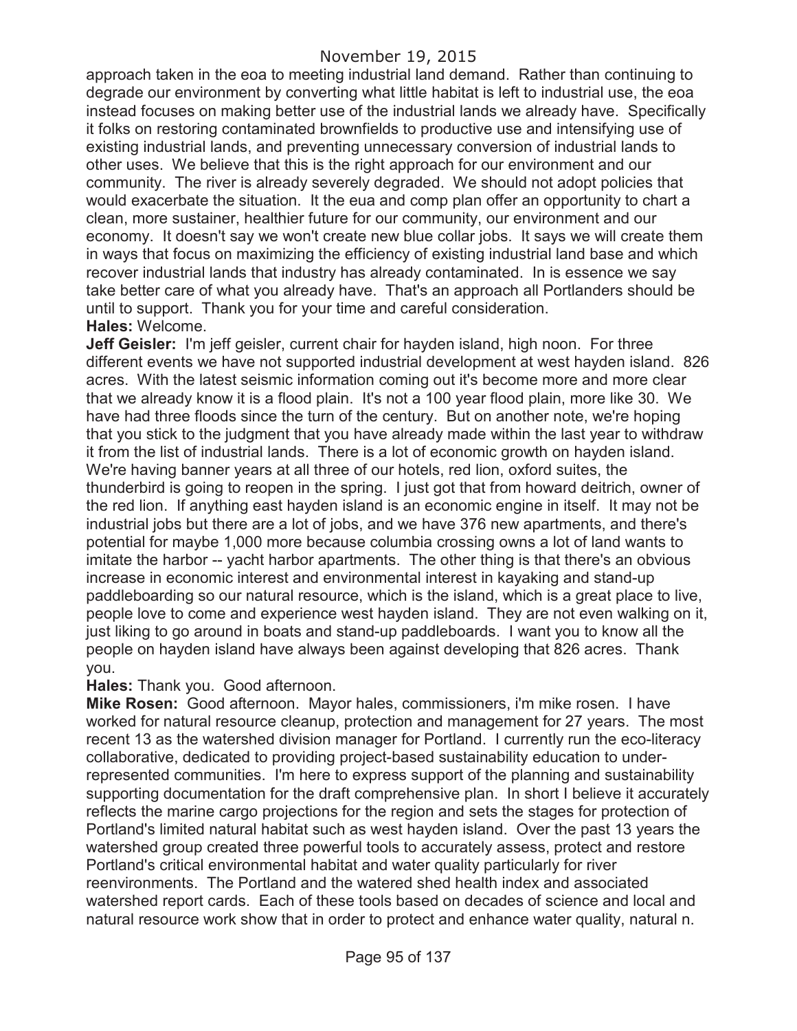approach taken in the eoa to meeting industrial land demand. Rather than continuing to degrade our environment by converting what little habitat is left to industrial use, the eoa instead focuses on making better use of the industrial lands we already have. Specifically it folks on restoring contaminated brownfields to productive use and intensifying use of existing industrial lands, and preventing unnecessary conversion of industrial lands to other uses. We believe that this is the right approach for our environment and our community. The river is already severely degraded. We should not adopt policies that would exacerbate the situation. It the eua and comp plan offer an opportunity to chart a clean, more sustainer, healthier future for our community, our environment and our economy. It doesn't say we won't create new blue collar jobs. It says we will create them in ways that focus on maximizing the efficiency of existing industrial land base and which recover industrial lands that industry has already contaminated. In is essence we say take better care of what you already have. That's an approach all Portlanders should be until to support. Thank you for your time and careful consideration.

**Hales:** Welcome.

**Jeff Geisler:** I'm jeff geisler, current chair for hayden island, high noon. For three different events we have not supported industrial development at west hayden island. 826 acres. With the latest seismic information coming out it's become more and more clear that we already know it is a flood plain. It's not a 100 year flood plain, more like 30. We have had three floods since the turn of the century. But on another note, we're hoping that you stick to the judgment that you have already made within the last year to withdraw it from the list of industrial lands. There is a lot of economic growth on hayden island. We're having banner years at all three of our hotels, red lion, oxford suites, the thunderbird is going to reopen in the spring. I just got that from howard deitrich, owner of the red lion. If anything east hayden island is an economic engine in itself. It may not be industrial jobs but there are a lot of jobs, and we have 376 new apartments, and there's potential for maybe 1,000 more because columbia crossing owns a lot of land wants to imitate the harbor -- yacht harbor apartments. The other thing is that there's an obvious increase in economic interest and environmental interest in kayaking and stand-up paddleboarding so our natural resource, which is the island, which is a great place to live, people love to come and experience west hayden island. They are not even walking on it, just liking to go around in boats and stand-up paddleboards. I want you to know all the people on hayden island have always been against developing that 826 acres. Thank you.

**Hales:** Thank you. Good afternoon.

**Mike Rosen:** Good afternoon. Mayor hales, commissioners, i'm mike rosen. I have worked for natural resource cleanup, protection and management for 27 years. The most recent 13 as the watershed division manager for Portland. I currently run the eco-literacy collaborative, dedicated to providing project-based sustainability education to under-represented communities. I'm here to express support of the planning and sustainability supporting documentation for the draft comprehensive plan. In short I believe it accurately reflects the marine cargo projections for the region and sets the stages for protection of Portland's limited natural habitat such as west hayden island. Over the past 13 years the watershed group created three powerful tools to accurately assess, protect and restore Portland's critical environmental habitat and water quality particularly for river reenvironments. The Portland and the watered shed health index and associated watershed report cards. Each of these tools based on decades of science and local and natural resource work show that in order to protect and enhance water quality, natural n.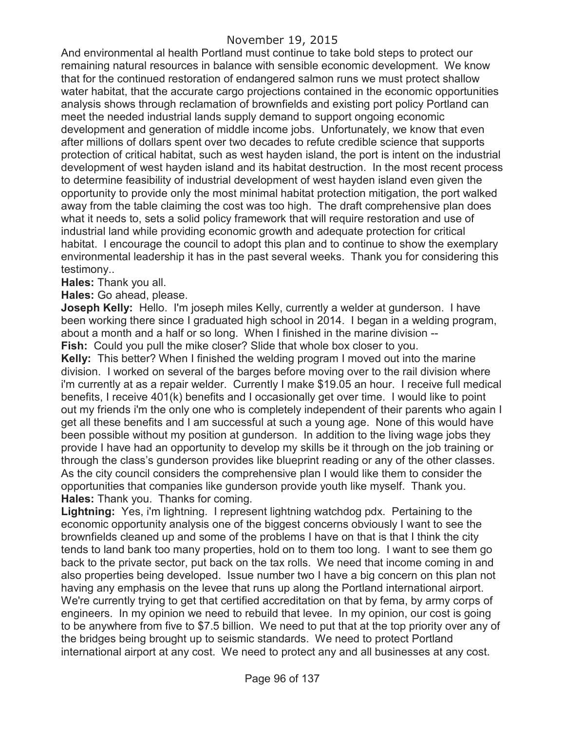And environmental al health Portland must continue to take bold steps to protect our remaining natural resources in balance with sensible economic development. We know that for the continued restoration of endangered salmon runs we must protect shallow water habitat, that the accurate cargo projections contained in the economic opportunities analysis shows through reclamation of brownfields and existing port policy Portland can meet the needed industrial lands supply demand to support ongoing economic development and generation of middle income jobs. Unfortunately, we know that even after millions of dollars spent over two decades to refute credible science that supports protection of critical habitat, such as west hayden island, the port is intent on the industrial development of west hayden island and its habitat destruction. In the most recent process to determine feasibility of industrial development of west hayden island even given the opportunity to provide only the most minimal habitat protection mitigation, the port walked away from the table claiming the cost was too high. The draft comprehensive plan does what it needs to, sets a solid policy framework that will require restoration and use of industrial land while providing economic growth and adequate protection for critical habitat. I encourage the council to adopt this plan and to continue to show the exemplary environmental leadership it has in the past several weeks. Thank you for considering this testimony..

**Hales:** Thank you all.

**Hales:** Go ahead, please.

**Joseph Kelly:** Hello. I'm joseph miles Kelly, currently a welder at gunderson. I have been working there since I graduated high school in 2014. I began in a welding program, about a month and a half or so long. When I finished in the marine division --

**Fish:** Could you pull the mike closer? Slide that whole box closer to you.

**Kelly:** This better? When I finished the welding program I moved out into the marine division. I worked on several of the barges before moving over to the rail division where i'm currently at as a repair welder. Currently I make $19.05 an hour. I receive full medical benefits, I receive 401(k) benefits and I occasionally get over time. I would like to point out my friends i'm the only one who is completely independent of their parents who again I get all these benefits and I am successful at such a young age. None of this would have been possible without my position at gunderson. In addition to the living wage jobs they provide I have had an opportunity to develop my skills be it through on the job training or through the class's gunderson provides like blueprint reading or any of the other classes. As the city council considers the comprehensive plan I would like them to consider the opportunities that companies like gunderson provide youth like myself. Thank you.

**Hales:** Thank you. Thanks for coming.

**Lightning:** Yes, i'm lightning. I represent lightning watchdog pdx. Pertaining to the economic opportunity analysis one of the biggest concerns obviously I want to see the brownfields cleaned up and some of the problems I have on that is that I think the city tends to land bank too many properties, hold on to them too long. I want to see them go back to the private sector, put back on the tax rolls. We need that income coming in and also properties being developed. Issue number two I have a big concern on this plan not having any emphasis on the levee that runs up along the Portland international airport. We're currently trying to get that certified accreditation on that by fema, by army corps of engineers. In my opinion we need to rebuild that levee. In my opinion, our cost is going to be anywhere from five to $7.5 billion. We need to put that at the top priority over any of the bridges being brought up to seismic standards. We need to protect Portland international airport at any cost. We need to protect any and all businesses at any cost.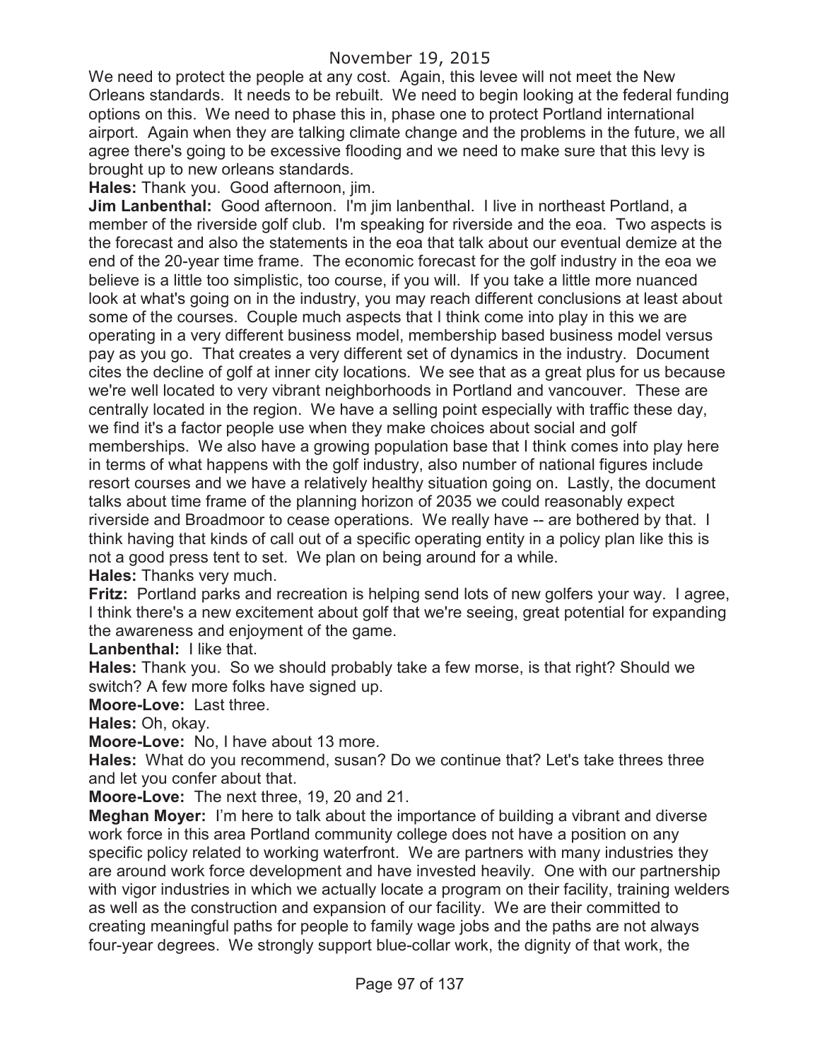We need to protect the people at any cost. Again, this levee will not meet the New Orleans standards. It needs to be rebuilt. We need to begin looking at the federal funding options on this. We need to phase this in, phase one to protect Portland international airport. Again when they are talking climate change and the problems in the future, we all agree there's going to be excessive flooding and we need to make sure that this levy is brought up to new orleans standards.

**Hales:** Thank you. Good afternoon, jim.

**Jim Lanbenthal:** Good afternoon. I'm jim lanbenthal. I live in northeast Portland, a member of the riverside golf club. I'm speaking for riverside and the eoa. Two aspects is the forecast and also the statements in the eoa that talk about our eventual demize at the end of the 20-year time frame. The economic forecast for the golf industry in the eoa we believe is a little too simplistic, too course, if you will. If you take a little more nuanced look at what's going on in the industry, you may reach different conclusions at least about some of the courses. Couple much aspects that I think come into play in this we are operating in a very different business model, membership based business model versus pay as you go. That creates a very different set of dynamics in the industry. Document cites the decline of golf at inner city locations. We see that as a great plus for us because we're well located to very vibrant neighborhoods in Portland and vancouver. These are centrally located in the region. We have a selling point especially with traffic these day, we find it's a factor people use when they make choices about social and golf memberships. We also have a growing population base that I think comes into play here in terms of what happens with the golf industry, also number of national figures include resort courses and we have a relatively healthy situation going on. Lastly, the document talks about time frame of the planning horizon of 2035 we could reasonably expect riverside and Broadmoor to cease operations. We really have -- are bothered by that. I think having that kinds of call out of a specific operating entity in a policy plan like this is not a good press tent to set. We plan on being around for a while.

**Hales:** Thanks very much.

**Fritz:** Portland parks and recreation is helping send lots of new golfers your way. I agree, I think there's a new excitement about golf that we're seeing, great potential for expanding the awareness and enjoyment of the game.

**Lanbenthal:** I like that.

**Hales:** Thank you. So we should probably take a few morse, is that right? Should we switch? A few more folks have signed up.

**Moore-Love:** Last three.

**Hales:** Oh, okay.

**Moore-Love:** No, I have about 13 more.

**Hales:** What do you recommend, susan? Do we continue that? Let's take threes three and let you confer about that.

**Moore-Love:** The next three, 19, 20 and 21.

**Meghan Moyer:** I'm here to talk about the importance of building a vibrant and diverse work force in this area Portland community college does not have a position on any specific policy related to working waterfront. We are partners with many industries they are around work force development and have invested heavily. One with our partnership with vigor industries in which we actually locate a program on their facility, training welders as well as the construction and expansion of our facility. We are their committed to creating meaningful paths for people to family wage jobs and the paths are not always four-year degrees. We strongly support blue-collar work, the dignity of that work, the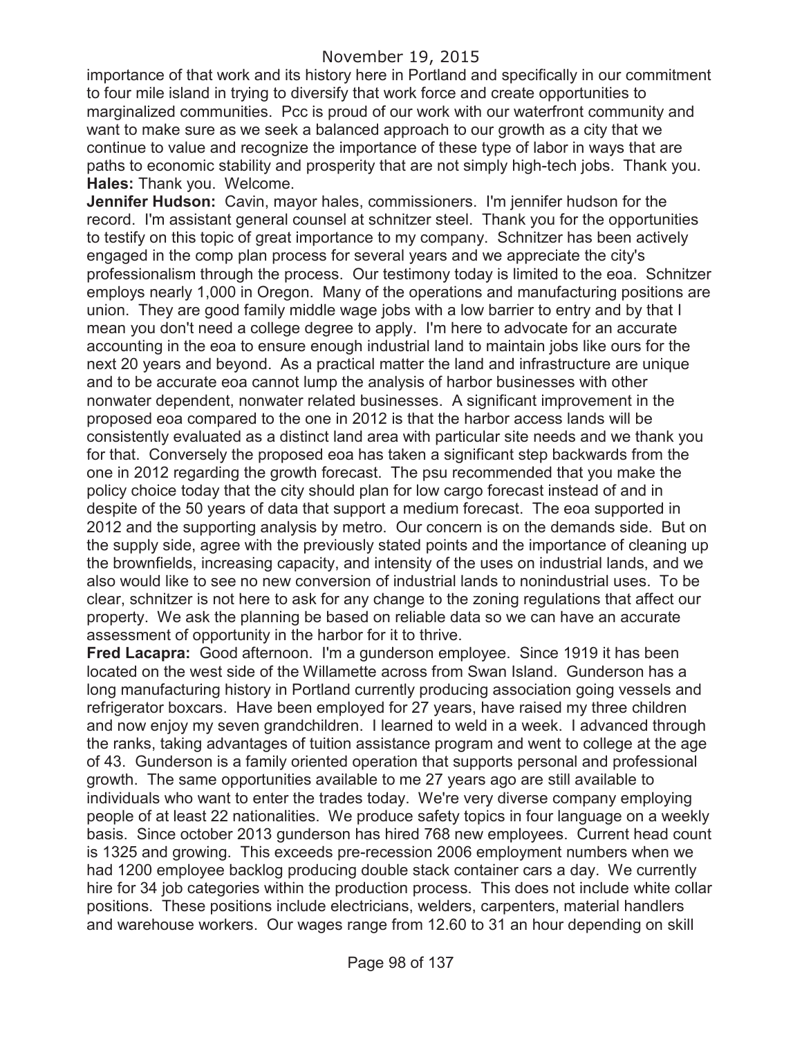importance of that work and its history here in Portland and specifically in our commitment to four mile island in trying to diversify that work force and create opportunities to marginalized communities. Pcc is proud of our work with our waterfront community and want to make sure as we seek a balanced approach to our growth as a city that we continue to value and recognize the importance of these type of labor in ways that are paths to economic stability and prosperity that are not simply high-tech jobs. Thank you.

**Hales:** Thank you. Welcome.

**Jennifer Hudson:** Cavin, mayor hales, commissioners. I'm jennifer hudson for the record. I'm assistant general counsel at schnitzer steel. Thank you for the opportunities to testify on this topic of great importance to my company. Schnitzer has been actively engaged in the comp plan process for several years and we appreciate the city's professionalism through the process. Our testimony today is limited to the eoa. Schnitzer employs nearly 1,000 in Oregon. Many of the operations and manufacturing positions are union. They are good family middle wage jobs with a low barrier to entry and by that I mean you don't need a college degree to apply. I'm here to advocate for an accurate accounting in the eoa to ensure enough industrial land to maintain jobs like ours for the next 20 years and beyond. As a practical matter the land and infrastructure are unique and to be accurate eoa cannot lump the analysis of harbor businesses with other nonwater dependent, nonwater related businesses. A significant improvement in the proposed eoa compared to the one in 2012 is that the harbor access lands will be consistently evaluated as a distinct land area with particular site needs and we thank you for that. Conversely the proposed eoa has taken a significant step backwards from the one in 2012 regarding the growth forecast. The psu recommended that you make the policy choice today that the city should plan for low cargo forecast instead of and in despite of the 50 years of data that support a medium forecast. The eoa supported in 2012 and the supporting analysis by metro. Our concern is on the demands side. But on the supply side, agree with the previously stated points and the importance of cleaning up the brownfields, increasing capacity, and intensity of the uses on industrial lands, and we also would like to see no new conversion of industrial lands to nonindustrial uses. To be clear, schnitzer is not here to ask for any change to the zoning regulations that affect our property. We ask the planning be based on reliable data so we can have an accurate assessment of opportunity in the harbor for it to thrive.

**Fred Lacapra:** Good afternoon. I'm a gunderson employee. Since 1919 it has been located on the west side of the Willamette across from Swan Island. Gunderson has a long manufacturing history in Portland currently producing association going vessels and refrigerator boxcars. Have been employed for 27 years, have raised my three children and now enjoy my seven grandchildren. I learned to weld in a week. I advanced through the ranks, taking advantages of tuition assistance program and went to college at the age of 43. Gunderson is a family oriented operation that supports personal and professional growth. The same opportunities available to me 27 years ago are still available to individuals who want to enter the trades today. We're very diverse company employing people of at least 22 nationalities. We produce safety topics in four language on a weekly basis. Since october 2013 gunderson has hired 768 new employees. Current head count is 1325 and growing. This exceeds pre-recession 2006 employment numbers when we had 1200 employee backlog producing double stack container cars a day. We currently hire for 34 job categories within the production process. This does not include white collar positions. These positions include electricians, welders, carpenters, material handlers and warehouse workers. Our wages range from 12.60 to 31 an hour depending on skill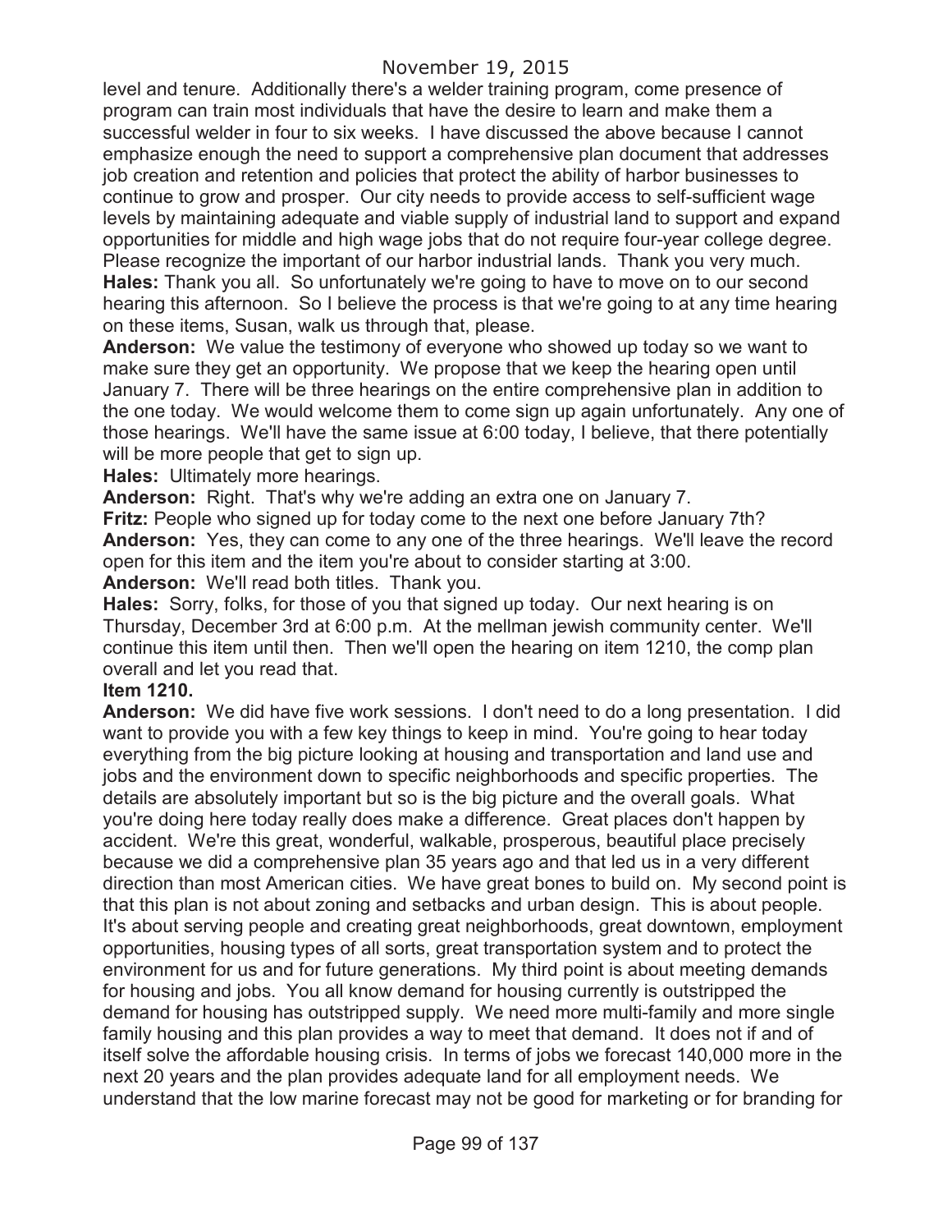level and tenure. Additionally there's a welder training program, come presence of program can train most individuals that have the desire to learn and make them a successful welder in four to six weeks. I have discussed the above because I cannot emphasize enough the need to support a comprehensive plan document that addresses job creation and retention and policies that protect the ability of harbor businesses to continue to grow and prosper. Our city needs to provide access to self-sufficient wage levels by maintaining adequate and viable supply of industrial land to support and expand opportunities for middle and high wage jobs that do not require four-year college degree. Please recognize the important of our harbor industrial lands. Thank you very much.

**Hales:** Thank you all. So unfortunately we're going to have to move on to our second hearing this afternoon. So I believe the process is that we're going to at any time hearing on these items, Susan, walk us through that, please.

**Anderson:** We value the testimony of everyone who showed up today so we want to make sure they get an opportunity. We propose that we keep the hearing open until January 7. There will be three hearings on the entire comprehensive plan in addition to the one today. We would welcome them to come sign up again unfortunately. Any one of those hearings. We'll have the same issue at 6:00 today, I believe, that there potentially will be more people that get to sign up.

**Hales:** Ultimately more hearings.

**Anderson:** Right. That's why we're adding an extra one on January 7.

**Fritz:** People who signed up for today come to the next one before January 7th?

**Anderson:** Yes, they can come to any one of the three hearings. We'll leave the record open for this item and the item you're about to consider starting at 3:00.

**Anderson:** We'll read both titles. Thank you.

**Hales:** Sorry, folks, for those of you that signed up today. Our next hearing is on Thursday, December 3rd at 6:00 p.m. At the mellman jewish community center. We'll continue this item until then. Then we'll open the hearing on item 1210, the comp plan overall and let you read that.

**Item 1210.**

**Anderson:** We did have five work sessions. I don't need to do a long presentation. I did want to provide you with a few key things to keep in mind. You're going to hear today everything from the big picture looking at housing and transportation and land use and jobs and the environment down to specific neighborhoods and specific properties. The details are absolutely important but so is the big picture and the overall goals. What you're doing here today really does make a difference. Great places don't happen by accident. We're this great, wonderful, walkable, prosperous, beautiful place precisely because we did a comprehensive plan 35 years ago and that led us in a very different direction than most American cities. We have great bones to build on. My second point is that this plan is not about zoning and setbacks and urban design. This is about people. It's about serving people and creating great neighborhoods, great downtown, employment opportunities, housing types of all sorts, great transportation system and to protect the environment for us and for future generations. My third point is about meeting demands for housing and jobs. You all know demand for housing currently is outstripped the demand for housing has outstripped supply. We need more multi-family and more single family housing and this plan provides a way to meet that demand. It does not if and of itself solve the affordable housing crisis. In terms of jobs we forecast 140,000 more in the next 20 years and the plan provides adequate land for all employment needs. We understand that the low marine forecast may not be good for marketing or for branding for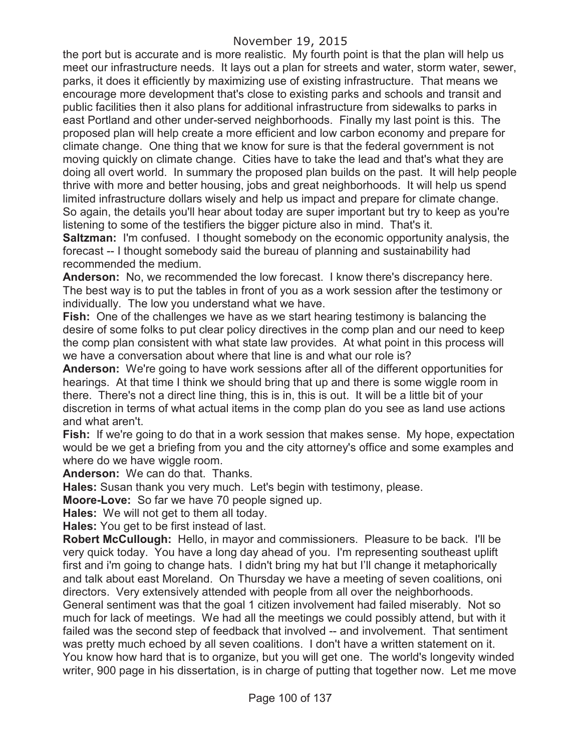the port but is accurate and is more realistic. My fourth point is that the plan will help us meet our infrastructure needs. It lays out a plan for streets and water, storm water, sewer, parks, it does it efficiently by maximizing use of existing infrastructure. That means we encourage more development that's close to existing parks and schools and transit and public facilities then it also plans for additional infrastructure from sidewalks to parks in east Portland and other under-served neighborhoods. Finally my last point is this. The proposed plan will help create a more efficient and low carbon economy and prepare for climate change. One thing that we know for sure is that the federal government is not moving quickly on climate change. Cities have to take the lead and that's what they are doing all overt world. In summary the proposed plan builds on the past. It will help people thrive with more and better housing, jobs and great neighborhoods. It will help us spend limited infrastructure dollars wisely and help us impact and prepare for climate change. So again, the details you'll hear about today are super important but try to keep as you're listening to some of the testifiers the bigger picture also in mind. That's it.

**Saltzman:** I'm confused. I thought somebody on the economic opportunity analysis, the forecast -- I thought somebody said the bureau of planning and sustainability had recommended the medium.

**Anderson:** No, we recommended the low forecast. I know there's discrepancy here. The best way is to put the tables in front of you as a work session after the testimony or individually. The low you understand what we have.

**Fish:** One of the challenges we have as we start hearing testimony is balancing the desire of some folks to put clear policy directives in the comp plan and our need to keep the comp plan consistent with what state law provides. At what point in this process will we have a conversation about where that line is and what our role is?

**Anderson:** We're going to have work sessions after all of the different opportunities for hearings. At that time I think we should bring that up and there is some wiggle room in there. There's not a direct line thing, this is in, this is out. It will be a little bit of your discretion in terms of what actual items in the comp plan do you see as land use actions and what aren't.

**Fish:** If we're going to do that in a work session that makes sense. My hope, expectation would be we get a briefing from you and the city attorney's office and some examples and where do we have wiggle room.

**Anderson:** We can do that. Thanks.

**Hales:** Susan thank you very much. Let's begin with testimony, please.

**Moore-Love:** So far we have 70 people signed up.

**Hales:** We will not get to them all today.

**Hales:** You get to be first instead of last.

**Robert McCullough:** Hello, in mayor and commissioners. Pleasure to be back. I'll be very quick today. You have a long day ahead of you. I'm representing southeast uplift first and i'm going to change hats. I didn't bring my hat but I'll change it metaphorically and talk about east Moreland. On Thursday we have a meeting of seven coalitions, oni directors. Very extensively attended with people from all over the neighborhoods. General sentiment was that the goal 1 citizen involvement had failed miserably. Not so much for lack of meetings. We had all the meetings we could possibly attend, but with it failed was the second step of feedback that involved -- and involvement. That sentiment was pretty much echoed by all seven coalitions. I don't have a written statement on it. You know how hard that is to organize, but you will get one. The world's longevity winded writer, 900 page in his dissertation, is in charge of putting that together now. Let me move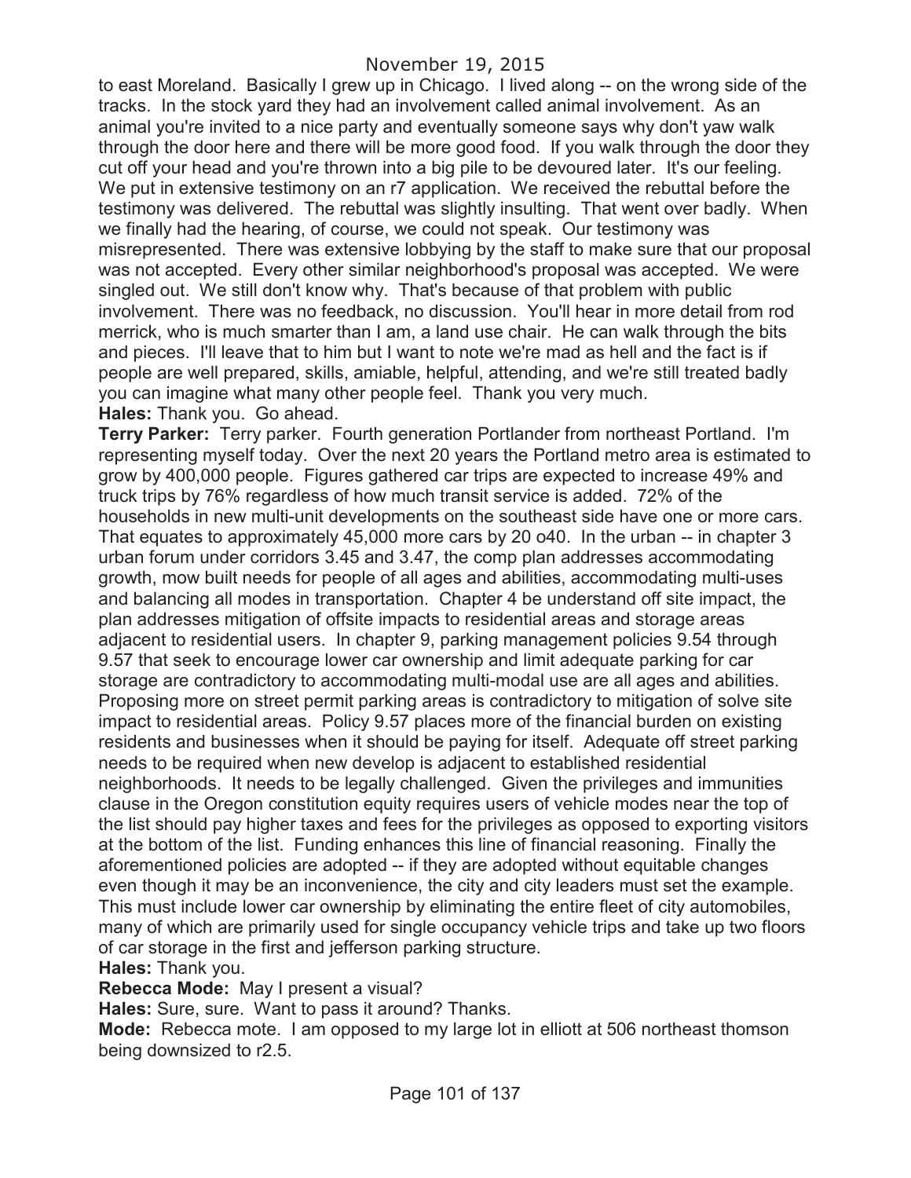to east Moreland. Basically I grew up in Chicago. I lived along -- on the wrong side of the tracks. In the stock yard they had an involvement called animal involvement. As an animal you're invited to a nice party and eventually someone says why don't yaw walk through the door here and there will be more good food. If you walk through the door they cut off your head and you're thrown into a big pile to be devoured later. It's our feeling. We put in extensive testimony on an r7 application. We received the rebuttal before the testimony was delivered. The rebuttal was slightly insulting. That went over badly. When we finally had the hearing, of course, we could not speak. Our testimony was misrepresented. There was extensive lobbying by the staff to make sure that our proposal was not accepted. Every other similar neighborhood's proposal was accepted. We were singled out. We still don't know why. That's because of that problem with public involvement. There was no feedback, no discussion. You'll hear in more detail from rod merrick, who is much smarter than I am, a land use chair. He can walk through the bits and pieces. I'll leave that to him but I want to note we're mad as hell and the fact is if people are well prepared, skills, amiable, helpful, attending, and we're still treated badly you can imagine what many other people feel. Thank you very much.

**Hales:** Thank you. Go ahead.

**Terry Parker:** Terry parker. Fourth generation Portlander from northeast Portland. I'm representing myself today. Over the next 20 years the Portland metro area is estimated to grow by 400,000 people. Figures gathered car trips are expected to increase 49% and truck trips by 76% regardless of how much transit service is added. 72% of the households in new multi-unit developments on the southeast side have one or more cars. That equates to approximately 45,000 more cars by 20 o40. In the urban -- in chapter 3 urban forum under corridors 3.45 and 3.47, the comp plan addresses accommodating growth, mow built needs for people of all ages and abilities, accommodating multi-uses and balancing all modes in transportation. Chapter 4 be understand off site impact, the plan addresses mitigation of offsite impacts to residential areas and storage areas adjacent to residential users. In chapter 9, parking management policies 9.54 through 9.57 that seek to encourage lower car ownership and limit adequate parking for car storage are contradictory to accommodating multi-modal use are all ages and abilities. Proposing more on street permit parking areas is contradictory to mitigation of solve site impact to residential areas. Policy 9.57 places more of the financial burden on existing residents and businesses when it should be paying for itself. Adequate off street parking needs to be required when new develop is adjacent to established residential neighborhoods. It needs to be legally challenged. Given the privileges and immunities clause in the Oregon constitution equity requires users of vehicle modes near the top of the list should pay higher taxes and fees for the privileges as opposed to exporting visitors at the bottom of the list. Funding enhances this line of financial reasoning. Finally the aforementioned policies are adopted -- if they are adopted without equitable changes even though it may be an inconvenience, the city and city leaders must set the example. This must include lower car ownership by eliminating the entire fleet of city automobiles, many of which are primarily used for single occupancy vehicle trips and take up two floors of car storage in the first and jefferson parking structure.

**Hales:** Thank you.

**Rebecca Mode:** May I present a visual?

**Hales:** Sure, sure. Want to pass it around? Thanks.

**Mode:** Rebecca mote. I am opposed to my large lot in elliott at 506 northeast thomson being downsized to r2.5.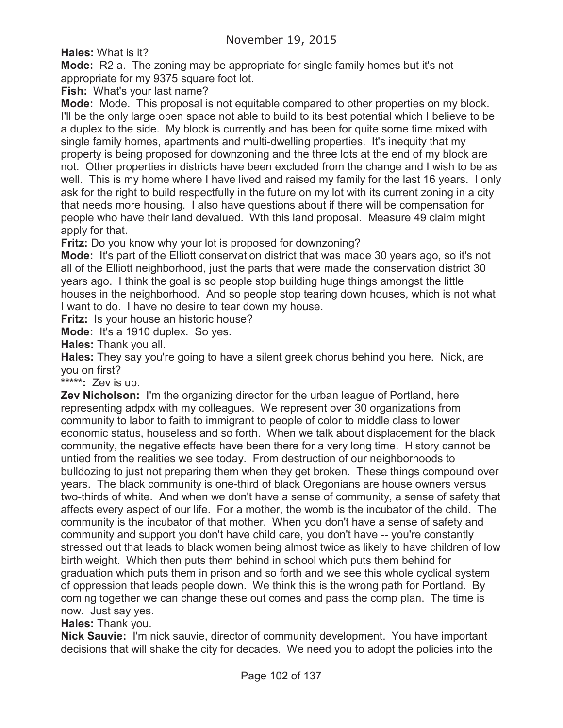November 19, 2015

**Hales:** What is it?

**Mode:** R2 a. The zoning may be appropriate for single family homes but it's not appropriate for my 9375 square foot lot.

**Fish:** What's your last name?

**Mode:** Mode. This proposal is not equitable compared to other properties on my block. I'll be the only large open space not able to build to its best potential which I believe to be a duplex to the side. My block is currently and has been for quite some time mixed with single family homes, apartments and multi-dwelling properties. It's inequity that my property is being proposed for downzoning and the three lots at the end of my block are not. Other properties in districts have been excluded from the change and I wish to be as well. This is my home where I have lived and raised my family for the last 16 years. I only ask for the right to build respectfully in the future on my lot with its current zoning in a city that needs more housing. I also have questions about if there will be compensation for people who have their land devalued. Wth this land proposal. Measure 49 claim might apply for that.

**Fritz:** Do you know why your lot is proposed for downzoning?

**Mode:** It's part of the Elliott conservation district that was made 30 years ago, so it's not all of the Elliott neighborhood, just the parts that were made the conservation district 30 years ago. I think the goal is so people stop building huge things amongst the little houses in the neighborhood. And so people stop tearing down houses, which is not what I want to do. I have no desire to tear down my house.

**Fritz:** Is your house an historic house?

**Mode:** It's a 1910 duplex. So yes.

**Hales:** Thank you all.

**Hales:** They say you're going to have a silent greek chorus behind you here. Nick, are you on first?

**\*\*\*\*\*:** Zev is up.

**Zev Nicholson:** I'm the organizing director for the urban league of Portland, here representing adpdx with my colleagues. We represent over 30 organizations from community to labor to faith to immigrant to people of color to middle class to lower economic status, houseless and so forth. When we talk about displacement for the black community, the negative effects have been there for a very long time. History cannot be untied from the realities we see today. From destruction of our neighborhoods to bulldozing to just not preparing them when they get broken. These things compound over years. The black community is one-third of black Oregonians are house owners versus two-thirds of white. And when we don't have a sense of community, a sense of safety that affects every aspect of our life. For a mother, the womb is the incubator of the child. The community is the incubator of that mother. When you don't have a sense of safety and community and support you don't have child care, you don't have -- you're constantly stressed out that leads to black women being almost twice as likely to have children of low birth weight. Which then puts them behind in school which puts them behind for graduation which puts them in prison and so forth and we see this whole cyclical system of oppression that leads people down. We think this is the wrong path for Portland. By coming together we can change these out comes and pass the comp plan. The time is now. Just say yes.

**Hales:** Thank you.

**Nick Sauvie:** I'm nick sauvie, director of community development. You have important decisions that will shake the city for decades. We need you to adopt the policies into the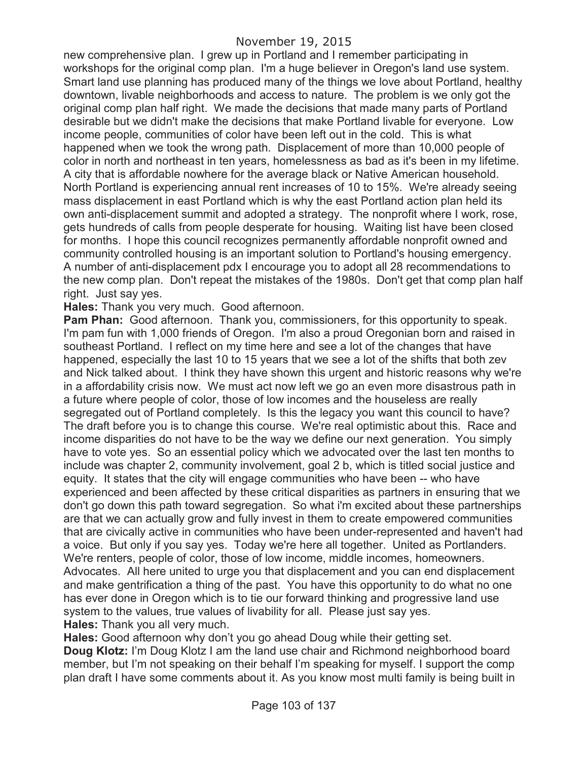new comprehensive plan. I grew up in Portland and I remember participating in workshops for the original comp plan. I'm a huge believer in Oregon's land use system. Smart land use planning has produced many of the things we love about Portland, healthy downtown, livable neighborhoods and access to nature. The problem is we only got the original comp plan half right. We made the decisions that made many parts of Portland desirable but we didn't make the decisions that make Portland livable for everyone. Low income people, communities of color have been left out in the cold. This is what happened when we took the wrong path. Displacement of more than 10,000 people of color in north and northeast in ten years, homelessness as bad as it's been in my lifetime. A city that is affordable nowhere for the average black or Native American household. North Portland is experiencing annual rent increases of 10 to 15%. We're already seeing mass displacement in east Portland which is why the east Portland action plan held its own anti-displacement summit and adopted a strategy. The nonprofit where I work, rose, gets hundreds of calls from people desperate for housing. Waiting list have been closed for months. I hope this council recognizes permanently affordable nonprofit owned and community controlled housing is an important solution to Portland's housing emergency. A number of anti-displacement pdx I encourage you to adopt all 28 recommendations to the new comp plan. Don't repeat the mistakes of the 1980s. Don't get that comp plan half right. Just say yes.

**Hales:** Thank you very much. Good afternoon.

**Pam Phan:** Good afternoon. Thank you, commissioners, for this opportunity to speak. I'm pam fun with 1,000 friends of Oregon. I'm also a proud Oregonian born and raised in southeast Portland. I reflect on my time here and see a lot of the changes that have happened, especially the last 10 to 15 years that we see a lot of the shifts that both zev and Nick talked about. I think they have shown this urgent and historic reasons why we're in a affordability crisis now. We must act now left we go an even more disastrous path in a future where people of color, those of low incomes and the houseless are really segregated out of Portland completely. Is this the legacy you want this council to have? The draft before you is to change this course. We're real optimistic about this. Race and income disparities do not have to be the way we define our next generation. You simply have to vote yes. So an essential policy which we advocated over the last ten months to include was chapter 2, community involvement, goal 2 b, which is titled social justice and equity. It states that the city will engage communities who have been -- who have experienced and been affected by these critical disparities as partners in ensuring that we don't go down this path toward segregation. So what i'm excited about these partnerships are that we can actually grow and fully invest in them to create empowered communities that are civically active in communities who have been under-represented and haven't had a voice. But only if you say yes. Today we're here all together. United as Portlanders. We're renters, people of color, those of low income, middle incomes, homeowners. Advocates. All here united to urge you that displacement and you can end displacement and make gentrification a thing of the past. You have this opportunity to do what no one has ever done in Oregon which is to tie our forward thinking and progressive land use system to the values, true values of livability for all. Please just say yes.

**Hales:** Thank you all very much.

**Hales:** Good afternoon why don't you go ahead Doug while their getting set.

**Doug Klotz:** I'm Doug Klotz I am the land use chair and Richmond neighborhood board member, but I'm not speaking on their behalf I'm speaking for myself. I support the comp plan draft I have some comments about it. As you know most multi family is being built in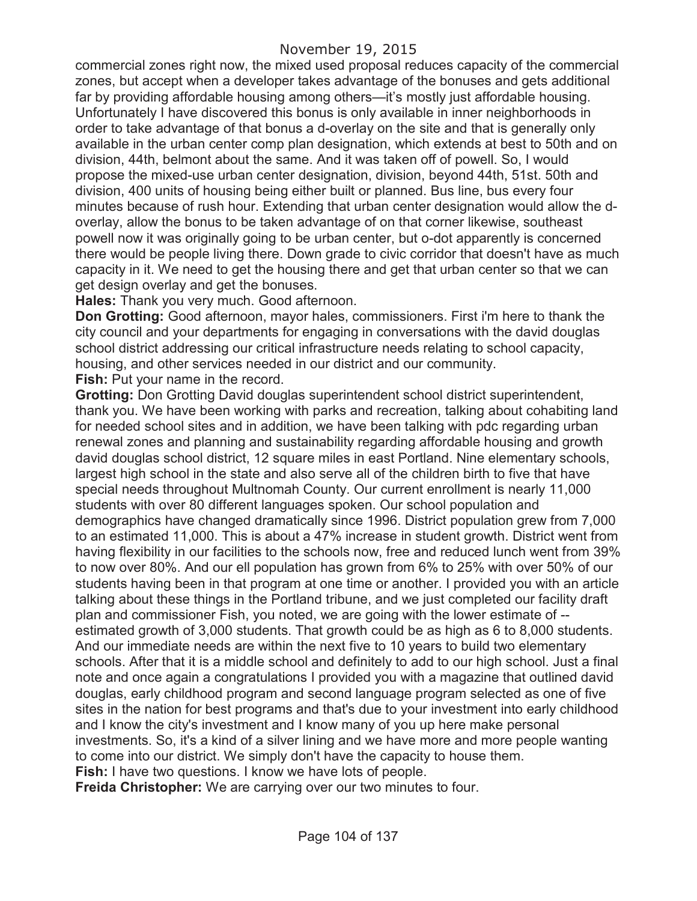commercial zones right now, the mixed used proposal reduces capacity of the commercial zones, but accept when a developer takes advantage of the bonuses and gets additional far by providing affordable housing among others—it's mostly just affordable housing. Unfortunately I have discovered this bonus is only available in inner neighborhoods in order to take advantage of that bonus a d-overlay on the site and that is generally only available in the urban center comp plan designation, which extends at best to 50th and on division, 44th, belmont about the same. And it was taken off of powell. So, I would propose the mixed-use urban center designation, division, beyond 44th, 51st. 50th and division, 400 units of housing being either built or planned. Bus line, bus every four minutes because of rush hour. Extending that urban center designation would allow the d-overlay, allow the bonus to be taken advantage of on that corner likewise, southeast powell now it was originally going to be urban center, but o-dot apparently is concerned there would be people living there. Down grade to civic corridor that doesn't have as much capacity in it. We need to get the housing there and get that urban center so that we can get design overlay and get the bonuses.

**Hales:** Thank you very much. Good afternoon.

**Don Grotting:** Good afternoon, mayor hales, commissioners. First i'm here to thank the city council and your departments for engaging in conversations with the david douglas school district addressing our critical infrastructure needs relating to school capacity, housing, and other services needed in our district and our community.

**Fish:** Put your name in the record.

**Grotting:** Don Grotting David douglas superintendent school district superintendent, thank you. We have been working with parks and recreation, talking about cohabiting land for needed school sites and in addition, we have been talking with pdc regarding urban renewal zones and planning and sustainability regarding affordable housing and growth david douglas school district, 12 square miles in east Portland. Nine elementary schools, largest high school in the state and also serve all of the children birth to five that have special needs throughout Multnomah County. Our current enrollment is nearly 11,000 students with over 80 different languages spoken. Our school population and demographics have changed dramatically since 1996. District population grew from 7,000 to an estimated 11,000. This is about a 47% increase in student growth. District went from having flexibility in our facilities to the schools now, free and reduced lunch went from 39% to now over 80%. And our ell population has grown from 6% to 25% with over 50% of our students having been in that program at one time or another. I provided you with an article talking about these things in the Portland tribune, and we just completed our facility draft plan and commissioner Fish, you noted, we are going with the lower estimate of -- estimated growth of 3,000 students. That growth could be as high as 6 to 8,000 students. And our immediate needs are within the next five to 10 years to build two elementary schools. After that it is a middle school and definitely to add to our high school. Just a final note and once again a congratulations I provided you with a magazine that outlined david douglas, early childhood program and second language program selected as one of five sites in the nation for best programs and that's due to your investment into early childhood and I know the city's investment and I know many of you up here make personal investments. So, it's a kind of a silver lining and we have more and more people wanting to come into our district. We simply don't have the capacity to house them.

**Fish:** I have two questions. I know we have lots of people.

**Freida Christopher:** We are carrying over our two minutes to four.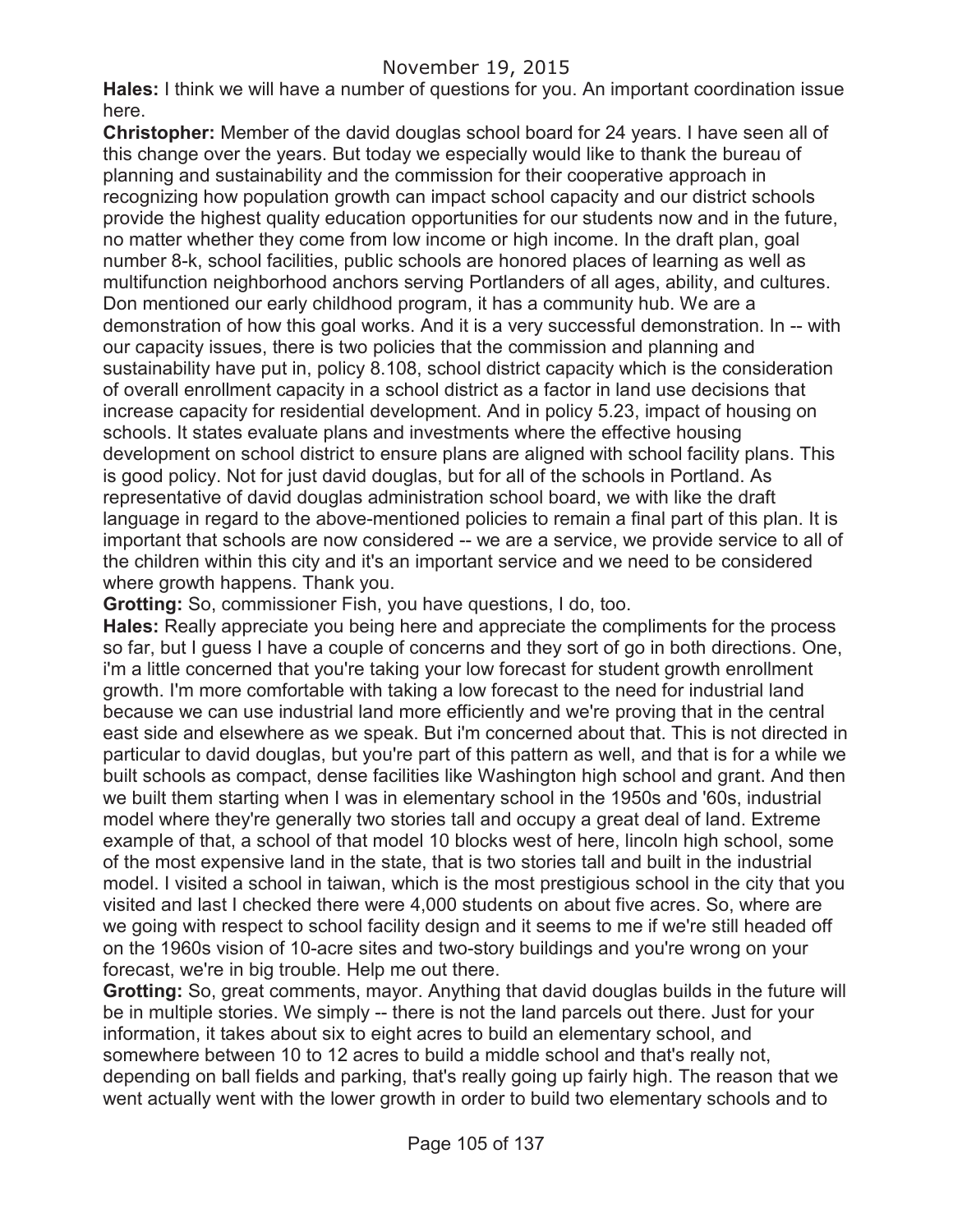**Hales:** I think we will have a number of questions for you. An important coordination issue here.

**Christopher:** Member of the david douglas school board for 24 years. I have seen all of this change over the years. But today we especially would like to thank the bureau of planning and sustainability and the commission for their cooperative approach in recognizing how population growth can impact school capacity and our district schools provide the highest quality education opportunities for our students now and in the future, no matter whether they come from low income or high income. In the draft plan, goal number 8-k, school facilities, public schools are honored places of learning as well as multifunction neighborhood anchors serving Portlanders of all ages, ability, and cultures. Don mentioned our early childhood program, it has a community hub. We are a demonstration of how this goal works. And it is a very successful demonstration. In -- with our capacity issues, there is two policies that the commission and planning and sustainability have put in, policy 8.108, school district capacity which is the consideration of overall enrollment capacity in a school district as a factor in land use decisions that increase capacity for residential development. And in policy 5.23, impact of housing on schools. It states evaluate plans and investments where the effective housing development on school district to ensure plans are aligned with school facility plans. This is good policy. Not for just david douglas, but for all of the schools in Portland. As representative of david douglas administration school board, we with like the draft language in regard to the above-mentioned policies to remain a final part of this plan. It is important that schools are now considered -- we are a service, we provide service to all of the children within this city and it's an important service and we need to be considered where growth happens. Thank you.

**Grotting:** So, commissioner Fish, you have questions, I do, too.

**Hales:** Really appreciate you being here and appreciate the compliments for the process so far, but I guess I have a couple of concerns and they sort of go in both directions. One, i'm a little concerned that you're taking your low forecast for student growth enrollment growth. I'm more comfortable with taking a low forecast to the need for industrial land because we can use industrial land more efficiently and we're proving that in the central east side and elsewhere as we speak. But i'm concerned about that. This is not directed in particular to david douglas, but you're part of this pattern as well, and that is for a while we built schools as compact, dense facilities like Washington high school and grant. And then we built them starting when I was in elementary school in the 1950s and '60s, industrial model where they're generally two stories tall and occupy a great deal of land. Extreme example of that, a school of that model 10 blocks west of here, lincoln high school, some of the most expensive land in the state, that is two stories tall and built in the industrial model. I visited a school in taiwan, which is the most prestigious school in the city that you visited and last I checked there were 4,000 students on about five acres. So, where are we going with respect to school facility design and it seems to me if we're still headed off on the 1960s vision of 10-acre sites and two-story buildings and you're wrong on your forecast, we're in big trouble. Help me out there.

**Grotting:** So, great comments, mayor. Anything that david douglas builds in the future will be in multiple stories. We simply -- there is not the land parcels out there. Just for your information, it takes about six to eight acres to build an elementary school, and somewhere between 10 to 12 acres to build a middle school and that's really not, depending on ball fields and parking, that's really going up fairly high. The reason that we went actually went with the lower growth in order to build two elementary schools and to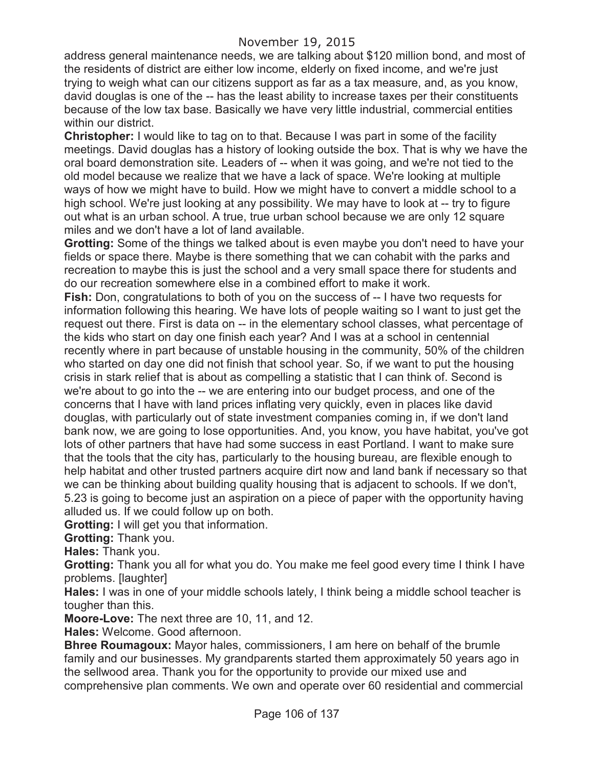address general maintenance needs, we are talking about $120 million bond, and most of the residents of district are either low income, elderly on fixed income, and we're just trying to weigh what can our citizens support as far as a tax measure, and, as you know, david douglas is one of the -- has the least ability to increase taxes per their constituents because of the low tax base. Basically we have very little industrial, commercial entities within our district.

**Christopher:** I would like to tag on to that. Because I was part in some of the facility meetings. David douglas has a history of looking outside the box. That is why we have the oral board demonstration site. Leaders of -- when it was going, and we're not tied to the old model because we realize that we have a lack of space. We're looking at multiple ways of how we might have to build. How we might have to convert a middle school to a high school. We're just looking at any possibility. We may have to look at -- try to figure out what is an urban school. A true, true urban school because we are only 12 square miles and we don't have a lot of land available.

**Grotting:** Some of the things we talked about is even maybe you don't need to have your fields or space there. Maybe is there something that we can cohabit with the parks and recreation to maybe this is just the school and a very small space there for students and do our recreation somewhere else in a combined effort to make it work.

**Fish:** Don, congratulations to both of you on the success of -- I have two requests for information following this hearing. We have lots of people waiting so I want to just get the request out there. First is data on -- in the elementary school classes, what percentage of the kids who start on day one finish each year? And I was at a school in centennial recently where in part because of unstable housing in the community, 50% of the children who started on day one did not finish that school year. So, if we want to put the housing crisis in stark relief that is about as compelling a statistic that I can think of. Second is we're about to go into the -- we are entering into our budget process, and one of the concerns that I have with land prices inflating very quickly, even in places like david douglas, with particularly out of state investment companies coming in, if we don't land bank now, we are going to lose opportunities. And, you know, you have habitat, you've got lots of other partners that have had some success in east Portland. I want to make sure that the tools that the city has, particularly to the housing bureau, are flexible enough to help habitat and other trusted partners acquire dirt now and land bank if necessary so that we can be thinking about building quality housing that is adjacent to schools. If we don't, 5.23 is going to become just an aspiration on a piece of paper with the opportunity having alluded us. If we could follow up on both.

**Grotting:** I will get you that information.

**Grotting:** Thank you.

**Hales:** Thank you.

**Grotting:** Thank you all for what you do. You make me feel good every time I think I have problems. [laughter]

**Hales:** I was in one of your middle schools lately, I think being a middle school teacher is tougher than this.

**Moore-Love:** The next three are 10, 11, and 12.

**Hales:** Welcome. Good afternoon.

**Bhree Roumagoux:** Mayor hales, commissioners, I am here on behalf of the brumle family and our businesses. My grandparents started them approximately 50 years ago in the sellwood area. Thank you for the opportunity to provide our mixed use and comprehensive plan comments. We own and operate over 60 residential and commercial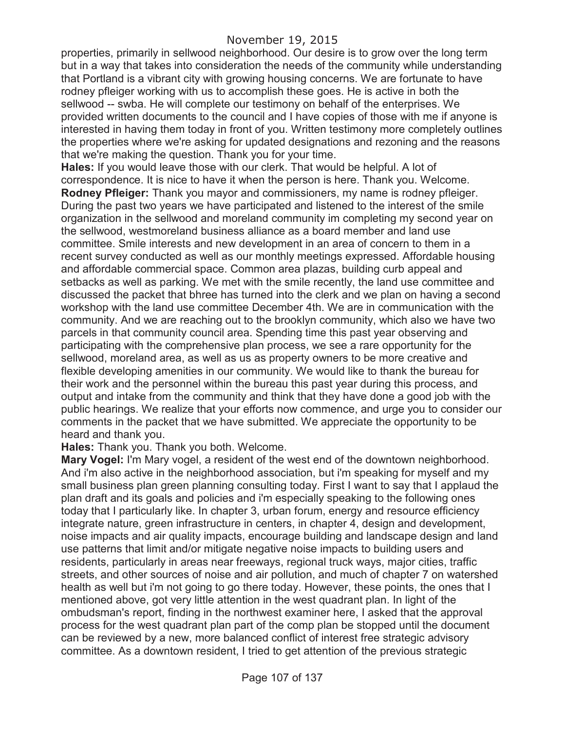properties, primarily in sellwood neighborhood. Our desire is to grow over the long term but in a way that takes into consideration the needs of the community while understanding that Portland is a vibrant city with growing housing concerns. We are fortunate to have rodney pfleiger working with us to accomplish these goes. He is active in both the sellwood -- swba. He will complete our testimony on behalf of the enterprises. We provided written documents to the council and I have copies of those with me if anyone is interested in having them today in front of you. Written testimony more completely outlines the properties where we're asking for updated designations and rezoning and the reasons that we're making the question. Thank you for your time.

**Hales:** If you would leave those with our clerk. That would be helpful. A lot of correspondence. It is nice to have it when the person is here. Thank you. Welcome.

**Rodney Pfleiger:** Thank you mayor and commissioners, my name is rodney pfleiger. During the past two years we have participated and listened to the interest of the smile organization in the sellwood and moreland community im completing my second year on the sellwood, westmoreland business alliance as a board member and land use committee. Smile interests and new development in an area of concern to them in a recent survey conducted as well as our monthly meetings expressed. Affordable housing and affordable commercial space. Common area plazas, building curb appeal and setbacks as well as parking. We met with the smile recently, the land use committee and discussed the packet that bhree has turned into the clerk and we plan on having a second workshop with the land use committee December 4th. We are in communication with the community. And we are reaching out to the brooklyn community, which also we have two parcels in that community council area. Spending time this past year observing and participating with the comprehensive plan process, we see a rare opportunity for the sellwood, moreland area, as well as us as property owners to be more creative and flexible developing amenities in our community. We would like to thank the bureau for their work and the personnel within the bureau this past year during this process, and output and intake from the community and think that they have done a good job with the public hearings. We realize that your efforts now commence, and urge you to consider our comments in the packet that we have submitted. We appreciate the opportunity to be heard and thank you.

**Hales:** Thank you. Thank you both. Welcome.

**Mary Vogel:** I'm Mary vogel, a resident of the west end of the downtown neighborhood. And i'm also active in the neighborhood association, but i'm speaking for myself and my small business plan green planning consulting today. First I want to say that I applaud the plan draft and its goals and policies and i'm especially speaking to the following ones today that I particularly like. In chapter 3, urban forum, energy and resource efficiency integrate nature, green infrastructure in centers, in chapter 4, design and development, noise impacts and air quality impacts, encourage building and landscape design and land use patterns that limit and/or mitigate negative noise impacts to building users and residents, particularly in areas near freeways, regional truck ways, major cities, traffic streets, and other sources of noise and air pollution, and much of chapter 7 on watershed health as well but i'm not going to go there today. However, these points, the ones that I mentioned above, got very little attention in the west quadrant plan. In light of the ombudsman's report, finding in the northwest examiner here, I asked that the approval process for the west quadrant plan part of the comp plan be stopped until the document can be reviewed by a new, more balanced conflict of interest free strategic advisory committee. As a downtown resident, I tried to get attention of the previous strategic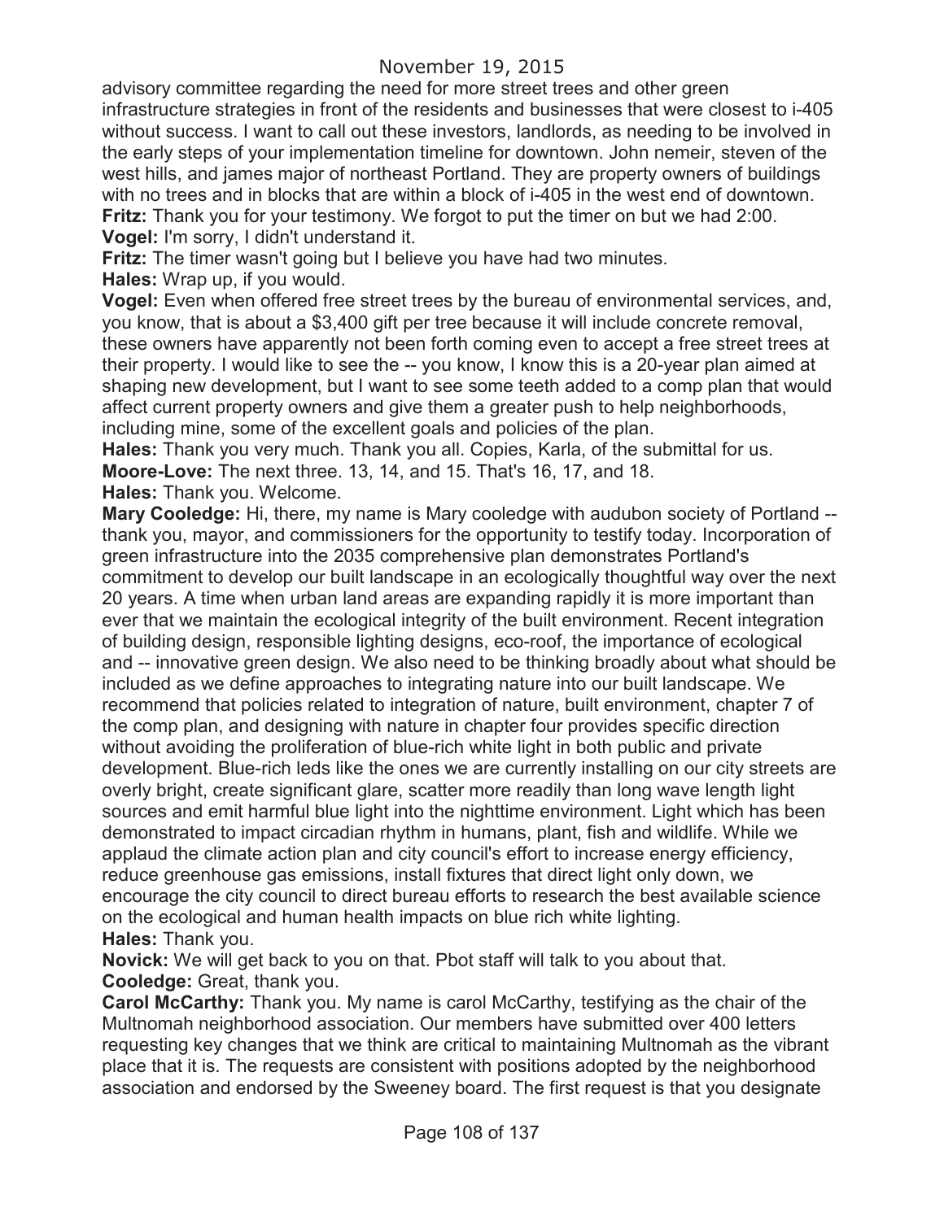advisory committee regarding the need for more street trees and other green infrastructure strategies in front of the residents and businesses that were closest to i-405 without success. I want to call out these investors, landlords, as needing to be involved in the early steps of your implementation timeline for downtown. John nemeir, steven of the west hills, and james major of northeast Portland. They are property owners of buildings with no trees and in blocks that are within a block of i-405 in the west end of downtown.

**Fritz:** Thank you for your testimony. We forgot to put the timer on but we had 2:00.

**Vogel:** I'm sorry, I didn't understand it.

**Fritz:** The timer wasn't going but I believe you have had two minutes.

**Hales:** Wrap up, if you would.

**Vogel:** Even when offered free street trees by the bureau of environmental services, and, you know, that is about a $3,400 gift per tree because it will include concrete removal, these owners have apparently not been forth coming even to accept a free street trees at their property. I would like to see the -- you know, I know this is a 20-year plan aimed at shaping new development, but I want to see some teeth added to a comp plan that would affect current property owners and give them a greater push to help neighborhoods, including mine, some of the excellent goals and policies of the plan.

**Hales:** Thank you very much. Thank you all. Copies, Karla, of the submittal for us.

**Moore-Love:** The next three. 13, 14, and 15. That's 16, 17, and 18.

**Hales:** Thank you. Welcome.

**Mary Cooledge:** Hi, there, my name is Mary cooledge with audubon society of Portland -- thank you, mayor, and commissioners for the opportunity to testify today. Incorporation of green infrastructure into the 2035 comprehensive plan demonstrates Portland's commitment to develop our built landscape in an ecologically thoughtful way over the next 20 years. A time when urban land areas are expanding rapidly it is more important than ever that we maintain the ecological integrity of the built environment. Recent integration of building design, responsible lighting designs, eco-roof, the importance of ecological and -- innovative green design. We also need to be thinking broadly about what should be included as we define approaches to integrating nature into our built landscape. We recommend that policies related to integration of nature, built environment, chapter 7 of the comp plan, and designing with nature in chapter four provides specific direction without avoiding the proliferation of blue-rich white light in both public and private development. Blue-rich leds like the ones we are currently installing on our city streets are overly bright, create significant glare, scatter more readily than long wave length light sources and emit harmful blue light into the nighttime environment. Light which has been demonstrated to impact circadian rhythm in humans, plant, fish and wildlife. While we applaud the climate action plan and city council's effort to increase energy efficiency, reduce greenhouse gas emissions, install fixtures that direct light only down, we encourage the city council to direct bureau efforts to research the best available science on the ecological and human health impacts on blue rich white lighting.

**Hales:** Thank you.

**Novick:** We will get back to you on that. Pbot staff will talk to you about that.

**Cooledge:** Great, thank you.

**Carol McCarthy:** Thank you. My name is carol McCarthy, testifying as the chair of the Multnomah neighborhood association. Our members have submitted over 400 letters requesting key changes that we think are critical to maintaining Multnomah as the vibrant place that it is. The requests are consistent with positions adopted by the neighborhood association and endorsed by the Sweeney board. The first request is that you designate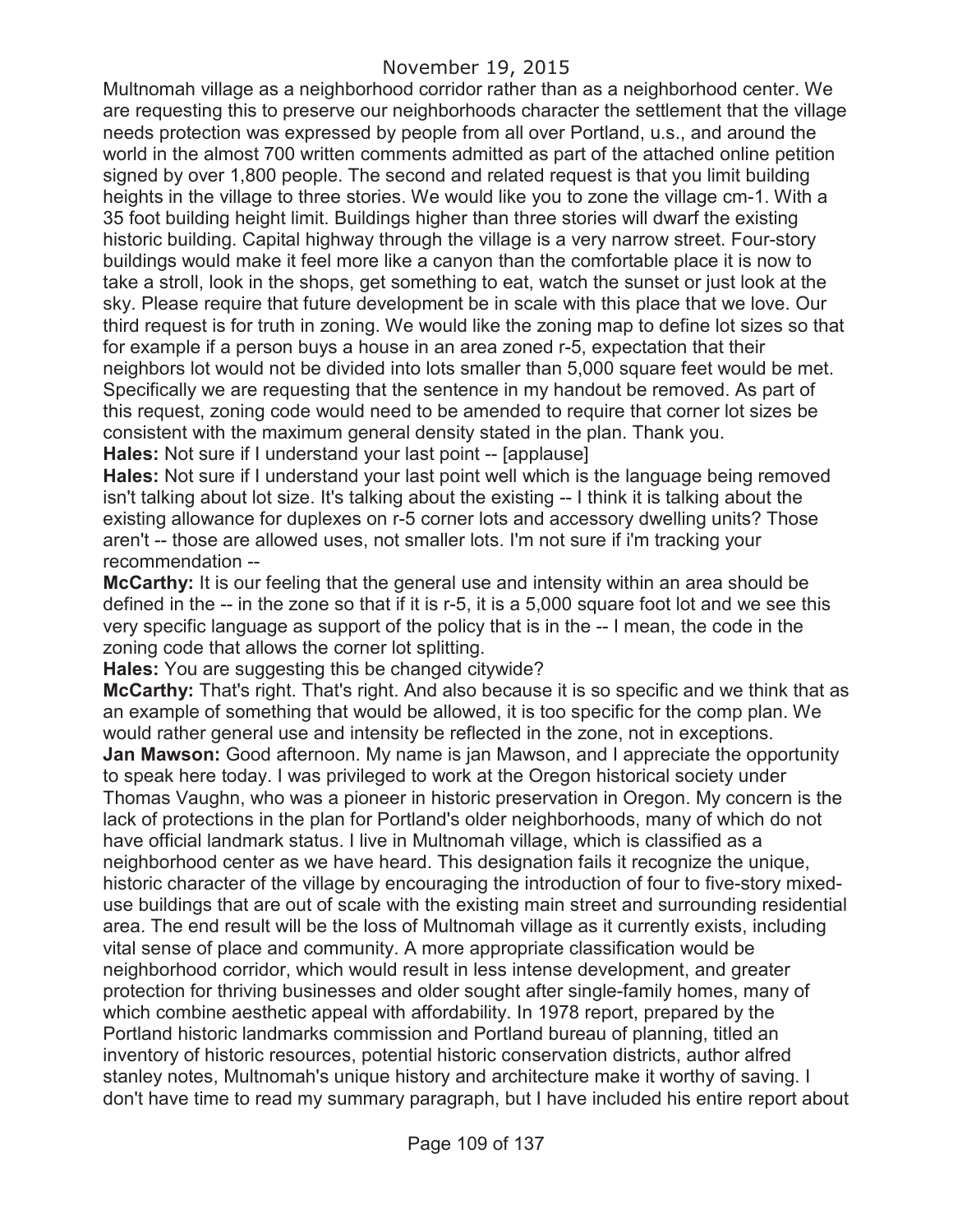Multnomah village as a neighborhood corridor rather than as a neighborhood center. We are requesting this to preserve our neighborhoods character the settlement that the village needs protection was expressed by people from all over Portland, u.s., and around the world in the almost 700 written comments admitted as part of the attached online petition signed by over 1,800 people. The second and related request is that you limit building heights in the village to three stories. We would like you to zone the village cm-1. With a 35 foot building height limit. Buildings higher than three stories will dwarf the existing historic building. Capital highway through the village is a very narrow street. Four-story buildings would make it feel more like a canyon than the comfortable place it is now to take a stroll, look in the shops, get something to eat, watch the sunset or just look at the sky. Please require that future development be in scale with this place that we love. Our third request is for truth in zoning. We would like the zoning map to define lot sizes so that for example if a person buys a house in an area zoned r-5, expectation that their neighbors lot would not be divided into lots smaller than 5,000 square feet would be met. Specifically we are requesting that the sentence in my handout be removed. As part of this request, zoning code would need to be amended to require that corner lot sizes be consistent with the maximum general density stated in the plan. Thank you.

**Hales:** Not sure if I understand your last point -- [applause]

**Hales:** Not sure if I understand your last point well which is the language being removed isn't talking about lot size. It's talking about the existing -- I think it is talking about the existing allowance for duplexes on r-5 corner lots and accessory dwelling units? Those aren't -- those are allowed uses, not smaller lots. I'm not sure if i'm tracking your recommendation --

**McCarthy:** It is our feeling that the general use and intensity within an area should be defined in the -- in the zone so that if it is r-5, it is a 5,000 square foot lot and we see this very specific language as support of the policy that is in the -- I mean, the code in the zoning code that allows the corner lot splitting.

**Hales:** You are suggesting this be changed citywide?

**McCarthy:** That's right. That's right. And also because it is so specific and we think that as an example of something that would be allowed, it is too specific for the comp plan. We would rather general use and intensity be reflected in the zone, not in exceptions.

**Jan Mawson:** Good afternoon. My name is jan Mawson, and I appreciate the opportunity to speak here today. I was privileged to work at the Oregon historical society under Thomas Vaughn, who was a pioneer in historic preservation in Oregon. My concern is the lack of protections in the plan for Portland's older neighborhoods, many of which do not have official landmark status. I live in Multnomah village, which is classified as a neighborhood center as we have heard. This designation fails it recognize the unique, historic character of the village by encouraging the introduction of four to five-story mixed-use buildings that are out of scale with the existing main street and surrounding residential area. The end result will be the loss of Multnomah village as it currently exists, including vital sense of place and community. A more appropriate classification would be neighborhood corridor, which would result in less intense development, and greater protection for thriving businesses and older sought after single-family homes, many of which combine aesthetic appeal with affordability. In 1978 report, prepared by the Portland historic landmarks commission and Portland bureau of planning, titled an inventory of historic resources, potential historic conservation districts, author alfred stanley notes, Multnomah's unique history and architecture make it worthy of saving. I don't have time to read my summary paragraph, but I have included his entire report about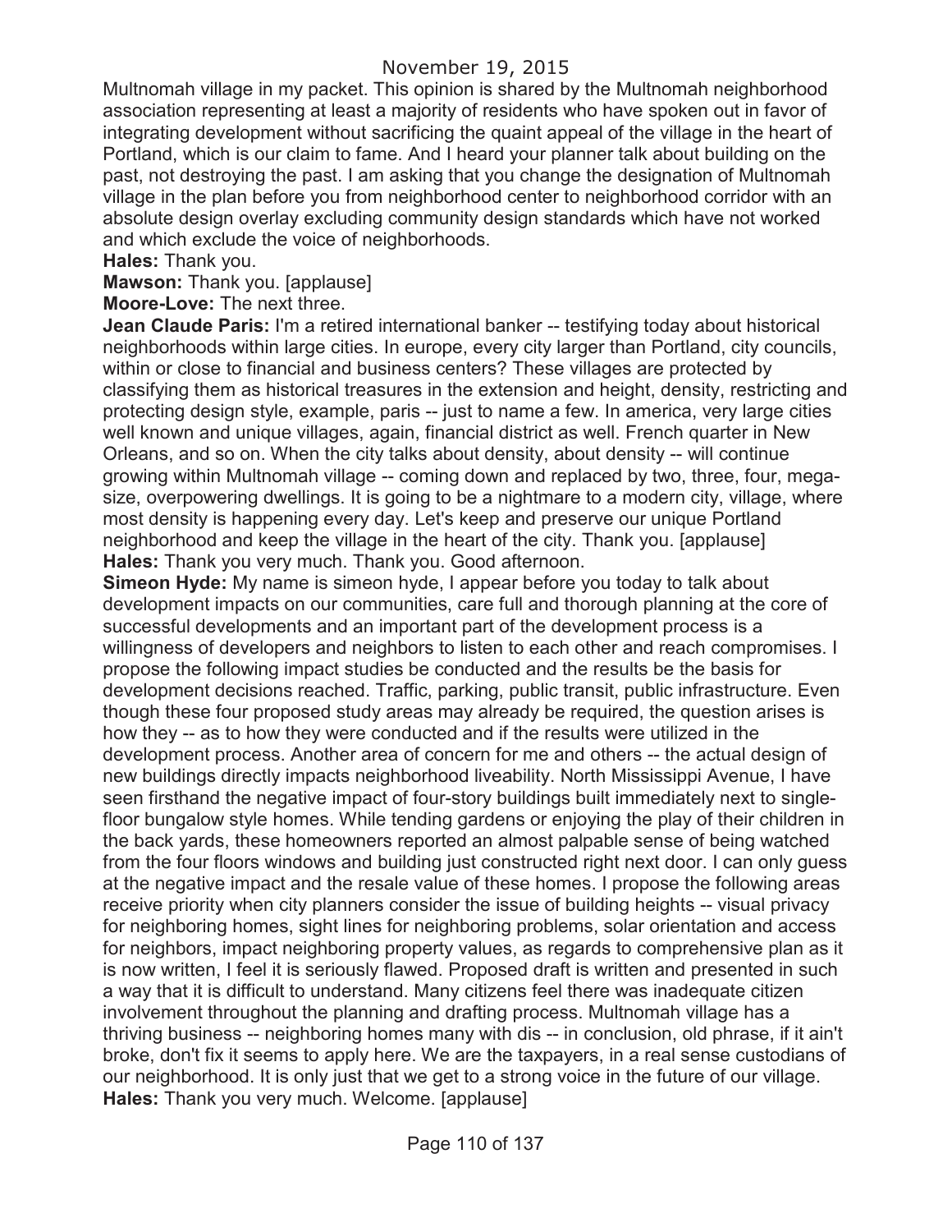Multnomah village in my packet. This opinion is shared by the Multnomah neighborhood association representing at least a majority of residents who have spoken out in favor of integrating development without sacrificing the quaint appeal of the village in the heart of Portland, which is our claim to fame. And I heard your planner talk about building on the past, not destroying the past. I am asking that you change the designation of Multnomah village in the plan before you from neighborhood center to neighborhood corridor with an absolute design overlay excluding community design standards which have not worked and which exclude the voice of neighborhoods.

**Hales:** Thank you.

**Mawson:** Thank you. [applause]

**Moore-Love:** The next three.

**Jean Claude Paris:** I'm a retired international banker -- testifying today about historical neighborhoods within large cities. In europe, every city larger than Portland, city councils, within or close to financial and business centers? These villages are protected by classifying them as historical treasures in the extension and height, density, restricting and protecting design style, example, paris -- just to name a few. In america, very large cities well known and unique villages, again, financial district as well. French quarter in New Orleans, and so on. When the city talks about density, about density -- will continue growing within Multnomah village -- coming down and replaced by two, three, four, mega-size, overpowering dwellings. It is going to be a nightmare to a modern city, village, where most density is happening every day. Let's keep and preserve our unique Portland neighborhood and keep the village in the heart of the city. Thank you. [applause]

**Hales:** Thank you very much. Thank you. Good afternoon.

**Simeon Hyde:** My name is simeon hyde, I appear before you today to talk about development impacts on our communities, care full and thorough planning at the core of successful developments and an important part of the development process is a willingness of developers and neighbors to listen to each other and reach compromises. I propose the following impact studies be conducted and the results be the basis for development decisions reached. Traffic, parking, public transit, public infrastructure. Even though these four proposed study areas may already be required, the question arises is how they -- as to how they were conducted and if the results were utilized in the development process. Another area of concern for me and others -- the actual design of new buildings directly impacts neighborhood liveability. North Mississippi Avenue, I have seen firsthand the negative impact of four-story buildings built immediately next to single-floor bungalow style homes. While tending gardens or enjoying the play of their children in the back yards, these homeowners reported an almost palpable sense of being watched from the four floors windows and building just constructed right next door. I can only guess at the negative impact and the resale value of these homes. I propose the following areas receive priority when city planners consider the issue of building heights -- visual privacy for neighboring homes, sight lines for neighboring problems, solar orientation and access for neighbors, impact neighboring property values, as regards to comprehensive plan as it is now written, I feel it is seriously flawed. Proposed draft is written and presented in such a way that it is difficult to understand. Many citizens feel there was inadequate citizen involvement throughout the planning and drafting process. Multnomah village has a thriving business -- neighboring homes many with dis -- in conclusion, old phrase, if it ain't broke, don't fix it seems to apply here. We are the taxpayers, in a real sense custodians of our neighborhood. It is only just that we get to a strong voice in the future of our village.

**Hales:** Thank you very much. Welcome. [applause]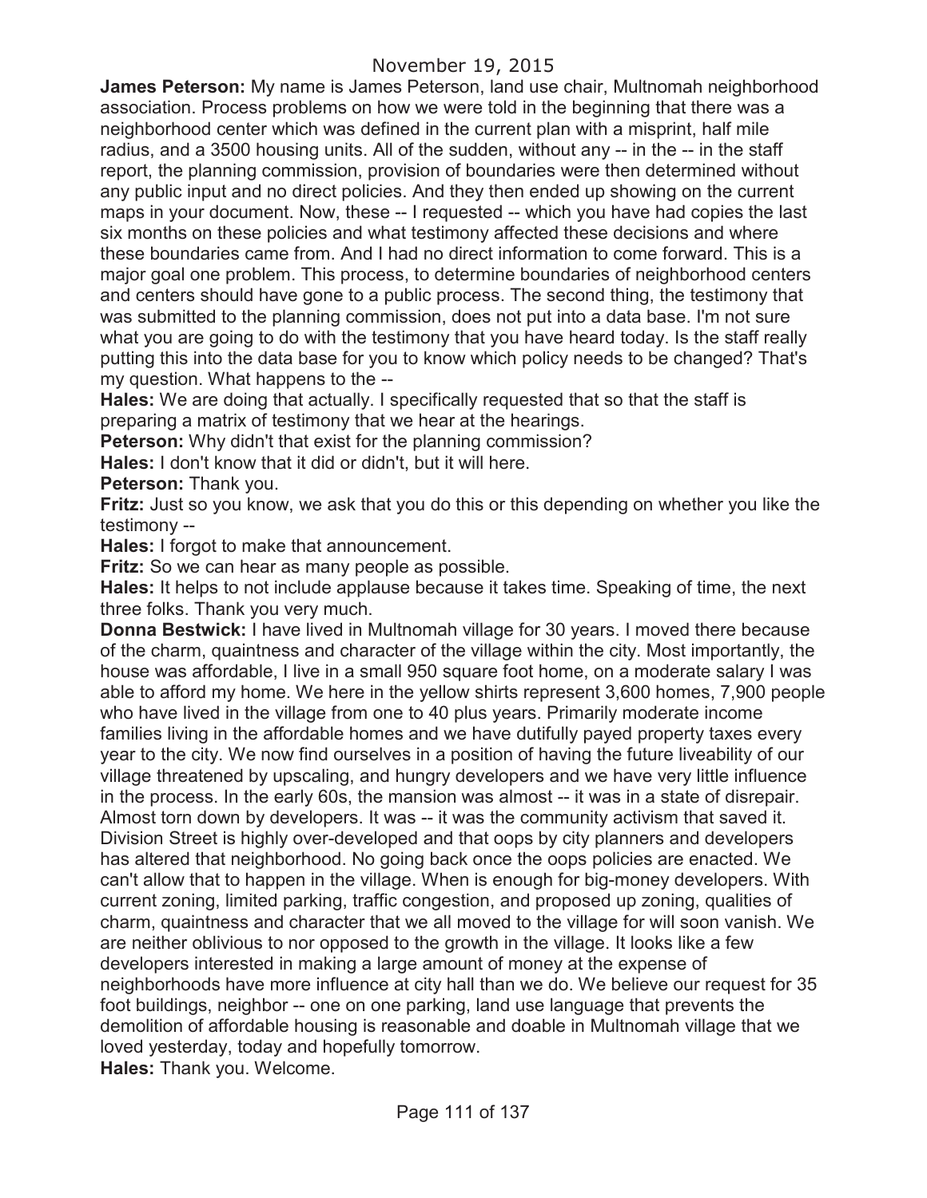**James Peterson:** My name is James Peterson, land use chair, Multnomah neighborhood association. Process problems on how we were told in the beginning that there was a neighborhood center which was defined in the current plan with a misprint, half mile radius, and a 3500 housing units. All of the sudden, without any -- in the -- in the staff report, the planning commission, provision of boundaries were then determined without any public input and no direct policies. And they then ended up showing on the current maps in your document. Now, these -- I requested -- which you have had copies the last six months on these policies and what testimony affected these decisions and where these boundaries came from. And I had no direct information to come forward. This is a major goal one problem. This process, to determine boundaries of neighborhood centers and centers should have gone to a public process. The second thing, the testimony that was submitted to the planning commission, does not put into a data base. I'm not sure what you are going to do with the testimony that you have heard today. Is the staff really putting this into the data base for you to know which policy needs to be changed? That's my question. What happens to the --

**Hales:** We are doing that actually. I specifically requested that so that the staff is preparing a matrix of testimony that we hear at the hearings.

**Peterson:** Why didn't that exist for the planning commission?

**Hales:** I don't know that it did or didn't, but it will here.

**Peterson:** Thank you.

**Fritz:** Just so you know, we ask that you do this or this depending on whether you like the testimony --

**Hales:** I forgot to make that announcement.

**Fritz:** So we can hear as many people as possible.

**Hales:** It helps to not include applause because it takes time. Speaking of time, the next three folks. Thank you very much.

**Donna Bestwick:** I have lived in Multnomah village for 30 years. I moved there because of the charm, quaintness and character of the village within the city. Most importantly, the house was affordable, I live in a small 950 square foot home, on a moderate salary I was able to afford my home. We here in the yellow shirts represent 3,600 homes, 7,900 people who have lived in the village from one to 40 plus years. Primarily moderate income families living in the affordable homes and we have dutifully payed property taxes every year to the city. We now find ourselves in a position of having the future liveability of our village threatened by upscaling, and hungry developers and we have very little influence in the process. In the early 60s, the mansion was almost -- it was in a state of disrepair. Almost torn down by developers. It was -- it was the community activism that saved it. Division Street is highly over-developed and that oops by city planners and developers has altered that neighborhood. No going back once the oops policies are enacted. We can't allow that to happen in the village. When is enough for big-money developers. With current zoning, limited parking, traffic congestion, and proposed up zoning, qualities of charm, quaintness and character that we all moved to the village for will soon vanish. We are neither oblivious to nor opposed to the growth in the village. It looks like a few developers interested in making a large amount of money at the expense of neighborhoods have more influence at city hall than we do. We believe our request for 35 foot buildings, neighbor -- one on one parking, land use language that prevents the demolition of affordable housing is reasonable and doable in Multnomah village that we loved yesterday, today and hopefully tomorrow.

**Hales:** Thank you. Welcome.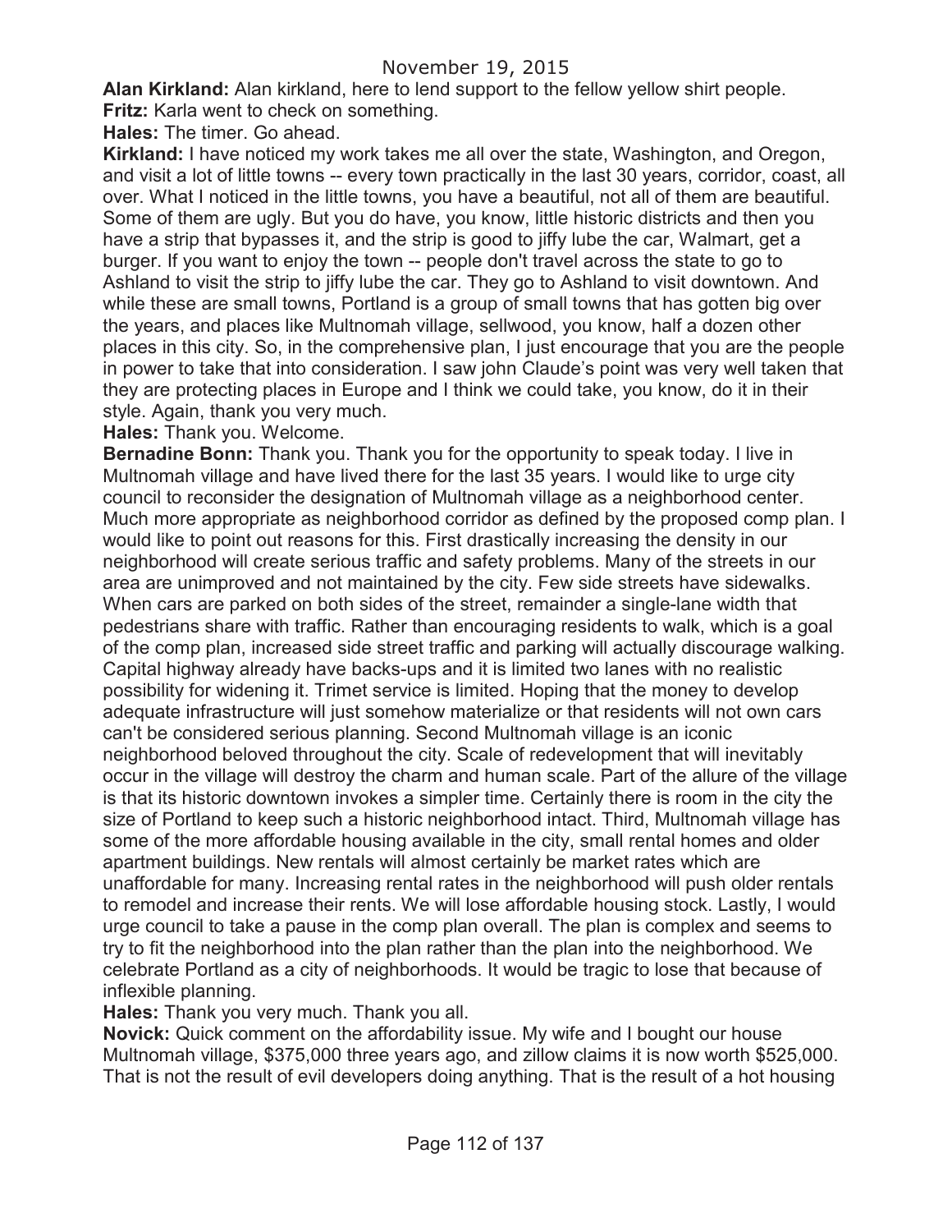**Alan Kirkland:** Alan kirkland, here to lend support to the fellow yellow shirt people.
**Fritz:** Karla went to check on something.
**Hales:** The timer. Go ahead.
**Kirkland:** I have noticed my work takes me all over the state, Washington, and Oregon, and visit a lot of little towns -- every town practically in the last 30 years, corridor, coast, all over. What I noticed in the little towns, you have a beautiful, not all of them are beautiful. Some of them are ugly. But you do have, you know, little historic districts and then you have a strip that bypasses it, and the strip is good to jiffy lube the car, Walmart, get a burger. If you want to enjoy the town -- people don't travel across the state to go to Ashland to visit the strip to jiffy lube the car. They go to Ashland to visit downtown. And while these are small towns, Portland is a group of small towns that has gotten big over the years, and places like Multnomah village, sellwood, you know, half a dozen other places in this city. So, in the comprehensive plan, I just encourage that you are the people in power to take that into consideration. I saw john Claude's point was very well taken that they are protecting places in Europe and I think we could take, you know, do it in their style. Again, thank you very much.
**Hales:** Thank you. Welcome.
**Bernadine Bonn:** Thank you. Thank you for the opportunity to speak today. I live in Multnomah village and have lived there for the last 35 years. I would like to urge city council to reconsider the designation of Multnomah village as a neighborhood center. Much more appropriate as neighborhood corridor as defined by the proposed comp plan. I would like to point out reasons for this. First drastically increasing the density in our neighborhood will create serious traffic and safety problems. Many of the streets in our area are unimproved and not maintained by the city. Few side streets have sidewalks. When cars are parked on both sides of the street, remainder a single-lane width that pedestrians share with traffic. Rather than encouraging residents to walk, which is a goal of the comp plan, increased side street traffic and parking will actually discourage walking. Capital highway already have backs-ups and it is limited two lanes with no realistic possibility for widening it. Trimet service is limited. Hoping that the money to develop adequate infrastructure will just somehow materialize or that residents will not own cars can't be considered serious planning. Second Multnomah village is an iconic neighborhood beloved throughout the city. Scale of redevelopment that will inevitably occur in the village will destroy the charm and human scale. Part of the allure of the village is that its historic downtown invokes a simpler time. Certainly there is room in the city the size of Portland to keep such a historic neighborhood intact. Third, Multnomah village has some of the more affordable housing available in the city, small rental homes and older apartment buildings. New rentals will almost certainly be market rates which are unaffordable for many. Increasing rental rates in the neighborhood will push older rentals to remodel and increase their rents. We will lose affordable housing stock. Lastly, I would urge council to take a pause in the comp plan overall. The plan is complex and seems to try to fit the neighborhood into the plan rather than the plan into the neighborhood. We celebrate Portland as a city of neighborhoods. It would be tragic to lose that because of inflexible planning.
**Hales:** Thank you very much. Thank you all.
**Novick:** Quick comment on the affordability issue. My wife and I bought our house Multnomah village, $375,000 three years ago, and zillow claims it is now worth $525,000. That is not the result of evil developers doing anything. That is the result of a hot housing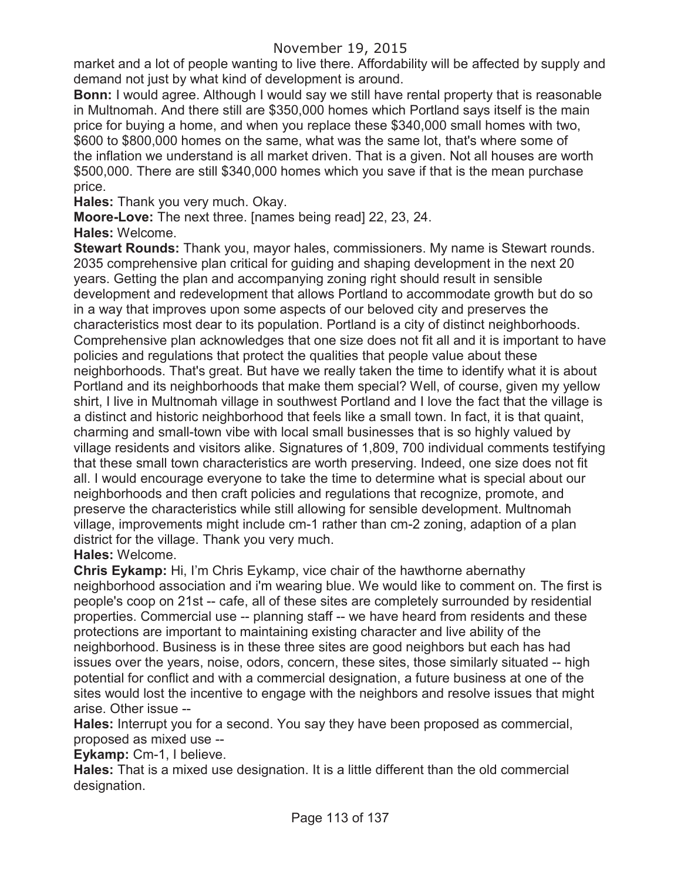market and a lot of people wanting to live there. Affordability will be affected by supply and demand not just by what kind of development is around.

**Bonn:** I would agree. Although I would say we still have rental property that is reasonable in Multnomah. And there still are $350,000 homes which Portland says itself is the main price for buying a home, and when you replace these $340,000 small homes with two, $600 to $800,000 homes on the same, what was the same lot, that's where some of the inflation we understand is all market driven. That is a given. Not all houses are worth $500,000. There are still $340,000 homes which you save if that is the mean purchase price.

**Hales:** Thank you very much. Okay.

**Moore-Love:** The next three. [names being read] 22, 23, 24.

**Hales:** Welcome.

**Stewart Rounds:** Thank you, mayor hales, commissioners. My name is Stewart rounds. 2035 comprehensive plan critical for guiding and shaping development in the next 20 years. Getting the plan and accompanying zoning right should result in sensible development and redevelopment that allows Portland to accommodate growth but do so in a way that improves upon some aspects of our beloved city and preserves the characteristics most dear to its population. Portland is a city of distinct neighborhoods. Comprehensive plan acknowledges that one size does not fit all and it is important to have policies and regulations that protect the qualities that people value about these neighborhoods. That's great. But have we really taken the time to identify what it is about Portland and its neighborhoods that make them special? Well, of course, given my yellow shirt, I live in Multnomah village in southwest Portland and I love the fact that the village is a distinct and historic neighborhood that feels like a small town. In fact, it is that quaint, charming and small-town vibe with local small businesses that is so highly valued by village residents and visitors alike. Signatures of 1,809, 700 individual comments testifying that these small town characteristics are worth preserving. Indeed, one size does not fit all. I would encourage everyone to take the time to determine what is special about our neighborhoods and then craft policies and regulations that recognize, promote, and preserve the characteristics while still allowing for sensible development. Multnomah village, improvements might include cm-1 rather than cm-2 zoning, adaption of a plan district for the village. Thank you very much.

**Hales:** Welcome.

**Chris Eykamp:** Hi, I'm Chris Eykamp, vice chair of the hawthorne abernathy neighborhood association and i'm wearing blue. We would like to comment on. The first is people's coop on 21st -- cafe, all of these sites are completely surrounded by residential properties. Commercial use -- planning staff -- we have heard from residents and these protections are important to maintaining existing character and live ability of the neighborhood. Business is in these three sites are good neighbors but each has had issues over the years, noise, odors, concern, these sites, those similarly situated -- high potential for conflict and with a commercial designation, a future business at one of the sites would lost the incentive to engage with the neighbors and resolve issues that might arise. Other issue --

**Hales:** Interrupt you for a second. You say they have been proposed as commercial, proposed as mixed use --

**Eykamp:** Cm-1, I believe.

**Hales:** That is a mixed use designation. It is a little different than the old commercial designation.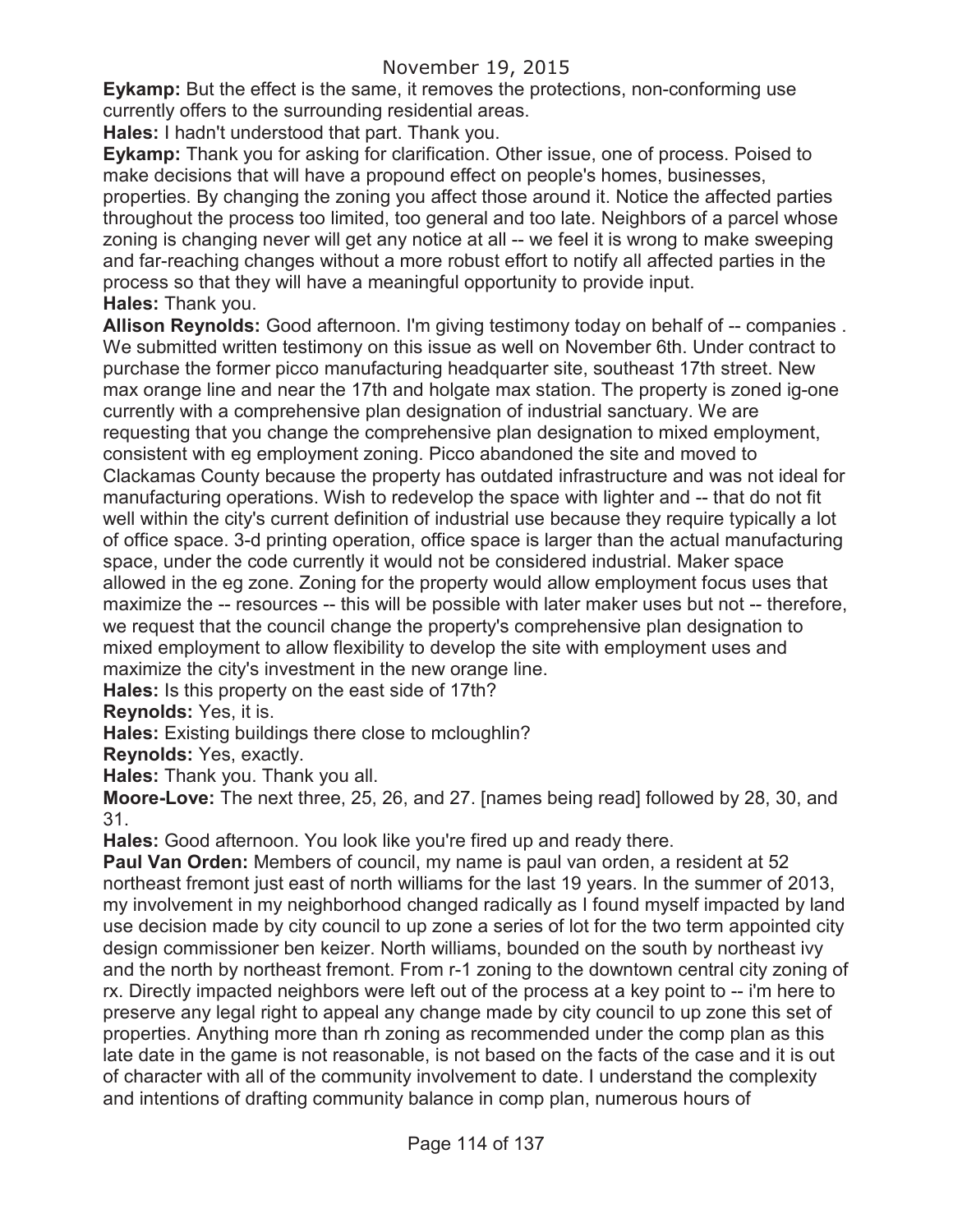**Eykamp:** But the effect is the same, it removes the protections, non-conforming use currently offers to the surrounding residential areas.

**Hales:** I hadn't understood that part. Thank you.

**Eykamp:** Thank you for asking for clarification. Other issue, one of process. Poised to make decisions that will have a propound effect on people's homes, businesses, properties. By changing the zoning you affect those around it. Notice the affected parties throughout the process too limited, too general and too late. Neighbors of a parcel whose zoning is changing never will get any notice at all -- we feel it is wrong to make sweeping and far-reaching changes without a more robust effort to notify all affected parties in the process so that they will have a meaningful opportunity to provide input.

**Hales:** Thank you.

**Allison Reynolds:** Good afternoon. I'm giving testimony today on behalf of -- companies . We submitted written testimony on this issue as well on November 6th. Under contract to purchase the former picco manufacturing headquarter site, southeast 17th street. New max orange line and near the 17th and holgate max station. The property is zoned ig-one currently with a comprehensive plan designation of industrial sanctuary. We are requesting that you change the comprehensive plan designation to mixed employment, consistent with eg employment zoning. Picco abandoned the site and moved to Clackamas County because the property has outdated infrastructure and was not ideal for manufacturing operations. Wish to redevelop the space with lighter and -- that do not fit well within the city's current definition of industrial use because they require typically a lot of office space. 3-d printing operation, office space is larger than the actual manufacturing space, under the code currently it would not be considered industrial. Maker space allowed in the eg zone. Zoning for the property would allow employment focus uses that maximize the -- resources -- this will be possible with later maker uses but not -- therefore, we request that the council change the property's comprehensive plan designation to mixed employment to allow flexibility to develop the site with employment uses and maximize the city's investment in the new orange line.

**Hales:** Is this property on the east side of 17th?

**Reynolds:** Yes, it is.

**Hales:** Existing buildings there close to mcloughlin?

**Reynolds:** Yes, exactly.

**Hales:** Thank you. Thank you all.

**Moore-Love:** The next three, 25, 26, and 27. [names being read] followed by 28, 30, and 31.

**Hales:** Good afternoon. You look like you're fired up and ready there.

**Paul Van Orden:** Members of council, my name is paul van orden, a resident at 52 northeast fremont just east of north williams for the last 19 years. In the summer of 2013, my involvement in my neighborhood changed radically as I found myself impacted by land use decision made by city council to up zone a series of lot for the two term appointed city design commissioner ben keizer. North williams, bounded on the south by northeast ivy and the north by northeast fremont. From r-1 zoning to the downtown central city zoning of rx. Directly impacted neighbors were left out of the process at a key point to -- i'm here to preserve any legal right to appeal any change made by city council to up zone this set of properties. Anything more than rh zoning as recommended under the comp plan as this late date in the game is not reasonable, is not based on the facts of the case and it is out of character with all of the community involvement to date. I understand the complexity and intentions of drafting community balance in comp plan, numerous hours of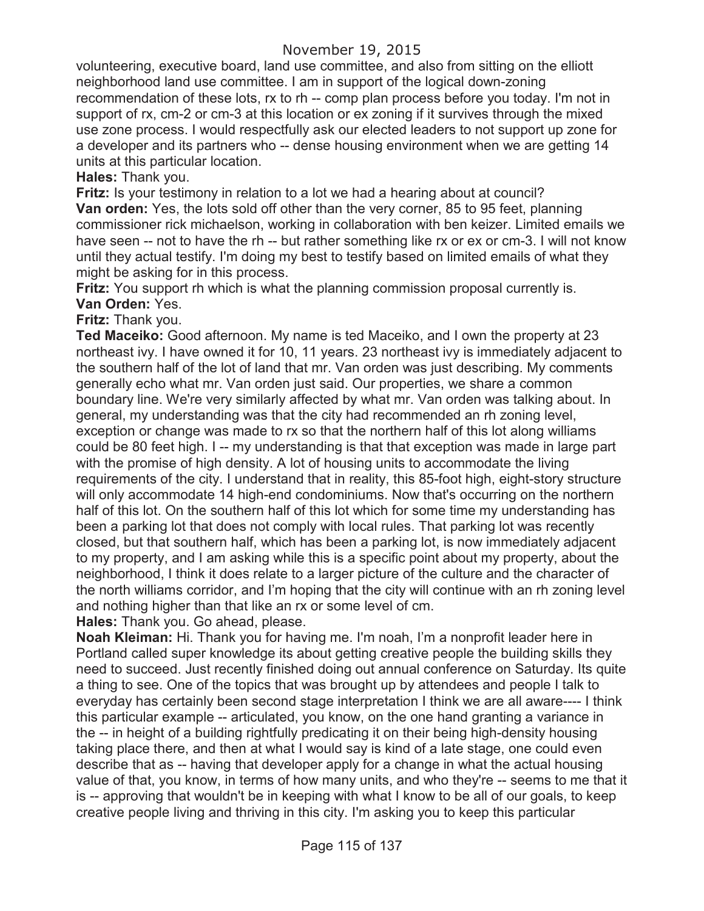volunteering, executive board, land use committee, and also from sitting on the elliott neighborhood land use committee. I am in support of the logical down-zoning recommendation of these lots, rx to rh -- comp plan process before you today. I'm not in support of rx, cm-2 or cm-3 at this location or ex zoning if it survives through the mixed use zone process. I would respectfully ask our elected leaders to not support up zone for a developer and its partners who -- dense housing environment when we are getting 14 units at this particular location.

**Hales:** Thank you.

**Fritz:** Is your testimony in relation to a lot we had a hearing about at council?

**Van orden:** Yes, the lots sold off other than the very corner, 85 to 95 feet, planning commissioner rick michaelson, working in collaboration with ben keizer. Limited emails we have seen -- not to have the rh -- but rather something like rx or ex or cm-3. I will not know until they actual testify. I'm doing my best to testify based on limited emails of what they might be asking for in this process.

**Fritz:** You support rh which is what the planning commission proposal currently is.

**Van Orden:** Yes.

**Fritz:** Thank you.

**Ted Maceiko:** Good afternoon. My name is ted Maceiko, and I own the property at 23 northeast ivy. I have owned it for 10, 11 years. 23 northeast ivy is immediately adjacent to the southern half of the lot of land that mr. Van orden was just describing. My comments generally echo what mr. Van orden just said. Our properties, we share a common boundary line. We're very similarly affected by what mr. Van orden was talking about. In general, my understanding was that the city had recommended an rh zoning level, exception or change was made to rx so that the northern half of this lot along williams could be 80 feet high. I -- my understanding is that that exception was made in large part with the promise of high density. A lot of housing units to accommodate the living requirements of the city. I understand that in reality, this 85-foot high, eight-story structure will only accommodate 14 high-end condominiums. Now that's occurring on the northern half of this lot. On the southern half of this lot which for some time my understanding has been a parking lot that does not comply with local rules. That parking lot was recently closed, but that southern half, which has been a parking lot, is now immediately adjacent to my property, and I am asking while this is a specific point about my property, about the neighborhood, I think it does relate to a larger picture of the culture and the character of the north williams corridor, and I'm hoping that the city will continue with an rh zoning level and nothing higher than that like an rx or some level of cm.

**Hales:** Thank you. Go ahead, please.

**Noah Kleiman:** Hi. Thank you for having me. I'm noah, I'm a nonprofit leader here in Portland called super knowledge its about getting creative people the building skills they need to succeed. Just recently finished doing out annual conference on Saturday. Its quite a thing to see. One of the topics that was brought up by attendees and people I talk to everyday has certainly been second stage interpretation I think we are all aware---- I think this particular example -- articulated, you know, on the one hand granting a variance in the -- in height of a building rightfully predicating it on their being high-density housing taking place there, and then at what I would say is kind of a late stage, one could even describe that as -- having that developer apply for a change in what the actual housing value of that, you know, in terms of how many units, and who they're -- seems to me that it is -- approving that wouldn't be in keeping with what I know to be all of our goals, to keep creative people living and thriving in this city. I'm asking you to keep this particular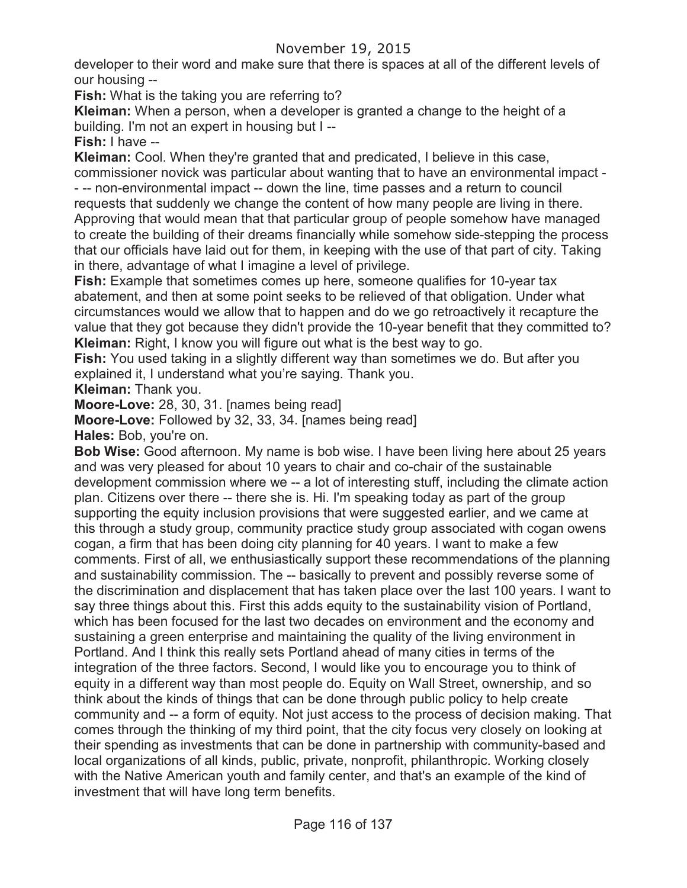developer to their word and make sure that there is spaces at all of the different levels of our housing --

**Fish:** What is the taking you are referring to?

**Kleiman:** When a person, when a developer is granted a change to the height of a building. I'm not an expert in housing but I --

**Fish:** I have --

**Kleiman:** Cool. When they're granted that and predicated, I believe in this case, commissioner novick was particular about wanting that to have an environmental impact - - -- non-environmental impact -- down the line, time passes and a return to council requests that suddenly we change the content of how many people are living in there. Approving that would mean that that particular group of people somehow have managed to create the building of their dreams financially while somehow side-stepping the process that our officials have laid out for them, in keeping with the use of that part of city. Taking in there, advantage of what I imagine a level of privilege.

**Fish:** Example that sometimes comes up here, someone qualifies for 10-year tax abatement, and then at some point seeks to be relieved of that obligation. Under what circumstances would we allow that to happen and do we go retroactively it recapture the value that they got because they didn't provide the 10-year benefit that they committed to?

**Kleiman:** Right, I know you will figure out what is the best way to go.

**Fish:** You used taking in a slightly different way than sometimes we do. But after you explained it, I understand what you're saying. Thank you.

**Kleiman:** Thank you.

**Moore-Love:** 28, 30, 31. [names being read]

**Moore-Love:** Followed by 32, 33, 34. [names being read]

**Hales:** Bob, you're on.

**Bob Wise:** Good afternoon. My name is bob wise. I have been living here about 25 years and was very pleased for about 10 years to chair and co-chair of the sustainable development commission where we -- a lot of interesting stuff, including the climate action plan. Citizens over there -- there she is. Hi. I'm speaking today as part of the group supporting the equity inclusion provisions that were suggested earlier, and we came at this through a study group, community practice study group associated with cogan owens cogan, a firm that has been doing city planning for 40 years. I want to make a few comments. First of all, we enthusiastically support these recommendations of the planning and sustainability commission. The -- basically to prevent and possibly reverse some of the discrimination and displacement that has taken place over the last 100 years. I want to say three things about this. First this adds equity to the sustainability vision of Portland, which has been focused for the last two decades on environment and the economy and sustaining a green enterprise and maintaining the quality of the living environment in Portland. And I think this really sets Portland ahead of many cities in terms of the integration of the three factors. Second, I would like you to encourage you to think of equity in a different way than most people do. Equity on Wall Street, ownership, and so think about the kinds of things that can be done through public policy to help create community and -- a form of equity. Not just access to the process of decision making. That comes through the thinking of my third point, that the city focus very closely on looking at their spending as investments that can be done in partnership with community-based and local organizations of all kinds, public, private, nonprofit, philanthropic. Working closely with the Native American youth and family center, and that's an example of the kind of investment that will have long term benefits.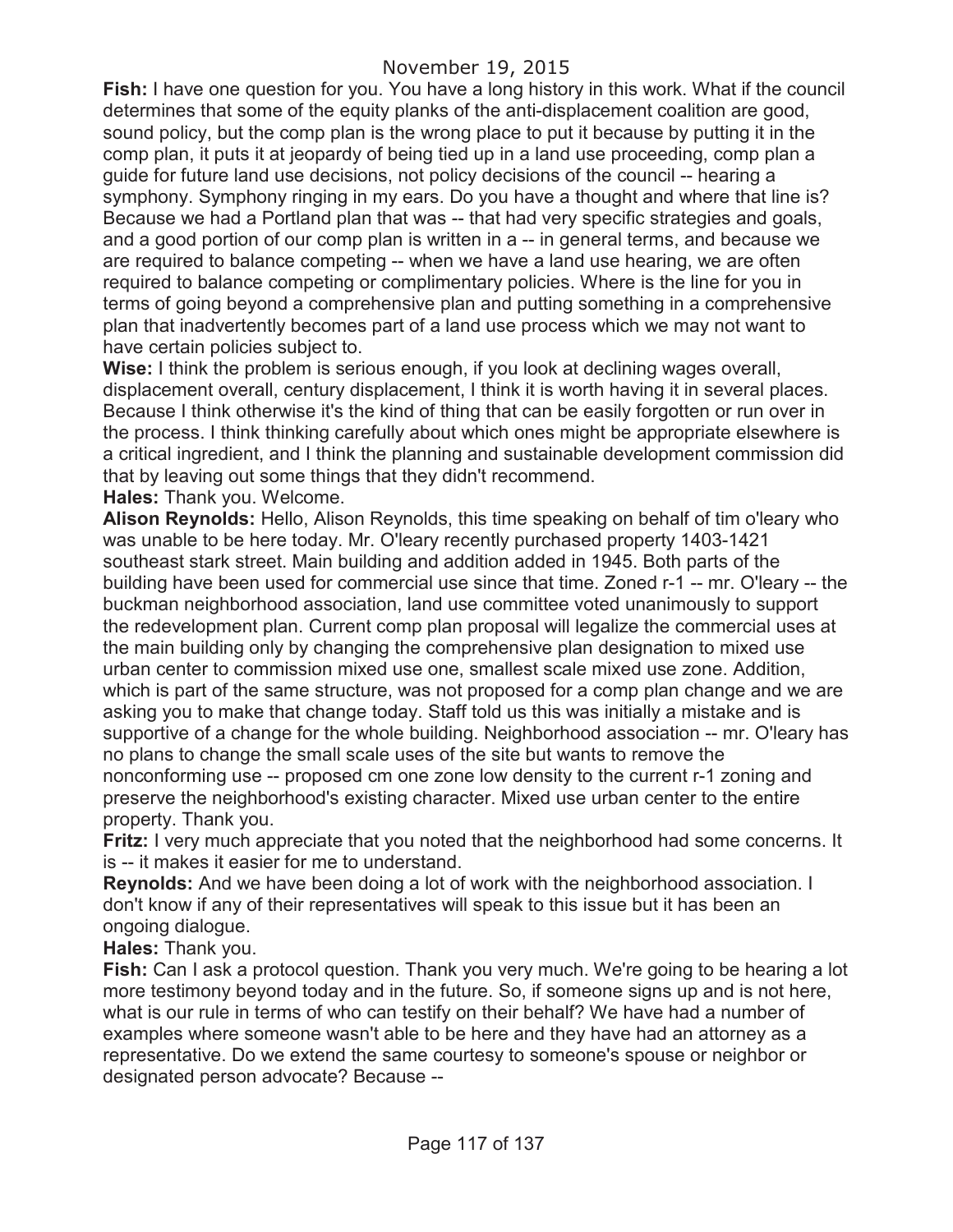November 19, 2015

**Fish:** I have one question for you. You have a long history in this work. What if the council determines that some of the equity planks of the anti-displacement coalition are good, sound policy, but the comp plan is the wrong place to put it because by putting it in the comp plan, it puts it at jeopardy of being tied up in a land use proceeding, comp plan a guide for future land use decisions, not policy decisions of the council -- hearing a symphony. Symphony ringing in my ears. Do you have a thought and where that line is? Because we had a Portland plan that was -- that had very specific strategies and goals, and a good portion of our comp plan is written in a -- in general terms, and because we are required to balance competing -- when we have a land use hearing, we are often required to balance competing or complimentary policies. Where is the line for you in terms of going beyond a comprehensive plan and putting something in a comprehensive plan that inadvertently becomes part of a land use process which we may not want to have certain policies subject to.

**Wise:** I think the problem is serious enough, if you look at declining wages overall, displacement overall, century displacement, I think it is worth having it in several places. Because I think otherwise it's the kind of thing that can be easily forgotten or run over in the process. I think thinking carefully about which ones might be appropriate elsewhere is a critical ingredient, and I think the planning and sustainable development commission did that by leaving out some things that they didn't recommend.

**Hales:** Thank you. Welcome.

**Alison Reynolds:** Hello, Alison Reynolds, this time speaking on behalf of tim o'leary who was unable to be here today. Mr. O'leary recently purchased property 1403-1421 southeast stark street. Main building and addition added in 1945. Both parts of the building have been used for commercial use since that time. Zoned r-1 -- mr. O'leary -- the buckman neighborhood association, land use committee voted unanimously to support the redevelopment plan. Current comp plan proposal will legalize the commercial uses at the main building only by changing the comprehensive plan designation to mixed use urban center to commission mixed use one, smallest scale mixed use zone. Addition, which is part of the same structure, was not proposed for a comp plan change and we are asking you to make that change today. Staff told us this was initially a mistake and is supportive of a change for the whole building. Neighborhood association -- mr. O'leary has no plans to change the small scale uses of the site but wants to remove the nonconforming use -- proposed cm one zone low density to the current r-1 zoning and preserve the neighborhood's existing character. Mixed use urban center to the entire property. Thank you.

**Fritz:** I very much appreciate that you noted that the neighborhood had some concerns. It is -- it makes it easier for me to understand.

**Reynolds:** And we have been doing a lot of work with the neighborhood association. I don't know if any of their representatives will speak to this issue but it has been an ongoing dialogue.

**Hales:** Thank you.

**Fish:** Can I ask a protocol question. Thank you very much. We're going to be hearing a lot more testimony beyond today and in the future. So, if someone signs up and is not here, what is our rule in terms of who can testify on their behalf? We have had a number of examples where someone wasn't able to be here and they have had an attorney as a representative. Do we extend the same courtesy to someone's spouse or neighbor or designated person advocate? Because --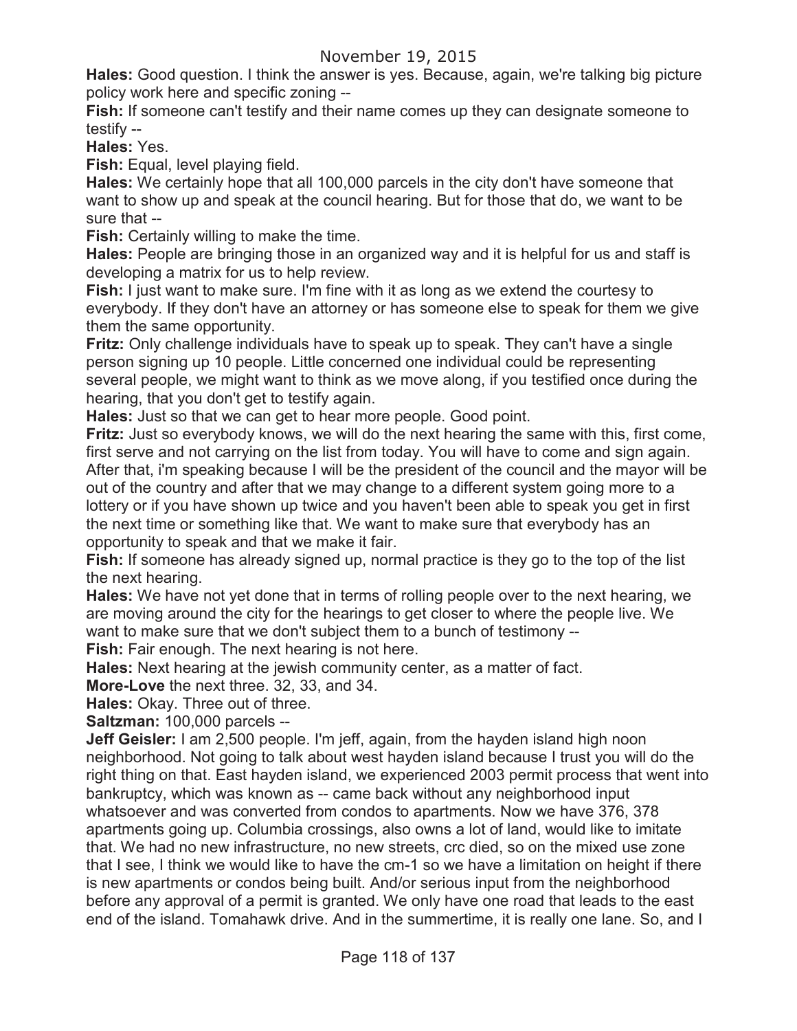**Hales:** Good question. I think the answer is yes. Because, again, we're talking big picture policy work here and specific zoning --

**Fish:** If someone can't testify and their name comes up they can designate someone to testify --

**Hales:** Yes.

**Fish:** Equal, level playing field.

**Hales:** We certainly hope that all 100,000 parcels in the city don't have someone that want to show up and speak at the council hearing. But for those that do, we want to be sure that --

**Fish:** Certainly willing to make the time.

**Hales:** People are bringing those in an organized way and it is helpful for us and staff is developing a matrix for us to help review.

**Fish:** I just want to make sure. I'm fine with it as long as we extend the courtesy to everybody. If they don't have an attorney or has someone else to speak for them we give them the same opportunity.

**Fritz:** Only challenge individuals have to speak up to speak. They can't have a single person signing up 10 people. Little concerned one individual could be representing several people, we might want to think as we move along, if you testified once during the hearing, that you don't get to testify again.

**Hales:** Just so that we can get to hear more people. Good point.

**Fritz:** Just so everybody knows, we will do the next hearing the same with this, first come, first serve and not carrying on the list from today. You will have to come and sign again. After that, i'm speaking because I will be the president of the council and the mayor will be out of the country and after that we may change to a different system going more to a lottery or if you have shown up twice and you haven't been able to speak you get in first the next time or something like that. We want to make sure that everybody has an opportunity to speak and that we make it fair.

**Fish:** If someone has already signed up, normal practice is they go to the top of the list the next hearing.

**Hales:** We have not yet done that in terms of rolling people over to the next hearing, we are moving around the city for the hearings to get closer to where the people live. We want to make sure that we don't subject them to a bunch of testimony --

**Fish:** Fair enough. The next hearing is not here.

**Hales:** Next hearing at the jewish community center, as a matter of fact.

**More-Love** the next three. 32, 33, and 34.

**Hales:** Okay. Three out of three.

**Saltzman:** 100,000 parcels --

**Jeff Geisler:** I am 2,500 people. I'm jeff, again, from the hayden island high noon neighborhood. Not going to talk about west hayden island because I trust you will do the right thing on that. East hayden island, we experienced 2003 permit process that went into bankruptcy, which was known as -- came back without any neighborhood input whatsoever and was converted from condos to apartments. Now we have 376, 378 apartments going up. Columbia crossings, also owns a lot of land, would like to imitate that. We had no new infrastructure, no new streets, crc died, so on the mixed use zone that I see, I think we would like to have the cm-1 so we have a limitation on height if there is new apartments or condos being built. And/or serious input from the neighborhood before any approval of a permit is granted. We only have one road that leads to the east end of the island. Tomahawk drive. And in the summertime, it is really one lane. So, and I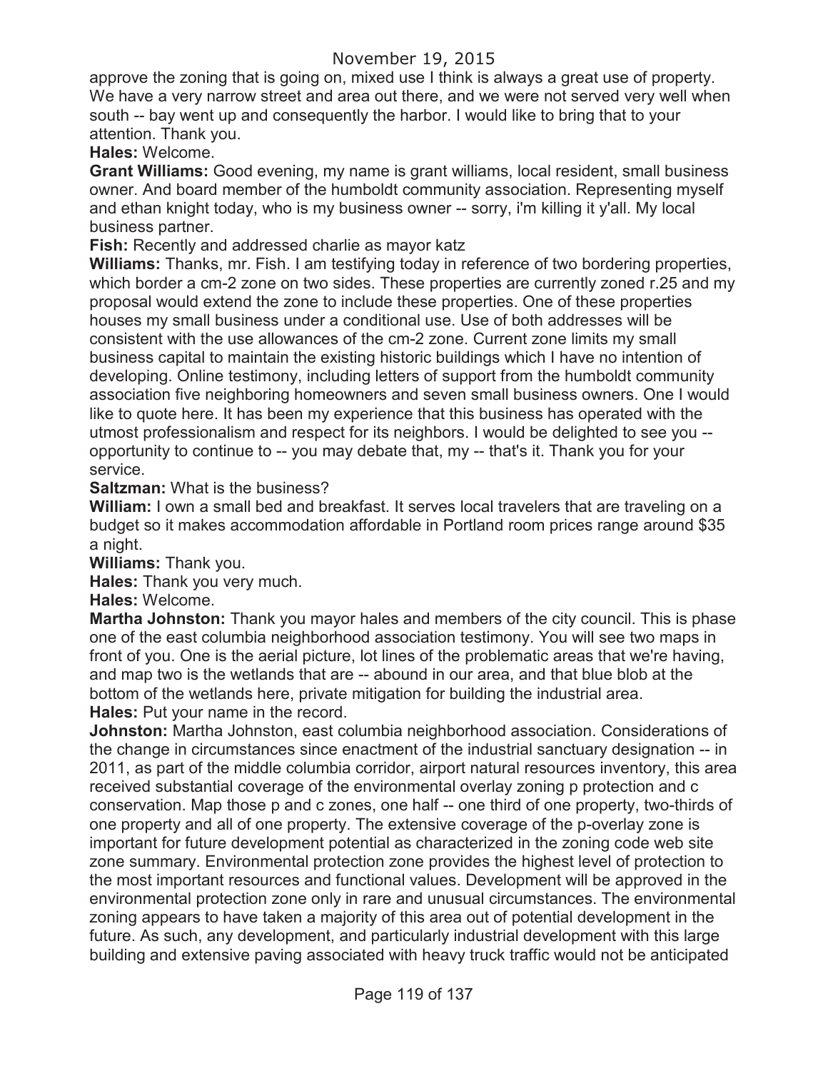approve the zoning that is going on, mixed use I think is always a great use of property. We have a very narrow street and area out there, and we were not served very well when south -- bay went up and consequently the harbor. I would like to bring that to your attention. Thank you.

**Hales:** Welcome.

**Grant Williams:** Good evening, my name is grant williams, local resident, small business owner. And board member of the humboldt community association. Representing myself and ethan knight today, who is my business owner -- sorry, i'm killing it y'all. My local business partner.

**Fish:** Recently and addressed charlie as mayor katz

**Williams:** Thanks, mr. Fish. I am testifying today in reference of two bordering properties, which border a cm-2 zone on two sides. These properties are currently zoned r.25 and my proposal would extend the zone to include these properties. One of these properties houses my small business under a conditional use. Use of both addresses will be consistent with the use allowances of the cm-2 zone. Current zone limits my small business capital to maintain the existing historic buildings which I have no intention of developing. Online testimony, including letters of support from the humboldt community association five neighboring homeowners and seven small business owners. One I would like to quote here. It has been my experience that this business has operated with the utmost professionalism and respect for its neighbors. I would be delighted to see you -- opportunity to continue to -- you may debate that, my -- that's it. Thank you for your service.

**Saltzman:** What is the business?

**William:** I own a small bed and breakfast. It serves local travelers that are traveling on a budget so it makes accommodation affordable in Portland room prices range around $35 a night.

**Williams:** Thank you.

**Hales:** Thank you very much.

**Hales:** Welcome.

**Martha Johnston:** Thank you mayor hales and members of the city council. This is phase one of the east columbia neighborhood association testimony. You will see two maps in front of you. One is the aerial picture, lot lines of the problematic areas that we're having, and map two is the wetlands that are -- abound in our area, and that blue blob at the bottom of the wetlands here, private mitigation for building the industrial area.

**Hales:** Put your name in the record.

**Johnston:** Martha Johnston, east columbia neighborhood association. Considerations of the change in circumstances since enactment of the industrial sanctuary designation -- in 2011, as part of the middle columbia corridor, airport natural resources inventory, this area received substantial coverage of the environmental overlay zoning p protection and c conservation. Map those p and c zones, one half -- one third of one property, two-thirds of one property and all of one property. The extensive coverage of the p-overlay zone is important for future development potential as characterized in the zoning code web site zone summary. Environmental protection zone provides the highest level of protection to the most important resources and functional values. Development will be approved in the environmental protection zone only in rare and unusual circumstances. The environmental zoning appears to have taken a majority of this area out of potential development in the future. As such, any development, and particularly industrial development with this large building and extensive paving associated with heavy truck traffic would not be anticipated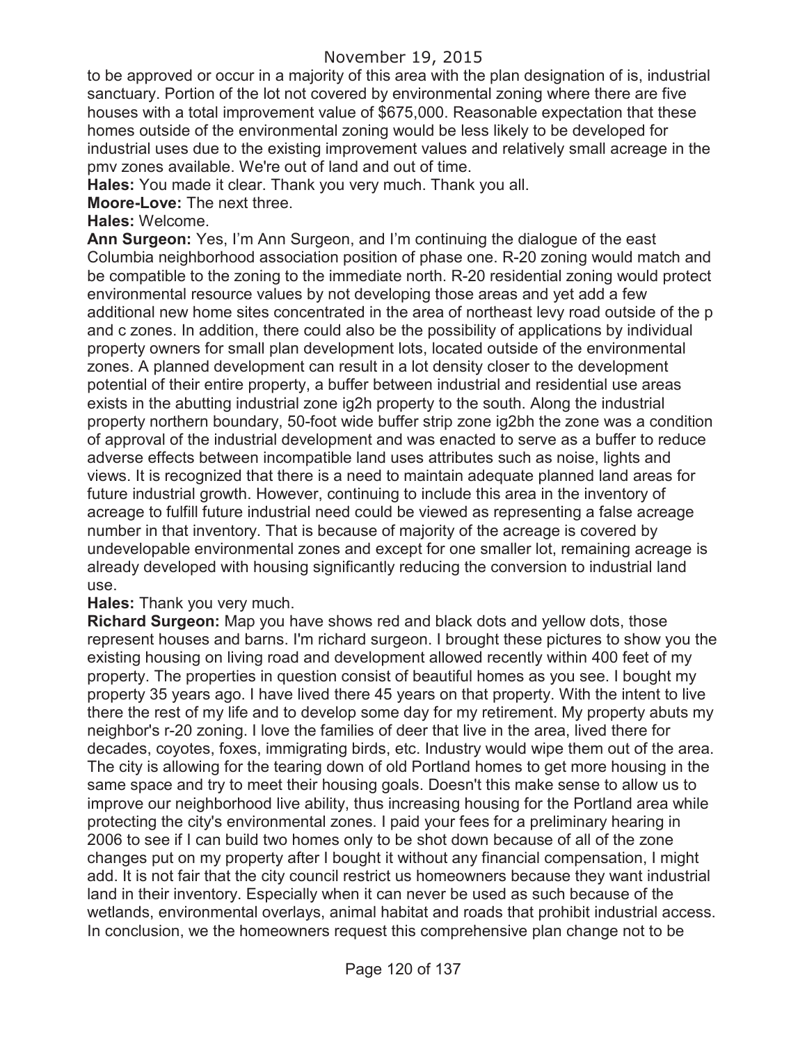to be approved or occur in a majority of this area with the plan designation of is, industrial sanctuary. Portion of the lot not covered by environmental zoning where there are five houses with a total improvement value of $675,000. Reasonable expectation that these homes outside of the environmental zoning would be less likely to be developed for industrial uses due to the existing improvement values and relatively small acreage in the pmv zones available. We're out of land and out of time.

**Hales:** You made it clear. Thank you very much. Thank you all.

**Moore-Love:** The next three.

**Hales:** Welcome.

**Ann Surgeon:** Yes, I'm Ann Surgeon, and I'm continuing the dialogue of the east Columbia neighborhood association position of phase one. R-20 zoning would match and be compatible to the zoning to the immediate north. R-20 residential zoning would protect environmental resource values by not developing those areas and yet add a few additional new home sites concentrated in the area of northeast levy road outside of the p and c zones. In addition, there could also be the possibility of applications by individual property owners for small plan development lots, located outside of the environmental zones. A planned development can result in a lot density closer to the development potential of their entire property, a buffer between industrial and residential use areas exists in the abutting industrial zone ig2h property to the south. Along the industrial property northern boundary, 50-foot wide buffer strip zone ig2bh the zone was a condition of approval of the industrial development and was enacted to serve as a buffer to reduce adverse effects between incompatible land uses attributes such as noise, lights and views. It is recognized that there is a need to maintain adequate planned land areas for future industrial growth. However, continuing to include this area in the inventory of acreage to fulfill future industrial need could be viewed as representing a false acreage number in that inventory. That is because of majority of the acreage is covered by undevelopable environmental zones and except for one smaller lot, remaining acreage is already developed with housing significantly reducing the conversion to industrial land use.

**Hales:** Thank you very much.

**Richard Surgeon:** Map you have shows red and black dots and yellow dots, those represent houses and barns. I'm richard surgeon. I brought these pictures to show you the existing housing on living road and development allowed recently within 400 feet of my property. The properties in question consist of beautiful homes as you see. I bought my property 35 years ago. I have lived there 45 years on that property. With the intent to live there the rest of my life and to develop some day for my retirement. My property abuts my neighbor's r-20 zoning. I love the families of deer that live in the area, lived there for decades, coyotes, foxes, immigrating birds, etc. Industry would wipe them out of the area. The city is allowing for the tearing down of old Portland homes to get more housing in the same space and try to meet their housing goals. Doesn't this make sense to allow us to improve our neighborhood live ability, thus increasing housing for the Portland area while protecting the city's environmental zones. I paid your fees for a preliminary hearing in 2006 to see if I can build two homes only to be shot down because of all of the zone changes put on my property after I bought it without any financial compensation, I might add. It is not fair that the city council restrict us homeowners because they want industrial land in their inventory. Especially when it can never be used as such because of the wetlands, environmental overlays, animal habitat and roads that prohibit industrial access. In conclusion, we the homeowners request this comprehensive plan change not to be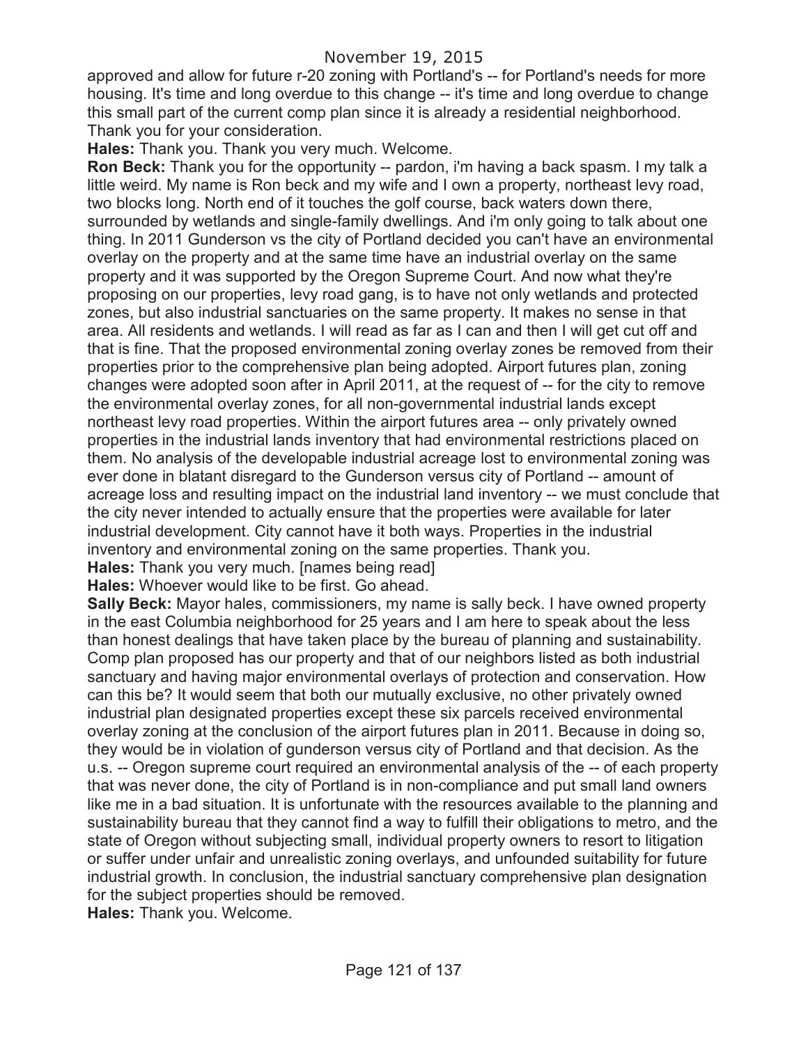approved and allow for future r-20 zoning with Portland's -- for Portland's needs for more housing. It's time and long overdue to this change -- it's time and long overdue to change this small part of the current comp plan since it is already a residential neighborhood. Thank you for your consideration.

**Hales:** Thank you. Thank you very much. Welcome.

**Ron Beck:** Thank you for the opportunity -- pardon, i'm having a back spasm. I my talk a little weird. My name is Ron beck and my wife and I own a property, northeast levy road, two blocks long. North end of it touches the golf course, back waters down there, surrounded by wetlands and single-family dwellings. And i'm only going to talk about one thing. In 2011 Gunderson vs the city of Portland decided you can't have an environmental overlay on the property and at the same time have an industrial overlay on the same property and it was supported by the Oregon Supreme Court. And now what they're proposing on our properties, levy road gang, is to have not only wetlands and protected zones, but also industrial sanctuaries on the same property. It makes no sense in that area. All residents and wetlands. I will read as far as I can and then I will get cut off and that is fine. That the proposed environmental zoning overlay zones be removed from their properties prior to the comprehensive plan being adopted. Airport futures plan, zoning changes were adopted soon after in April 2011, at the request of -- for the city to remove the environmental overlay zones, for all non-governmental industrial lands except northeast levy road properties. Within the airport futures area -- only privately owned properties in the industrial lands inventory that had environmental restrictions placed on them. No analysis of the developable industrial acreage lost to environmental zoning was ever done in blatant disregard to the Gunderson versus city of Portland -- amount of acreage loss and resulting impact on the industrial land inventory -- we must conclude that the city never intended to actually ensure that the properties were available for later industrial development. City cannot have it both ways. Properties in the industrial inventory and environmental zoning on the same properties. Thank you.

**Hales:** Thank you very much. [names being read]

**Hales:** Whoever would like to be first. Go ahead.

**Sally Beck:** Mayor hales, commissioners, my name is sally beck. I have owned property in the east Columbia neighborhood for 25 years and I am here to speak about the less than honest dealings that have taken place by the bureau of planning and sustainability. Comp plan proposed has our property and that of our neighbors listed as both industrial sanctuary and having major environmental overlays of protection and conservation. How can this be? It would seem that both our mutually exclusive, no other privately owned industrial plan designated properties except these six parcels received environmental overlay zoning at the conclusion of the airport futures plan in 2011. Because in doing so, they would be in violation of gunderson versus city of Portland and that decision. As the u.s. -- Oregon supreme court required an environmental analysis of the -- of each property that was never done, the city of Portland is in non-compliance and put small land owners like me in a bad situation. It is unfortunate with the resources available to the planning and sustainability bureau that they cannot find a way to fulfill their obligations to metro, and the state of Oregon without subjecting small, individual property owners to resort to litigation or suffer under unfair and unrealistic zoning overlays, and unfounded suitability for future industrial growth. In conclusion, the industrial sanctuary comprehensive plan designation for the subject properties should be removed.

**Hales:** Thank you. Welcome.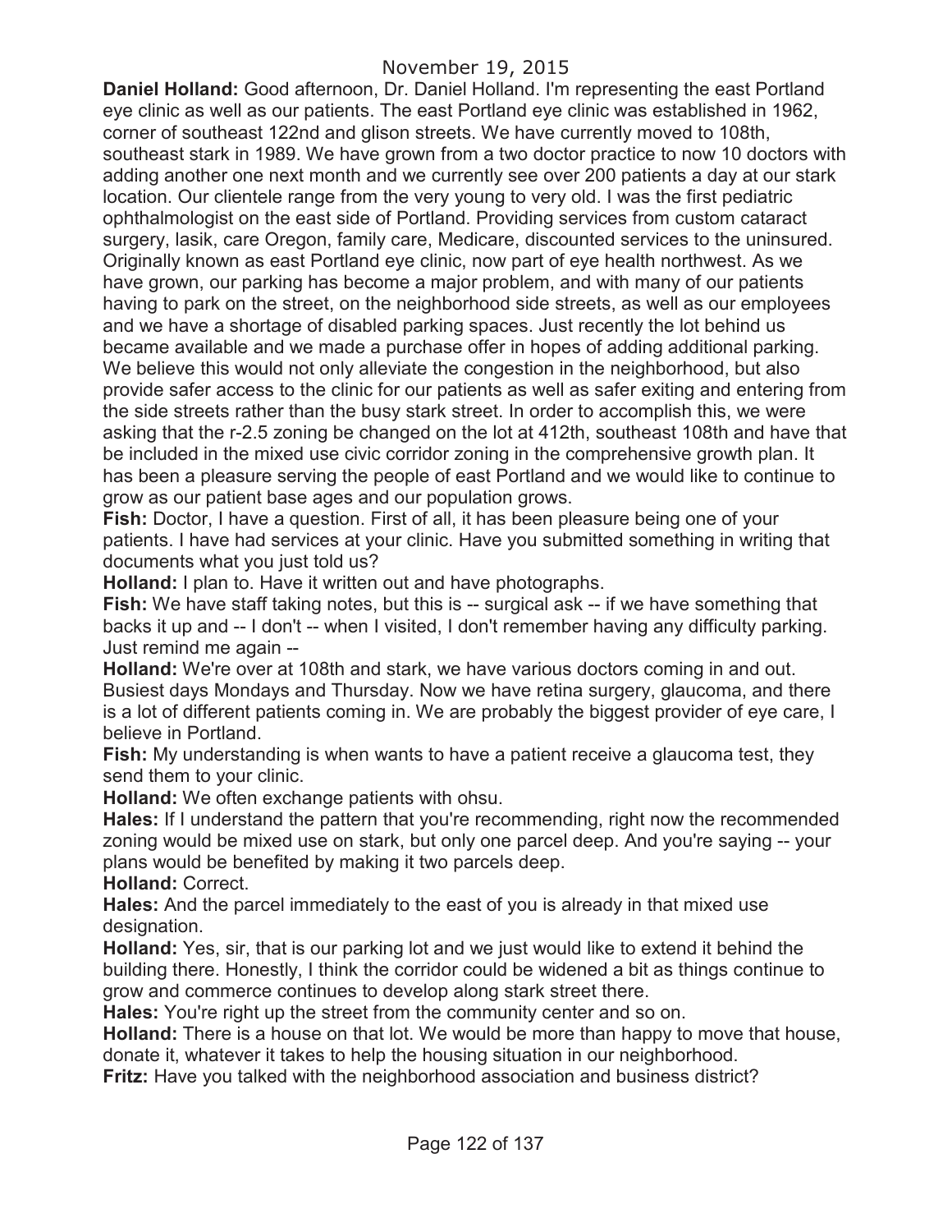November 19, 2015

**Daniel Holland:** Good afternoon, Dr. Daniel Holland. I'm representing the east Portland eye clinic as well as our patients. The east Portland eye clinic was established in 1962, corner of southeast 122nd and glison streets. We have currently moved to 108th, southeast stark in 1989. We have grown from a two doctor practice to now 10 doctors with adding another one next month and we currently see over 200 patients a day at our stark location. Our clientele range from the very young to very old. I was the first pediatric ophthalmologist on the east side of Portland. Providing services from custom cataract surgery, lasik, care Oregon, family care, Medicare, discounted services to the uninsured. Originally known as east Portland eye clinic, now part of eye health northwest. As we have grown, our parking has become a major problem, and with many of our patients having to park on the street, on the neighborhood side streets, as well as our employees and we have a shortage of disabled parking spaces. Just recently the lot behind us became available and we made a purchase offer in hopes of adding additional parking. We believe this would not only alleviate the congestion in the neighborhood, but also provide safer access to the clinic for our patients as well as safer exiting and entering from the side streets rather than the busy stark street. In order to accomplish this, we were asking that the r-2.5 zoning be changed on the lot at 412th, southeast 108th and have that be included in the mixed use civic corridor zoning in the comprehensive growth plan. It has been a pleasure serving the people of east Portland and we would like to continue to grow as our patient base ages and our population grows.

**Fish:** Doctor, I have a question. First of all, it has been pleasure being one of your patients. I have had services at your clinic. Have you submitted something in writing that documents what you just told us?

**Holland:** I plan to. Have it written out and have photographs.

**Fish:** We have staff taking notes, but this is -- surgical ask -- if we have something that backs it up and -- I don't -- when I visited, I don't remember having any difficulty parking. Just remind me again --

**Holland:** We're over at 108th and stark, we have various doctors coming in and out. Busiest days Mondays and Thursday. Now we have retina surgery, glaucoma, and there is a lot of different patients coming in. We are probably the biggest provider of eye care, I believe in Portland.

**Fish:** My understanding is when wants to have a patient receive a glaucoma test, they send them to your clinic.

**Holland:** We often exchange patients with ohsu.

**Hales:** If I understand the pattern that you're recommending, right now the recommended zoning would be mixed use on stark, but only one parcel deep. And you're saying -- your plans would be benefited by making it two parcels deep.

**Holland:** Correct.

**Hales:** And the parcel immediately to the east of you is already in that mixed use designation.

**Holland:** Yes, sir, that is our parking lot and we just would like to extend it behind the building there. Honestly, I think the corridor could be widened a bit as things continue to grow and commerce continues to develop along stark street there.

**Hales:** You're right up the street from the community center and so on.

**Holland:** There is a house on that lot. We would be more than happy to move that house, donate it, whatever it takes to help the housing situation in our neighborhood.

**Fritz:** Have you talked with the neighborhood association and business district?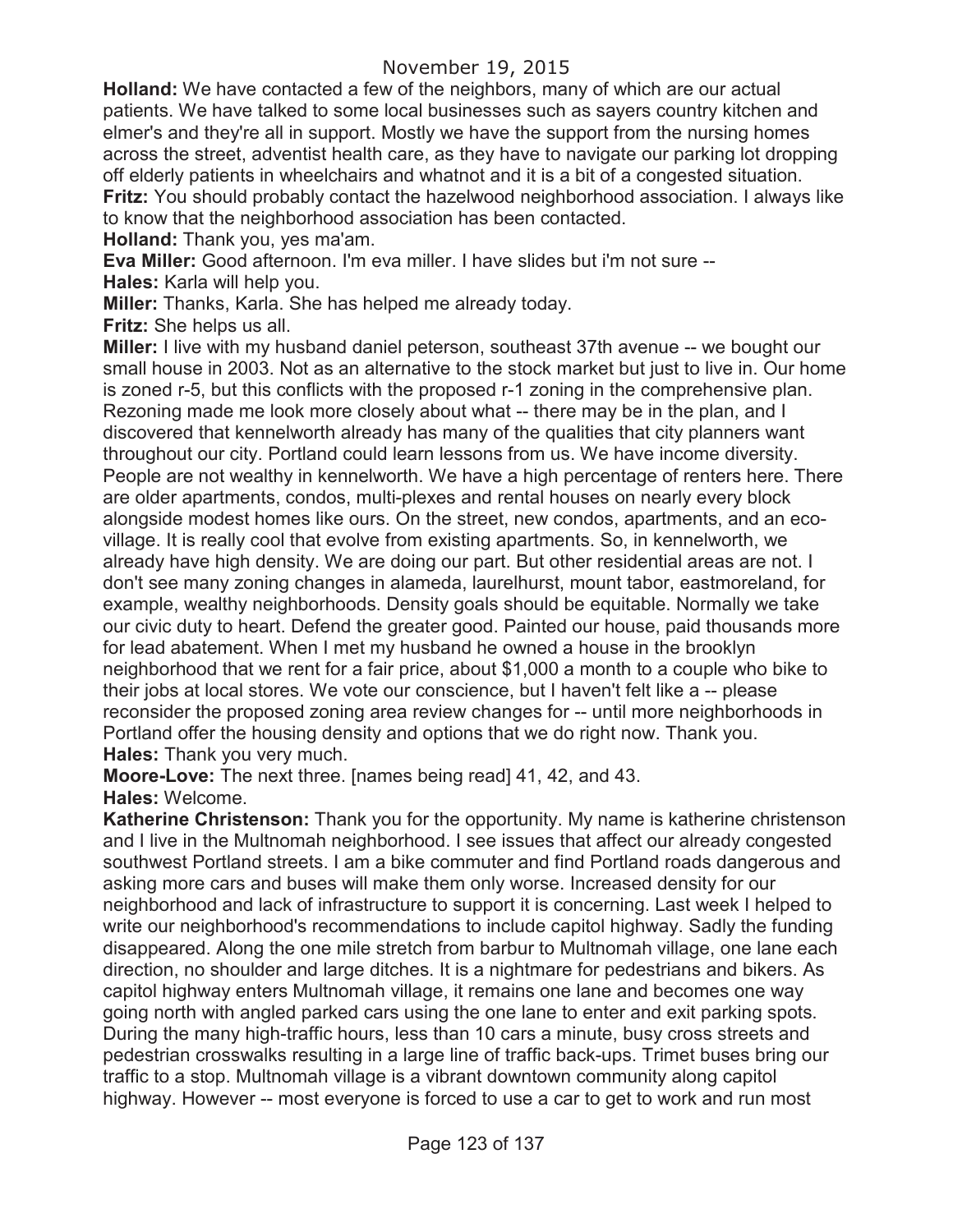**Holland:** We have contacted a few of the neighbors, many of which are our actual patients. We have talked to some local businesses such as sayers country kitchen and elmer's and they're all in support. Mostly we have the support from the nursing homes across the street, adventist health care, as they have to navigate our parking lot dropping off elderly patients in wheelchairs and whatnot and it is a bit of a congested situation.

**Fritz:** You should probably contact the hazelwood neighborhood association. I always like to know that the neighborhood association has been contacted.

**Holland:** Thank you, yes ma'am.

**Eva Miller:** Good afternoon. I'm eva miller. I have slides but i'm not sure --

**Hales:** Karla will help you.

**Miller:** Thanks, Karla. She has helped me already today.

**Fritz:** She helps us all.

**Miller:** I live with my husband daniel peterson, southeast 37th avenue -- we bought our small house in 2003. Not as an alternative to the stock market but just to live in. Our home is zoned r-5, but this conflicts with the proposed r-1 zoning in the comprehensive plan. Rezoning made me look more closely about what -- there may be in the plan, and I discovered that kennelworth already has many of the qualities that city planners want throughout our city. Portland could learn lessons from us. We have income diversity. People are not wealthy in kennelworth. We have a high percentage of renters here. There are older apartments, condos, multi-plexes and rental houses on nearly every block alongside modest homes like ours. On the street, new condos, apartments, and an eco-village. It is really cool that evolve from existing apartments. So, in kennelworth, we already have high density. We are doing our part. But other residential areas are not. I don't see many zoning changes in alameda, laurelhurst, mount tabor, eastmoreland, for example, wealthy neighborhoods. Density goals should be equitable. Normally we take our civic duty to heart. Defend the greater good. Painted our house, paid thousands more for lead abatement. When I met my husband he owned a house in the brooklyn neighborhood that we rent for a fair price, about $1,000 a month to a couple who bike to their jobs at local stores. We vote our conscience, but I haven't felt like a -- please reconsider the proposed zoning area review changes for -- until more neighborhoods in Portland offer the housing density and options that we do right now. Thank you.

**Hales:** Thank you very much.

**Moore-Love:** The next three. [names being read] 41, 42, and 43.

**Hales:** Welcome.

**Katherine Christenson:** Thank you for the opportunity. My name is katherine christenson and I live in the Multnomah neighborhood. I see issues that affect our already congested southwest Portland streets. I am a bike commuter and find Portland roads dangerous and asking more cars and buses will make them only worse. Increased density for our neighborhood and lack of infrastructure to support it is concerning. Last week I helped to write our neighborhood's recommendations to include capitol highway. Sadly the funding disappeared. Along the one mile stretch from barbur to Multnomah village, one lane each direction, no shoulder and large ditches. It is a nightmare for pedestrians and bikers. As capitol highway enters Multnomah village, it remains one lane and becomes one way going north with angled parked cars using the one lane to enter and exit parking spots. During the many high-traffic hours, less than 10 cars a minute, busy cross streets and pedestrian crosswalks resulting in a large line of traffic back-ups. Trimet buses bring our traffic to a stop. Multnomah village is a vibrant downtown community along capitol highway. However -- most everyone is forced to use a car to get to work and run most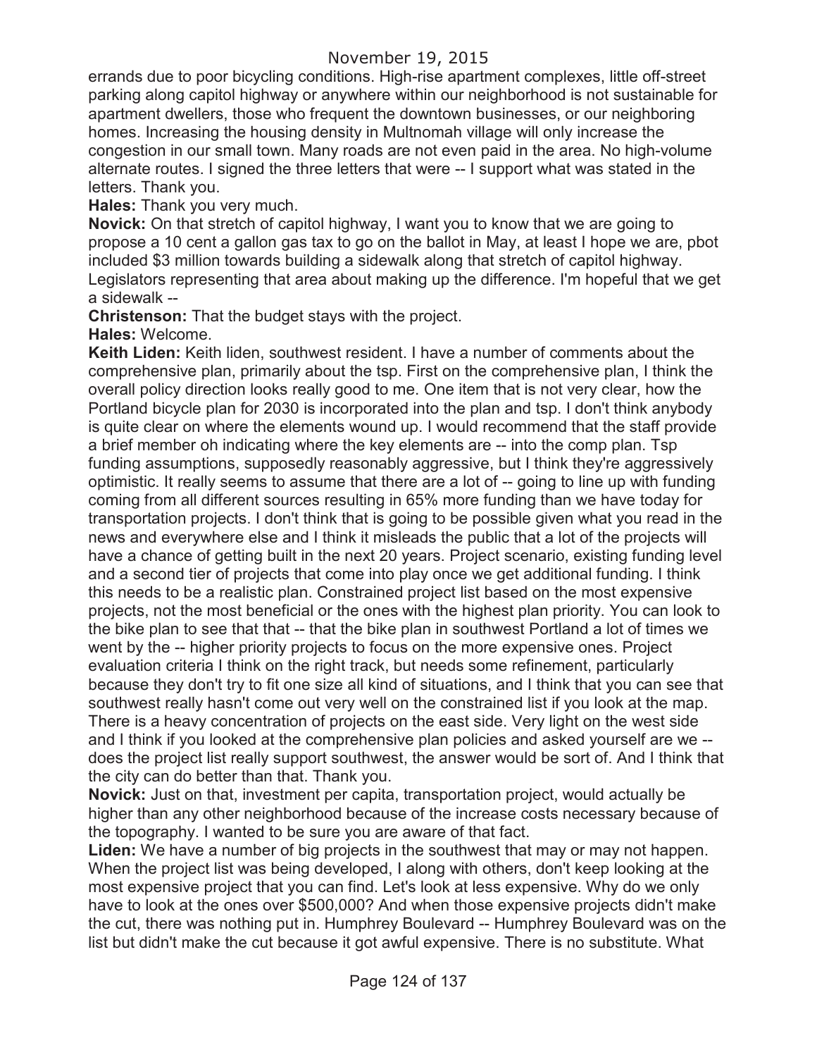errands due to poor bicycling conditions. High-rise apartment complexes, little off-street parking along capitol highway or anywhere within our neighborhood is not sustainable for apartment dwellers, those who frequent the downtown businesses, or our neighboring homes. Increasing the housing density in Multnomah village will only increase the congestion in our small town. Many roads are not even paid in the area. No high-volume alternate routes. I signed the three letters that were -- I support what was stated in the letters. Thank you.

**Hales:** Thank you very much.

**Novick:** On that stretch of capitol highway, I want you to know that we are going to propose a 10 cent a gallon gas tax to go on the ballot in May, at least I hope we are, pbot included $3 million towards building a sidewalk along that stretch of capitol highway. Legislators representing that area about making up the difference. I'm hopeful that we get a sidewalk --

**Christenson:** That the budget stays with the project.

**Hales:** Welcome.

**Keith Liden:** Keith liden, southwest resident. I have a number of comments about the comprehensive plan, primarily about the tsp. First on the comprehensive plan, I think the overall policy direction looks really good to me. One item that is not very clear, how the Portland bicycle plan for 2030 is incorporated into the plan and tsp. I don't think anybody is quite clear on where the elements wound up. I would recommend that the staff provide a brief member oh indicating where the key elements are -- into the comp plan. Tsp funding assumptions, supposedly reasonably aggressive, but I think they're aggressively optimistic. It really seems to assume that there are a lot of -- going to line up with funding coming from all different sources resulting in 65% more funding than we have today for transportation projects. I don't think that is going to be possible given what you read in the news and everywhere else and I think it misleads the public that a lot of the projects will have a chance of getting built in the next 20 years. Project scenario, existing funding level and a second tier of projects that come into play once we get additional funding. I think this needs to be a realistic plan. Constrained project list based on the most expensive projects, not the most beneficial or the ones with the highest plan priority. You can look to the bike plan to see that that -- that the bike plan in southwest Portland a lot of times we went by the -- higher priority projects to focus on the more expensive ones. Project evaluation criteria I think on the right track, but needs some refinement, particularly because they don't try to fit one size all kind of situations, and I think that you can see that southwest really hasn't come out very well on the constrained list if you look at the map. There is a heavy concentration of projects on the east side. Very light on the west side and I think if you looked at the comprehensive plan policies and asked yourself are we -- does the project list really support southwest, the answer would be sort of. And I think that the city can do better than that. Thank you.

**Novick:** Just on that, investment per capita, transportation project, would actually be higher than any other neighborhood because of the increase costs necessary because of the topography. I wanted to be sure you are aware of that fact.

**Liden:** We have a number of big projects in the southwest that may or may not happen. When the project list was being developed, I along with others, don't keep looking at the most expensive project that you can find. Let's look at less expensive. Why do we only have to look at the ones over $500,000? And when those expensive projects didn't make the cut, there was nothing put in. Humphrey Boulevard -- Humphrey Boulevard was on the list but didn't make the cut because it got awful expensive. There is no substitute. What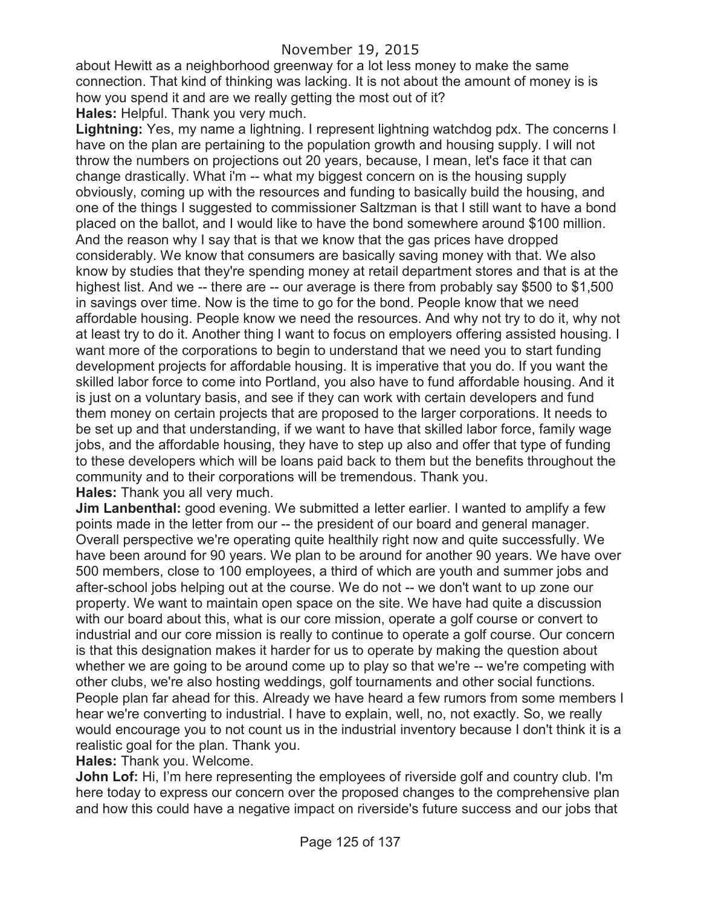about Hewitt as a neighborhood greenway for a lot less money to make the same connection. That kind of thinking was lacking. It is not about the amount of money is is how you spend it and are we really getting the most out of it?

**Hales:** Helpful. Thank you very much.

**Lightning:** Yes, my name a lightning. I represent lightning watchdog pdx. The concerns I have on the plan are pertaining to the population growth and housing supply. I will not throw the numbers on projections out 20 years, because, I mean, let's face it that can change drastically. What i'm -- what my biggest concern on is the housing supply obviously, coming up with the resources and funding to basically build the housing, and one of the things I suggested to commissioner Saltzman is that I still want to have a bond placed on the ballot, and I would like to have the bond somewhere around $100 million. And the reason why I say that is that we know that the gas prices have dropped considerably. We know that consumers are basically saving money with that. We also know by studies that they're spending money at retail department stores and that is at the highest list. And we -- there are -- our average is there from probably say $500 to $1,500 in savings over time. Now is the time to go for the bond. People know that we need affordable housing. People know we need the resources. And why not try to do it, why not at least try to do it. Another thing I want to focus on employers offering assisted housing. I want more of the corporations to begin to understand that we need you to start funding development projects for affordable housing. It is imperative that you do. If you want the skilled labor force to come into Portland, you also have to fund affordable housing. And it is just on a voluntary basis, and see if they can work with certain developers and fund them money on certain projects that are proposed to the larger corporations. It needs to be set up and that understanding, if we want to have that skilled labor force, family wage jobs, and the affordable housing, they have to step up also and offer that type of funding to these developers which will be loans paid back to them but the benefits throughout the community and to their corporations will be tremendous. Thank you.

**Hales:** Thank you all very much.

**Jim Lanbenthal:** good evening. We submitted a letter earlier. I wanted to amplify a few points made in the letter from our -- the president of our board and general manager. Overall perspective we're operating quite healthily right now and quite successfully. We have been around for 90 years. We plan to be around for another 90 years. We have over 500 members, close to 100 employees, a third of which are youth and summer jobs and after-school jobs helping out at the course. We do not -- we don't want to up zone our property. We want to maintain open space on the site. We have had quite a discussion with our board about this, what is our core mission, operate a golf course or convert to industrial and our core mission is really to continue to operate a golf course. Our concern is that this designation makes it harder for us to operate by making the question about whether we are going to be around come up to play so that we're -- we're competing with other clubs, we're also hosting weddings, golf tournaments and other social functions. People plan far ahead for this. Already we have heard a few rumors from some members I hear we're converting to industrial. I have to explain, well, no, not exactly. So, we really would encourage you to not count us in the industrial inventory because I don't think it is a realistic goal for the plan. Thank you.

**Hales:** Thank you. Welcome.

**John Lof:** Hi, I'm here representing the employees of riverside golf and country club. I'm here today to express our concern over the proposed changes to the comprehensive plan and how this could have a negative impact on riverside's future success and our jobs that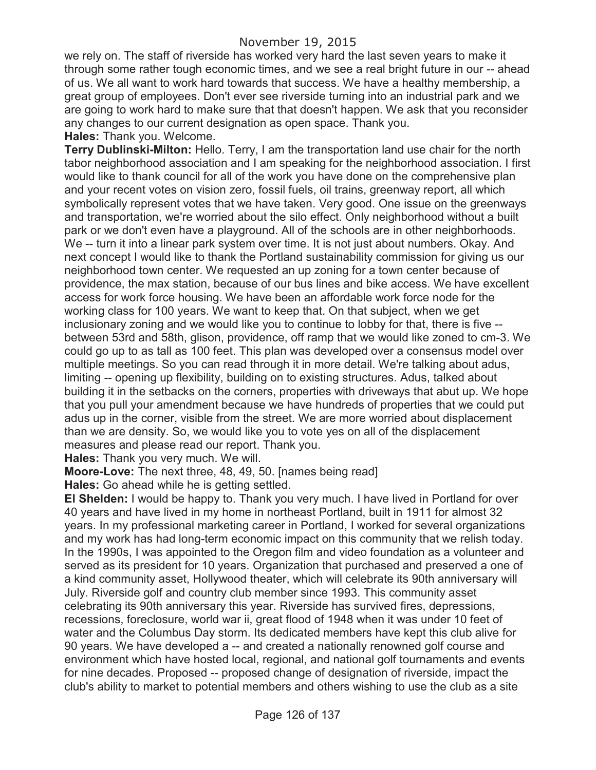November 19, 2015

we rely on. The staff of riverside has worked very hard the last seven years to make it through some rather tough economic times, and we see a real bright future in our -- ahead of us. We all want to work hard towards that success. We have a healthy membership, a great group of employees. Don't ever see riverside turning into an industrial park and we are going to work hard to make sure that that doesn't happen. We ask that you reconsider any changes to our current designation as open space. Thank you.

**Hales:** Thank you. Welcome.

**Terry Dublinski-Milton:** Hello. Terry, I am the transportation land use chair for the north tabor neighborhood association and I am speaking for the neighborhood association. I first would like to thank council for all of the work you have done on the comprehensive plan and your recent votes on vision zero, fossil fuels, oil trains, greenway report, all which symbolically represent votes that we have taken. Very good. One issue on the greenways and transportation, we're worried about the silo effect. Only neighborhood without a built park or we don't even have a playground. All of the schools are in other neighborhoods. We -- turn it into a linear park system over time. It is not just about numbers. Okay. And next concept I would like to thank the Portland sustainability commission for giving us our neighborhood town center. We requested an up zoning for a town center because of providence, the max station, because of our bus lines and bike access. We have excellent access for work force housing. We have been an affordable work force node for the working class for 100 years. We want to keep that. On that subject, when we get inclusionary zoning and we would like you to continue to lobby for that, there is five -- between 53rd and 58th, glison, providence, off ramp that we would like zoned to cm-3. We could go up to as tall as 100 feet. This plan was developed over a consensus model over multiple meetings. So you can read through it in more detail. We're talking about adus, limiting -- opening up flexibility, building on to existing structures. Adus, talked about building it in the setbacks on the corners, properties with driveways that abut up. We hope that you pull your amendment because we have hundreds of properties that we could put adus up in the corner, visible from the street. We are more worried about displacement than we are density. So, we would like you to vote yes on all of the displacement measures and please read our report. Thank you.

**Hales:** Thank you very much. We will.

**Moore-Love:** The next three, 48, 49, 50. [names being read]

**Hales:** Go ahead while he is getting settled.

**El Shelden:** I would be happy to. Thank you very much. I have lived in Portland for over 40 years and have lived in my home in northeast Portland, built in 1911 for almost 32 years. In my professional marketing career in Portland, I worked for several organizations and my work has had long-term economic impact on this community that we relish today. In the 1990s, I was appointed to the Oregon film and video foundation as a volunteer and served as its president for 10 years. Organization that purchased and preserved a one of a kind community asset, Hollywood theater, which will celebrate its 90th anniversary will July. Riverside golf and country club member since 1993. This community asset celebrating its 90th anniversary this year. Riverside has survived fires, depressions, recessions, foreclosure, world war ii, great flood of 1948 when it was under 10 feet of water and the Columbus Day storm. Its dedicated members have kept this club alive for 90 years. We have developed a -- and created a nationally renowned golf course and environment which have hosted local, regional, and national golf tournaments and events for nine decades. Proposed -- proposed change of designation of riverside, impact the club's ability to market to potential members and others wishing to use the club as a site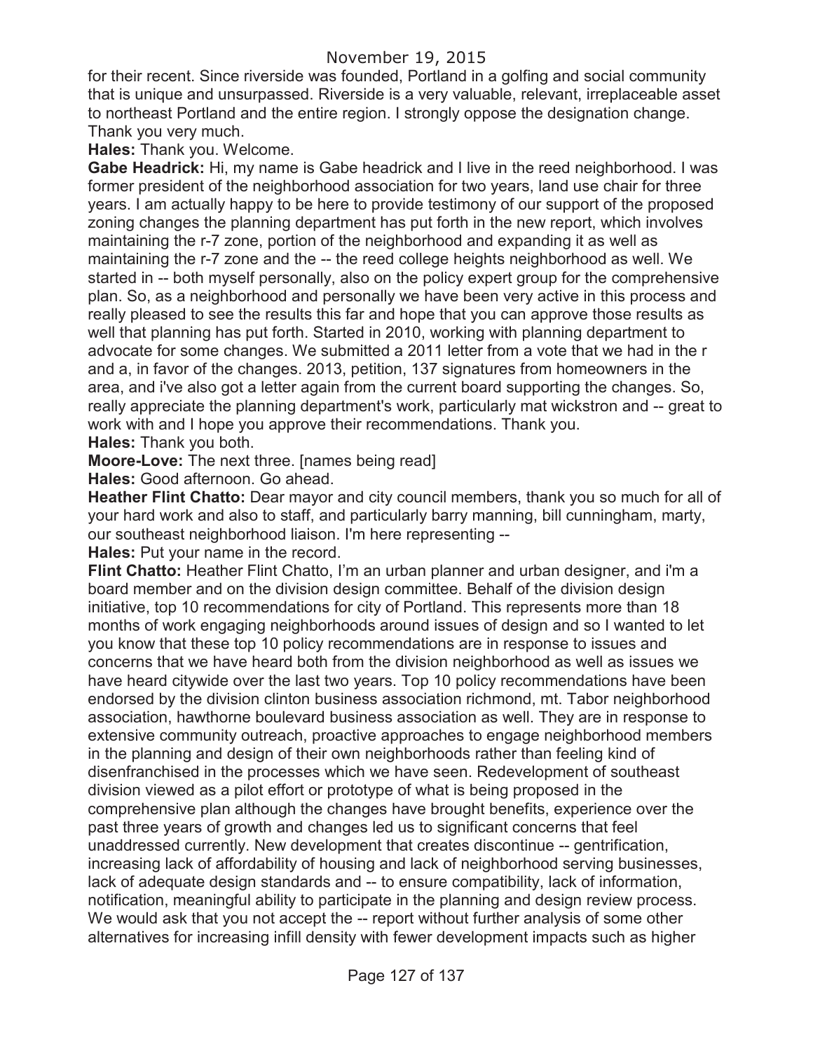for their recent. Since riverside was founded, Portland in a golfing and social community that is unique and unsurpassed. Riverside is a very valuable, relevant, irreplaceable asset to northeast Portland and the entire region. I strongly oppose the designation change. Thank you very much.

**Hales:** Thank you. Welcome.

**Gabe Headrick:** Hi, my name is Gabe headrick and I live in the reed neighborhood. I was former president of the neighborhood association for two years, land use chair for three years. I am actually happy to be here to provide testimony of our support of the proposed zoning changes the planning department has put forth in the new report, which involves maintaining the r-7 zone, portion of the neighborhood and expanding it as well as maintaining the r-7 zone and the -- the reed college heights neighborhood as well. We started in -- both myself personally, also on the policy expert group for the comprehensive plan. So, as a neighborhood and personally we have been very active in this process and really pleased to see the results this far and hope that you can approve those results as well that planning has put forth. Started in 2010, working with planning department to advocate for some changes. We submitted a 2011 letter from a vote that we had in the r and a, in favor of the changes. 2013, petition, 137 signatures from homeowners in the area, and i've also got a letter again from the current board supporting the changes. So, really appreciate the planning department's work, particularly mat wickstron and -- great to work with and I hope you approve their recommendations. Thank you.

**Hales:** Thank you both.

**Moore-Love:** The next three. [names being read]

**Hales:** Good afternoon. Go ahead.

**Heather Flint Chatto:** Dear mayor and city council members, thank you so much for all of your hard work and also to staff, and particularly barry manning, bill cunningham, marty, our southeast neighborhood liaison. I'm here representing --

**Hales:** Put your name in the record.

**Flint Chatto:** Heather Flint Chatto, I'm an urban planner and urban designer, and i'm a board member and on the division design committee. Behalf of the division design initiative, top 10 recommendations for city of Portland. This represents more than 18 months of work engaging neighborhoods around issues of design and so I wanted to let you know that these top 10 policy recommendations are in response to issues and concerns that we have heard both from the division neighborhood as well as issues we have heard citywide over the last two years. Top 10 policy recommendations have been endorsed by the division clinton business association richmond, mt. Tabor neighborhood association, hawthorne boulevard business association as well. They are in response to extensive community outreach, proactive approaches to engage neighborhood members in the planning and design of their own neighborhoods rather than feeling kind of disenfranchised in the processes which we have seen. Redevelopment of southeast division viewed as a pilot effort or prototype of what is being proposed in the comprehensive plan although the changes have brought benefits, experience over the past three years of growth and changes led us to significant concerns that feel unaddressed currently. New development that creates discontinue -- gentrification, increasing lack of affordability of housing and lack of neighborhood serving businesses, lack of adequate design standards and -- to ensure compatibility, lack of information, notification, meaningful ability to participate in the planning and design review process. We would ask that you not accept the -- report without further analysis of some other alternatives for increasing infill density with fewer development impacts such as higher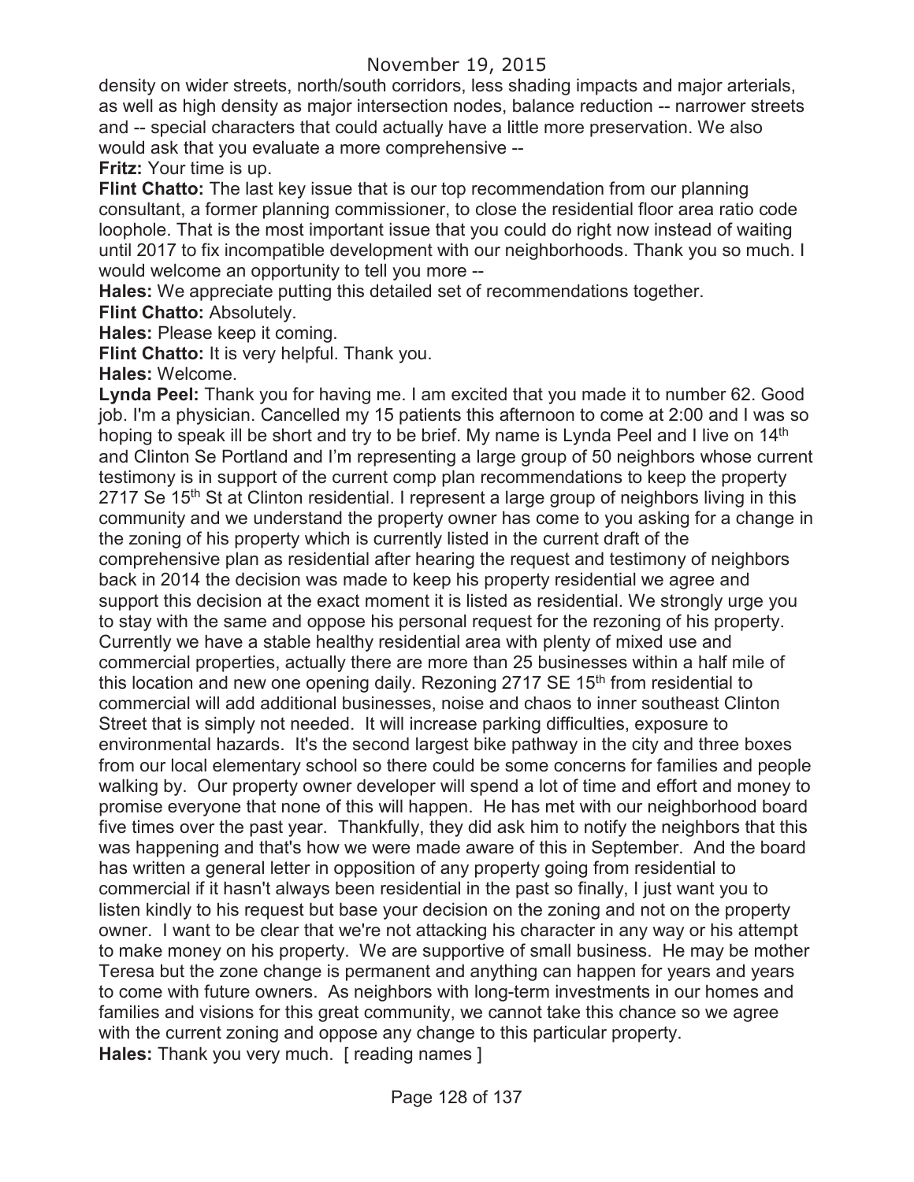density on wider streets, north/south corridors, less shading impacts and major arterials, as well as high density as major intersection nodes, balance reduction -- narrower streets and -- special characters that could actually have a little more preservation. We also would ask that you evaluate a more comprehensive --

**Fritz:** Your time is up.

**Flint Chatto:** The last key issue that is our top recommendation from our planning consultant, a former planning commissioner, to close the residential floor area ratio code loophole. That is the most important issue that you could do right now instead of waiting until 2017 to fix incompatible development with our neighborhoods. Thank you so much. I would welcome an opportunity to tell you more --

**Hales:** We appreciate putting this detailed set of recommendations together.

**Flint Chatto:** Absolutely.

**Hales:** Please keep it coming.

**Flint Chatto:** It is very helpful. Thank you.

**Hales:** Welcome.

**Lynda Peel:** Thank you for having me. I am excited that you made it to number 62. Good job. I'm a physician. Cancelled my 15 patients this afternoon to come at 2:00 and I was so hoping to speak ill be short and try to be brief. My name is Lynda Peel and I live on 14th and Clinton Se Portland and I'm representing a large group of 50 neighbors whose current testimony is in support of the current comp plan recommendations to keep the property 2717 Se 15th St at Clinton residential. I represent a large group of neighbors living in this community and we understand the property owner has come to you asking for a change in the zoning of his property which is currently listed in the current draft of the comprehensive plan as residential after hearing the request and testimony of neighbors back in 2014 the decision was made to keep his property residential we agree and support this decision at the exact moment it is listed as residential. We strongly urge you to stay with the same and oppose his personal request for the rezoning of his property. Currently we have a stable healthy residential area with plenty of mixed use and commercial properties, actually there are more than 25 businesses within a half mile of this location and new one opening daily. Rezoning 2717 SE 15th from residential to commercial will add additional businesses, noise and chaos to inner southeast Clinton Street that is simply not needed. It will increase parking difficulties, exposure to environmental hazards. It's the second largest bike pathway in the city and three boxes from our local elementary school so there could be some concerns for families and people walking by. Our property owner developer will spend a lot of time and effort and money to promise everyone that none of this will happen. He has met with our neighborhood board five times over the past year. Thankfully, they did ask him to notify the neighbors that this was happening and that's how we were made aware of this in September. And the board has written a general letter in opposition of any property going from residential to commercial if it hasn't always been residential in the past so finally, I just want you to listen kindly to his request but base your decision on the zoning and not on the property owner. I want to be clear that we're not attacking his character in any way or his attempt to make money on his property. We are supportive of small business. He may be mother Teresa but the zone change is permanent and anything can happen for years and years to come with future owners. As neighbors with long-term investments in our homes and families and visions for this great community, we cannot take this chance so we agree with the current zoning and oppose any change to this particular property.

**Hales:** Thank you very much. [ reading names ]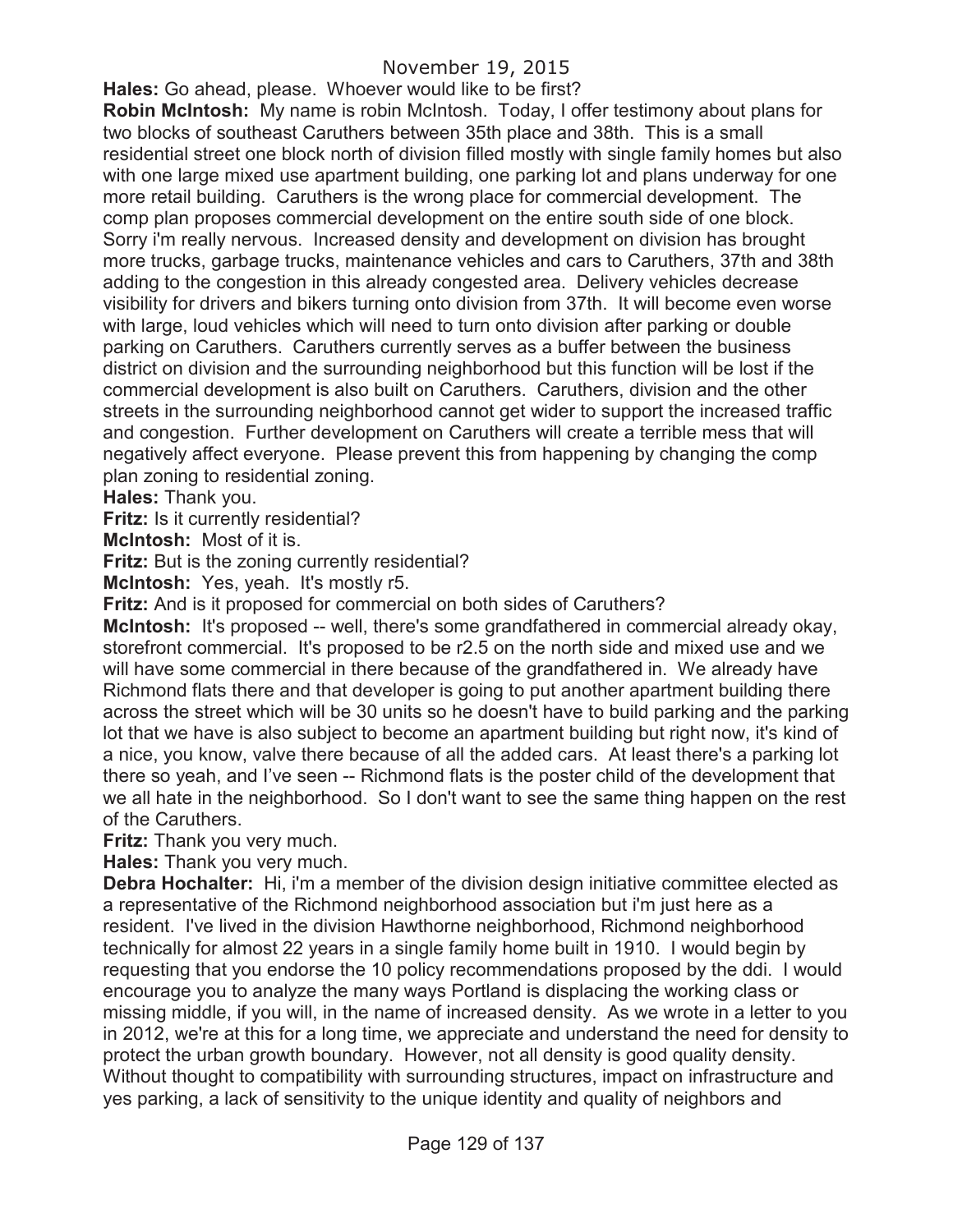**Hales:** Go ahead, please. Whoever would like to be first?

**Robin McIntosh:** My name is robin McIntosh. Today, I offer testimony about plans for two blocks of southeast Caruthers between 35th place and 38th. This is a small residential street one block north of division filled mostly with single family homes but also with one large mixed use apartment building, one parking lot and plans underway for one more retail building. Caruthers is the wrong place for commercial development. The comp plan proposes commercial development on the entire south side of one block. Sorry i'm really nervous. Increased density and development on division has brought more trucks, garbage trucks, maintenance vehicles and cars to Caruthers, 37th and 38th adding to the congestion in this already congested area. Delivery vehicles decrease visibility for drivers and bikers turning onto division from 37th. It will become even worse with large, loud vehicles which will need to turn onto division after parking or double parking on Caruthers. Caruthers currently serves as a buffer between the business district on division and the surrounding neighborhood but this function will be lost if the commercial development is also built on Caruthers. Caruthers, division and the other streets in the surrounding neighborhood cannot get wider to support the increased traffic and congestion. Further development on Caruthers will create a terrible mess that will negatively affect everyone. Please prevent this from happening by changing the comp plan zoning to residential zoning.

**Hales:** Thank you.

**Fritz:** Is it currently residential?

**McIntosh:** Most of it is.

**Fritz:** But is the zoning currently residential?

**McIntosh:** Yes, yeah. It's mostly r5.

**Fritz:** And is it proposed for commercial on both sides of Caruthers?

**McIntosh:** It's proposed -- well, there's some grandfathered in commercial already okay, storefront commercial. It's proposed to be r2.5 on the north side and mixed use and we will have some commercial in there because of the grandfathered in. We already have Richmond flats there and that developer is going to put another apartment building there across the street which will be 30 units so he doesn't have to build parking and the parking lot that we have is also subject to become an apartment building but right now, it's kind of a nice, you know, valve there because of all the added cars. At least there's a parking lot there so yeah, and I've seen -- Richmond flats is the poster child of the development that we all hate in the neighborhood. So I don't want to see the same thing happen on the rest of the Caruthers.

**Fritz:** Thank you very much.

**Hales:** Thank you very much.

**Debra Hochalter:** Hi, i'm a member of the division design initiative committee elected as a representative of the Richmond neighborhood association but i'm just here as a resident. I've lived in the division Hawthorne neighborhood, Richmond neighborhood technically for almost 22 years in a single family home built in 1910. I would begin by requesting that you endorse the 10 policy recommendations proposed by the ddi. I would encourage you to analyze the many ways Portland is displacing the working class or missing middle, if you will, in the name of increased density. As we wrote in a letter to you in 2012, we're at this for a long time, we appreciate and understand the need for density to protect the urban growth boundary. However, not all density is good quality density. Without thought to compatibility with surrounding structures, impact on infrastructure and yes parking, a lack of sensitivity to the unique identity and quality of neighbors and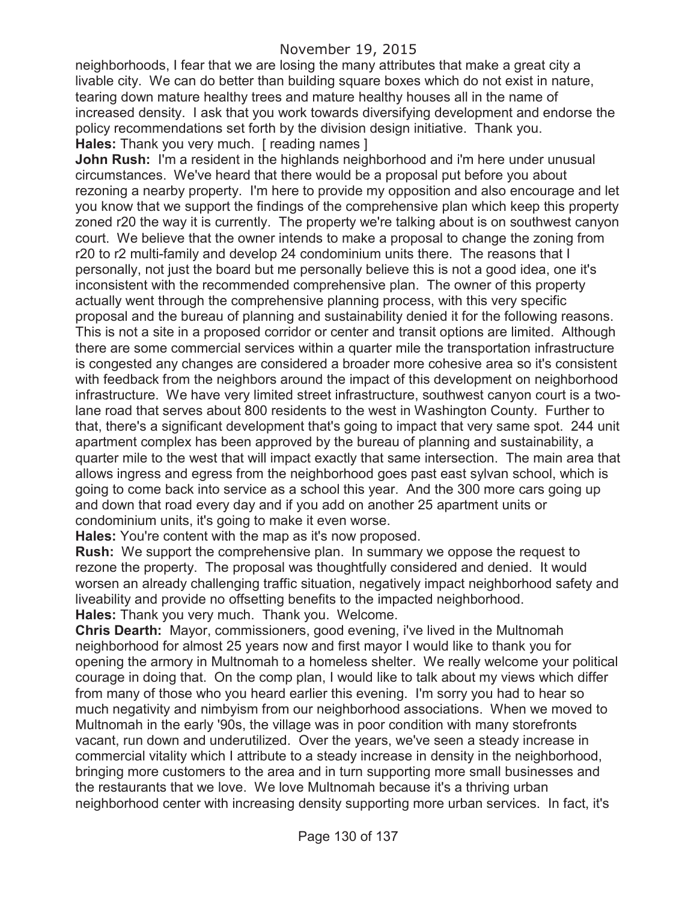neighborhoods, I fear that we are losing the many attributes that make a great city a livable city. We can do better than building square boxes which do not exist in nature, tearing down mature healthy trees and mature healthy houses all in the name of increased density. I ask that you work towards diversifying development and endorse the policy recommendations set forth by the division design initiative. Thank you.

**Hales:** Thank you very much. [ reading names ]

**John Rush:** I'm a resident in the highlands neighborhood and i'm here under unusual circumstances. We've heard that there would be a proposal put before you about rezoning a nearby property. I'm here to provide my opposition and also encourage and let you know that we support the findings of the comprehensive plan which keep this property zoned r20 the way it is currently. The property we're talking about is on southwest canyon court. We believe that the owner intends to make a proposal to change the zoning from r20 to r2 multi-family and develop 24 condominium units there. The reasons that I personally, not just the board but me personally believe this is not a good idea, one it's inconsistent with the recommended comprehensive plan. The owner of this property actually went through the comprehensive planning process, with this very specific proposal and the bureau of planning and sustainability denied it for the following reasons. This is not a site in a proposed corridor or center and transit options are limited. Although there are some commercial services within a quarter mile the transportation infrastructure is congested any changes are considered a broader more cohesive area so it's consistent with feedback from the neighbors around the impact of this development on neighborhood infrastructure. We have very limited street infrastructure, southwest canyon court is a two-lane road that serves about 800 residents to the west in Washington County. Further to that, there's a significant development that's going to impact that very same spot. 244 unit apartment complex has been approved by the bureau of planning and sustainability, a quarter mile to the west that will impact exactly that same intersection. The main area that allows ingress and egress from the neighborhood goes past east sylvan school, which is going to come back into service as a school this year. And the 300 more cars going up and down that road every day and if you add on another 25 apartment units or condominium units, it's going to make it even worse.

**Hales:** You're content with the map as it's now proposed.

**Rush:** We support the comprehensive plan. In summary we oppose the request to rezone the property. The proposal was thoughtfully considered and denied. It would worsen an already challenging traffic situation, negatively impact neighborhood safety and liveability and provide no offsetting benefits to the impacted neighborhood.

**Hales:** Thank you very much. Thank you. Welcome.

**Chris Dearth:** Mayor, commissioners, good evening, i've lived in the Multnomah neighborhood for almost 25 years now and first mayor I would like to thank you for opening the armory in Multnomah to a homeless shelter. We really welcome your political courage in doing that. On the comp plan, I would like to talk about my views which differ from many of those who you heard earlier this evening. I'm sorry you had to hear so much negativity and nimbyism from our neighborhood associations. When we moved to Multnomah in the early '90s, the village was in poor condition with many storefronts vacant, run down and underutilized. Over the years, we've seen a steady increase in commercial vitality which I attribute to a steady increase in density in the neighborhood, bringing more customers to the area and in turn supporting more small businesses and the restaurants that we love. We love Multnomah because it's a thriving urban neighborhood center with increasing density supporting more urban services. In fact, it's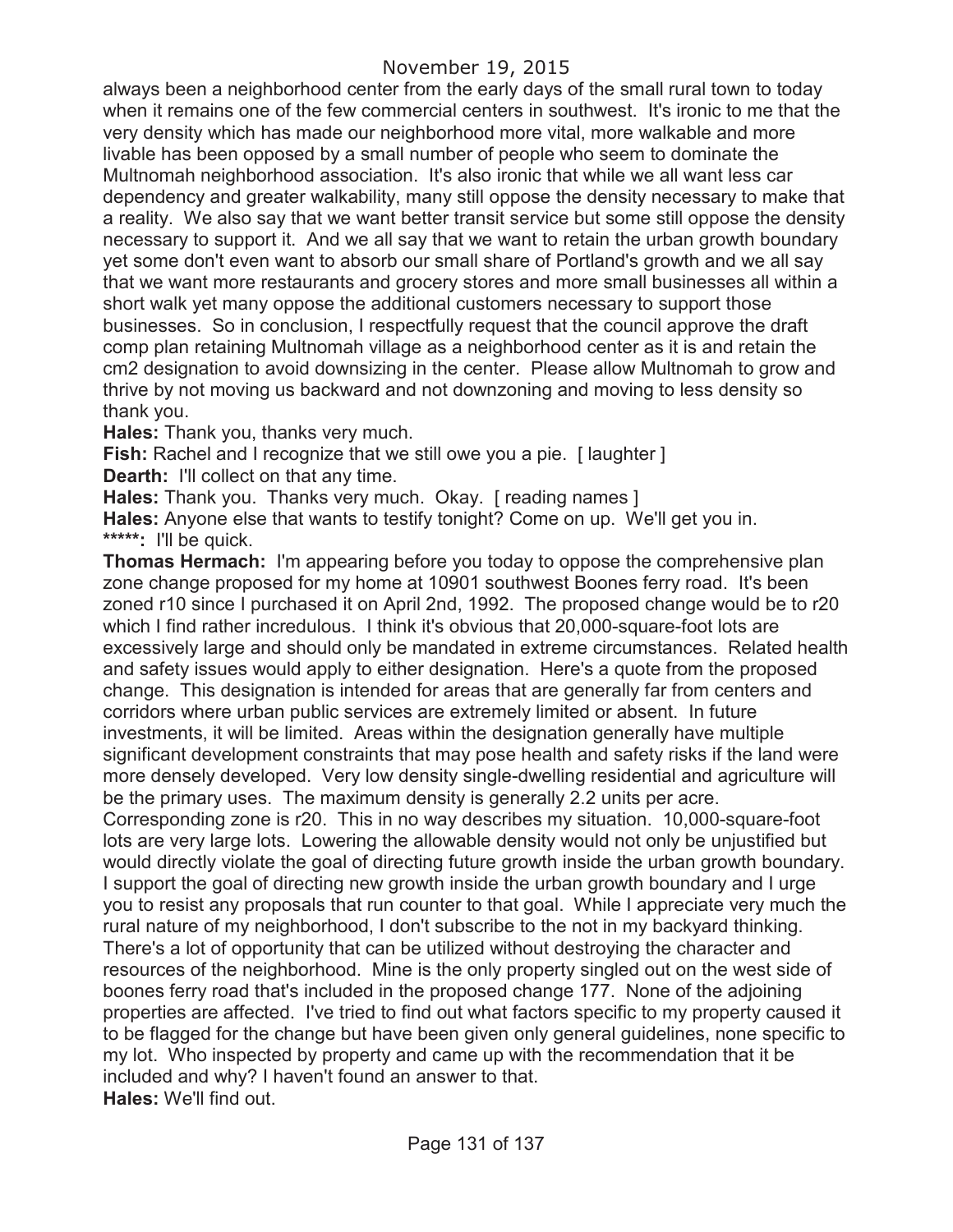always been a neighborhood center from the early days of the small rural town to today when it remains one of the few commercial centers in southwest. It's ironic to me that the very density which has made our neighborhood more vital, more walkable and more livable has been opposed by a small number of people who seem to dominate the Multnomah neighborhood association. It's also ironic that while we all want less car dependency and greater walkability, many still oppose the density necessary to make that a reality. We also say that we want better transit service but some still oppose the density necessary to support it. And we all say that we want to retain the urban growth boundary yet some don't even want to absorb our small share of Portland's growth and we all say that we want more restaurants and grocery stores and more small businesses all within a short walk yet many oppose the additional customers necessary to support those businesses. So in conclusion, I respectfully request that the council approve the draft comp plan retaining Multnomah village as a neighborhood center as it is and retain the cm2 designation to avoid downsizing in the center. Please allow Multnomah to grow and thrive by not moving us backward and not downzoning and moving to less density so thank you.

**Hales:** Thank you, thanks very much.

**Fish:** Rachel and I recognize that we still owe you a pie. [ laughter ]

**Dearth:** I'll collect on that any time.

**Hales:** Thank you. Thanks very much. Okay. [ reading names ]

**Hales:** Anyone else that wants to testify tonight? Come on up. We'll get you in.

*****: I'll be quick.

**Thomas Hermach:** I'm appearing before you today to oppose the comprehensive plan zone change proposed for my home at 10901 southwest Boones ferry road. It's been zoned r10 since I purchased it on April 2nd, 1992. The proposed change would be to r20 which I find rather incredulous. I think it's obvious that 20,000-square-foot lots are excessively large and should only be mandated in extreme circumstances. Related health and safety issues would apply to either designation. Here's a quote from the proposed change. This designation is intended for areas that are generally far from centers and corridors where urban public services are extremely limited or absent. In future investments, it will be limited. Areas within the designation generally have multiple significant development constraints that may pose health and safety risks if the land were more densely developed. Very low density single-dwelling residential and agriculture will be the primary uses. The maximum density is generally 2.2 units per acre. Corresponding zone is r20. This in no way describes my situation. 10,000-square-foot lots are very large lots. Lowering the allowable density would not only be unjustified but would directly violate the goal of directing future growth inside the urban growth boundary. I support the goal of directing new growth inside the urban growth boundary and I urge you to resist any proposals that run counter to that goal. While I appreciate very much the rural nature of my neighborhood, I don't subscribe to the not in my backyard thinking. There's a lot of opportunity that can be utilized without destroying the character and resources of the neighborhood. Mine is the only property singled out on the west side of boones ferry road that's included in the proposed change 177. None of the adjoining properties are affected. I've tried to find out what factors specific to my property caused it to be flagged for the change but have been given only general guidelines, none specific to my lot. Who inspected by property and came up with the recommendation that it be included and why? I haven't found an answer to that.

**Hales:** We'll find out.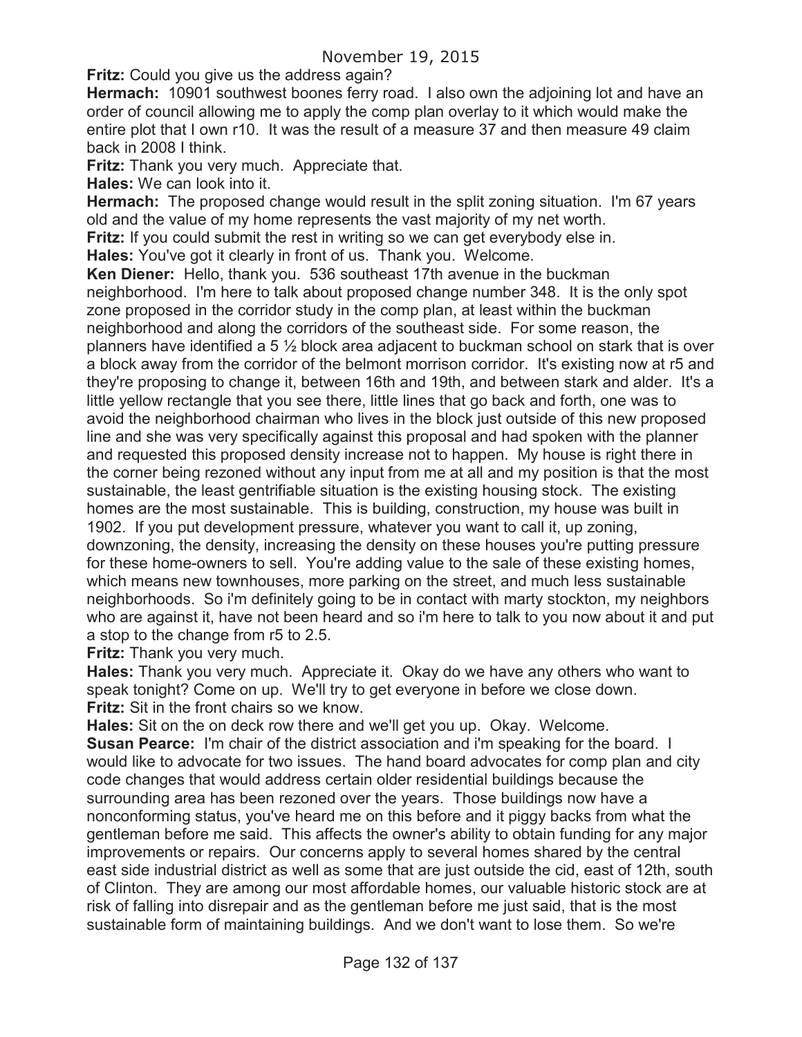**Fritz:** Could you give us the address again?

**Hermach:** 10901 southwest boones ferry road. I also own the adjoining lot and have an order of council allowing me to apply the comp plan overlay to it which would make the entire plot that I own r10. It was the result of a measure 37 and then measure 49 claim back in 2008 I think.

**Fritz:** Thank you very much. Appreciate that.

**Hales:** We can look into it.

**Hermach:** The proposed change would result in the split zoning situation. I'm 67 years old and the value of my home represents the vast majority of my net worth.

**Fritz:** If you could submit the rest in writing so we can get everybody else in.

**Hales:** You've got it clearly in front of us. Thank you. Welcome.

**Ken Diener:** Hello, thank you. 536 southeast 17th avenue in the buckman neighborhood. I'm here to talk about proposed change number 348. It is the only spot zone proposed in the corridor study in the comp plan, at least within the buckman neighborhood and along the corridors of the southeast side. For some reason, the planners have identified a 5 ½ block area adjacent to buckman school on stark that is over a block away from the corridor of the belmont morrison corridor. It's existing now at r5 and they're proposing to change it, between 16th and 19th, and between stark and alder. It's a little yellow rectangle that you see there, little lines that go back and forth, one was to avoid the neighborhood chairman who lives in the block just outside of this new proposed line and she was very specifically against this proposal and had spoken with the planner and requested this proposed density increase not to happen. My house is right there in the corner being rezoned without any input from me at all and my position is that the most sustainable, the least gentrifiable situation is the existing housing stock. The existing homes are the most sustainable. This is building, construction, my house was built in 1902. If you put development pressure, whatever you want to call it, up zoning, downzoning, the density, increasing the density on these houses you're putting pressure for these home-owners to sell. You're adding value to the sale of these existing homes, which means new townhouses, more parking on the street, and much less sustainable neighborhoods. So i'm definitely going to be in contact with marty stockton, my neighbors who are against it, have not been heard and so i'm here to talk to you now about it and put a stop to the change from r5 to 2.5.

**Fritz:** Thank you very much.

**Hales:** Thank you very much. Appreciate it. Okay do we have any others who want to speak tonight? Come on up. We'll try to get everyone in before we close down.

**Fritz:** Sit in the front chairs so we know.

**Hales:** Sit on the on deck row there and we'll get you up. Okay. Welcome.

**Susan Pearce:** I'm chair of the district association and i'm speaking for the board. I would like to advocate for two issues. The hand board advocates for comp plan and city code changes that would address certain older residential buildings because the surrounding area has been rezoned over the years. Those buildings now have a nonconforming status, you've heard me on this before and it piggy backs from what the gentleman before me said. This affects the owner's ability to obtain funding for any major improvements or repairs. Our concerns apply to several homes shared by the central east side industrial district as well as some that are just outside the cid, east of 12th, south of Clinton. They are among our most affordable homes, our valuable historic stock are at risk of falling into disrepair and as the gentleman before me just said, that is the most sustainable form of maintaining buildings. And we don't want to lose them. So we're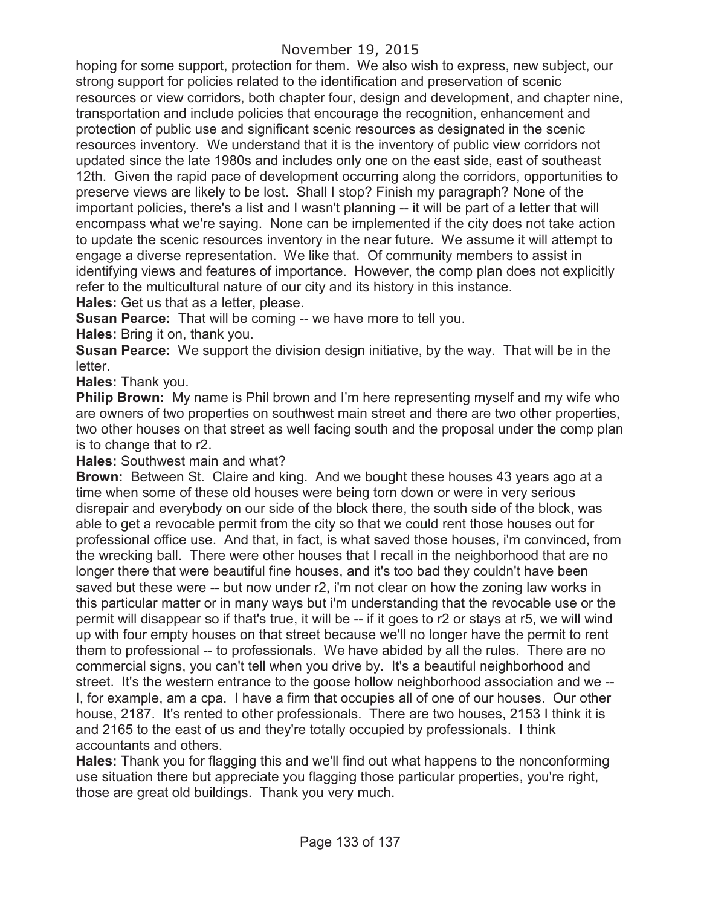hoping for some support, protection for them. We also wish to express, new subject, our strong support for policies related to the identification and preservation of scenic resources or view corridors, both chapter four, design and development, and chapter nine, transportation and include policies that encourage the recognition, enhancement and protection of public use and significant scenic resources as designated in the scenic resources inventory. We understand that it is the inventory of public view corridors not updated since the late 1980s and includes only one on the east side, east of southeast 12th. Given the rapid pace of development occurring along the corridors, opportunities to preserve views are likely to be lost. Shall I stop? Finish my paragraph? None of the important policies, there's a list and I wasn't planning -- it will be part of a letter that will encompass what we're saying. None can be implemented if the city does not take action to update the scenic resources inventory in the near future. We assume it will attempt to engage a diverse representation. We like that. Of community members to assist in identifying views and features of importance. However, the comp plan does not explicitly refer to the multicultural nature of our city and its history in this instance.

**Hales:** Get us that as a letter, please.

**Susan Pearce:** That will be coming -- we have more to tell you.

**Hales:** Bring it on, thank you.

**Susan Pearce:** We support the division design initiative, by the way. That will be in the letter.

**Hales:** Thank you.

**Philip Brown:** My name is Phil brown and I'm here representing myself and my wife who are owners of two properties on southwest main street and there are two other properties, two other houses on that street as well facing south and the proposal under the comp plan is to change that to r2.

**Hales:** Southwest main and what?

**Brown:** Between St. Claire and king. And we bought these houses 43 years ago at a time when some of these old houses were being torn down or were in very serious disrepair and everybody on our side of the block there, the south side of the block, was able to get a revocable permit from the city so that we could rent those houses out for professional office use. And that, in fact, is what saved those houses, i'm convinced, from the wrecking ball. There were other houses that I recall in the neighborhood that are no longer there that were beautiful fine houses, and it's too bad they couldn't have been saved but these were -- but now under r2, i'm not clear on how the zoning law works in this particular matter or in many ways but i'm understanding that the revocable use or the permit will disappear so if that's true, it will be -- if it goes to r2 or stays at r5, we will wind up with four empty houses on that street because we'll no longer have the permit to rent them to professional -- to professionals. We have abided by all the rules. There are no commercial signs, you can't tell when you drive by. It's a beautiful neighborhood and street. It's the western entrance to the goose hollow neighborhood association and we -- I, for example, am a cpa. I have a firm that occupies all of one of our houses. Our other house, 2187. It's rented to other professionals. There are two houses, 2153 I think it is and 2165 to the east of us and they're totally occupied by professionals. I think accountants and others.

**Hales:** Thank you for flagging this and we'll find out what happens to the nonconforming use situation there but appreciate you flagging those particular properties, you're right, those are great old buildings. Thank you very much.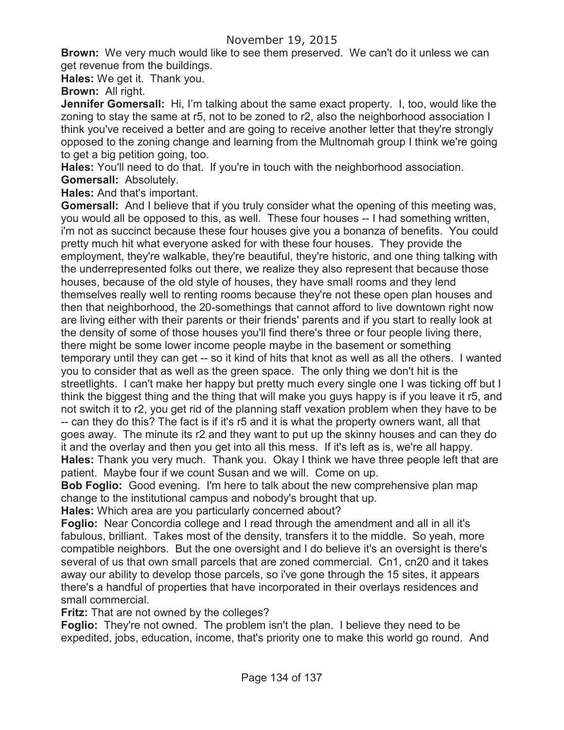**Brown:** We very much would like to see them preserved. We can't do it unless we can get revenue from the buildings.

**Hales:** We get it. Thank you.

**Brown:** All right.

**Jennifer Gomersall:** Hi, I'm talking about the same exact property. I, too, would like the zoning to stay the same at r5, not to be zoned to r2, also the neighborhood association I think you've received a better and are going to receive another letter that they're strongly opposed to the zoning change and learning from the Multnomah group I think we're going to get a big petition going, too.

**Hales:** You'll need to do that. If you're in touch with the neighborhood association.

**Gomersall:** Absolutely.

**Hales:** And that's important.

**Gomersall:** And I believe that if you truly consider what the opening of this meeting was, you would all be opposed to this, as well. These four houses -- I had something written, i'm not as succinct because these four houses give you a bonanza of benefits. You could pretty much hit what everyone asked for with these four houses. They provide the employment, they're walkable, they're beautiful, they're historic, and one thing talking with the underrepresented folks out there, we realize they also represent that because those houses, because of the old style of houses, they have small rooms and they lend themselves really well to renting rooms because they're not these open plan houses and then that neighborhood, the 20-somethings that cannot afford to live downtown right now are living either with their parents or their friends' parents and if you start to really look at the density of some of those houses you'll find there's three or four people living there, there might be some lower income people maybe in the basement or something temporary until they can get -- so it kind of hits that knot as well as all the others. I wanted you to consider that as well as the green space. The only thing we don't hit is the streetlights. I can't make her happy but pretty much every single one I was ticking off but I think the biggest thing and the thing that will make you guys happy is if you leave it r5, and not switch it to r2, you get rid of the planning staff vexation problem when they have to be -- can they do this? The fact is if it's r5 and it is what the property owners want, all that goes away. The minute its r2 and they want to put up the skinny houses and can they do it and the overlay and then you get into all this mess. If it's left as is, we're all happy.

**Hales:** Thank you very much. Thank you. Okay I think we have three people left that are patient. Maybe four if we count Susan and we will. Come on up.

**Bob Foglio:** Good evening. I'm here to talk about the new comprehensive plan map change to the institutional campus and nobody's brought that up.

**Hales:** Which area are you particularly concerned about?

**Foglio:** Near Concordia college and I read through the amendment and all in all it's fabulous, brilliant. Takes most of the density, transfers it to the middle. So yeah, more compatible neighbors. But the one oversight and I do believe it's an oversight is there's several of us that own small parcels that are zoned commercial. Cn1, cn20 and it takes away our ability to develop those parcels, so i've gone through the 15 sites, it appears there's a handful of properties that have incorporated in their overlays residences and small commercial.

**Fritz:** That are not owned by the colleges?

**Foglio:** They're not owned. The problem isn't the plan. I believe they need to be expedited, jobs, education, income, that's priority one to make this world go round. And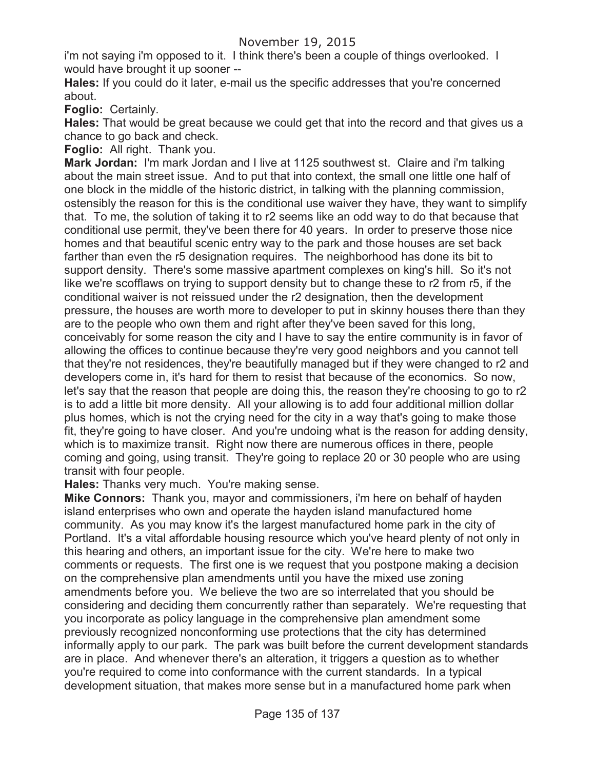i'm not saying i'm opposed to it. I think there's been a couple of things overlooked. I would have brought it up sooner --

**Hales:** If you could do it later, e-mail us the specific addresses that you're concerned about.

**Foglio:** Certainly.

**Hales:** That would be great because we could get that into the record and that gives us a chance to go back and check.

**Foglio:** All right. Thank you.

**Mark Jordan:** I'm mark Jordan and I live at 1125 southwest st. Claire and i'm talking about the main street issue. And to put that into context, the small one little one half of one block in the middle of the historic district, in talking with the planning commission, ostensibly the reason for this is the conditional use waiver they have, they want to simplify that. To me, the solution of taking it to r2 seems like an odd way to do that because that conditional use permit, they've been there for 40 years. In order to preserve those nice homes and that beautiful scenic entry way to the park and those houses are set back farther than even the r5 designation requires. The neighborhood has done its bit to support density. There's some massive apartment complexes on king's hill. So it's not like we're scofflaws on trying to support density but to change these to r2 from r5, if the conditional waiver is not reissued under the r2 designation, then the development pressure, the houses are worth more to developer to put in skinny houses there than they are to the people who own them and right after they've been saved for this long, conceivably for some reason the city and I have to say the entire community is in favor of allowing the offices to continue because they're very good neighbors and you cannot tell that they're not residences, they're beautifully managed but if they were changed to r2 and developers come in, it's hard for them to resist that because of the economics. So now, let's say that the reason that people are doing this, the reason they're choosing to go to r2 is to add a little bit more density. All your allowing is to add four additional million dollar plus homes, which is not the crying need for the city in a way that's going to make those fit, they're going to have closer. And you're undoing what is the reason for adding density, which is to maximize transit. Right now there are numerous offices in there, people coming and going, using transit. They're going to replace 20 or 30 people who are using transit with four people.

**Hales:** Thanks very much. You're making sense.

**Mike Connors:** Thank you, mayor and commissioners, i'm here on behalf of hayden island enterprises who own and operate the hayden island manufactured home community. As you may know it's the largest manufactured home park in the city of Portland. It's a vital affordable housing resource which you've heard plenty of not only in this hearing and others, an important issue for the city. We're here to make two comments or requests. The first one is we request that you postpone making a decision on the comprehensive plan amendments until you have the mixed use zoning amendments before you. We believe the two are so interrelated that you should be considering and deciding them concurrently rather than separately. We're requesting that you incorporate as policy language in the comprehensive plan amendment some previously recognized nonconforming use protections that the city has determined informally apply to our park. The park was built before the current development standards are in place. And whenever there's an alteration, it triggers a question as to whether you're required to come into conformance with the current standards. In a typical development situation, that makes more sense but in a manufactured home park when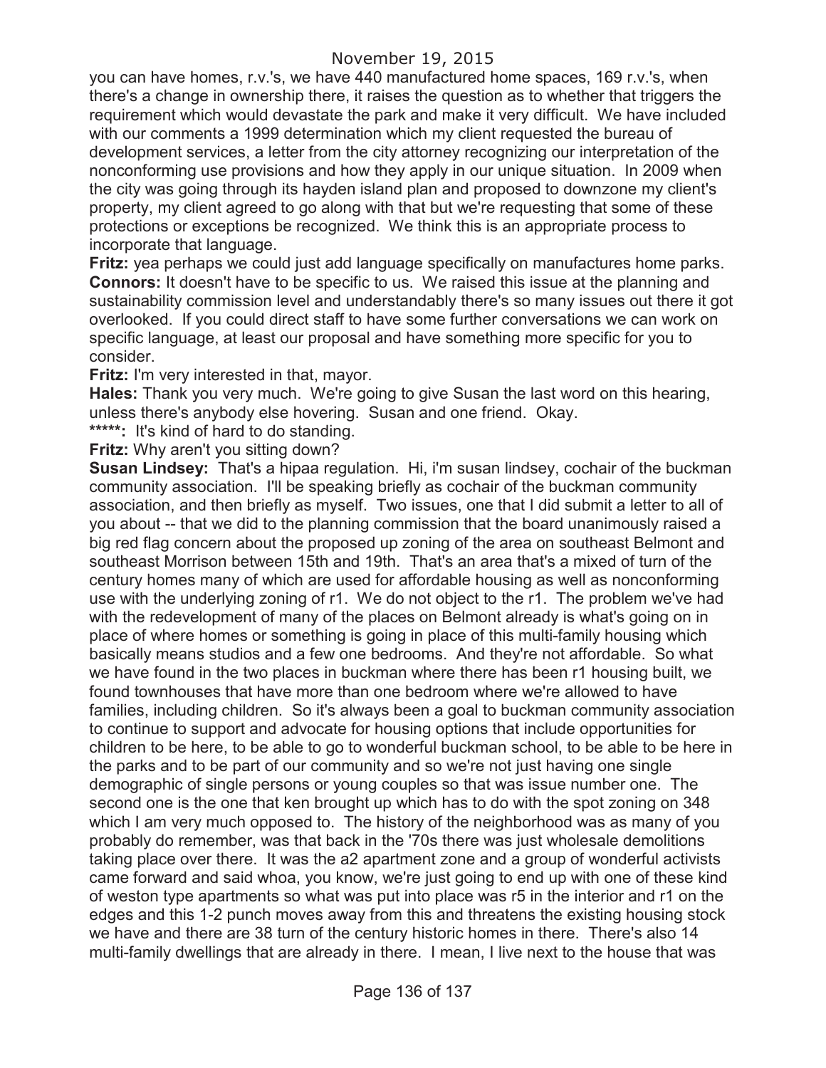you can have homes, r.v.'s, we have 440 manufactured home spaces, 169 r.v.'s, when there's a change in ownership there, it raises the question as to whether that triggers the requirement which would devastate the park and make it very difficult. We have included with our comments a 1999 determination which my client requested the bureau of development services, a letter from the city attorney recognizing our interpretation of the nonconforming use provisions and how they apply in our unique situation. In 2009 when the city was going through its hayden island plan and proposed to downzone my client's property, my client agreed to go along with that but we're requesting that some of these protections or exceptions be recognized. We think this is an appropriate process to incorporate that language.

**Fritz:** yea perhaps we could just add language specifically on manufactures home parks.

**Connors:** It doesn't have to be specific to us. We raised this issue at the planning and sustainability commission level and understandably there's so many issues out there it got overlooked. If you could direct staff to have some further conversations we can work on specific language, at least our proposal and have something more specific for you to consider.

**Fritz:** I'm very interested in that, mayor.

**Hales:** Thank you very much. We're going to give Susan the last word on this hearing, unless there's anybody else hovering. Susan and one friend. Okay.

**\*\*\*\*\*:** It's kind of hard to do standing.

**Fritz:** Why aren't you sitting down?

**Susan Lindsey:** That's a hipaa regulation. Hi, i'm susan lindsey, cochair of the buckman community association. I'll be speaking briefly as cochair of the buckman community association, and then briefly as myself. Two issues, one that I did submit a letter to all of you about -- that we did to the planning commission that the board unanimously raised a big red flag concern about the proposed up zoning of the area on southeast Belmont and southeast Morrison between 15th and 19th. That's an area that's a mixed of turn of the century homes many of which are used for affordable housing as well as nonconforming use with the underlying zoning of r1. We do not object to the r1. The problem we've had with the redevelopment of many of the places on Belmont already is what's going on in place of where homes or something is going in place of this multi-family housing which basically means studios and a few one bedrooms. And they're not affordable. So what we have found in the two places in buckman where there has been r1 housing built, we found townhouses that have more than one bedroom where we're allowed to have families, including children. So it's always been a goal to buckman community association to continue to support and advocate for housing options that include opportunities for children to be here, to be able to go to wonderful buckman school, to be able to be here in the parks and to be part of our community and so we're not just having one single demographic of single persons or young couples so that was issue number one. The second one is the one that ken brought up which has to do with the spot zoning on 348 which I am very much opposed to. The history of the neighborhood was as many of you probably do remember, was that back in the '70s there was just wholesale demolitions taking place over there. It was the a2 apartment zone and a group of wonderful activists came forward and said whoa, you know, we're just going to end up with one of these kind of weston type apartments so what was put into place was r5 in the interior and r1 on the edges and this 1-2 punch moves away from this and threatens the existing housing stock we have and there are 38 turn of the century historic homes in there. There's also 14 multi-family dwellings that are already in there. I mean, I live next to the house that was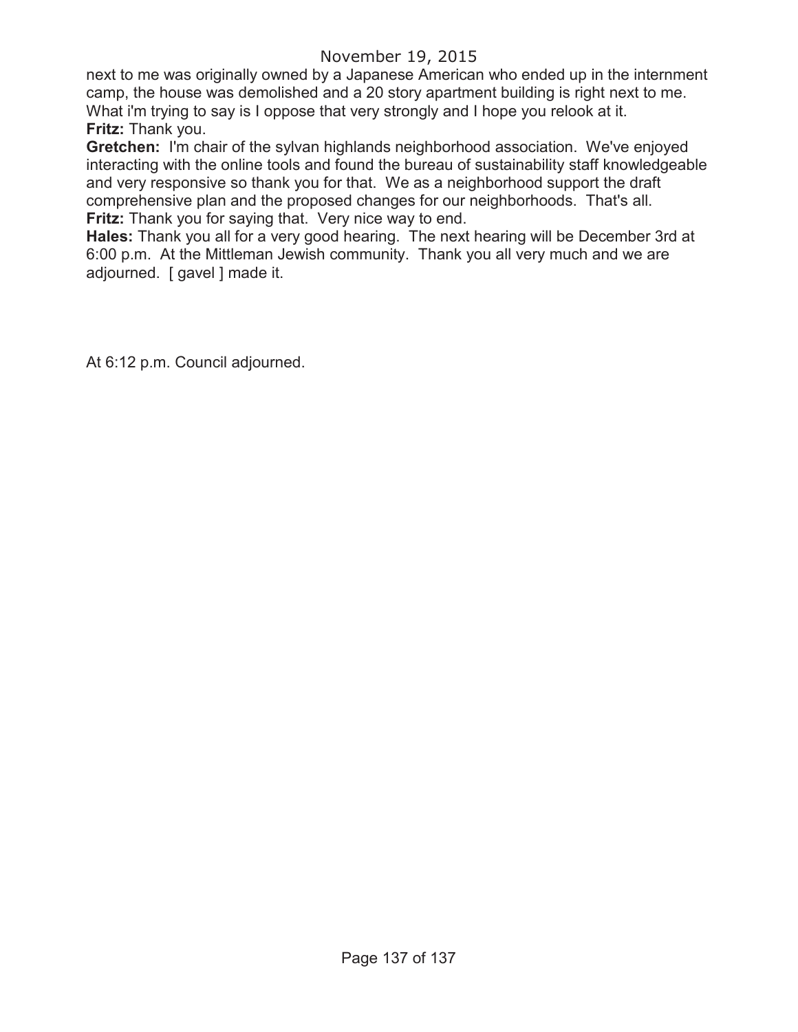next to me was originally owned by a Japanese American who ended up in the internment camp, the house was demolished and a 20 story apartment building is right next to me. What i'm trying to say is I oppose that very strongly and I hope you relook at it.

**Fritz:** Thank you.

**Gretchen:** I'm chair of the sylvan highlands neighborhood association. We've enjoyed interacting with the online tools and found the bureau of sustainability staff knowledgeable and very responsive so thank you for that. We as a neighborhood support the draft comprehensive plan and the proposed changes for our neighborhoods. That's all.

**Fritz:** Thank you for saying that. Very nice way to end.

**Hales:** Thank you all for a very good hearing. The next hearing will be December 3rd at 6:00 p.m. At the Mittleman Jewish community. Thank you all very much and we are adjourned. [ gavel ] made it.

At 6:12 p.m. Council adjourned.